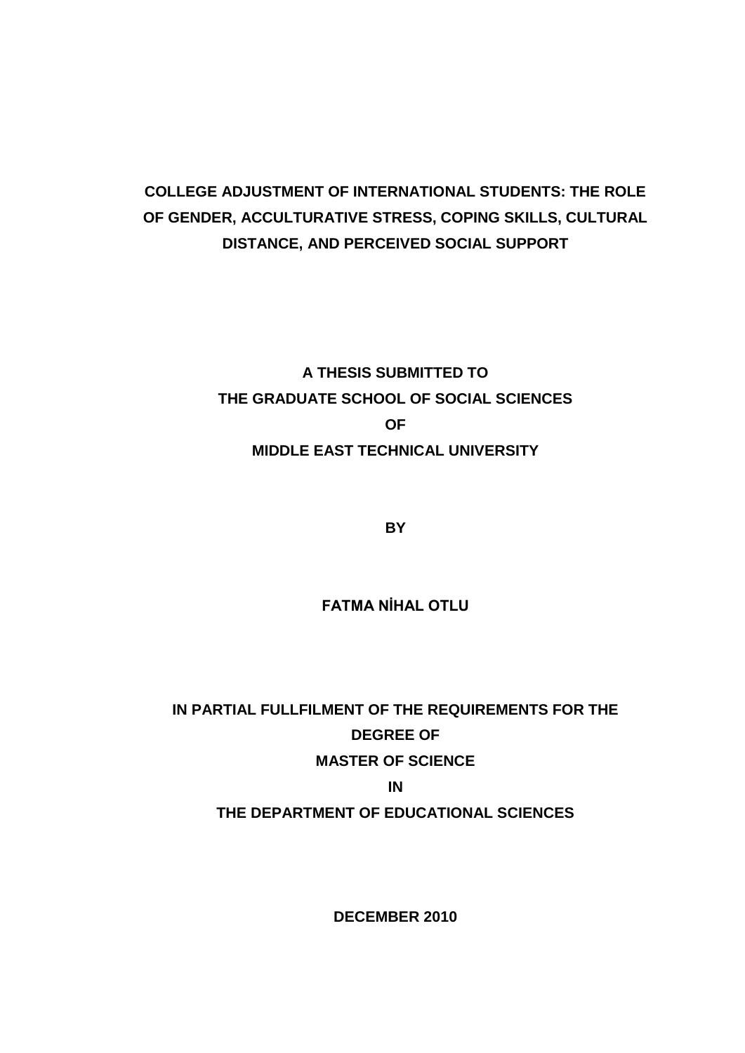# COLLEGE ADJUSTMENT OF INTERNATIONAL STUDENTS: THE ROLE OF GENDER, ACCULTURATIVE STRESS, COPING SKILLS, CULTURAL DISTANCE, AND PERCEIVED SOCIAL SUPPORT

**A THESIS SUBMITTED TO**
**THE GRADUATE SCHOOL OF SOCIAL SCIENCES**
**OF**
**MIDDLE EAST TECHNICAL UNIVERSITY**

**BY**

**FATMA NİHAL OTLU**

**IN PARTIAL FULLFILMENT OF THE REQUIREMENTS FOR THE DEGREE OF**
**MASTER OF SCIENCE**
**IN**
**THE DEPARTMENT OF EDUCATIONAL SCIENCES**

**DECEMBER 2010**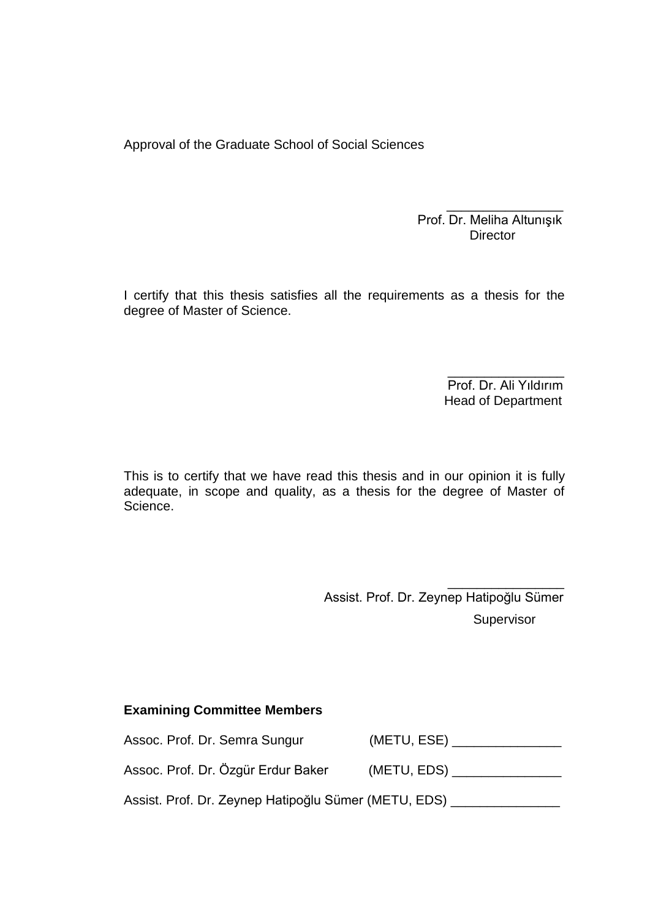Approval of the Graduate School of Social Sciences

_______________
Prof. Dr. Meliha Altunışık
Director

I certify that this thesis satisfies all the requirements as a thesis for the degree of Master of Science.

_______________
Prof. Dr. Ali Yıldırım
Head of Department

This is to certify that we have read this thesis and in our opinion it is fully adequate, in scope and quality, as a thesis for the degree of Master of Science.

_______________
Assist. Prof. Dr. Zeynep Hatipoğlu Sümer
Supervisor

**Examining Committee Members**

Assoc. Prof. Dr. Semra Sungur (METU, ESE) _______________

Assoc. Prof. Dr. Özgür Erdur Baker (METU, EDS) _______________

Assist. Prof. Dr. Zeynep Hatipoğlu Sümer (METU, EDS) _______________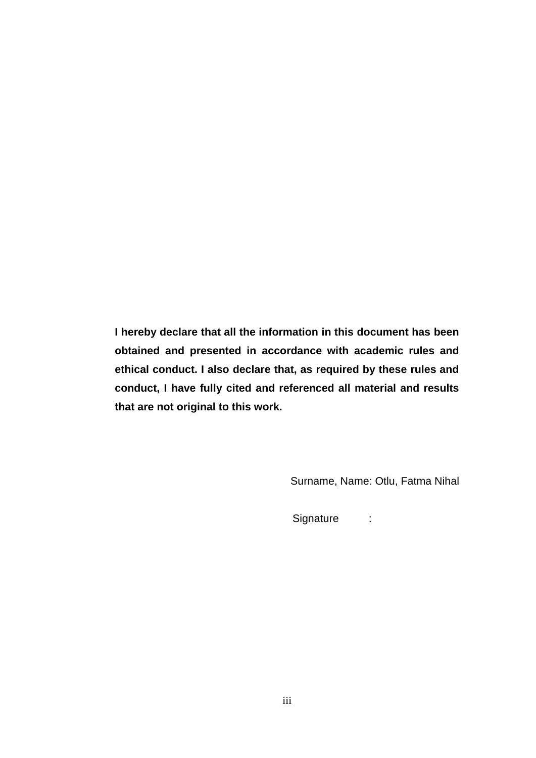**I hereby declare that all the information in this document has been obtained and presented in accordance with academic rules and ethical conduct. I also declare that, as required by these rules and conduct, I have fully cited and referenced all material and results that are not original to this work.**

Surname, Name: Otlu, Fatma Nihal

Signature :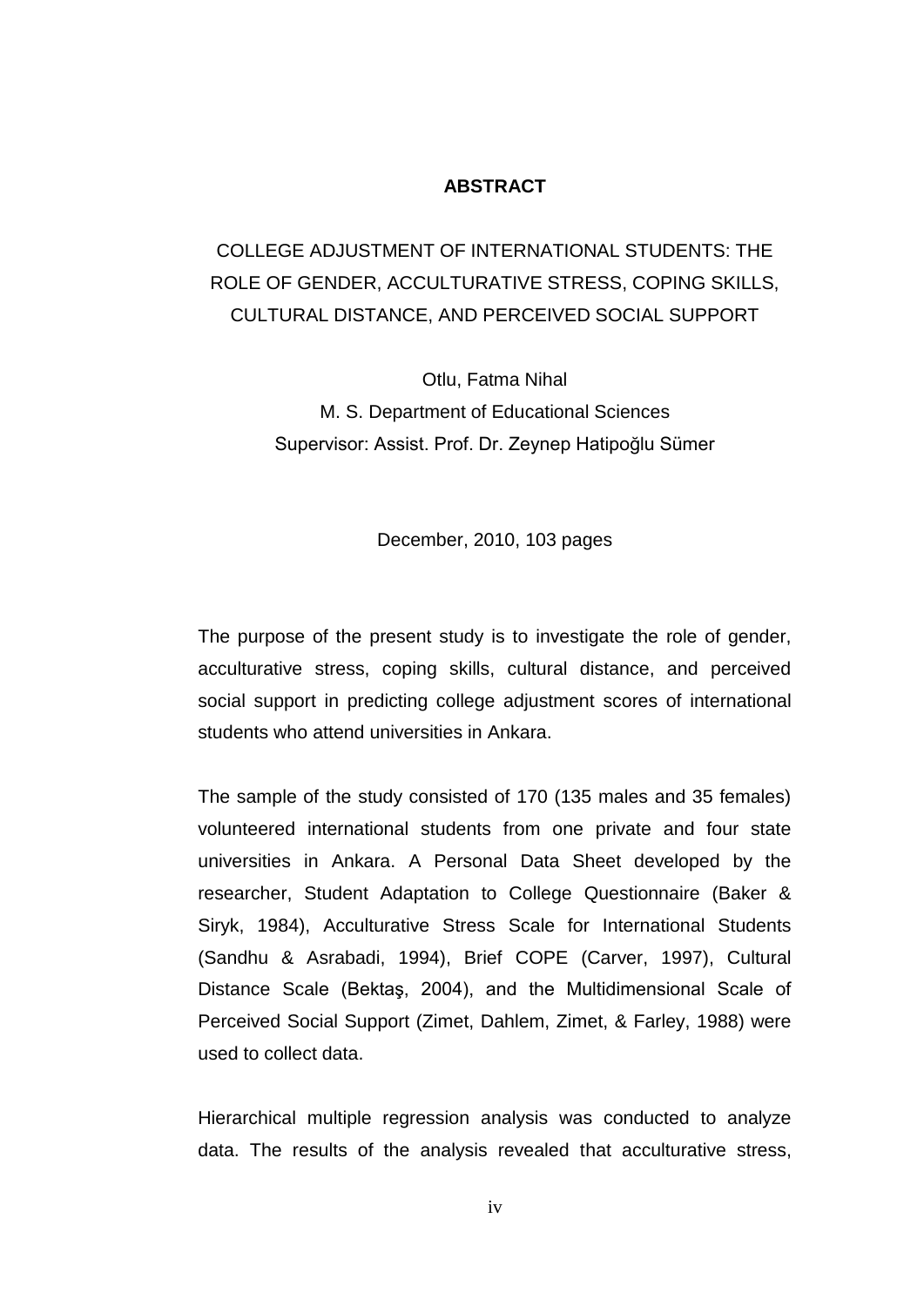# ABSTRACT

COLLEGE ADJUSTMENT OF INTERNATIONAL STUDENTS: THE ROLE OF GENDER, ACCULTURATIVE STRESS, COPING SKILLS, CULTURAL DISTANCE, AND PERCEIVED SOCIAL SUPPORT

Otlu, Fatma Nihal
M. S. Department of Educational Sciences
Supervisor: Assist. Prof. Dr. Zeynep Hatipoğlu Sümer

December, 2010, 103 pages

The purpose of the present study is to investigate the role of gender, acculturative stress, coping skills, cultural distance, and perceived social support in predicting college adjustment scores of international students who attend universities in Ankara.

The sample of the study consisted of 170 (135 males and 35 females) volunteered international students from one private and four state universities in Ankara. A Personal Data Sheet developed by the researcher, Student Adaptation to College Questionnaire (Baker & Siryk, 1984), Acculturative Stress Scale for International Students (Sandhu & Asrabadi, 1994), Brief COPE (Carver, 1997), Cultural Distance Scale (Bektaş, 2004), and the Multidimensional Scale of Perceived Social Support (Zimet, Dahlem, Zimet, & Farley, 1988) were used to collect data.

Hierarchical multiple regression analysis was conducted to analyze data. The results of the analysis revealed that acculturative stress,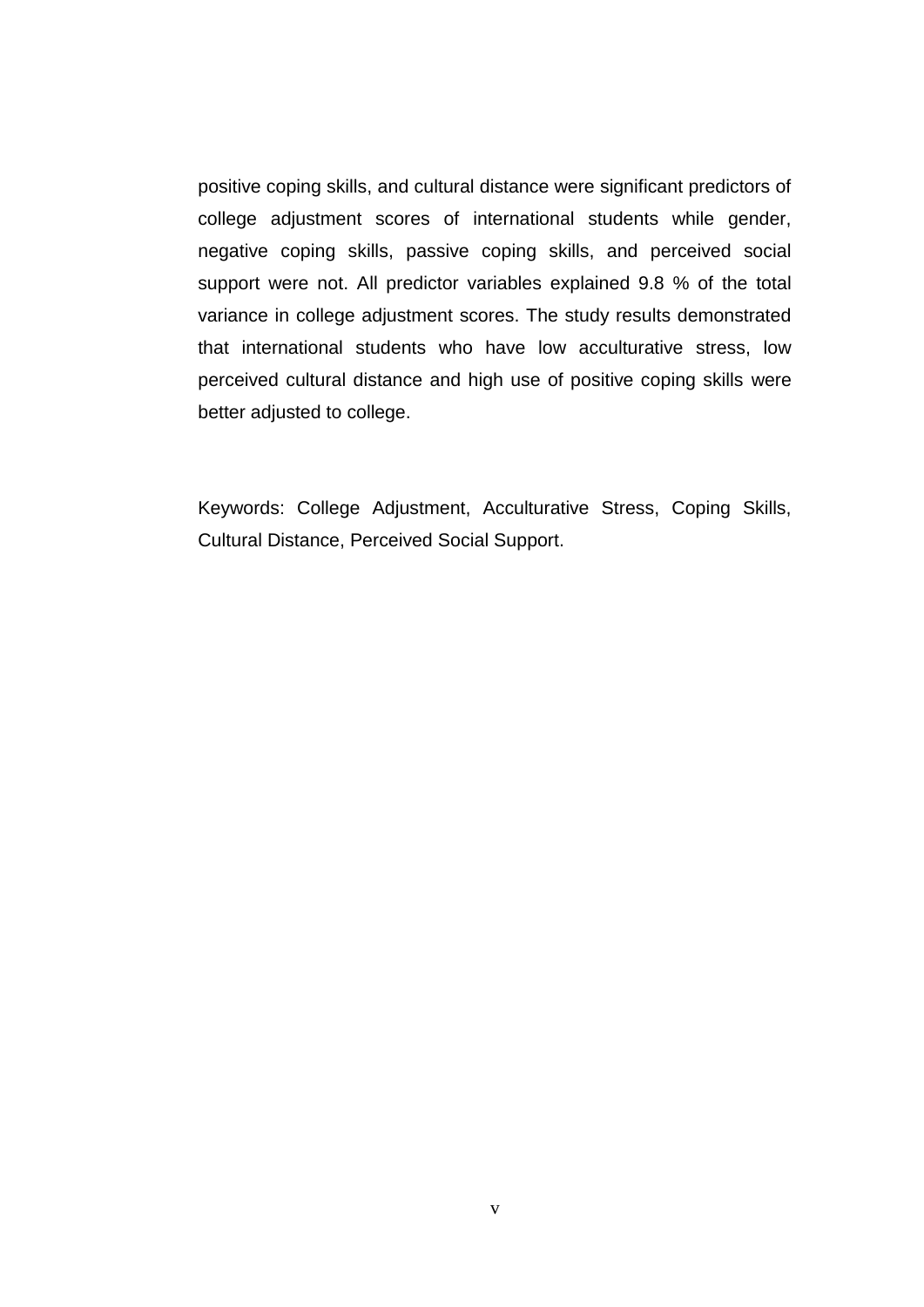positive coping skills, and cultural distance were significant predictors of college adjustment scores of international students while gender, negative coping skills, passive coping skills, and perceived social support were not. All predictor variables explained 9.8 % of the total variance in college adjustment scores. The study results demonstrated that international students who have low acculturative stress, low perceived cultural distance and high use of positive coping skills were better adjusted to college.

Keywords: College Adjustment, Acculturative Stress, Coping Skills, Cultural Distance, Perceived Social Support.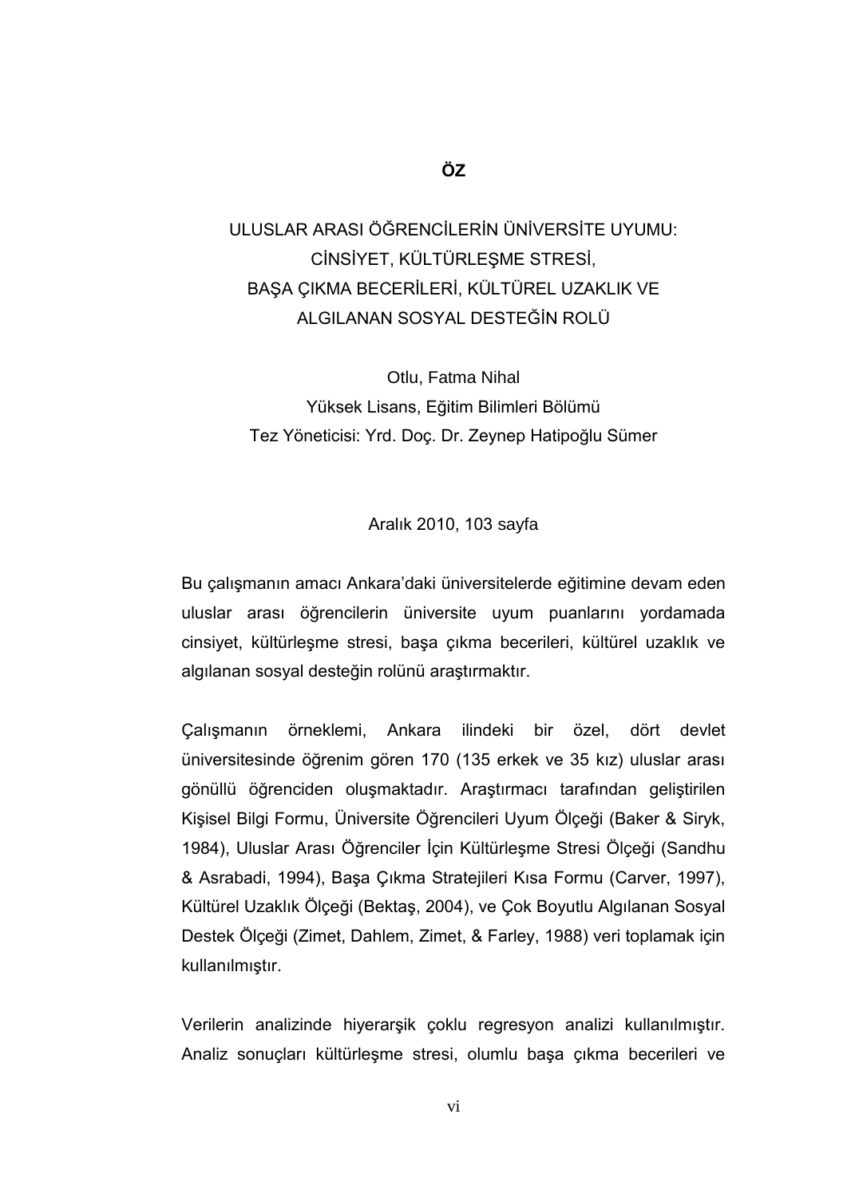# ÖZ

## ULUSLAR ARASI ÖĞRENCİLERİN ÜNİVERSİTE UYUMU: CİNSİYET, KÜLTÜRLEŞME STRESİ, BAŞA ÇIKMA BECERİLERİ, KÜLTÜREL UZAKLIK VE ALGILANAN SOSYAL DESTEĞİN ROLÜ

Otlu, Fatma Nihal
Yüksek Lisans, Eğitim Bilimleri Bölümü
Tez Yöneticisi: Yrd. Doç. Dr. Zeynep Hatipoğlu Sümer

Aralık 2010, 103 sayfa

Bu çalışmanın amacı Ankara'daki üniversitelerde eğitimine devam eden uluslar arası öğrencilerin üniversite uyum puanlarını yordamada cinsiyet, kültürleşme stresi, başa çıkma becerileri, kültürel uzaklık ve algılanan sosyal desteğin rolünü araştırmaktır.

Çalışmanın örneklemi, Ankara ilindeki bir özel, dört devlet üniversitesinde öğrenim gören 170 (135 erkek ve 35 kız) uluslar arası gönüllü öğrenciden oluşmaktadır. Araştırmacı tarafından geliştirilen Kişisel Bilgi Formu, Üniversite Öğrencileri Uyum Ölçeği (Baker & Siryk, 1984), Uluslar Arası Öğrenciler İçin Kültürleşme Stresi Ölçeği (Sandhu & Asrabadi, 1994), Başa Çıkma Stratejileri Kısa Formu (Carver, 1997), Kültürel Uzaklık Ölçeği (Bektaş, 2004), ve Çok Boyutlu Algılanan Sosyal Destek Ölçeği (Zimet, Dahlem, Zimet, & Farley, 1988) veri toplamak için kullanılmıştır.

Verilerin analizinde hiyerarşik çoklu regresyon analizi kullanılmıştır. Analiz sonuçları kültürleşme stresi, olumlu başa çıkma becerileri ve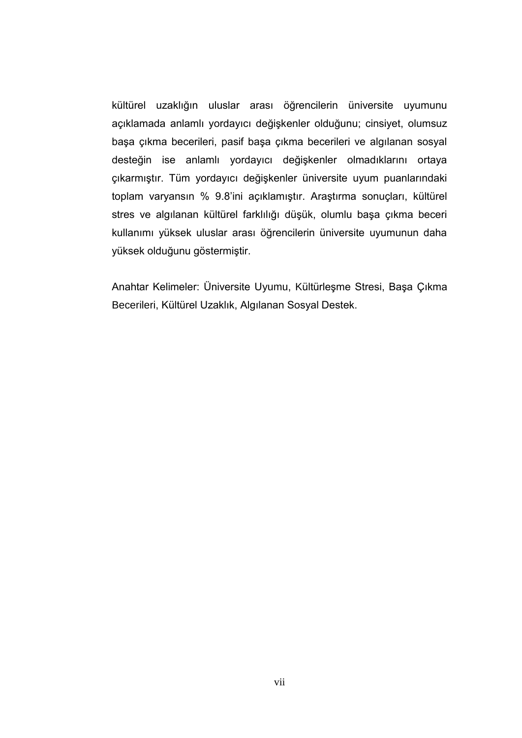kültürel uzaklığın uluslar arası öğrencilerin üniversite uyumunu açıklamada anlamlı yordayıcı değişkenler olduğunu; cinsiyet, olumsuz başa çıkma becerileri, pasif başa çıkma becerileri ve algılanan sosyal desteğin ise anlamlı yordayıcı değişkenler olmadıklarını ortaya çıkarmıştır. Tüm yordayıcı değişkenler üniversite uyum puanlarındaki toplam varyansın % 9.8'ini açıklamıştır. Araştırma sonuçları, kültürel stres ve algılanan kültürel farklılığı düşük, olumlu başa çıkma beceri kullanımı yüksek uluslar arası öğrencilerin üniversite uyumunun daha yüksek olduğunu göstermiştir.

Anahtar Kelimeler: Üniversite Uyumu, Kültürleşme Stresi, Başa Çıkma Becerileri, Kültürel Uzaklık, Algılanan Sosyal Destek.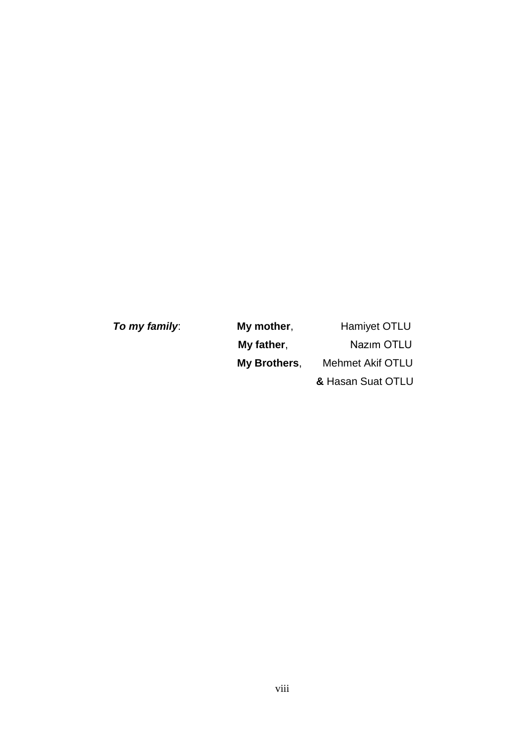***To my family***:

| | | |
|---|---|---|
| | **My mother**, | Hamiyet OTLU |
| | **My father**, | Nazım OTLU |
| | **My Brothers**, | Mehmet Akif OTLU |
| | | **&** Hasan Suat OTLU |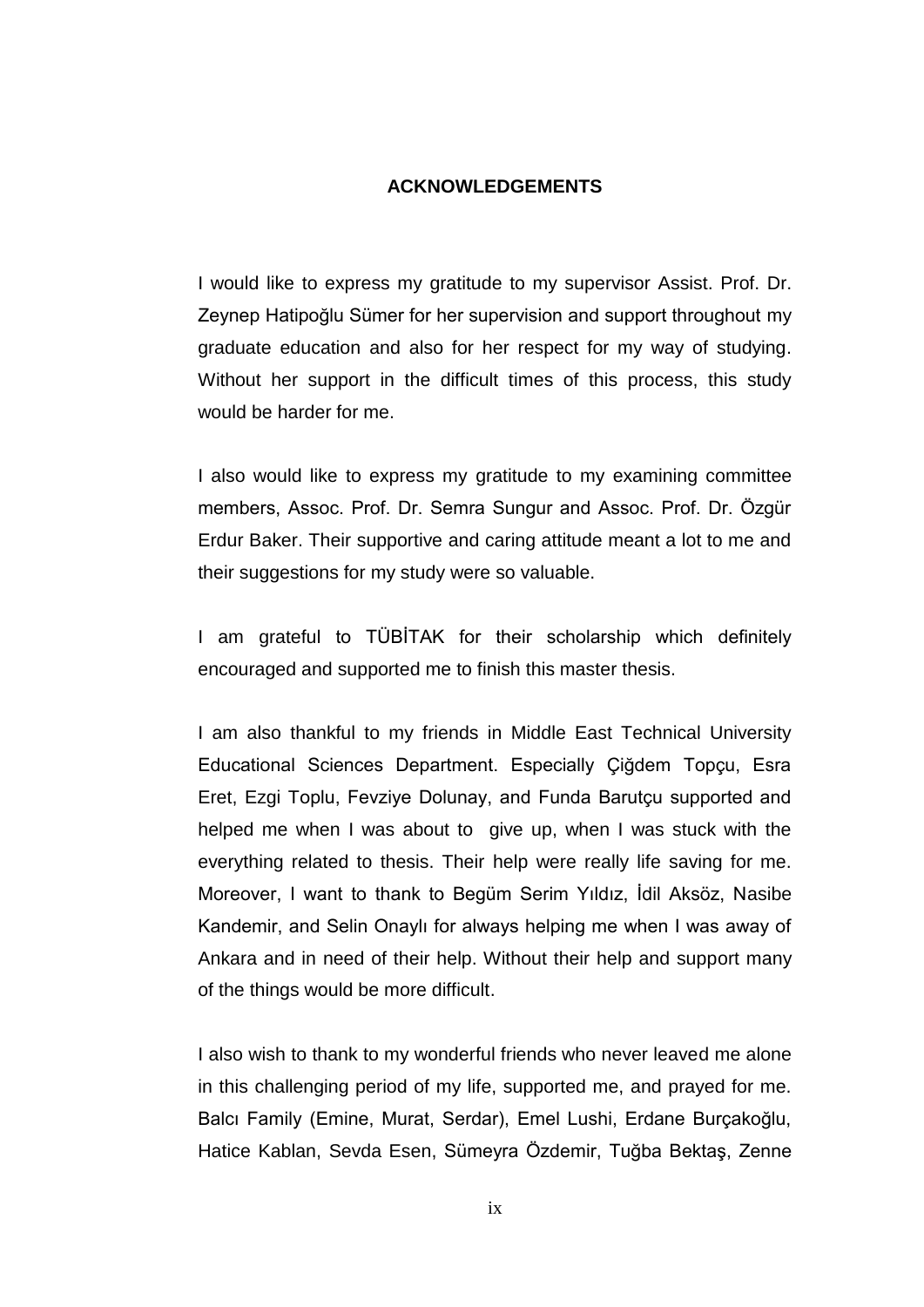# ACKNOWLEDGEMENTS

I would like to express my gratitude to my supervisor Assist. Prof. Dr. Zeynep Hatipoğlu Sümer for her supervision and support throughout my graduate education and also for her respect for my way of studying. Without her support in the difficult times of this process, this study would be harder for me.

I also would like to express my gratitude to my examining committee members, Assoc. Prof. Dr. Semra Sungur and Assoc. Prof. Dr. Özgür Erdur Baker. Their supportive and caring attitude meant a lot to me and their suggestions for my study were so valuable.

I am grateful to TÜBİTAK for their scholarship which definitely encouraged and supported me to finish this master thesis.

I am also thankful to my friends in Middle East Technical University Educational Sciences Department. Especially Çiğdem Topçu, Esra Eret, Ezgi Toplu, Fevziye Dolunay, and Funda Barutçu supported and helped me when I was about to give up, when I was stuck with the everything related to thesis. Their help were really life saving for me. Moreover, I want to thank to Begüm Serim Yıldız, İdil Aksöz, Nasibe Kandemir, and Selin Onaylı for always helping me when I was away of Ankara and in need of their help. Without their help and support many of the things would be more difficult.

I also wish to thank to my wonderful friends who never leaved me alone in this challenging period of my life, supported me, and prayed for me. Balcı Family (Emine, Murat, Serdar), Emel Lushi, Erdane Burçakoğlu, Hatice Kablan, Sevda Esen, Sümeyra Özdemir, Tuğba Bektaş, Zenne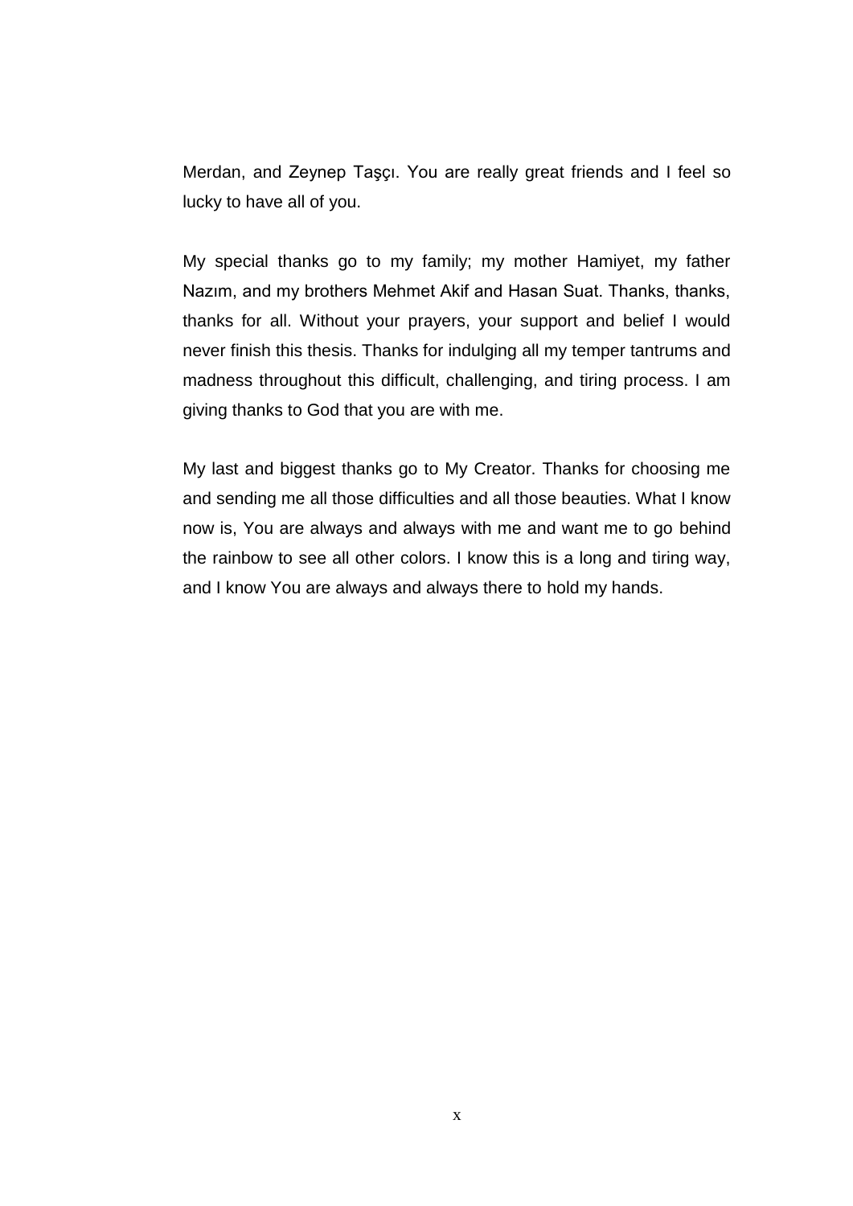Merdan, and Zeynep Taşçı. You are really great friends and I feel so lucky to have all of you.

My special thanks go to my family; my mother Hamiyet, my father Nazım, and my brothers Mehmet Akif and Hasan Suat. Thanks, thanks, thanks for all. Without your prayers, your support and belief I would never finish this thesis. Thanks for indulging all my temper tantrums and madness throughout this difficult, challenging, and tiring process. I am giving thanks to God that you are with me.

My last and biggest thanks go to My Creator. Thanks for choosing me and sending me all those difficulties and all those beauties. What I know now is, You are always and always with me and want me to go behind the rainbow to see all other colors. I know this is a long and tiring way, and I know You are always and always there to hold my hands.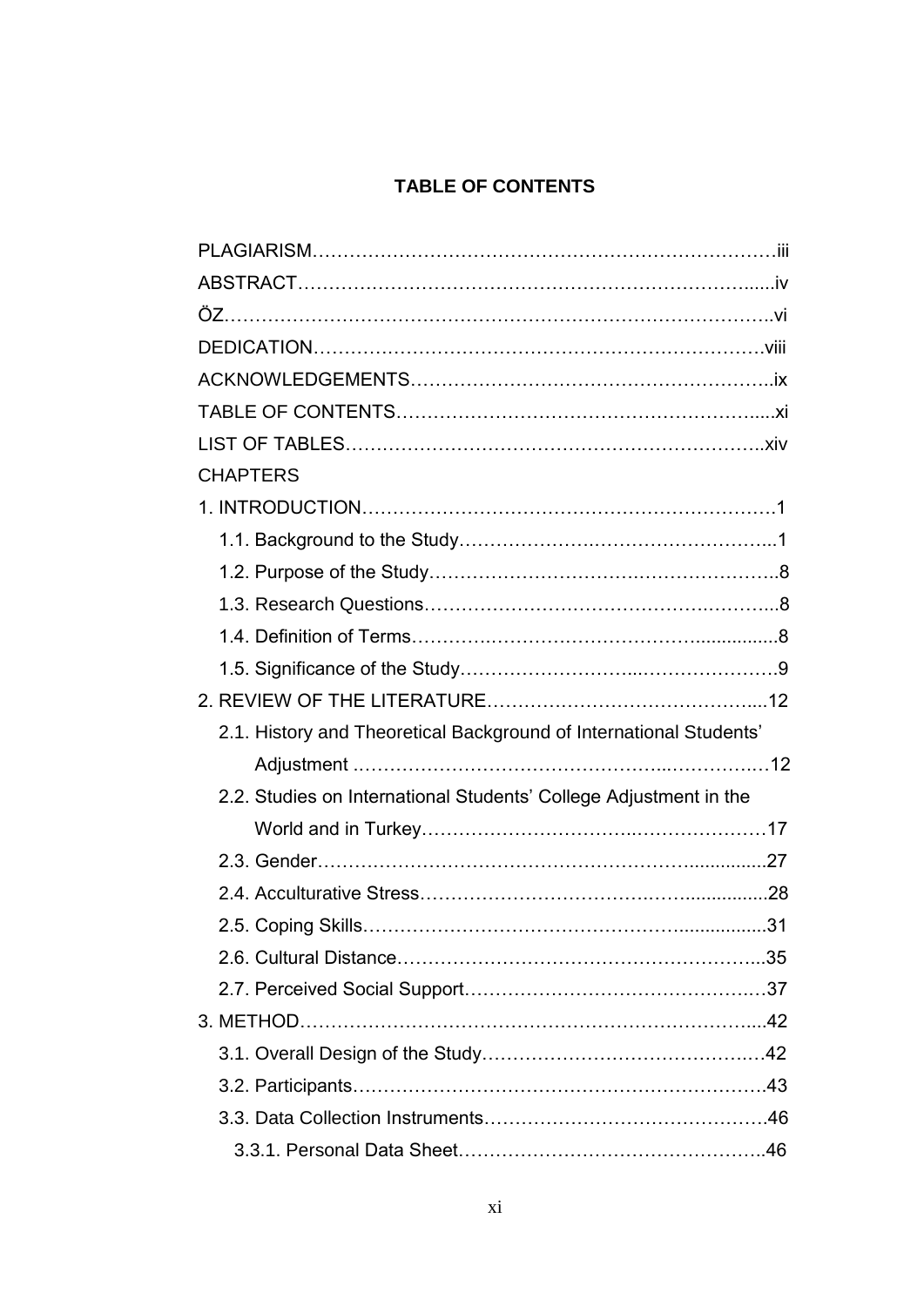# TABLE OF CONTENTS

PLAGIARISM……………………………………………………………………iii

ABSTRACT……………………………………………………………………iv

ÖZ………………………………………………………………………………vi

DEDICATION…………………………………………………………………viii

ACKNOWLEDGEMENTS………………………………………………………ix

TABLE OF CONTENTS…………………………………………………………xi

LIST OF TABLES………………………………………………………………xiv

CHAPTERS

1. INTRODUCTION……………………………………………………………1
   - 1.1. Background to the Study……………………………………………1
   - 1.2. Purpose of the Study…………………………………………………8
   - 1.3. Research Questions…………………………………………………8
   - 1.4. Definition of Terms……………………………………………………8
   - 1.5. Significance of the Study……………………………………………9
2. REVIEW OF THE LITERATURE…………………………………………12
   - 2.1. History and Theoretical Background of International Students' Adjustment ………………………………………………………………12
   - 2.2. Studies on International Students' College Adjustment in the World and in Turkey………………………………………………………17
   - 2.3. Gender………………………………………………………………27
   - 2.4. Acculturative Stress…………………………………………………28
   - 2.5. Coping Skills…………………………………………………………31
   - 2.6. Cultural Distance……………………………………………………35
   - 2.7. Perceived Social Support……………………………………………37
3. METHOD……………………………………………………………………42
   - 3.1. Overall Design of the Study…………………………………………42
   - 3.2. Participants……………………………………………………………43
   - 3.3. Data Collection Instruments…………………………………………46
     - 3.3.1. Personal Data Sheet……………………………………………46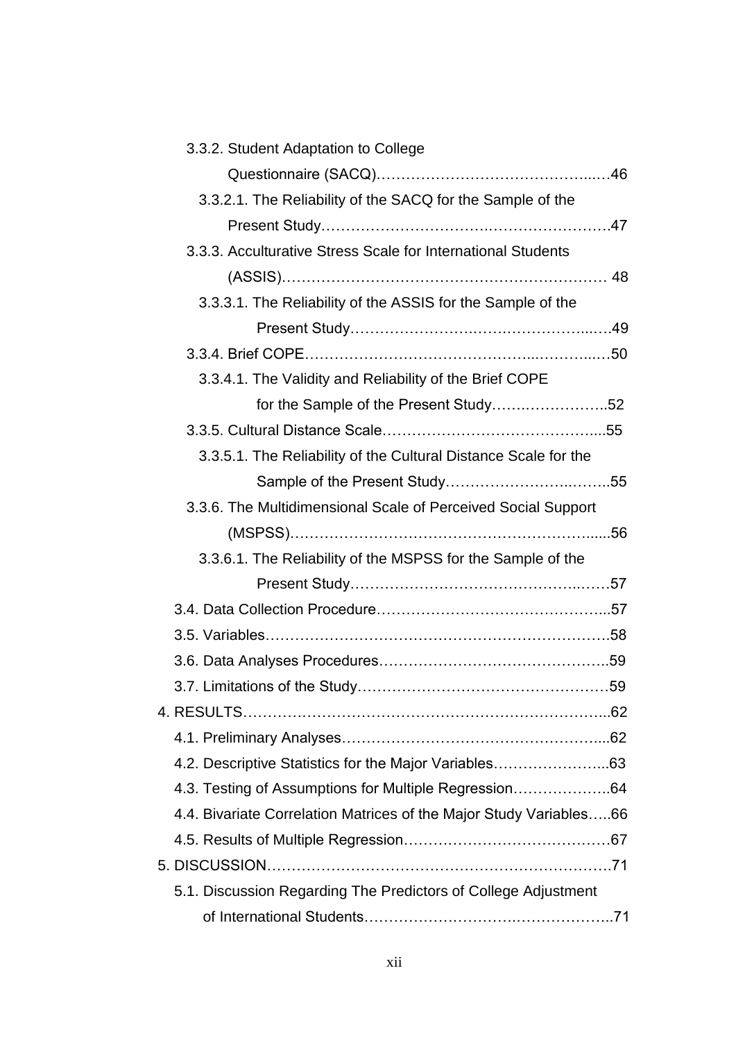3.3.2. Student Adaptation to College Questionnaire (SACQ)……………………………………...…46

3.3.2.1. The Reliability of the SACQ for the Sample of the Present Study……………….………….…………………….47

3.3.3. Acculturative Stress Scale for International Students (ASSIS)………………………………………………………… 48

3.3.3.1. The Reliability of the ASSIS for the Sample of the Present Study…………………….…….……………...…49

3.3.4. Brief COPE……………………………………...……….....…50

3.3.4.1. The Validity and Reliability of the Brief COPE for the Sample of the Present Study…….……………..52

3.3.5. Cultural Distance Scale……………………………………....55

3.3.5.1. The Reliability of the Cultural Distance Scale for the Sample of the Present Study…………………..……..55

3.3.6. The Multidimensional Scale of Perceived Social Support (MSPSS)………………………………………………….......56

3.3.6.1. The Reliability of the MSPSS for the Sample of the Present Study……………………………………..……57

3.4. Data Collection Procedure……………………………………...57

3.5. Variables……………………………………………………………58

3.6. Data Analyses Procedures……………………………………..59

3.7. Limitations of the Study……………………………………………59

4. RESULTS………………………….……………………………………..62

4.1. Preliminary Analyses……………………………………………....62

4.2. Descriptive Statistics for the Major Variables…………………...63

4.3. Testing of Assumptions for Multiple Regression………………..64

4.4. Bivariate Correlation Matrices of the Major Study Variables…..66

4.5. Results of Multiple Regression……………………………………67

5. DISCUSSION…………………………………………………………….71

5.1. Discussion Regarding The Predictors of College Adjustment of International Students…………………….………………..71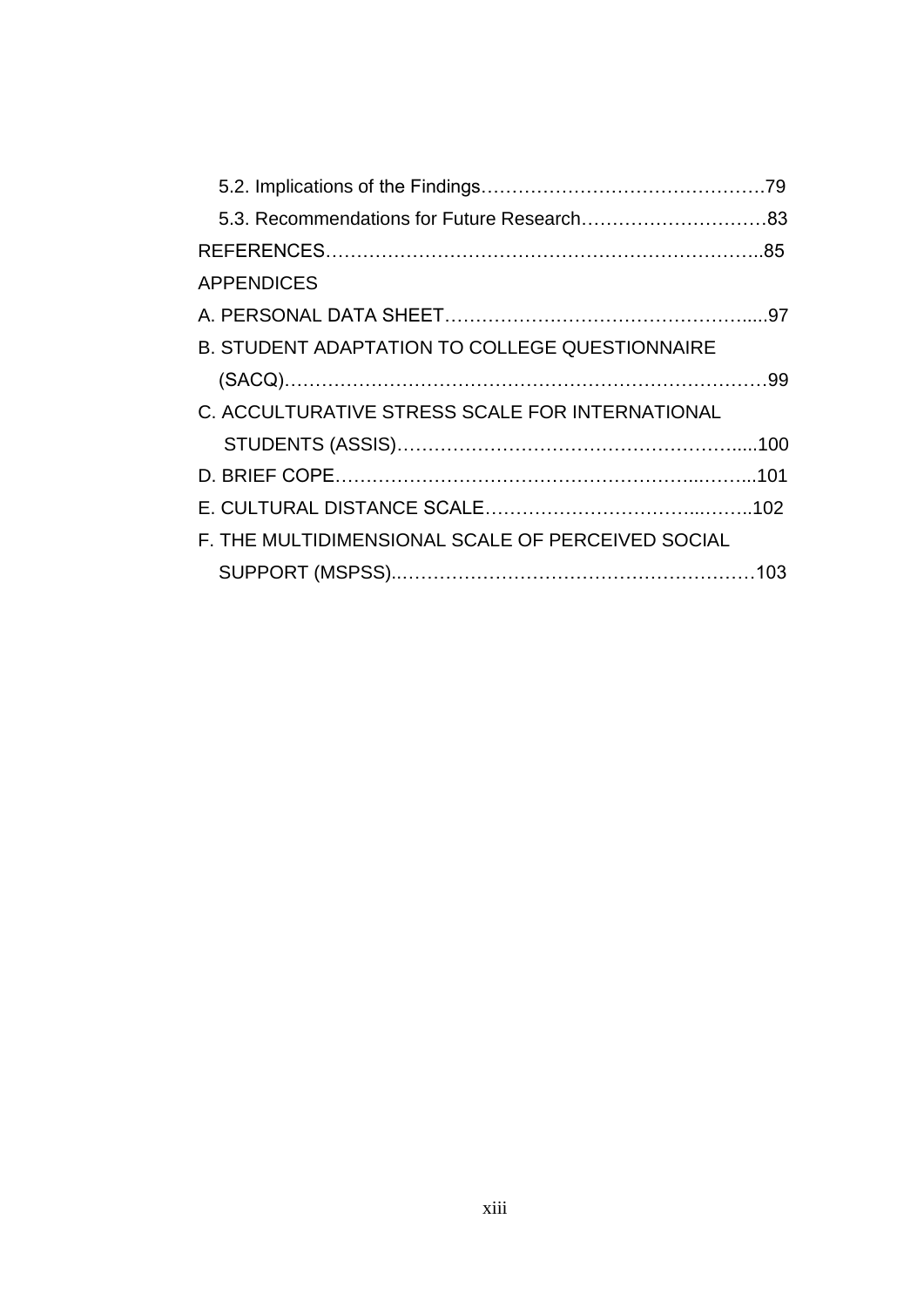5.2. Implications of the Findings……………………………………….79

5.3. Recommendations for Future Research…………………………83

REFERENCES……………………………………………………………..85

APPENDICES

A. PERSONAL DATA SHEET……………………………………………....97

B. STUDENT ADAPTATION TO COLLEGE QUESTIONNAIRE (SACQ)…………………………………………………………………99

C. ACCULTURATIVE STRESS SCALE FOR INTERNATIONAL STUDENTS (ASSIS)……………………………………………….....100

D. BRIEF COPE…………………………………………………...……...101

E. CULTURAL DISTANCE SCALE……………………………...……..102

F. THE MULTIDIMENSIONAL SCALE OF PERCEIVED SOCIAL SUPPORT (MSPSS).……………………………………………………103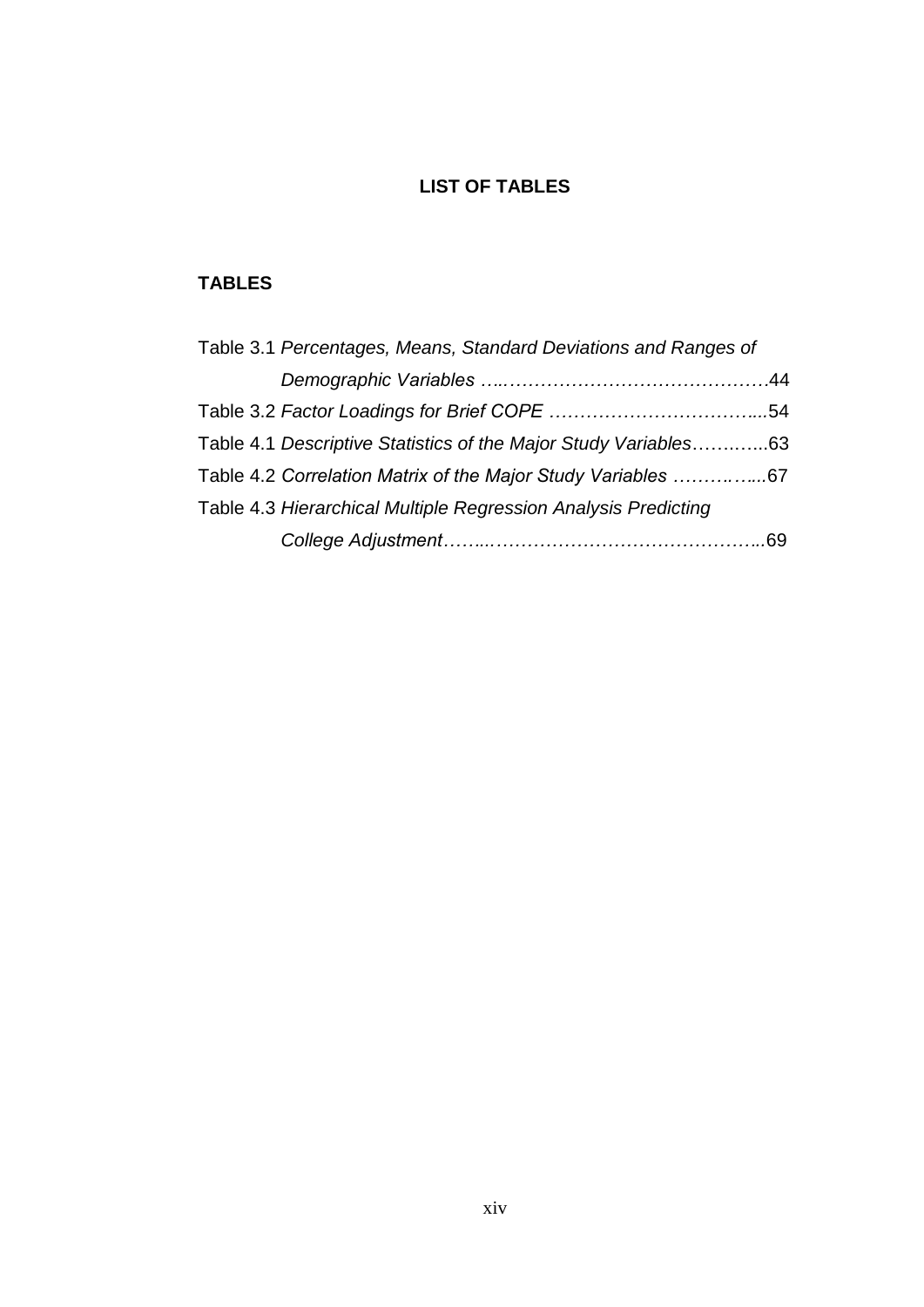# LIST OF TABLES

## TABLES

Table 3.1 *Percentages, Means, Standard Deviations and Ranges of Demographic Variables* …..……………………………………44

Table 3.2 *Factor Loadings for Brief COPE* ……………………………...54

Table 4.1 *Descriptive Statistics of the Major Study Variables*……..…...63

Table 4.2 *Correlation Matrix of the Major Study Variables* ……….…...67

Table 4.3 *Hierarchical Multiple Regression Analysis Predicting College Adjustment*……...……………………………………..69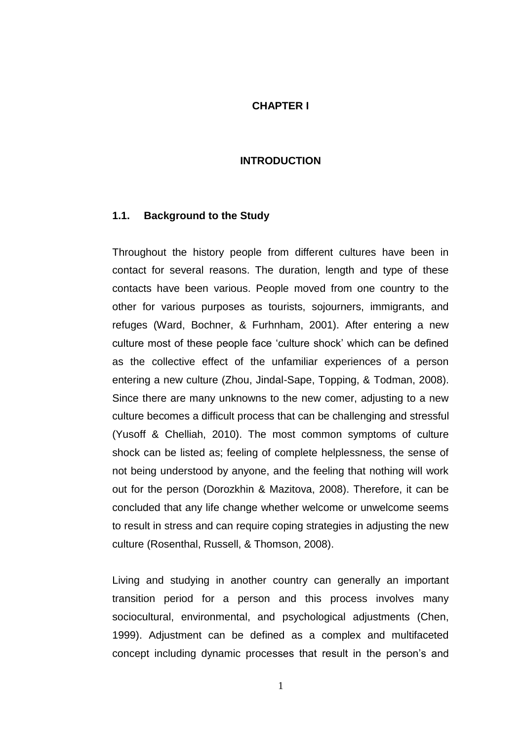# CHAPTER I

# INTRODUCTION

## 1.1. Background to the Study

Throughout the history people from different cultures have been in contact for several reasons. The duration, length and type of these contacts have been various. People moved from one country to the other for various purposes as tourists, sojourners, immigrants, and refuges (Ward, Bochner, & Furhnham, 2001). After entering a new culture most of these people face 'culture shock' which can be defined as the collective effect of the unfamiliar experiences of a person entering a new culture (Zhou, Jindal-Sape, Topping, & Todman, 2008). Since there are many unknowns to the new comer, adjusting to a new culture becomes a difficult process that can be challenging and stressful (Yusoff & Chelliah, 2010). The most common symptoms of culture shock can be listed as; feeling of complete helplessness, the sense of not being understood by anyone, and the feeling that nothing will work out for the person (Dorozkhin & Mazitova, 2008). Therefore, it can be concluded that any life change whether welcome or unwelcome seems to result in stress and can require coping strategies in adjusting the new culture (Rosenthal, Russell, & Thomson, 2008).

Living and studying in another country can generally an important transition period for a person and this process involves many sociocultural, environmental, and psychological adjustments (Chen, 1999). Adjustment can be defined as a complex and multifaceted concept including dynamic processes that result in the person's and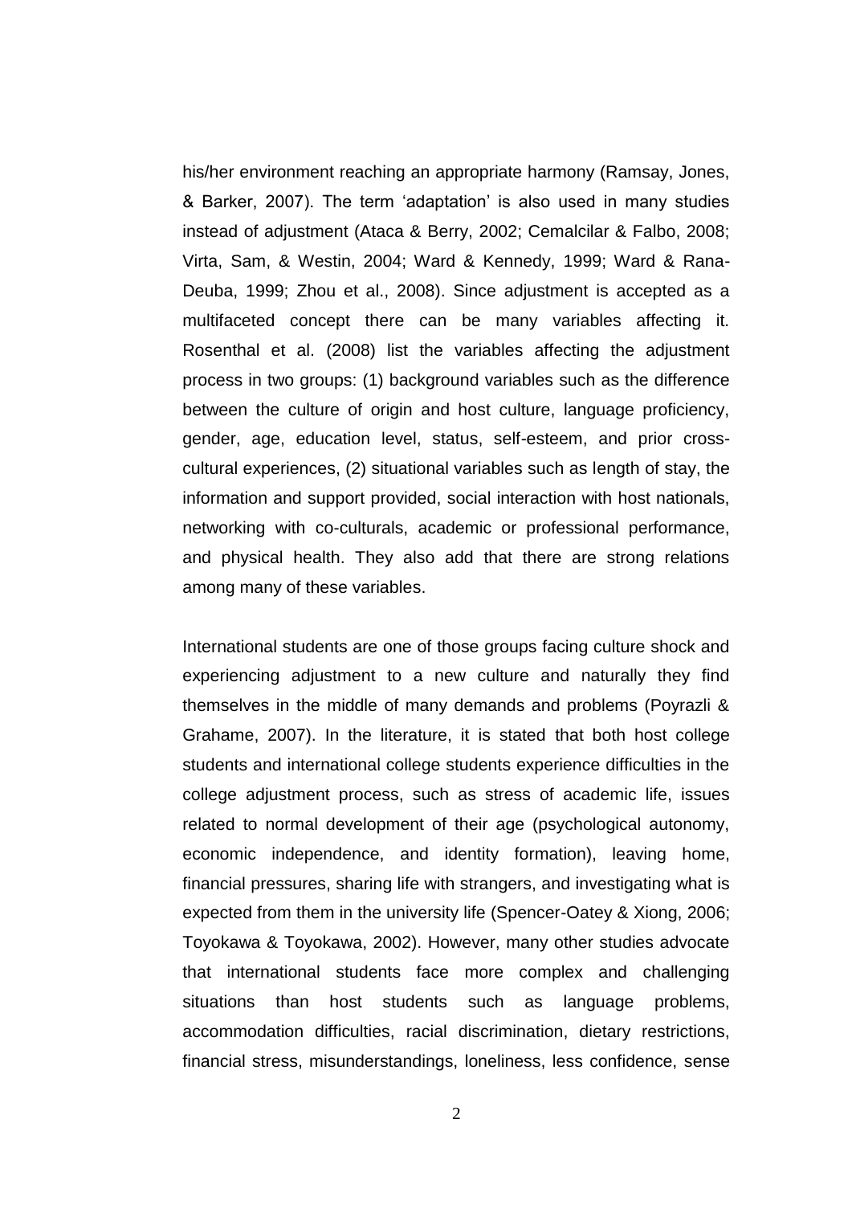his/her environment reaching an appropriate harmony (Ramsay, Jones, & Barker, 2007). The term 'adaptation' is also used in many studies instead of adjustment (Ataca & Berry, 2002; Cemalcilar & Falbo, 2008; Virta, Sam, & Westin, 2004; Ward & Kennedy, 1999; Ward & Rana-Deuba, 1999; Zhou et al., 2008). Since adjustment is accepted as a multifaceted concept there can be many variables affecting it. Rosenthal et al. (2008) list the variables affecting the adjustment process in two groups: (1) background variables such as the difference between the culture of origin and host culture, language proficiency, gender, age, education level, status, self-esteem, and prior cross-cultural experiences, (2) situational variables such as length of stay, the information and support provided, social interaction with host nationals, networking with co-culturals, academic or professional performance, and physical health. They also add that there are strong relations among many of these variables.

International students are one of those groups facing culture shock and experiencing adjustment to a new culture and naturally they find themselves in the middle of many demands and problems (Poyrazli & Grahame, 2007). In the literature, it is stated that both host college students and international college students experience difficulties in the college adjustment process, such as stress of academic life, issues related to normal development of their age (psychological autonomy, economic independence, and identity formation), leaving home, financial pressures, sharing life with strangers, and investigating what is expected from them in the university life (Spencer-Oatey & Xiong, 2006; Toyokawa & Toyokawa, 2002). However, many other studies advocate that international students face more complex and challenging situations than host students such as language problems, accommodation difficulties, racial discrimination, dietary restrictions, financial stress, misunderstandings, loneliness, less confidence, sense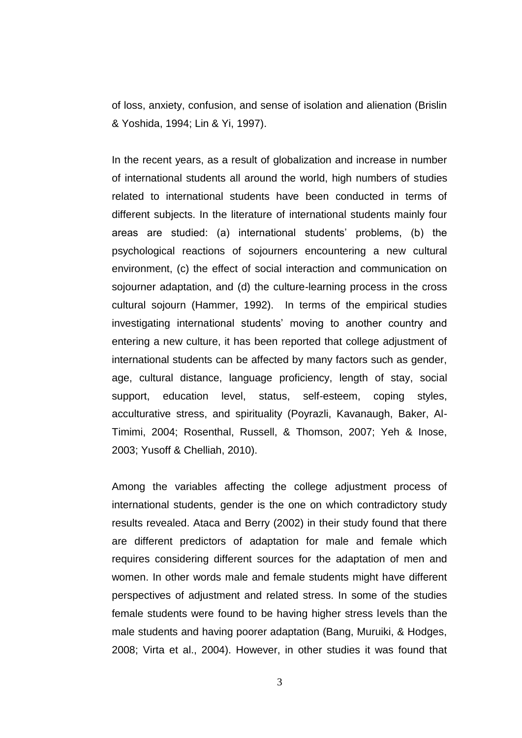of loss, anxiety, confusion, and sense of isolation and alienation (Brislin & Yoshida, 1994; Lin & Yi, 1997).

In the recent years, as a result of globalization and increase in number of international students all around the world, high numbers of studies related to international students have been conducted in terms of different subjects. In the literature of international students mainly four areas are studied: (a) international students' problems, (b) the psychological reactions of sojourners encountering a new cultural environment, (c) the effect of social interaction and communication on sojourner adaptation, and (d) the culture-learning process in the cross cultural sojourn (Hammer, 1992). In terms of the empirical studies investigating international students' moving to another country and entering a new culture, it has been reported that college adjustment of international students can be affected by many factors such as gender, age, cultural distance, language proficiency, length of stay, social support, education level, status, self-esteem, coping styles, acculturative stress, and spirituality (Poyrazli, Kavanaugh, Baker, Al-Timimi, 2004; Rosenthal, Russell, & Thomson, 2007; Yeh & Inose, 2003; Yusoff & Chelliah, 2010).

Among the variables affecting the college adjustment process of international students, gender is the one on which contradictory study results revealed. Ataca and Berry (2002) in their study found that there are different predictors of adaptation for male and female which requires considering different sources for the adaptation of men and women. In other words male and female students might have different perspectives of adjustment and related stress. In some of the studies female students were found to be having higher stress levels than the male students and having poorer adaptation (Bang, Muruiki, & Hodges, 2008; Virta et al., 2004). However, in other studies it was found that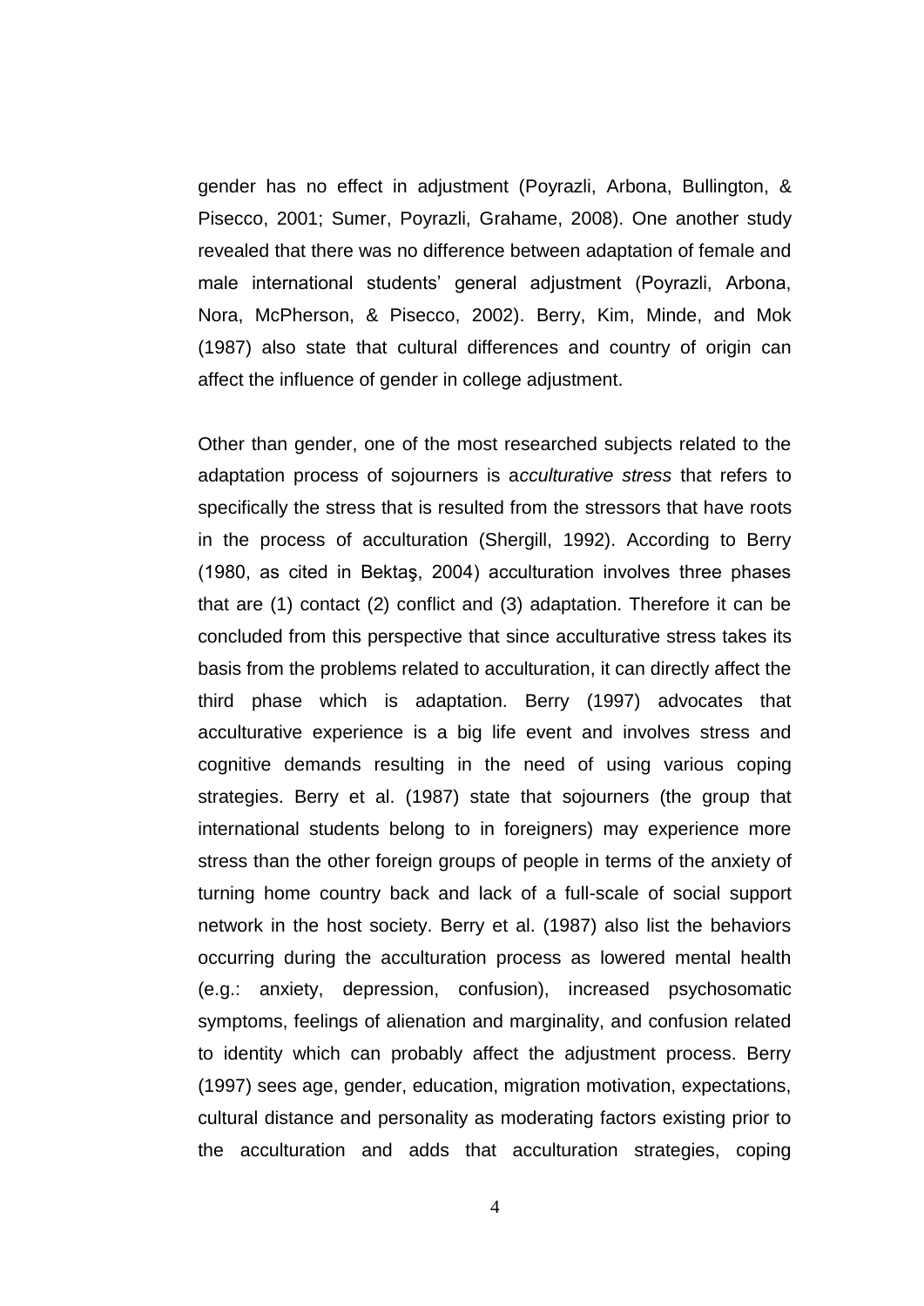gender has no effect in adjustment (Poyrazli, Arbona, Bullington, & Pisecco, 2001; Sumer, Poyrazli, Grahame, 2008). One another study revealed that there was no difference between adaptation of female and male international students' general adjustment (Poyrazli, Arbona, Nora, McPherson, & Pisecco, 2002). Berry, Kim, Minde, and Mok (1987) also state that cultural differences and country of origin can affect the influence of gender in college adjustment.

Other than gender, one of the most researched subjects related to the adaptation process of sojourners is a*cculturative stress* that refers to specifically the stress that is resulted from the stressors that have roots in the process of acculturation (Shergill, 1992). According to Berry (1980, as cited in Bektaş, 2004) acculturation involves three phases that are (1) contact (2) conflict and (3) adaptation. Therefore it can be concluded from this perspective that since acculturative stress takes its basis from the problems related to acculturation, it can directly affect the third phase which is adaptation. Berry (1997) advocates that acculturative experience is a big life event and involves stress and cognitive demands resulting in the need of using various coping strategies. Berry et al. (1987) state that sojourners (the group that international students belong to in foreigners) may experience more stress than the other foreign groups of people in terms of the anxiety of turning home country back and lack of a full-scale of social support network in the host society. Berry et al. (1987) also list the behaviors occurring during the acculturation process as lowered mental health (e.g.: anxiety, depression, confusion), increased psychosomatic symptoms, feelings of alienation and marginality, and confusion related to identity which can probably affect the adjustment process. Berry (1997) sees age, gender, education, migration motivation, expectations, cultural distance and personality as moderating factors existing prior to the acculturation and adds that acculturation strategies, coping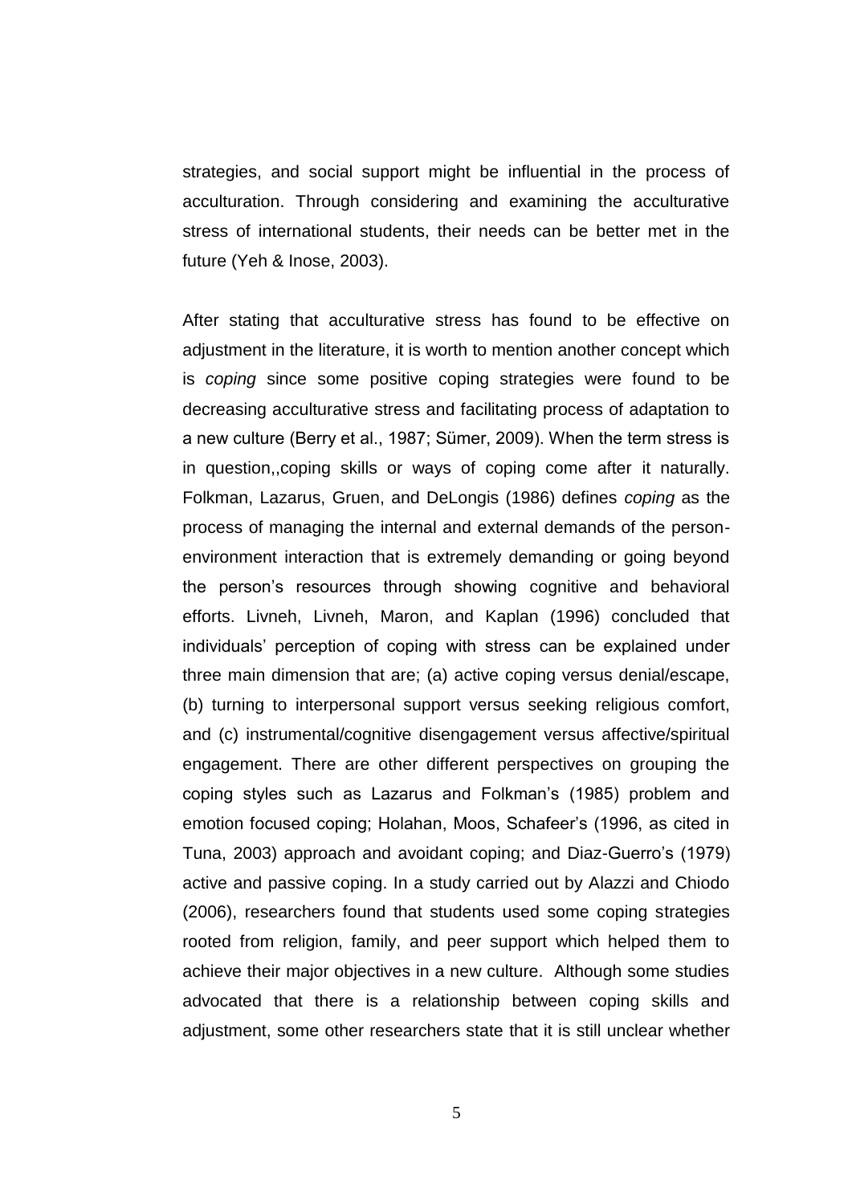strategies, and social support might be influential in the process of acculturation. Through considering and examining the acculturative stress of international students, their needs can be better met in the future (Yeh & Inose, 2003).

After stating that acculturative stress has found to be effective on adjustment in the literature, it is worth to mention another concept which is *coping* since some positive coping strategies were found to be decreasing acculturative stress and facilitating process of adaptation to a new culture (Berry et al., 1987; Sümer, 2009). When the term stress is in question,,coping skills or ways of coping come after it naturally. Folkman, Lazarus, Gruen, and DeLongis (1986) defines *coping* as the process of managing the internal and external demands of the person-environment interaction that is extremely demanding or going beyond the person's resources through showing cognitive and behavioral efforts. Livneh, Livneh, Maron, and Kaplan (1996) concluded that individuals' perception of coping with stress can be explained under three main dimension that are; (a) active coping versus denial/escape, (b) turning to interpersonal support versus seeking religious comfort, and (c) instrumental/cognitive disengagement versus affective/spiritual engagement. There are other different perspectives on grouping the coping styles such as Lazarus and Folkman's (1985) problem and emotion focused coping; Holahan, Moos, Schafeer's (1996, as cited in Tuna, 2003) approach and avoidant coping; and Diaz-Guerro's (1979) active and passive coping. In a study carried out by Alazzi and Chiodo (2006), researchers found that students used some coping strategies rooted from religion, family, and peer support which helped them to achieve their major objectives in a new culture. Although some studies advocated that there is a relationship between coping skills and adjustment, some other researchers state that it is still unclear whether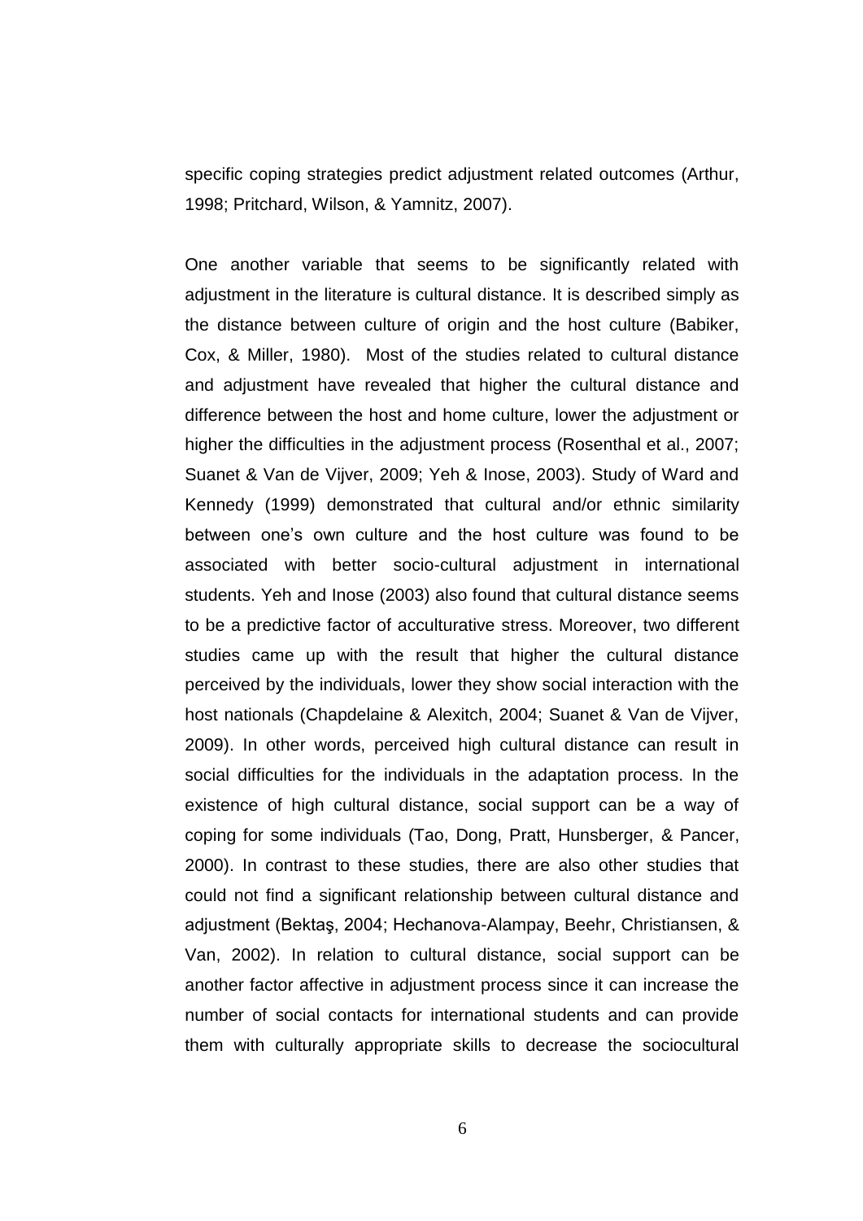specific coping strategies predict adjustment related outcomes (Arthur, 1998; Pritchard, Wilson, & Yamnitz, 2007).

One another variable that seems to be significantly related with adjustment in the literature is cultural distance. It is described simply as the distance between culture of origin and the host culture (Babiker, Cox, & Miller, 1980). Most of the studies related to cultural distance and adjustment have revealed that higher the cultural distance and difference between the host and home culture, lower the adjustment or higher the difficulties in the adjustment process (Rosenthal et al., 2007; Suanet & Van de Vijver, 2009; Yeh & Inose, 2003). Study of Ward and Kennedy (1999) demonstrated that cultural and/or ethnic similarity between one's own culture and the host culture was found to be associated with better socio-cultural adjustment in international students. Yeh and Inose (2003) also found that cultural distance seems to be a predictive factor of acculturative stress. Moreover, two different studies came up with the result that higher the cultural distance perceived by the individuals, lower they show social interaction with the host nationals (Chapdelaine & Alexitch, 2004; Suanet & Van de Vijver, 2009). In other words, perceived high cultural distance can result in social difficulties for the individuals in the adaptation process. In the existence of high cultural distance, social support can be a way of coping for some individuals (Tao, Dong, Pratt, Hunsberger, & Pancer, 2000). In contrast to these studies, there are also other studies that could not find a significant relationship between cultural distance and adjustment (Bektaş, 2004; Hechanova-Alampay, Beehr, Christiansen, & Van, 2002). In relation to cultural distance, social support can be another factor affective in adjustment process since it can increase the number of social contacts for international students and can provide them with culturally appropriate skills to decrease the sociocultural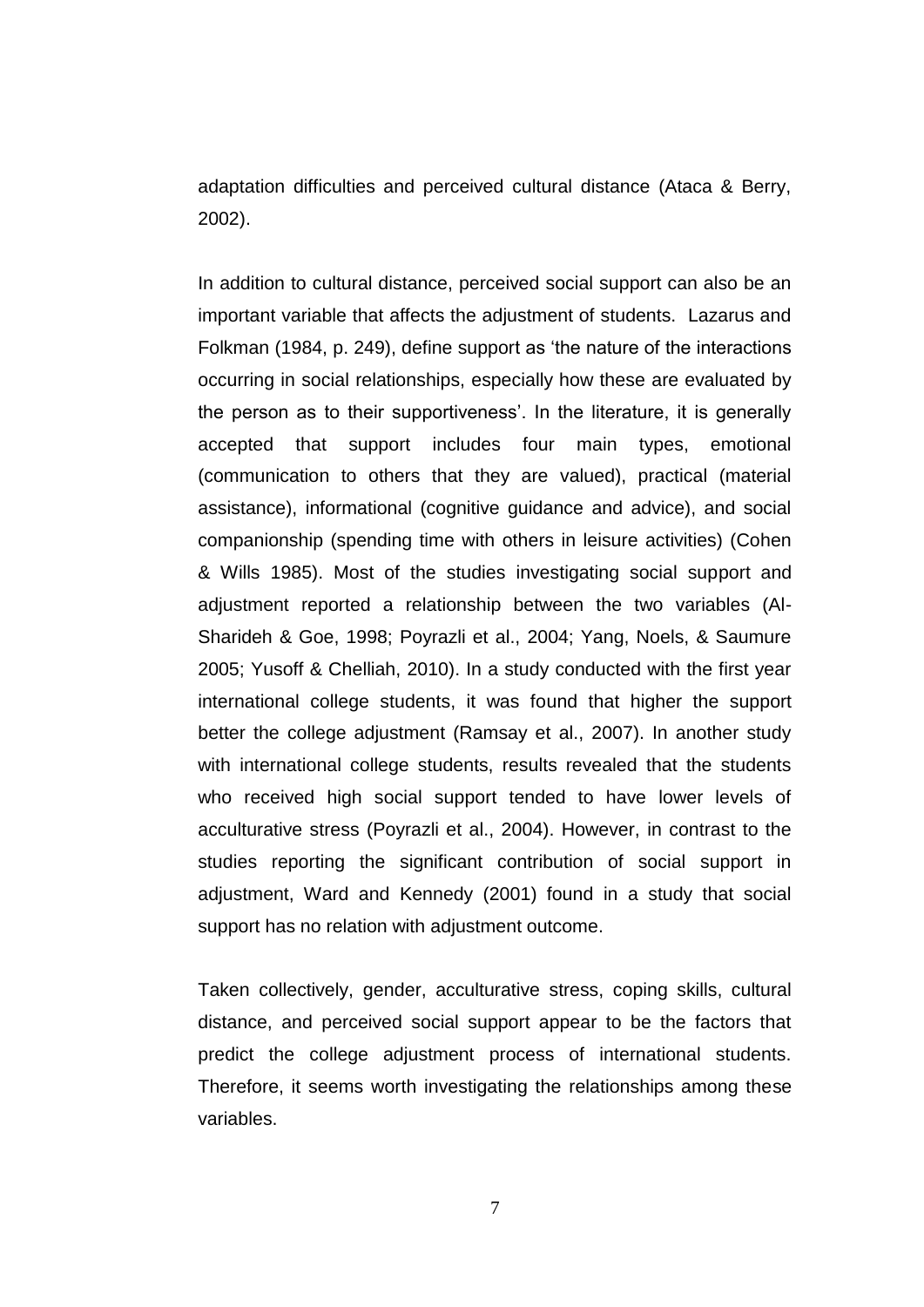adaptation difficulties and perceived cultural distance (Ataca & Berry, 2002).

In addition to cultural distance, perceived social support can also be an important variable that affects the adjustment of students. Lazarus and Folkman (1984, p. 249), define support as 'the nature of the interactions occurring in social relationships, especially how these are evaluated by the person as to their supportiveness'. In the literature, it is generally accepted that support includes four main types, emotional (communication to others that they are valued), practical (material assistance), informational (cognitive guidance and advice), and social companionship (spending time with others in leisure activities) (Cohen & Wills 1985). Most of the studies investigating social support and adjustment reported a relationship between the two variables (Al-Sharideh & Goe, 1998; Poyrazli et al., 2004; Yang, Noels, & Saumure 2005; Yusoff & Chelliah, 2010). In a study conducted with the first year international college students, it was found that higher the support better the college adjustment (Ramsay et al., 2007). In another study with international college students, results revealed that the students who received high social support tended to have lower levels of acculturative stress (Poyrazli et al., 2004). However, in contrast to the studies reporting the significant contribution of social support in adjustment, Ward and Kennedy (2001) found in a study that social support has no relation with adjustment outcome.

Taken collectively, gender, acculturative stress, coping skills, cultural distance, and perceived social support appear to be the factors that predict the college adjustment process of international students. Therefore, it seems worth investigating the relationships among these variables.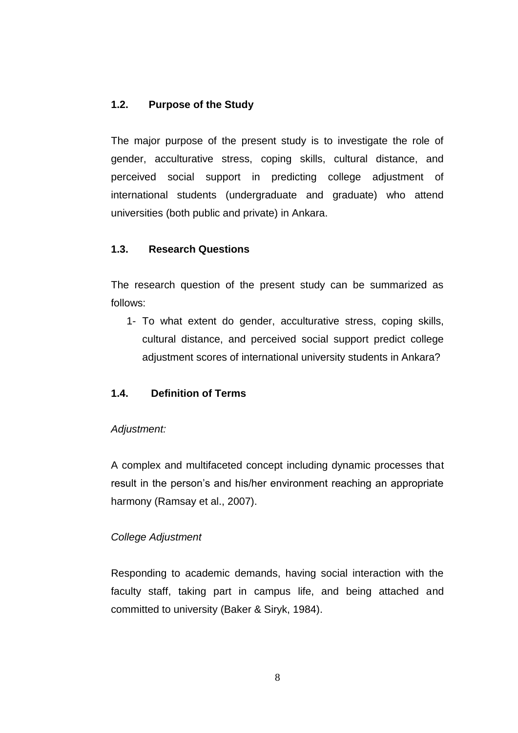## 1.2. Purpose of the Study

The major purpose of the present study is to investigate the role of gender, acculturative stress, coping skills, cultural distance, and perceived social support in predicting college adjustment of international students (undergraduate and graduate) who attend universities (both public and private) in Ankara.

## 1.3. Research Questions

The research question of the present study can be summarized as follows:

1- To what extent do gender, acculturative stress, coping skills, cultural distance, and perceived social support predict college adjustment scores of international university students in Ankara?

## 1.4. Definition of Terms

*Adjustment:*

A complex and multifaceted concept including dynamic processes that result in the person's and his/her environment reaching an appropriate harmony (Ramsay et al., 2007).

*College Adjustment*

Responding to academic demands, having social interaction with the faculty staff, taking part in campus life, and being attached and committed to university (Baker & Siryk, 1984).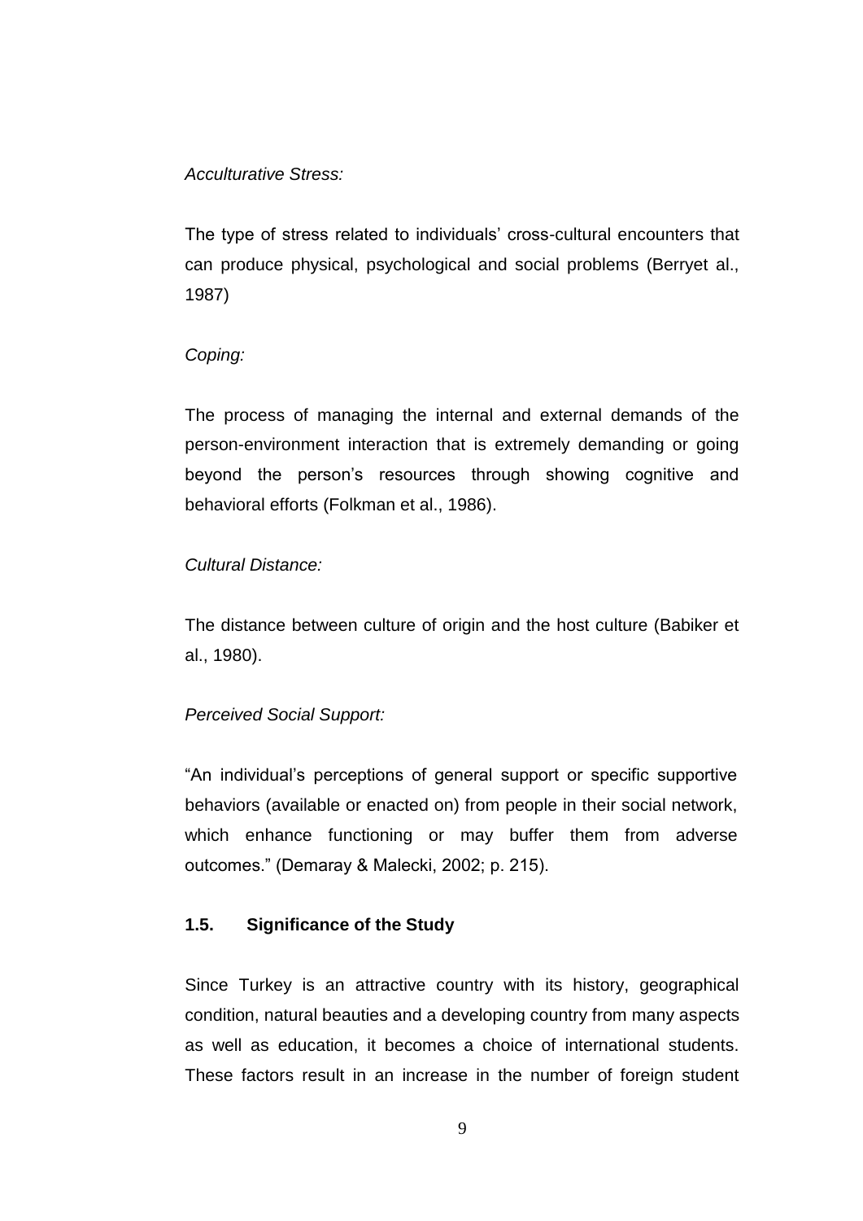*Acculturative Stress:*

The type of stress related to individuals' cross-cultural encounters that can produce physical, psychological and social problems (Berryet al., 1987)

*Coping:*

The process of managing the internal and external demands of the person-environment interaction that is extremely demanding or going beyond the person's resources through showing cognitive and behavioral efforts (Folkman et al., 1986).

*Cultural Distance:*

The distance between culture of origin and the host culture (Babiker et al., 1980).

*Perceived Social Support:*

"An individual's perceptions of general support or specific supportive behaviors (available or enacted on) from people in their social network, which enhance functioning or may buffer them from adverse outcomes." (Demaray & Malecki, 2002; p. 215).

### 1.5. Significance of the Study

Since Turkey is an attractive country with its history, geographical condition, natural beauties and a developing country from many aspects as well as education, it becomes a choice of international students. These factors result in an increase in the number of foreign student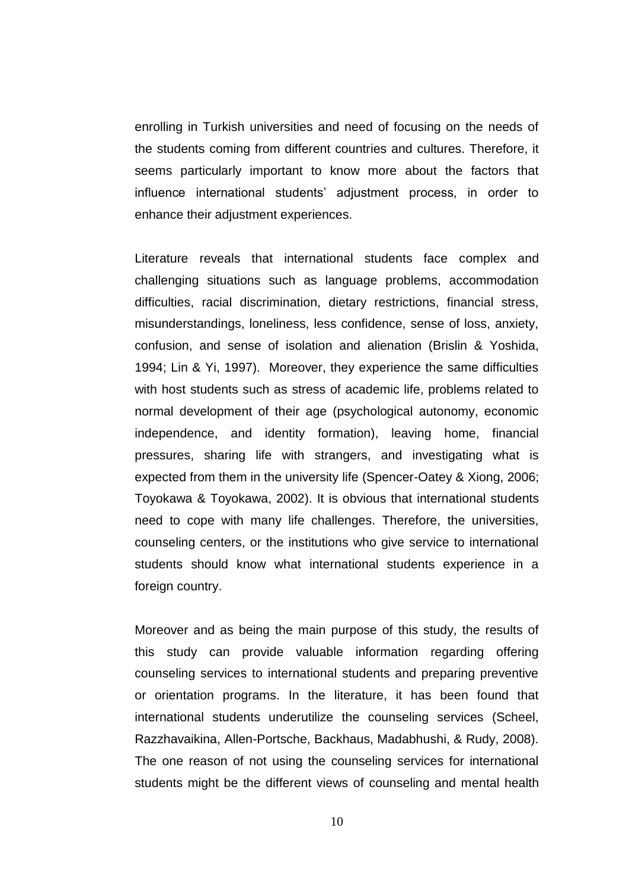enrolling in Turkish universities and need of focusing on the needs of the students coming from different countries and cultures. Therefore, it seems particularly important to know more about the factors that influence international students' adjustment process, in order to enhance their adjustment experiences.

Literature reveals that international students face complex and challenging situations such as language problems, accommodation difficulties, racial discrimination, dietary restrictions, financial stress, misunderstandings, loneliness, less confidence, sense of loss, anxiety, confusion, and sense of isolation and alienation (Brislin & Yoshida, 1994; Lin & Yi, 1997). Moreover, they experience the same difficulties with host students such as stress of academic life, problems related to normal development of their age (psychological autonomy, economic independence, and identity formation), leaving home, financial pressures, sharing life with strangers, and investigating what is expected from them in the university life (Spencer-Oatey & Xiong, 2006; Toyokawa & Toyokawa, 2002). It is obvious that international students need to cope with many life challenges. Therefore, the universities, counseling centers, or the institutions who give service to international students should know what international students experience in a foreign country.

Moreover and as being the main purpose of this study, the results of this study can provide valuable information regarding offering counseling services to international students and preparing preventive or orientation programs. In the literature, it has been found that international students underutilize the counseling services (Scheel, Razzhavaikina, Allen-Portsche, Backhaus, Madabhushi, & Rudy, 2008). The one reason of not using the counseling services for international students might be the different views of counseling and mental health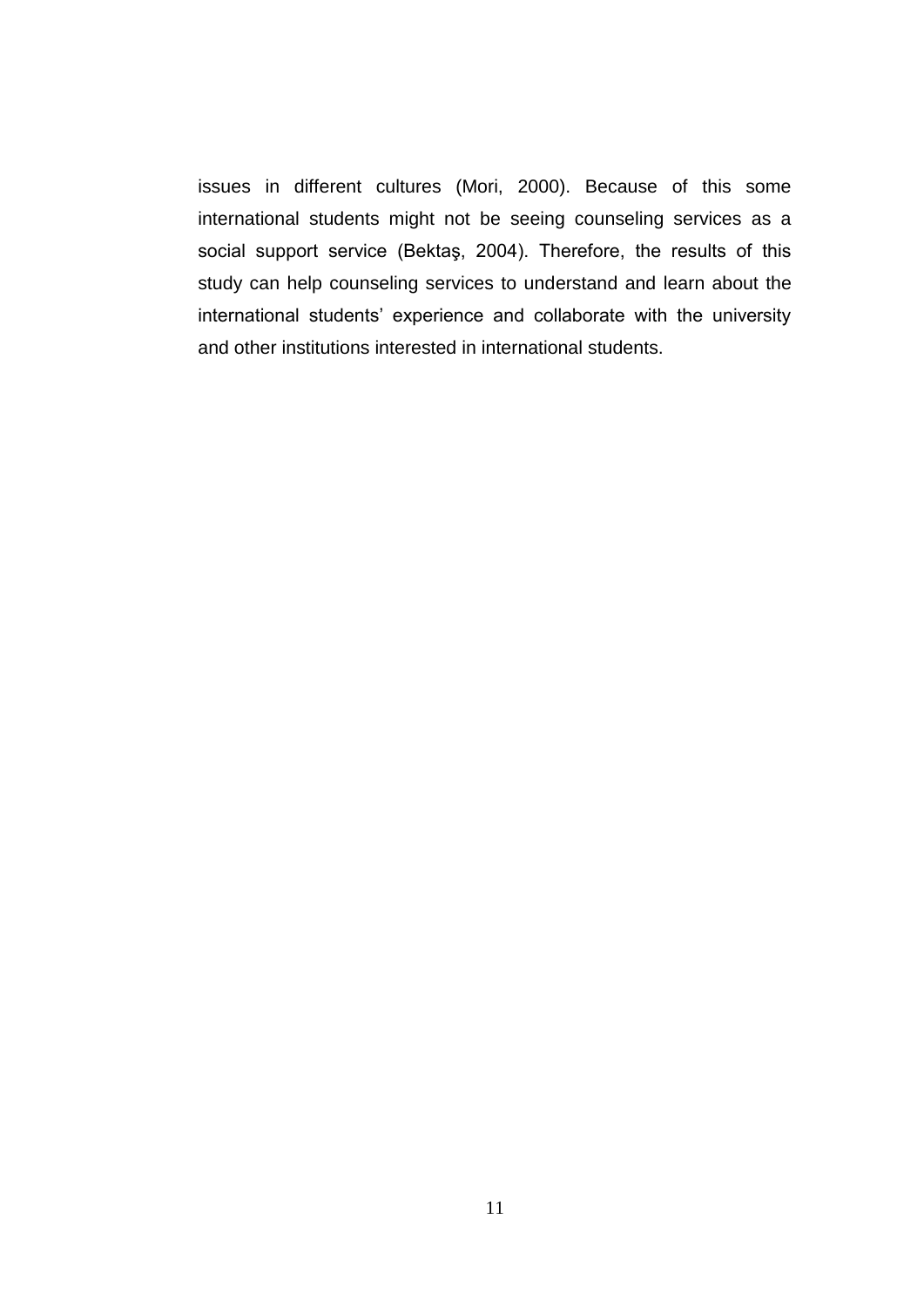issues in different cultures (Mori, 2000). Because of this some international students might not be seeing counseling services as a social support service (Bektaş, 2004). Therefore, the results of this study can help counseling services to understand and learn about the international students' experience and collaborate with the university and other institutions interested in international students.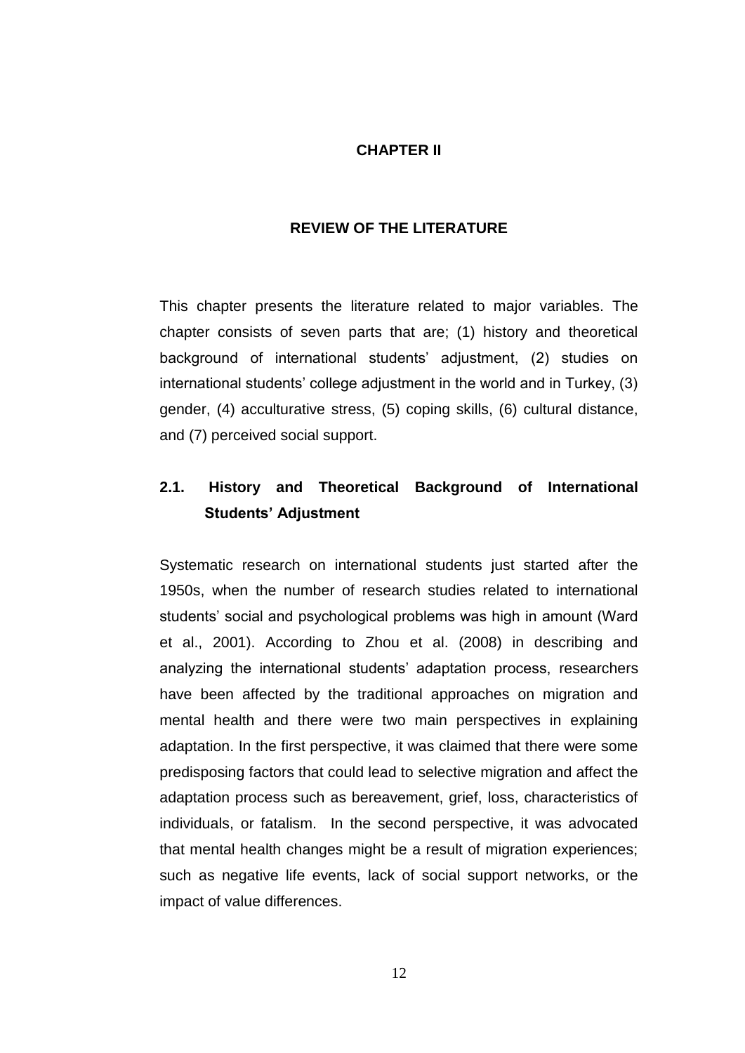# CHAPTER II

# REVIEW OF THE LITERATURE

This chapter presents the literature related to major variables. The chapter consists of seven parts that are; (1) history and theoretical background of international students' adjustment, (2) studies on international students' college adjustment in the world and in Turkey, (3) gender, (4) acculturative stress, (5) coping skills, (6) cultural distance, and (7) perceived social support.

## 2.1. History and Theoretical Background of International Students' Adjustment

Systematic research on international students just started after the 1950s, when the number of research studies related to international students' social and psychological problems was high in amount (Ward et al., 2001). According to Zhou et al. (2008) in describing and analyzing the international students' adaptation process, researchers have been affected by the traditional approaches on migration and mental health and there were two main perspectives in explaining adaptation. In the first perspective, it was claimed that there were some predisposing factors that could lead to selective migration and affect the adaptation process such as bereavement, grief, loss, characteristics of individuals, or fatalism. In the second perspective, it was advocated that mental health changes might be a result of migration experiences; such as negative life events, lack of social support networks, or the impact of value differences.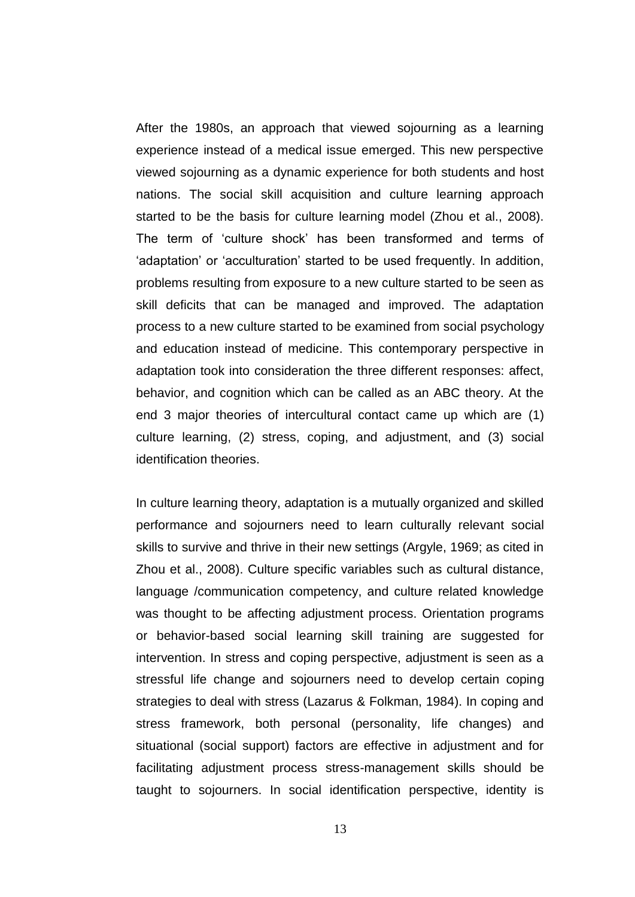After the 1980s, an approach that viewed sojourning as a learning experience instead of a medical issue emerged. This new perspective viewed sojourning as a dynamic experience for both students and host nations. The social skill acquisition and culture learning approach started to be the basis for culture learning model (Zhou et al., 2008). The term of 'culture shock' has been transformed and terms of 'adaptation' or 'acculturation' started to be used frequently. In addition, problems resulting from exposure to a new culture started to be seen as skill deficits that can be managed and improved. The adaptation process to a new culture started to be examined from social psychology and education instead of medicine. This contemporary perspective in adaptation took into consideration the three different responses: affect, behavior, and cognition which can be called as an ABC theory. At the end 3 major theories of intercultural contact came up which are (1) culture learning, (2) stress, coping, and adjustment, and (3) social identification theories.

In culture learning theory, adaptation is a mutually organized and skilled performance and sojourners need to learn culturally relevant social skills to survive and thrive in their new settings (Argyle, 1969; as cited in Zhou et al., 2008). Culture specific variables such as cultural distance, language /communication competency, and culture related knowledge was thought to be affecting adjustment process. Orientation programs or behavior-based social learning skill training are suggested for intervention. In stress and coping perspective, adjustment is seen as a stressful life change and sojourners need to develop certain coping strategies to deal with stress (Lazarus & Folkman, 1984). In coping and stress framework, both personal (personality, life changes) and situational (social support) factors are effective in adjustment and for facilitating adjustment process stress-management skills should be taught to sojourners. In social identification perspective, identity is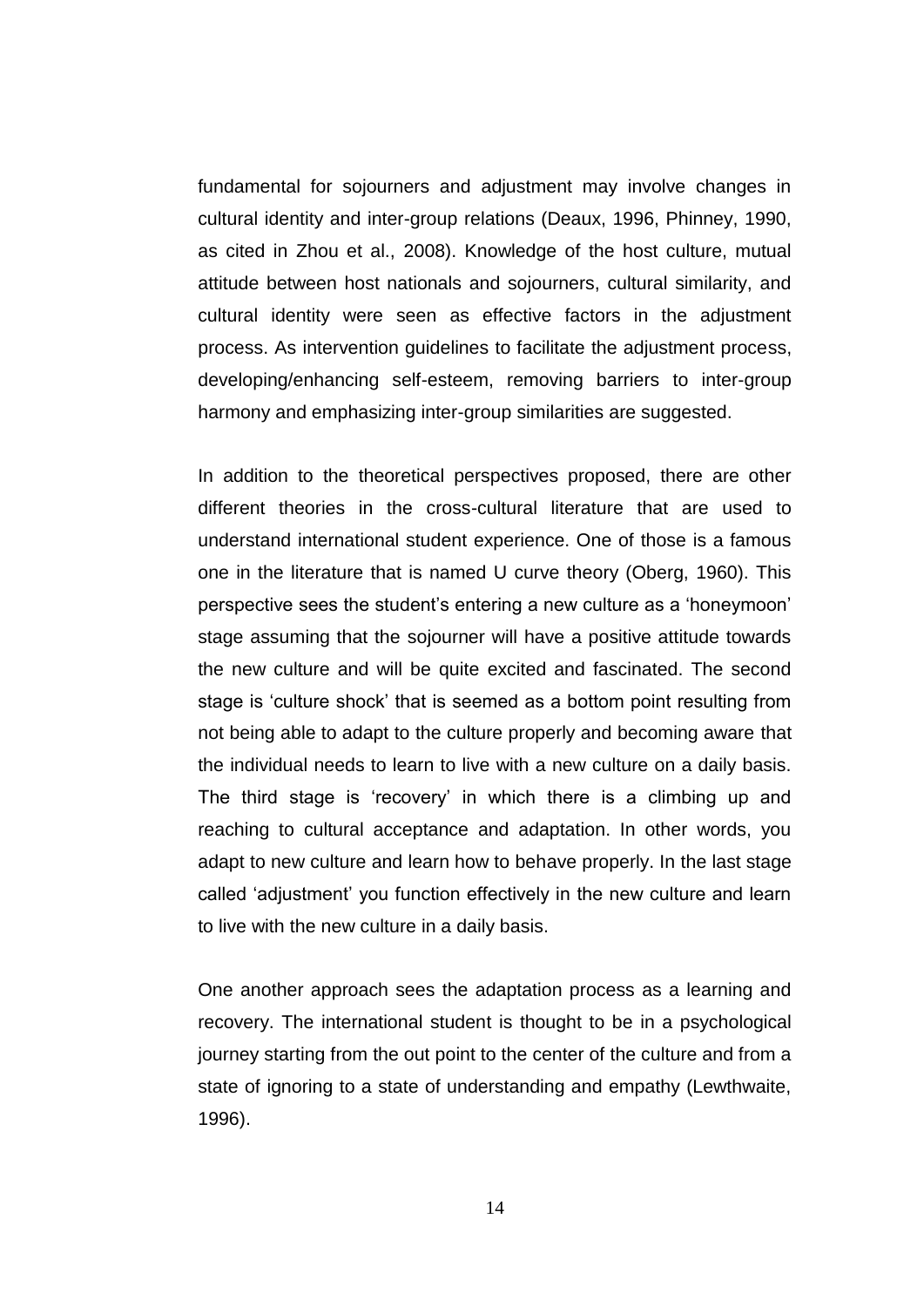fundamental for sojourners and adjustment may involve changes in cultural identity and inter-group relations (Deaux, 1996, Phinney, 1990, as cited in Zhou et al., 2008). Knowledge of the host culture, mutual attitude between host nationals and sojourners, cultural similarity, and cultural identity were seen as effective factors in the adjustment process. As intervention guidelines to facilitate the adjustment process, developing/enhancing self-esteem, removing barriers to inter-group harmony and emphasizing inter-group similarities are suggested.

In addition to the theoretical perspectives proposed, there are other different theories in the cross-cultural literature that are used to understand international student experience. One of those is a famous one in the literature that is named U curve theory (Oberg, 1960). This perspective sees the student's entering a new culture as a 'honeymoon' stage assuming that the sojourner will have a positive attitude towards the new culture and will be quite excited and fascinated. The second stage is 'culture shock' that is seemed as a bottom point resulting from not being able to adapt to the culture properly and becoming aware that the individual needs to learn to live with a new culture on a daily basis. The third stage is 'recovery' in which there is a climbing up and reaching to cultural acceptance and adaptation. In other words, you adapt to new culture and learn how to behave properly. In the last stage called 'adjustment' you function effectively in the new culture and learn to live with the new culture in a daily basis.

One another approach sees the adaptation process as a learning and recovery. The international student is thought to be in a psychological journey starting from the out point to the center of the culture and from a state of ignoring to a state of understanding and empathy (Lewthwaite, 1996).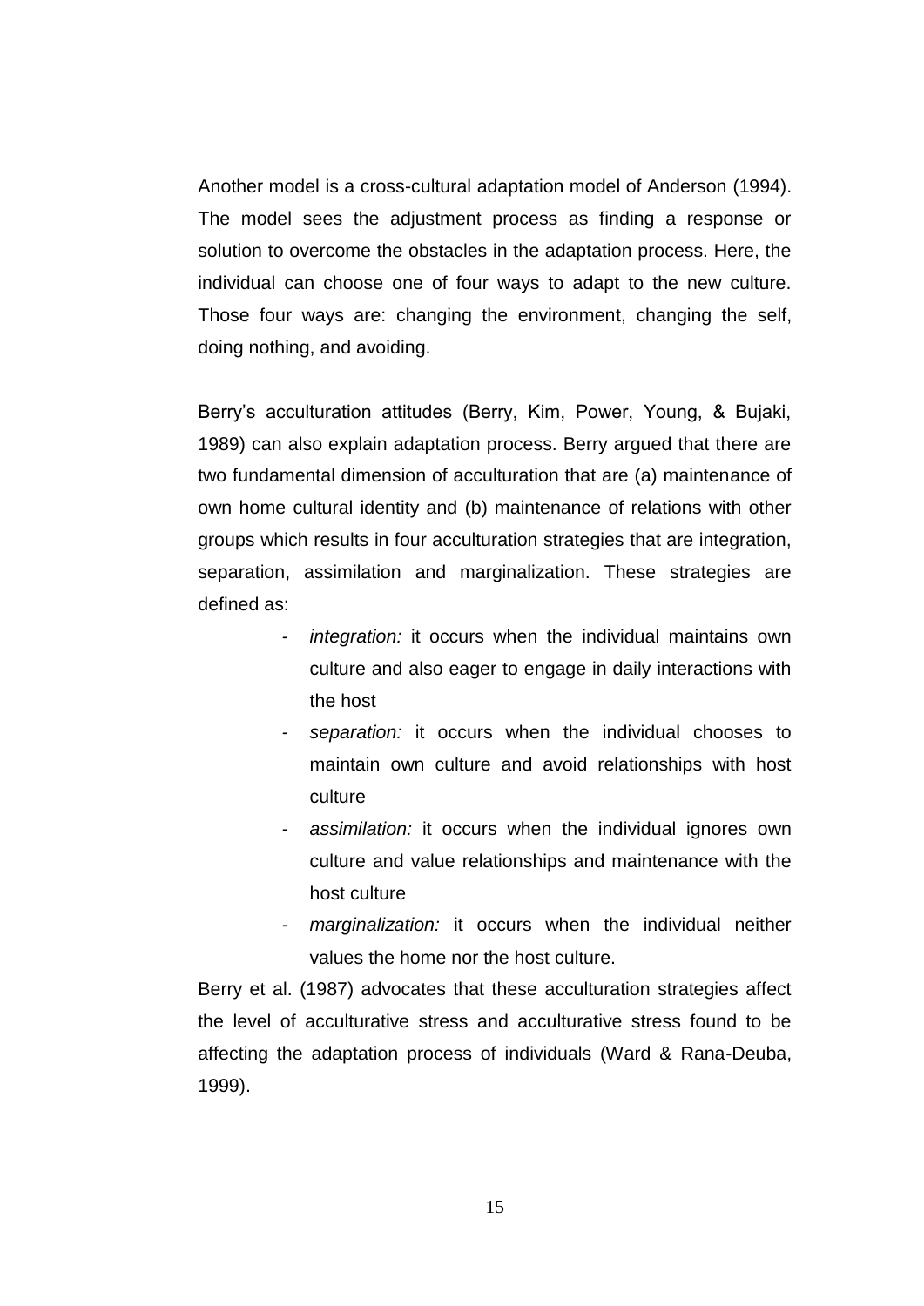Another model is a cross-cultural adaptation model of Anderson (1994). The model sees the adjustment process as finding a response or solution to overcome the obstacles in the adaptation process. Here, the individual can choose one of four ways to adapt to the new culture. Those four ways are: changing the environment, changing the self, doing nothing, and avoiding.

Berry's acculturation attitudes (Berry, Kim, Power, Young, & Bujaki, 1989) can also explain adaptation process. Berry argued that there are two fundamental dimension of acculturation that are (a) maintenance of own home cultural identity and (b) maintenance of relations with other groups which results in four acculturation strategies that are integration, separation, assimilation and marginalization. These strategies are defined as:

- *integration:* it occurs when the individual maintains own culture and also eager to engage in daily interactions with the host
- *separation:* it occurs when the individual chooses to maintain own culture and avoid relationships with host culture
- *assimilation:* it occurs when the individual ignores own culture and value relationships and maintenance with the host culture
- *marginalization:* it occurs when the individual neither values the home nor the host culture.

Berry et al. (1987) advocates that these acculturation strategies affect the level of acculturative stress and acculturative stress found to be affecting the adaptation process of individuals (Ward & Rana-Deuba, 1999).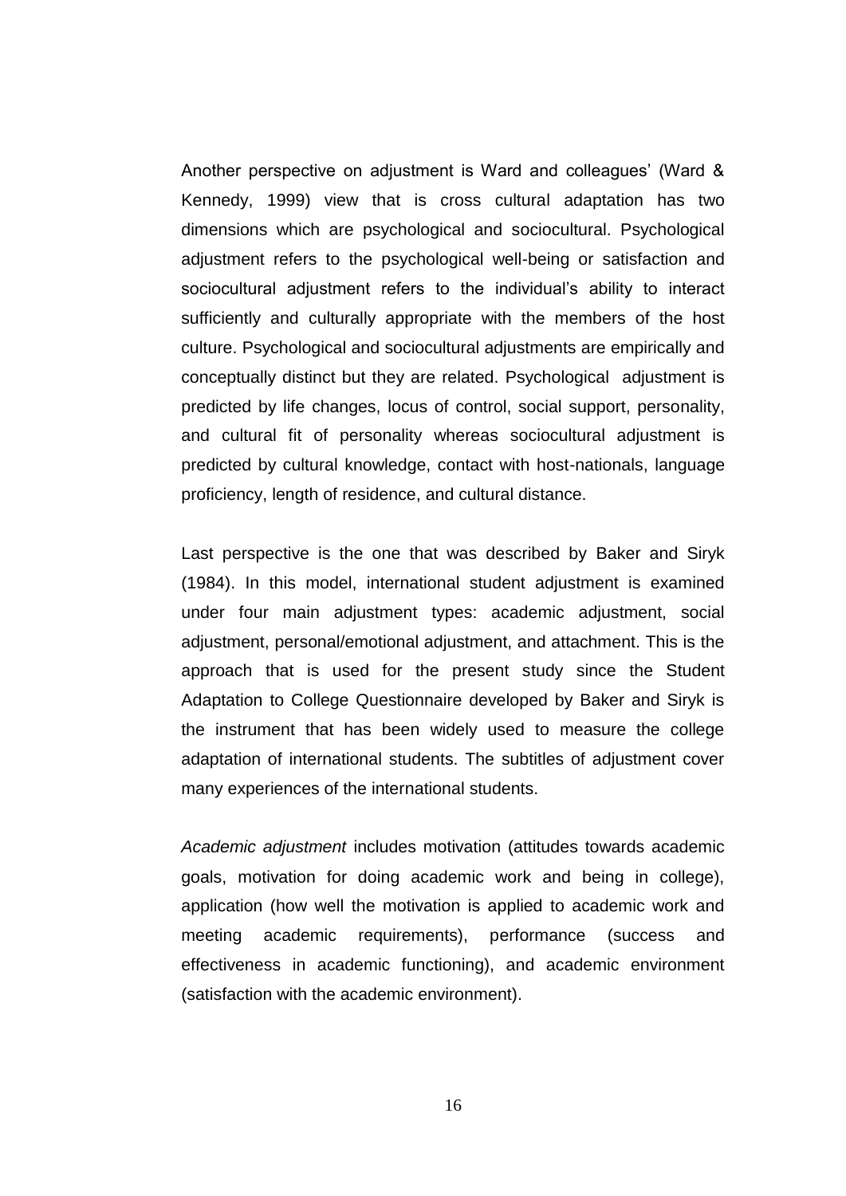Another perspective on adjustment is Ward and colleagues' (Ward & Kennedy, 1999) view that is cross cultural adaptation has two dimensions which are psychological and sociocultural. Psychological adjustment refers to the psychological well-being or satisfaction and sociocultural adjustment refers to the individual's ability to interact sufficiently and culturally appropriate with the members of the host culture. Psychological and sociocultural adjustments are empirically and conceptually distinct but they are related. Psychological adjustment is predicted by life changes, locus of control, social support, personality, and cultural fit of personality whereas sociocultural adjustment is predicted by cultural knowledge, contact with host-nationals, language proficiency, length of residence, and cultural distance.

Last perspective is the one that was described by Baker and Siryk (1984). In this model, international student adjustment is examined under four main adjustment types: academic adjustment, social adjustment, personal/emotional adjustment, and attachment. This is the approach that is used for the present study since the Student Adaptation to College Questionnaire developed by Baker and Siryk is the instrument that has been widely used to measure the college adaptation of international students. The subtitles of adjustment cover many experiences of the international students.

*Academic adjustment* includes motivation (attitudes towards academic goals, motivation for doing academic work and being in college), application (how well the motivation is applied to academic work and meeting academic requirements), performance (success and effectiveness in academic functioning), and academic environment (satisfaction with the academic environment).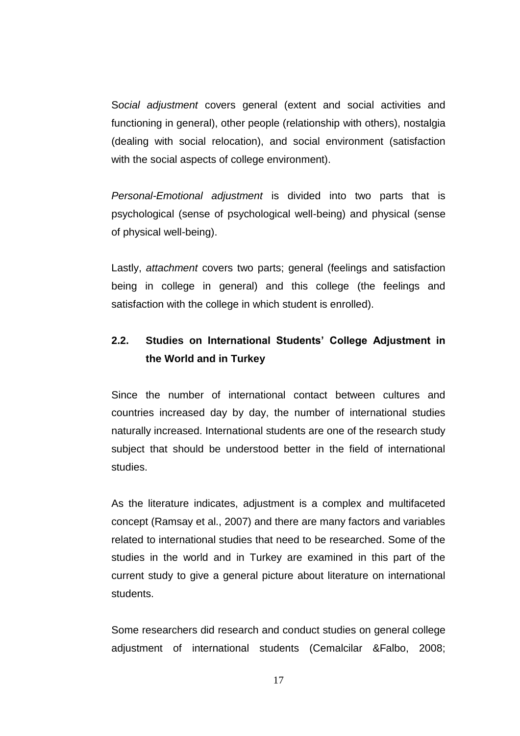S*ocial adjustment* covers general (extent and social activities and functioning in general), other people (relationship with others), nostalgia (dealing with social relocation), and social environment (satisfaction with the social aspects of college environment).

*Personal-Emotional adjustment* is divided into two parts that is psychological (sense of psychological well-being) and physical (sense of physical well-being).

Lastly, *attachment* covers two parts; general (feelings and satisfaction being in college in general) and this college (the feelings and satisfaction with the college in which student is enrolled).

## 2.2. Studies on International Students' College Adjustment in the World and in Turkey

Since the number of international contact between cultures and countries increased day by day, the number of international studies naturally increased. International students are one of the research study subject that should be understood better in the field of international studies.

As the literature indicates, adjustment is a complex and multifaceted concept (Ramsay et al., 2007) and there are many factors and variables related to international studies that need to be researched. Some of the studies in the world and in Turkey are examined in this part of the current study to give a general picture about literature on international students.

Some researchers did research and conduct studies on general college adjustment of international students (Cemalcilar &Falbo, 2008;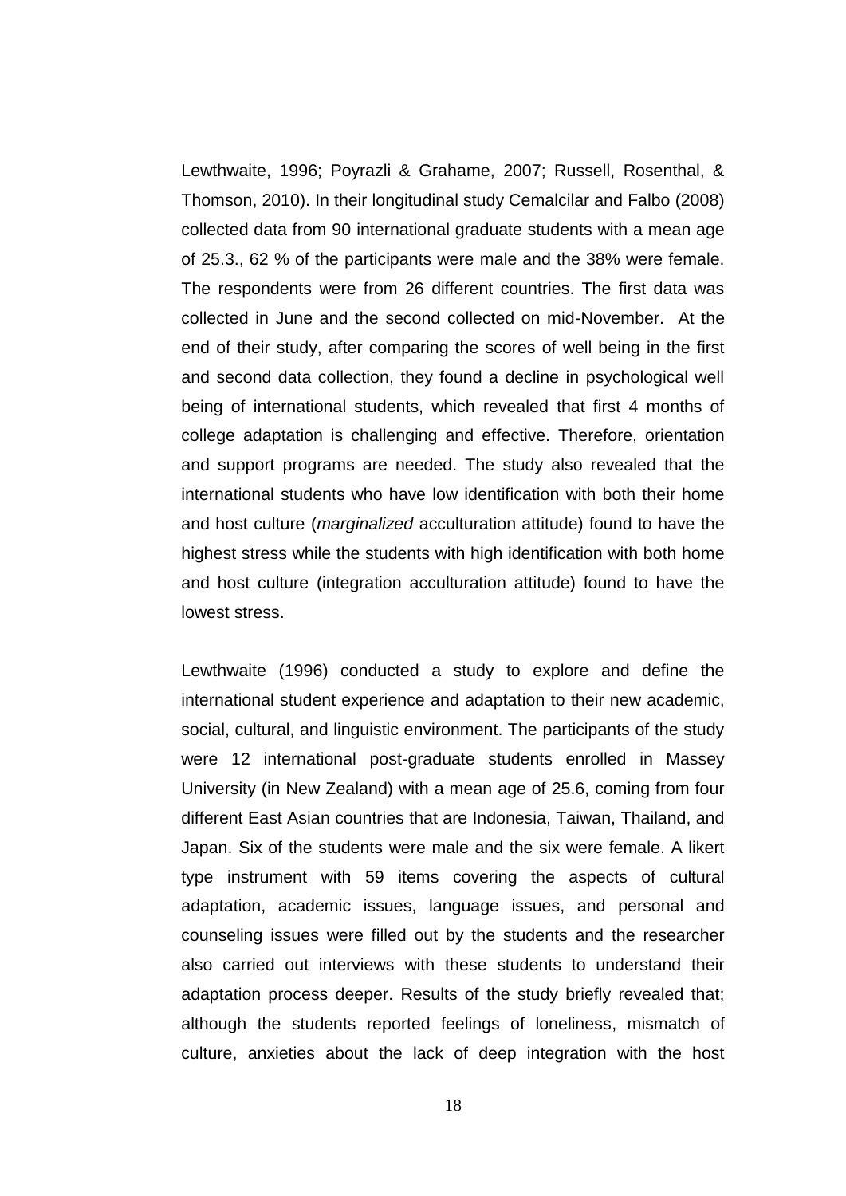Lewthwaite, 1996; Poyrazli & Grahame, 2007; Russell, Rosenthal, & Thomson, 2010). In their longitudinal study Cemalcilar and Falbo (2008) collected data from 90 international graduate students with a mean age of 25.3., 62 % of the participants were male and the 38% were female. The respondents were from 26 different countries. The first data was collected in June and the second collected on mid-November. At the end of their study, after comparing the scores of well being in the first and second data collection, they found a decline in psychological well being of international students, which revealed that first 4 months of college adaptation is challenging and effective. Therefore, orientation and support programs are needed. The study also revealed that the international students who have low identification with both their home and host culture (*marginalized* acculturation attitude) found to have the highest stress while the students with high identification with both home and host culture (integration acculturation attitude) found to have the lowest stress.

Lewthwaite (1996) conducted a study to explore and define the international student experience and adaptation to their new academic, social, cultural, and linguistic environment. The participants of the study were 12 international post-graduate students enrolled in Massey University (in New Zealand) with a mean age of 25.6, coming from four different East Asian countries that are Indonesia, Taiwan, Thailand, and Japan. Six of the students were male and the six were female. A likert type instrument with 59 items covering the aspects of cultural adaptation, academic issues, language issues, and personal and counseling issues were filled out by the students and the researcher also carried out interviews with these students to understand their adaptation process deeper. Results of the study briefly revealed that; although the students reported feelings of loneliness, mismatch of culture, anxieties about the lack of deep integration with the host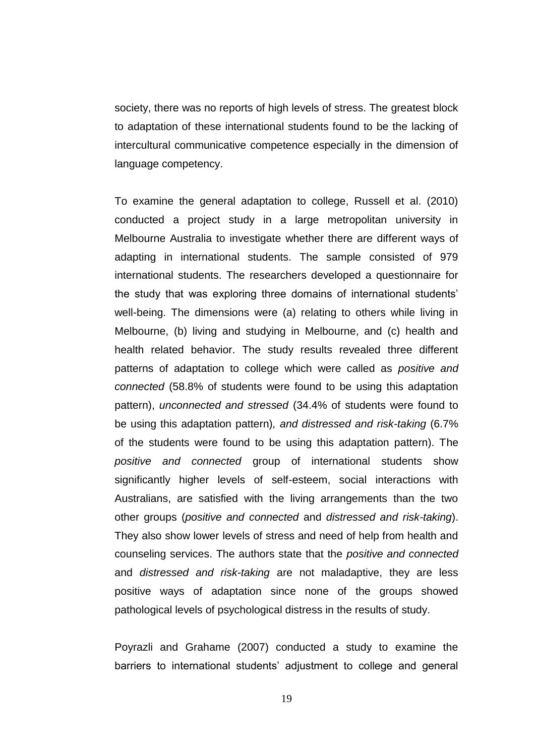society, there was no reports of high levels of stress. The greatest block to adaptation of these international students found to be the lacking of intercultural communicative competence especially in the dimension of language competency.

To examine the general adaptation to college, Russell et al. (2010) conducted a project study in a large metropolitan university in Melbourne Australia to investigate whether there are different ways of adapting in international students. The sample consisted of 979 international students. The researchers developed a questionnaire for the study that was exploring three domains of international students' well-being. The dimensions were (a) relating to others while living in Melbourne, (b) living and studying in Melbourne, and (c) health and health related behavior. The study results revealed three different patterns of adaptation to college which were called as *positive and connected* (58.8% of students were found to be using this adaptation pattern), *unconnected and stressed* (34.4% of students were found to be using this adaptation pattern)*, and distressed and risk-taking* (6.7% of the students were found to be using this adaptation pattern). The *positive and connected* group of international students show significantly higher levels of self-esteem, social interactions with Australians, are satisfied with the living arrangements than the two other groups (*positive and connected* and *distressed and risk-taking*). They also show lower levels of stress and need of help from health and counseling services. The authors state that the *positive and connected* and *distressed and risk-taking* are not maladaptive, they are less positive ways of adaptation since none of the groups showed pathological levels of psychological distress in the results of study.

Poyrazli and Grahame (2007) conducted a study to examine the barriers to international students' adjustment to college and general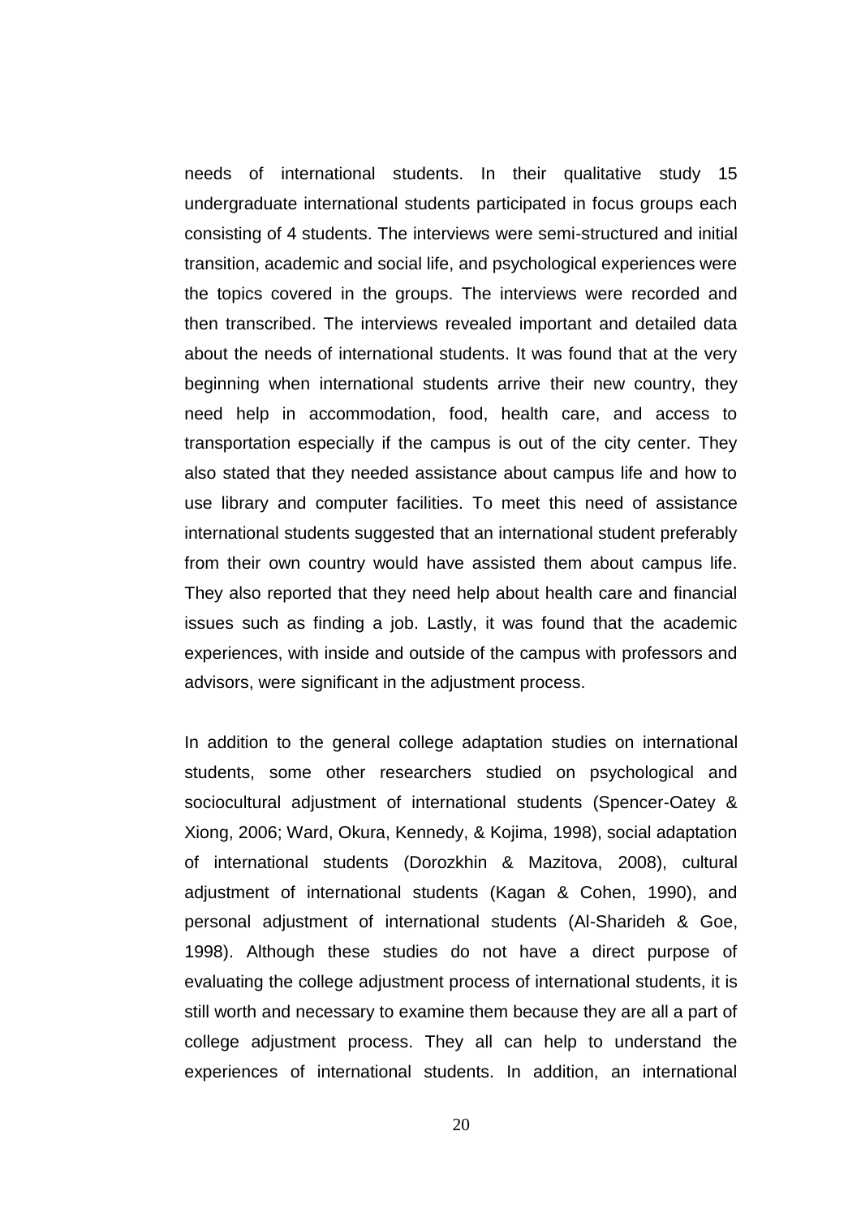needs of international students. In their qualitative study 15 undergraduate international students participated in focus groups each consisting of 4 students. The interviews were semi-structured and initial transition, academic and social life, and psychological experiences were the topics covered in the groups. The interviews were recorded and then transcribed. The interviews revealed important and detailed data about the needs of international students. It was found that at the very beginning when international students arrive their new country, they need help in accommodation, food, health care, and access to transportation especially if the campus is out of the city center. They also stated that they needed assistance about campus life and how to use library and computer facilities. To meet this need of assistance international students suggested that an international student preferably from their own country would have assisted them about campus life. They also reported that they need help about health care and financial issues such as finding a job. Lastly, it was found that the academic experiences, with inside and outside of the campus with professors and advisors, were significant in the adjustment process.

In addition to the general college adaptation studies on international students, some other researchers studied on psychological and sociocultural adjustment of international students (Spencer-Oatey & Xiong, 2006; Ward, Okura, Kennedy, & Kojima, 1998), social adaptation of international students (Dorozkhin & Mazitova, 2008), cultural adjustment of international students (Kagan & Cohen, 1990), and personal adjustment of international students (Al-Sharideh & Goe, 1998). Although these studies do not have a direct purpose of evaluating the college adjustment process of international students, it is still worth and necessary to examine them because they are all a part of college adjustment process. They all can help to understand the experiences of international students. In addition, an international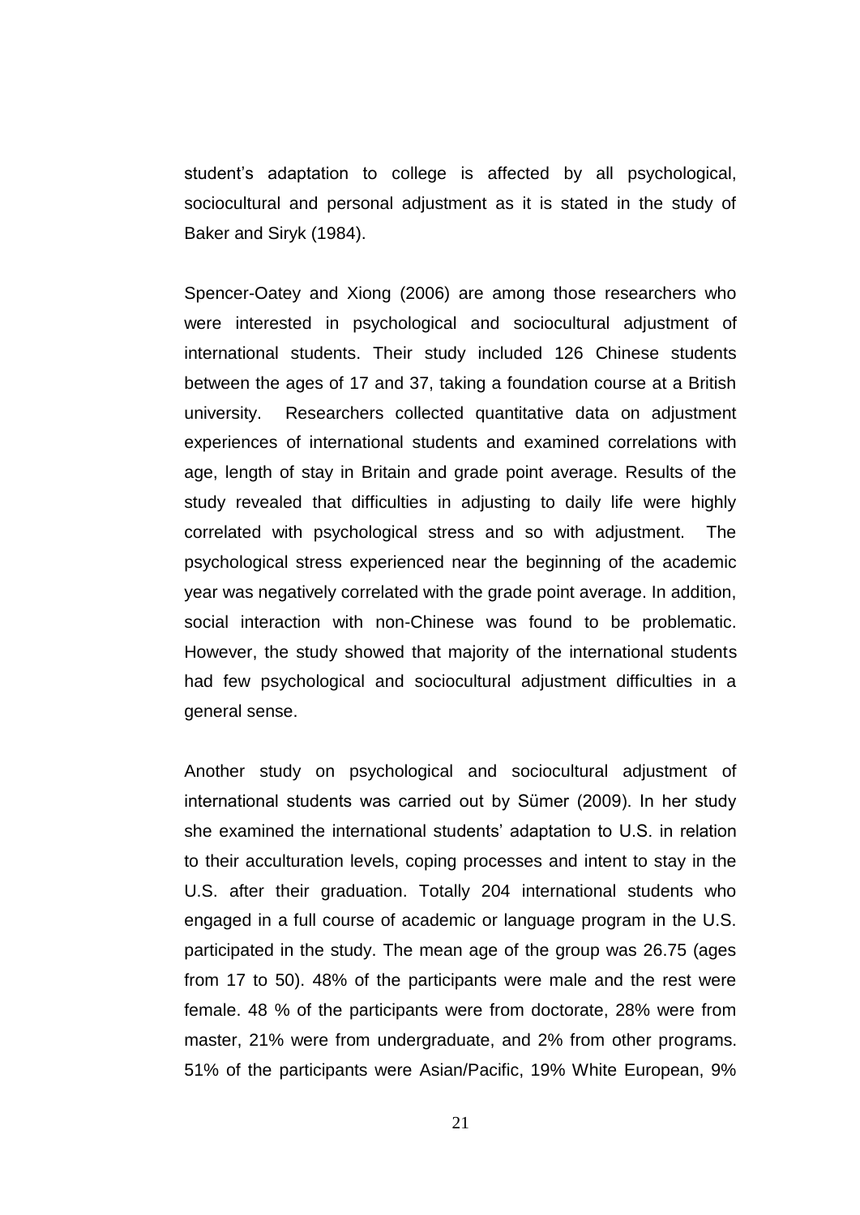student's adaptation to college is affected by all psychological, sociocultural and personal adjustment as it is stated in the study of Baker and Siryk (1984).

Spencer-Oatey and Xiong (2006) are among those researchers who were interested in psychological and sociocultural adjustment of international students. Their study included 126 Chinese students between the ages of 17 and 37, taking a foundation course at a British university. Researchers collected quantitative data on adjustment experiences of international students and examined correlations with age, length of stay in Britain and grade point average. Results of the study revealed that difficulties in adjusting to daily life were highly correlated with psychological stress and so with adjustment. The psychological stress experienced near the beginning of the academic year was negatively correlated with the grade point average. In addition, social interaction with non-Chinese was found to be problematic. However, the study showed that majority of the international students had few psychological and sociocultural adjustment difficulties in a general sense.

Another study on psychological and sociocultural adjustment of international students was carried out by Sümer (2009). In her study she examined the international students' adaptation to U.S. in relation to their acculturation levels, coping processes and intent to stay in the U.S. after their graduation. Totally 204 international students who engaged in a full course of academic or language program in the U.S. participated in the study. The mean age of the group was 26.75 (ages from 17 to 50). 48% of the participants were male and the rest were female. 48 % of the participants were from doctorate, 28% were from master, 21% were from undergraduate, and 2% from other programs. 51% of the participants were Asian/Pacific, 19% White European, 9%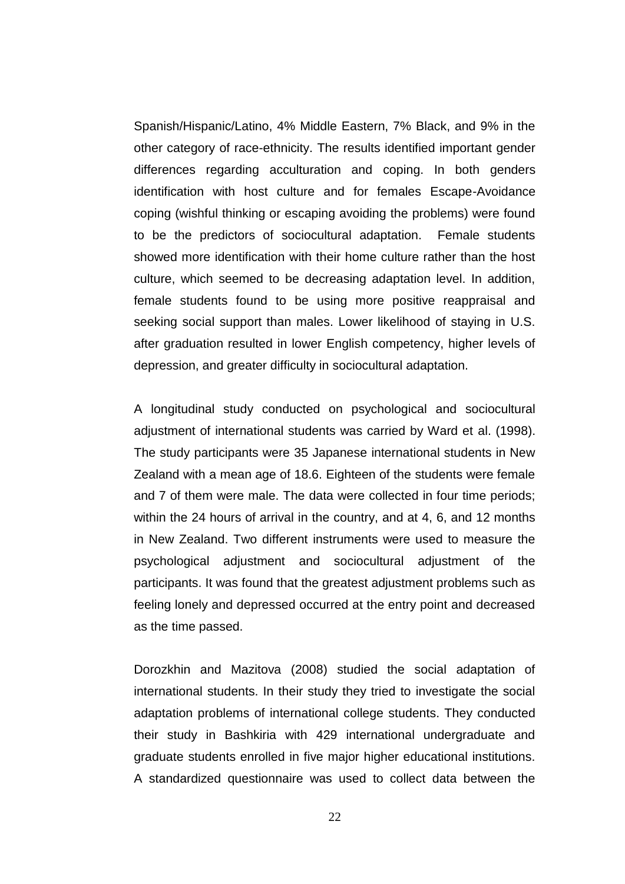Spanish/Hispanic/Latino, 4% Middle Eastern, 7% Black, and 9% in the other category of race-ethnicity. The results identified important gender differences regarding acculturation and coping. In both genders identification with host culture and for females Escape-Avoidance coping (wishful thinking or escaping avoiding the problems) were found to be the predictors of sociocultural adaptation. Female students showed more identification with their home culture rather than the host culture, which seemed to be decreasing adaptation level. In addition, female students found to be using more positive reappraisal and seeking social support than males. Lower likelihood of staying in U.S. after graduation resulted in lower English competency, higher levels of depression, and greater difficulty in sociocultural adaptation.

A longitudinal study conducted on psychological and sociocultural adjustment of international students was carried by Ward et al. (1998). The study participants were 35 Japanese international students in New Zealand with a mean age of 18.6. Eighteen of the students were female and 7 of them were male. The data were collected in four time periods; within the 24 hours of arrival in the country, and at 4, 6, and 12 months in New Zealand. Two different instruments were used to measure the psychological adjustment and sociocultural adjustment of the participants. It was found that the greatest adjustment problems such as feeling lonely and depressed occurred at the entry point and decreased as the time passed.

Dorozkhin and Mazitova (2008) studied the social adaptation of international students. In their study they tried to investigate the social adaptation problems of international college students. They conducted their study in Bashkiria with 429 international undergraduate and graduate students enrolled in five major higher educational institutions. A standardized questionnaire was used to collect data between the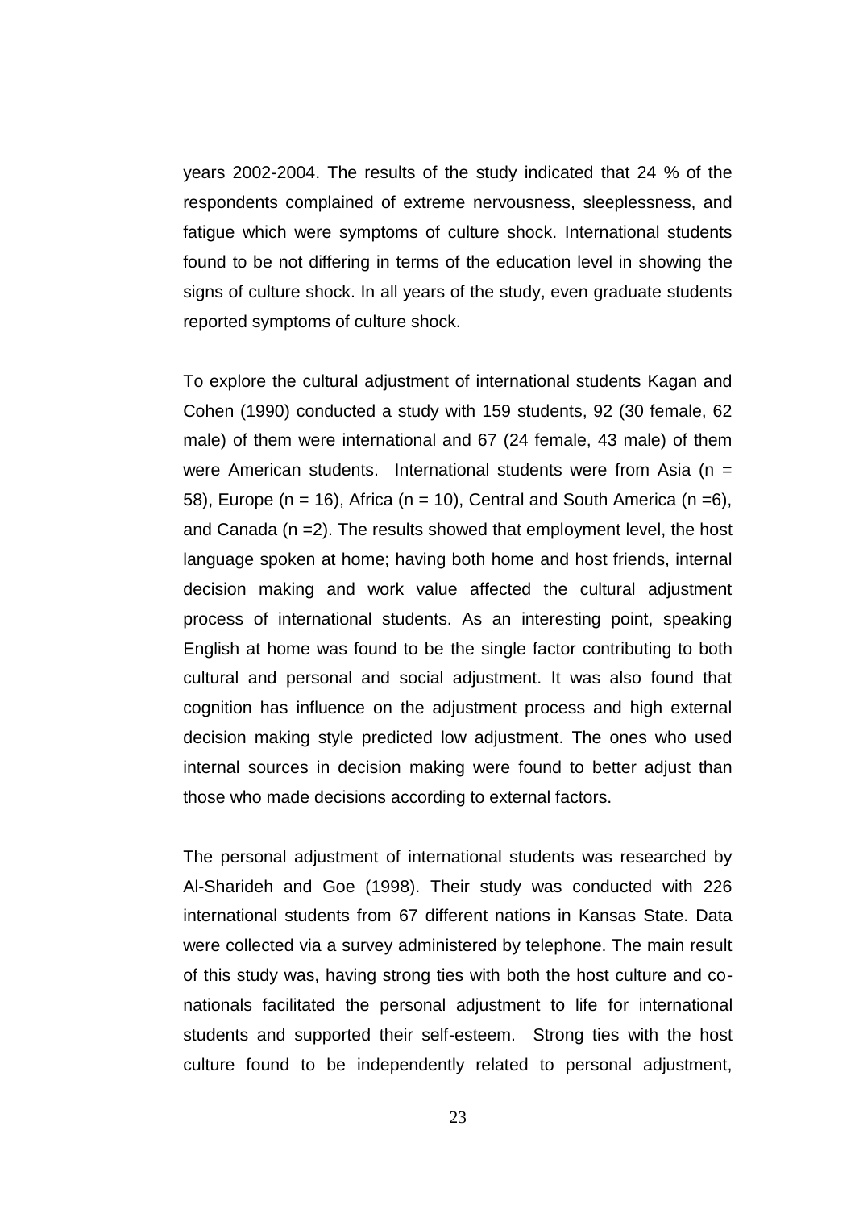years 2002-2004. The results of the study indicated that 24 % of the respondents complained of extreme nervousness, sleeplessness, and fatigue which were symptoms of culture shock. International students found to be not differing in terms of the education level in showing the signs of culture shock. In all years of the study, even graduate students reported symptoms of culture shock.

To explore the cultural adjustment of international students Kagan and Cohen (1990) conducted a study with 159 students, 92 (30 female, 62 male) of them were international and 67 (24 female, 43 male) of them were American students. International students were from Asia (n = 58), Europe (n = 16), Africa (n = 10), Central and South America (n =6), and Canada (n =2). The results showed that employment level, the host language spoken at home; having both home and host friends, internal decision making and work value affected the cultural adjustment process of international students. As an interesting point, speaking English at home was found to be the single factor contributing to both cultural and personal and social adjustment. It was also found that cognition has influence on the adjustment process and high external decision making style predicted low adjustment. The ones who used internal sources in decision making were found to better adjust than those who made decisions according to external factors.

The personal adjustment of international students was researched by Al-Sharideh and Goe (1998). Their study was conducted with 226 international students from 67 different nations in Kansas State. Data were collected via a survey administered by telephone. The main result of this study was, having strong ties with both the host culture and co-nationals facilitated the personal adjustment to life for international students and supported their self-esteem. Strong ties with the host culture found to be independently related to personal adjustment,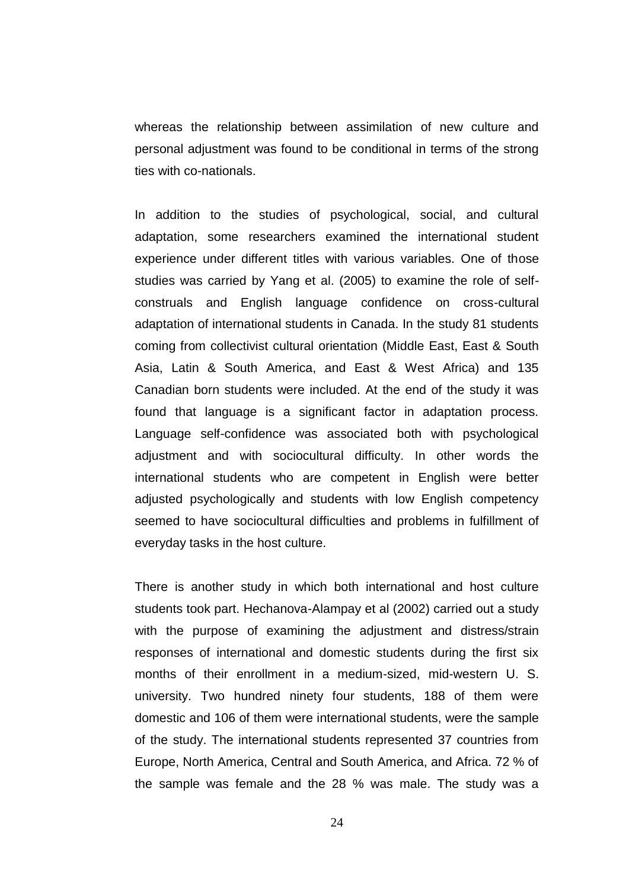whereas the relationship between assimilation of new culture and personal adjustment was found to be conditional in terms of the strong ties with co-nationals.

In addition to the studies of psychological, social, and cultural adaptation, some researchers examined the international student experience under different titles with various variables. One of those studies was carried by Yang et al. (2005) to examine the role of self-construals and English language confidence on cross-cultural adaptation of international students in Canada. In the study 81 students coming from collectivist cultural orientation (Middle East, East & South Asia, Latin & South America, and East & West Africa) and 135 Canadian born students were included. At the end of the study it was found that language is a significant factor in adaptation process. Language self-confidence was associated both with psychological adjustment and with sociocultural difficulty. In other words the international students who are competent in English were better adjusted psychologically and students with low English competency seemed to have sociocultural difficulties and problems in fulfillment of everyday tasks in the host culture.

There is another study in which both international and host culture students took part. Hechanova-Alampay et al (2002) carried out a study with the purpose of examining the adjustment and distress/strain responses of international and domestic students during the first six months of their enrollment in a medium-sized, mid-western U. S. university. Two hundred ninety four students, 188 of them were domestic and 106 of them were international students, were the sample of the study. The international students represented 37 countries from Europe, North America, Central and South America, and Africa. 72 % of the sample was female and the 28 % was male. The study was a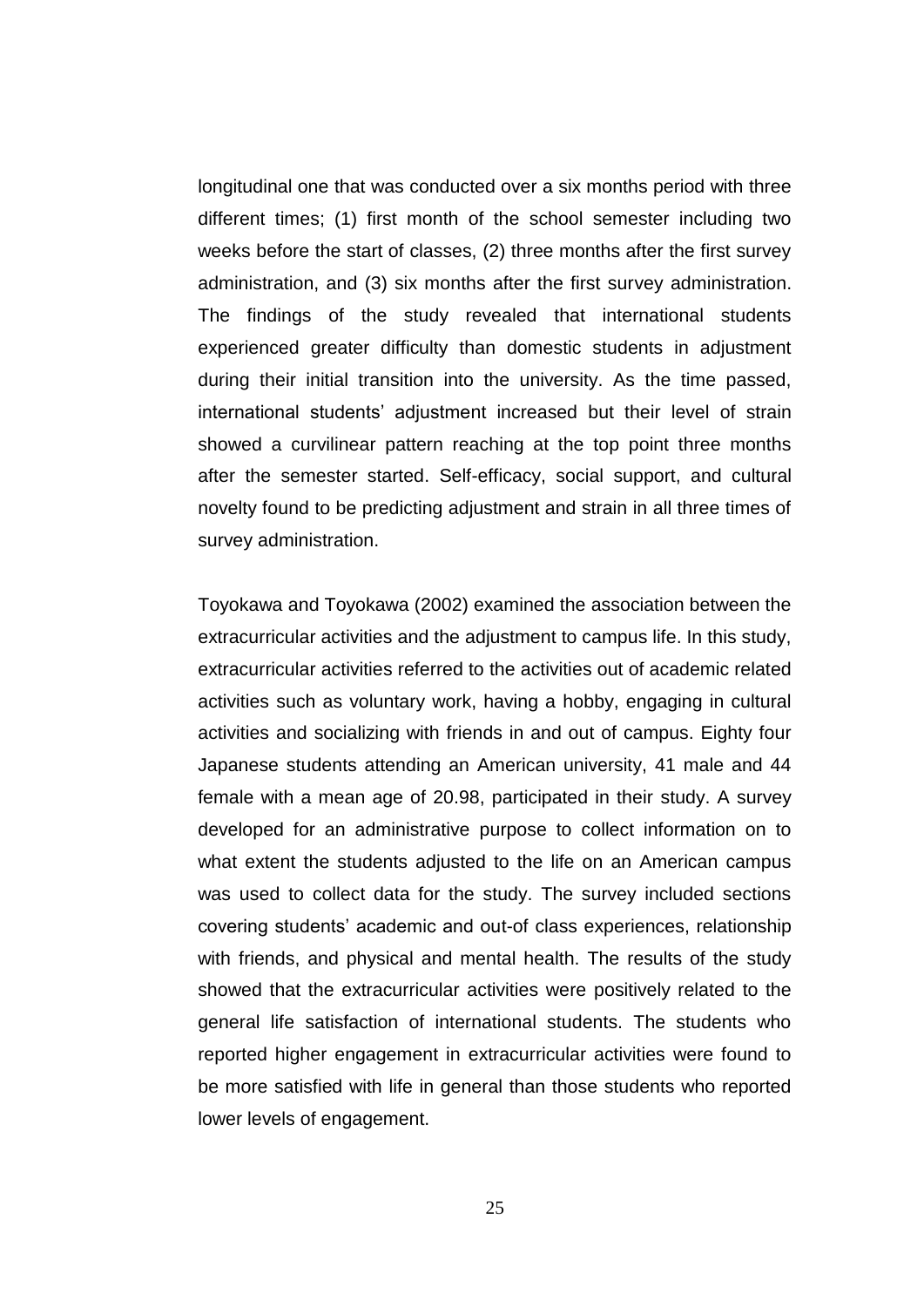longitudinal one that was conducted over a six months period with three different times; (1) first month of the school semester including two weeks before the start of classes, (2) three months after the first survey administration, and (3) six months after the first survey administration. The findings of the study revealed that international students experienced greater difficulty than domestic students in adjustment during their initial transition into the university. As the time passed, international students' adjustment increased but their level of strain showed a curvilinear pattern reaching at the top point three months after the semester started. Self-efficacy, social support, and cultural novelty found to be predicting adjustment and strain in all three times of survey administration.

Toyokawa and Toyokawa (2002) examined the association between the extracurricular activities and the adjustment to campus life. In this study, extracurricular activities referred to the activities out of academic related activities such as voluntary work, having a hobby, engaging in cultural activities and socializing with friends in and out of campus. Eighty four Japanese students attending an American university, 41 male and 44 female with a mean age of 20.98, participated in their study. A survey developed for an administrative purpose to collect information on to what extent the students adjusted to the life on an American campus was used to collect data for the study. The survey included sections covering students' academic and out-of class experiences, relationship with friends, and physical and mental health. The results of the study showed that the extracurricular activities were positively related to the general life satisfaction of international students. The students who reported higher engagement in extracurricular activities were found to be more satisfied with life in general than those students who reported lower levels of engagement.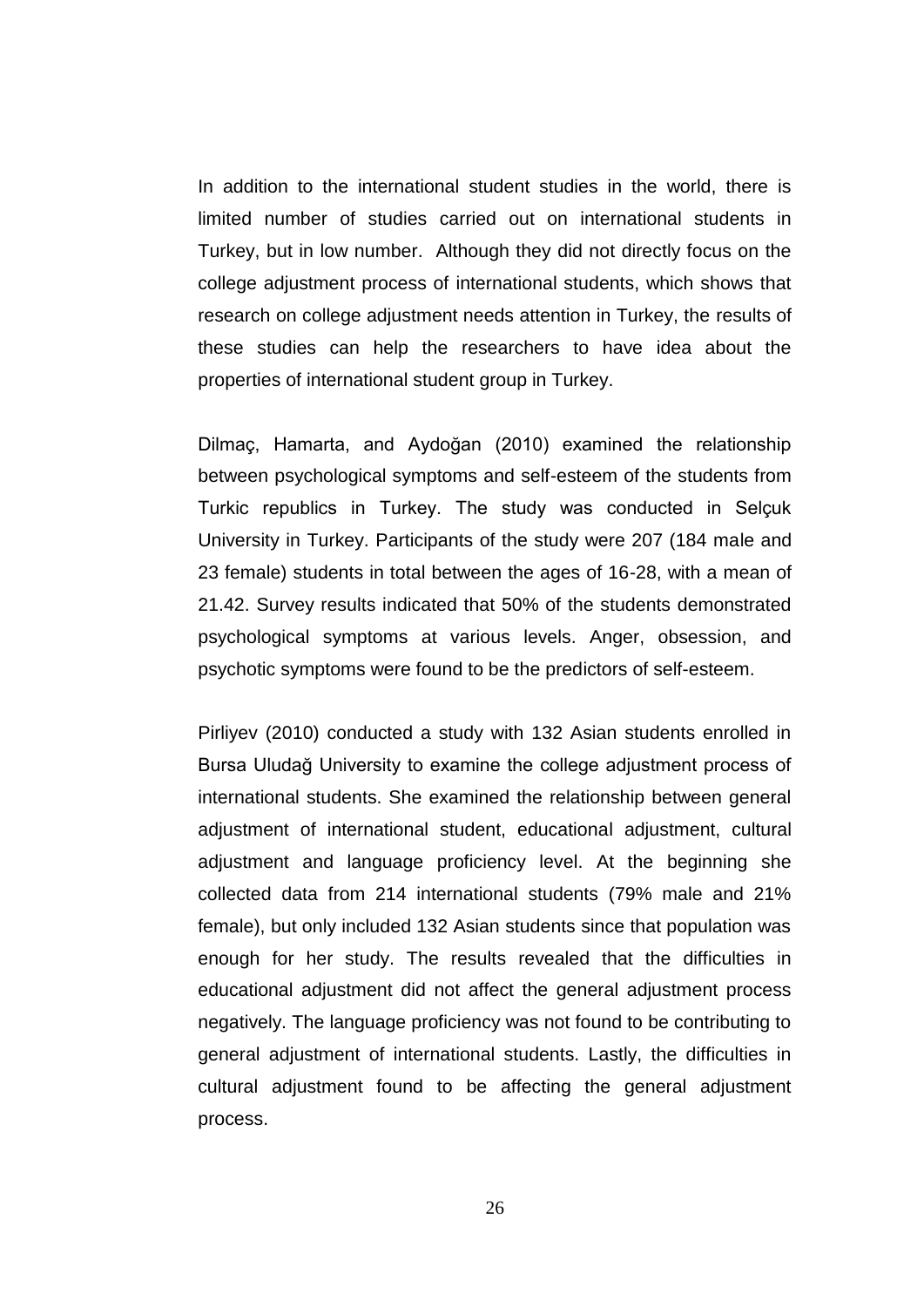In addition to the international student studies in the world, there is limited number of studies carried out on international students in Turkey, but in low number. Although they did not directly focus on the college adjustment process of international students, which shows that research on college adjustment needs attention in Turkey, the results of these studies can help the researchers to have idea about the properties of international student group in Turkey.

Dilmaç, Hamarta, and Aydoğan (2010) examined the relationship between psychological symptoms and self-esteem of the students from Turkic republics in Turkey. The study was conducted in Selçuk University in Turkey. Participants of the study were 207 (184 male and 23 female) students in total between the ages of 16-28, with a mean of 21.42. Survey results indicated that 50% of the students demonstrated psychological symptoms at various levels. Anger, obsession, and psychotic symptoms were found to be the predictors of self-esteem.

Pirliyev (2010) conducted a study with 132 Asian students enrolled in Bursa Uludağ University to examine the college adjustment process of international students. She examined the relationship between general adjustment of international student, educational adjustment, cultural adjustment and language proficiency level. At the beginning she collected data from 214 international students (79% male and 21% female), but only included 132 Asian students since that population was enough for her study. The results revealed that the difficulties in educational adjustment did not affect the general adjustment process negatively. The language proficiency was not found to be contributing to general adjustment of international students. Lastly, the difficulties in cultural adjustment found to be affecting the general adjustment process.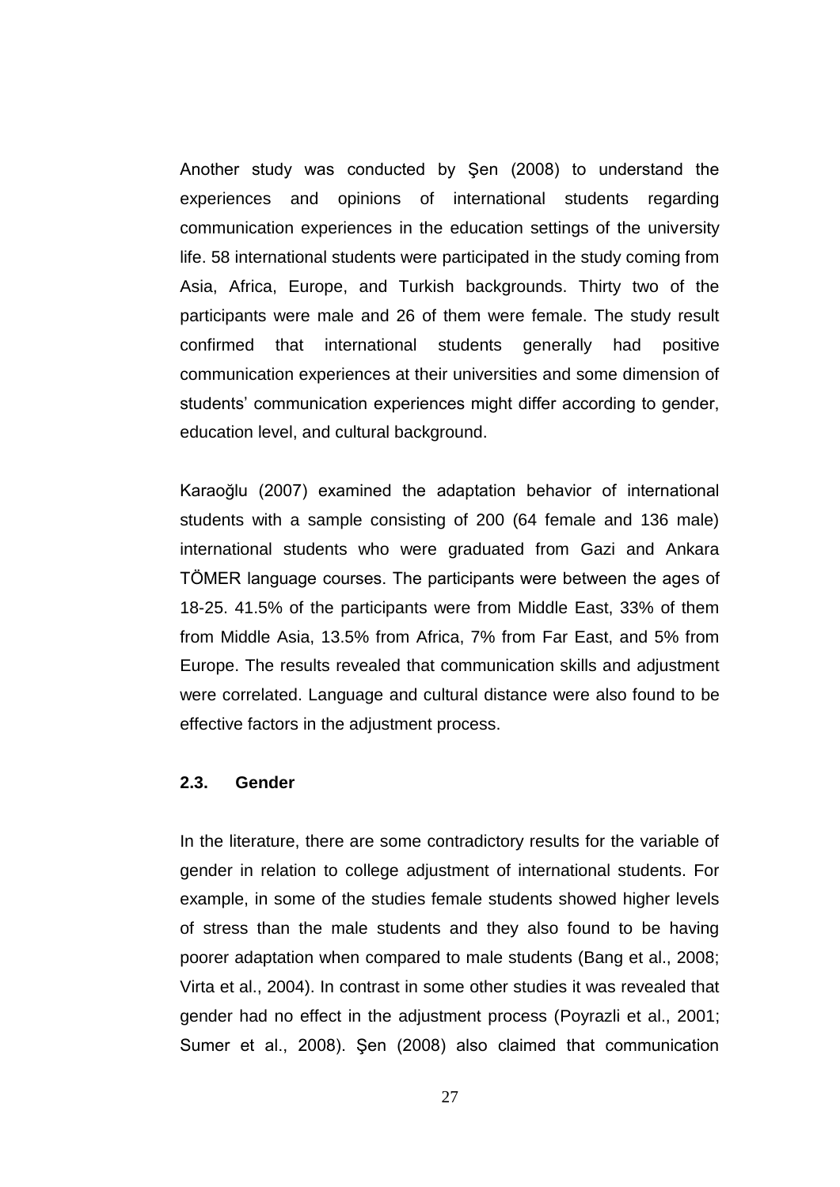Another study was conducted by Şen (2008) to understand the experiences and opinions of international students regarding communication experiences in the education settings of the university life. 58 international students were participated in the study coming from Asia, Africa, Europe, and Turkish backgrounds. Thirty two of the participants were male and 26 of them were female. The study result confirmed that international students generally had positive communication experiences at their universities and some dimension of students' communication experiences might differ according to gender, education level, and cultural background.

Karaoğlu (2007) examined the adaptation behavior of international students with a sample consisting of 200 (64 female and 136 male) international students who were graduated from Gazi and Ankara TÖMER language courses. The participants were between the ages of 18-25. 41.5% of the participants were from Middle East, 33% of them from Middle Asia, 13.5% from Africa, 7% from Far East, and 5% from Europe. The results revealed that communication skills and adjustment were correlated. Language and cultural distance were also found to be effective factors in the adjustment process.

### 2.3. Gender

In the literature, there are some contradictory results for the variable of gender in relation to college adjustment of international students. For example, in some of the studies female students showed higher levels of stress than the male students and they also found to be having poorer adaptation when compared to male students (Bang et al., 2008; Virta et al., 2004). In contrast in some other studies it was revealed that gender had no effect in the adjustment process (Poyrazli et al., 2001; Sumer et al., 2008). Şen (2008) also claimed that communication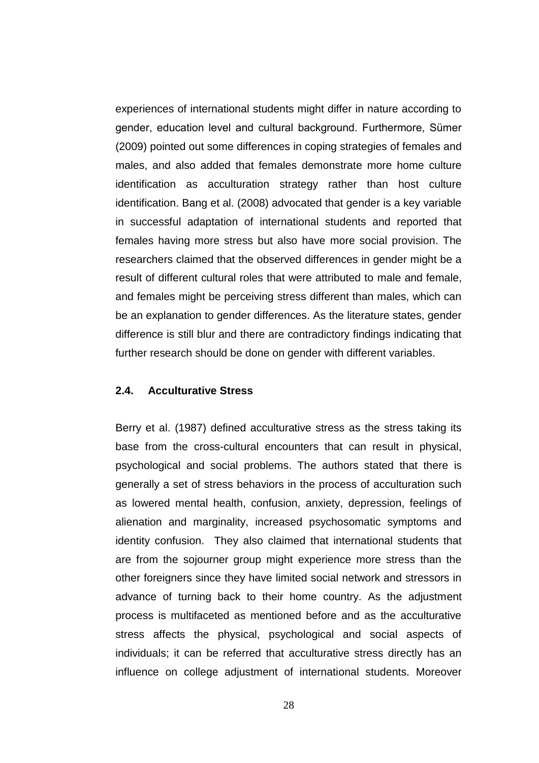experiences of international students might differ in nature according to gender, education level and cultural background. Furthermore, Sümer (2009) pointed out some differences in coping strategies of females and males, and also added that females demonstrate more home culture identification as acculturation strategy rather than host culture identification. Bang et al. (2008) advocated that gender is a key variable in successful adaptation of international students and reported that females having more stress but also have more social provision. The researchers claimed that the observed differences in gender might be a result of different cultural roles that were attributed to male and female, and females might be perceiving stress different than males, which can be an explanation to gender differences. As the literature states, gender difference is still blur and there are contradictory findings indicating that further research should be done on gender with different variables.

### 2.4. Acculturative Stress

Berry et al. (1987) defined acculturative stress as the stress taking its base from the cross-cultural encounters that can result in physical, psychological and social problems. The authors stated that there is generally a set of stress behaviors in the process of acculturation such as lowered mental health, confusion, anxiety, depression, feelings of alienation and marginality, increased psychosomatic symptoms and identity confusion. They also claimed that international students that are from the sojourner group might experience more stress than the other foreigners since they have limited social network and stressors in advance of turning back to their home country. As the adjustment process is multifaceted as mentioned before and as the acculturative stress affects the physical, psychological and social aspects of individuals; it can be referred that acculturative stress directly has an influence on college adjustment of international students. Moreover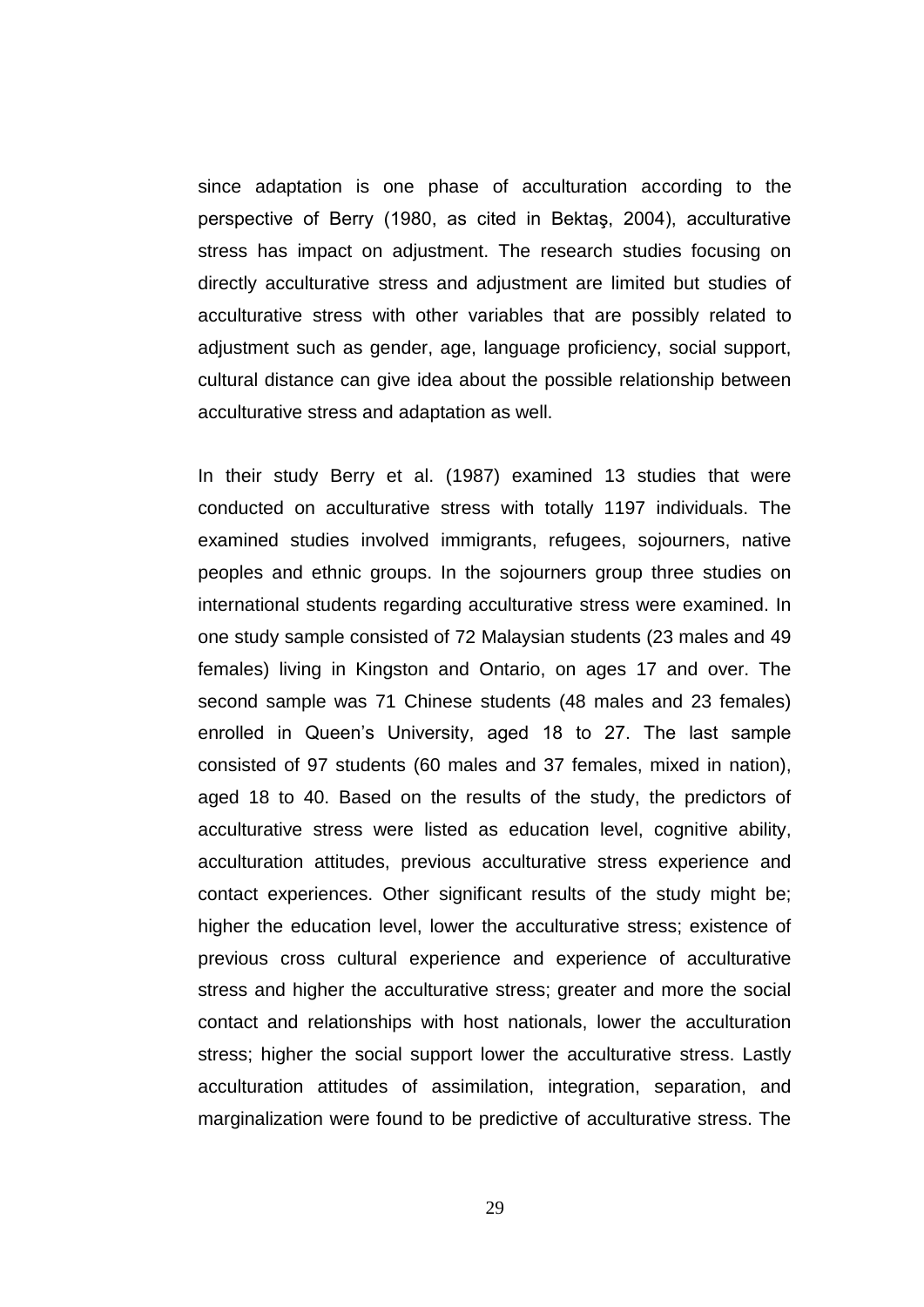since adaptation is one phase of acculturation according to the perspective of Berry (1980, as cited in Bektaş, 2004), acculturative stress has impact on adjustment. The research studies focusing on directly acculturative stress and adjustment are limited but studies of acculturative stress with other variables that are possibly related to adjustment such as gender, age, language proficiency, social support, cultural distance can give idea about the possible relationship between acculturative stress and adaptation as well.

In their study Berry et al. (1987) examined 13 studies that were conducted on acculturative stress with totally 1197 individuals. The examined studies involved immigrants, refugees, sojourners, native peoples and ethnic groups. In the sojourners group three studies on international students regarding acculturative stress were examined. In one study sample consisted of 72 Malaysian students (23 males and 49 females) living in Kingston and Ontario, on ages 17 and over. The second sample was 71 Chinese students (48 males and 23 females) enrolled in Queen's University, aged 18 to 27. The last sample consisted of 97 students (60 males and 37 females, mixed in nation), aged 18 to 40. Based on the results of the study, the predictors of acculturative stress were listed as education level, cognitive ability, acculturation attitudes, previous acculturative stress experience and contact experiences. Other significant results of the study might be; higher the education level, lower the acculturative stress; existence of previous cross cultural experience and experience of acculturative stress and higher the acculturative stress; greater and more the social contact and relationships with host nationals, lower the acculturation stress; higher the social support lower the acculturative stress. Lastly acculturation attitudes of assimilation, integration, separation, and marginalization were found to be predictive of acculturative stress. The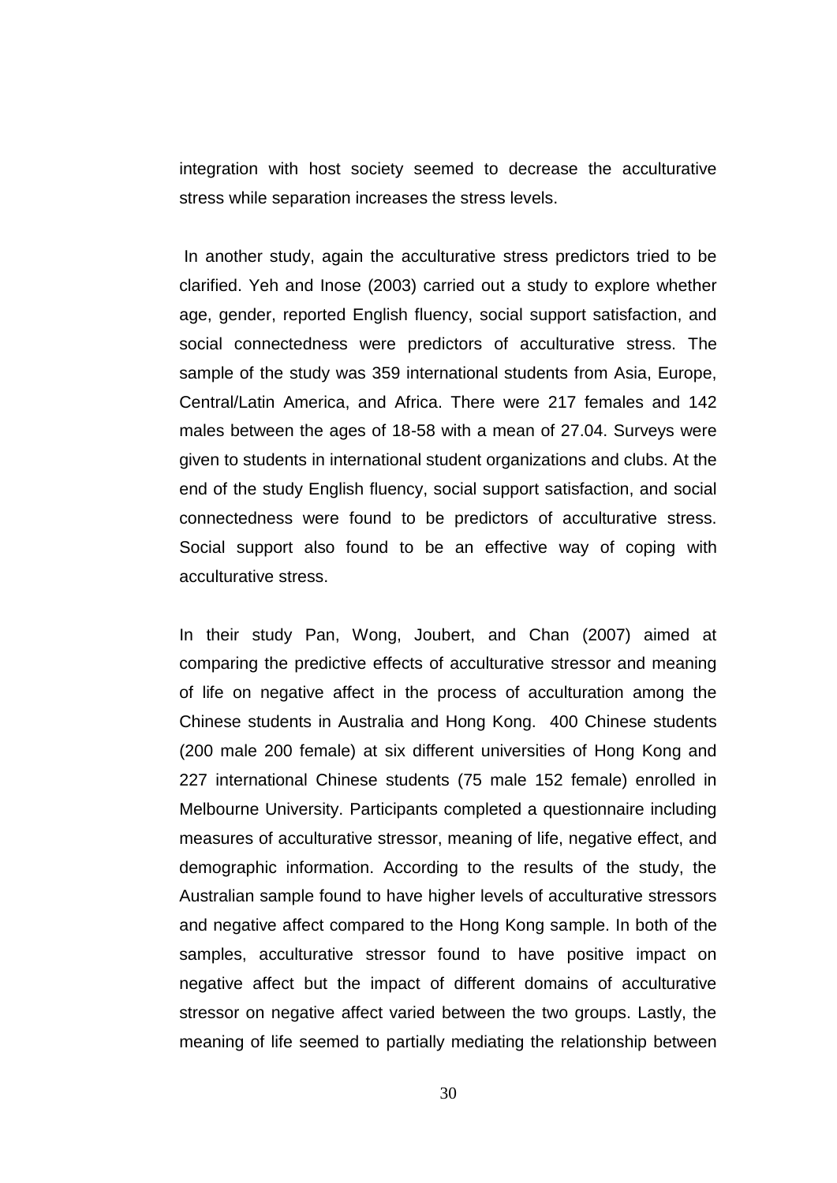integration with host society seemed to decrease the acculturative stress while separation increases the stress levels.

In another study, again the acculturative stress predictors tried to be clarified. Yeh and Inose (2003) carried out a study to explore whether age, gender, reported English fluency, social support satisfaction, and social connectedness were predictors of acculturative stress. The sample of the study was 359 international students from Asia, Europe, Central/Latin America, and Africa. There were 217 females and 142 males between the ages of 18-58 with a mean of 27.04. Surveys were given to students in international student organizations and clubs. At the end of the study English fluency, social support satisfaction, and social connectedness were found to be predictors of acculturative stress. Social support also found to be an effective way of coping with acculturative stress.

In their study Pan, Wong, Joubert, and Chan (2007) aimed at comparing the predictive effects of acculturative stressor and meaning of life on negative affect in the process of acculturation among the Chinese students in Australia and Hong Kong. 400 Chinese students (200 male 200 female) at six different universities of Hong Kong and 227 international Chinese students (75 male 152 female) enrolled in Melbourne University. Participants completed a questionnaire including measures of acculturative stressor, meaning of life, negative effect, and demographic information. According to the results of the study, the Australian sample found to have higher levels of acculturative stressors and negative affect compared to the Hong Kong sample. In both of the samples, acculturative stressor found to have positive impact on negative affect but the impact of different domains of acculturative stressor on negative affect varied between the two groups. Lastly, the meaning of life seemed to partially mediating the relationship between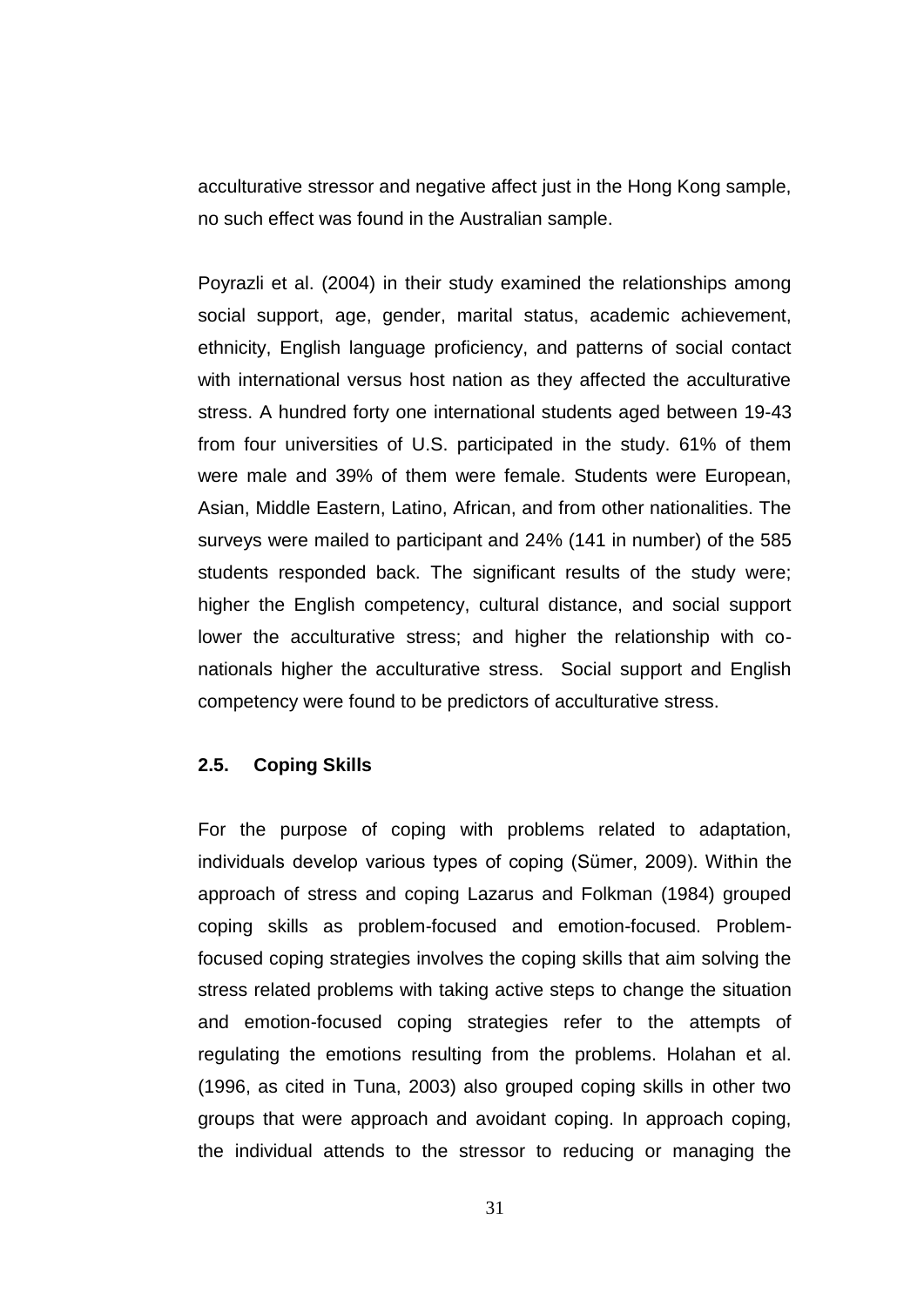acculturative stressor and negative affect just in the Hong Kong sample, no such effect was found in the Australian sample.

Poyrazli et al. (2004) in their study examined the relationships among social support, age, gender, marital status, academic achievement, ethnicity, English language proficiency, and patterns of social contact with international versus host nation as they affected the acculturative stress. A hundred forty one international students aged between 19-43 from four universities of U.S. participated in the study. 61% of them were male and 39% of them were female. Students were European, Asian, Middle Eastern, Latino, African, and from other nationalities. The surveys were mailed to participant and 24% (141 in number) of the 585 students responded back. The significant results of the study were; higher the English competency, cultural distance, and social support lower the acculturative stress; and higher the relationship with co-nationals higher the acculturative stress. Social support and English competency were found to be predictors of acculturative stress.

### 2.5. Coping Skills

For the purpose of coping with problems related to adaptation, individuals develop various types of coping (Sümer, 2009). Within the approach of stress and coping Lazarus and Folkman (1984) grouped coping skills as problem-focused and emotion-focused. Problem-focused coping strategies involves the coping skills that aim solving the stress related problems with taking active steps to change the situation and emotion-focused coping strategies refer to the attempts of regulating the emotions resulting from the problems. Holahan et al. (1996, as cited in Tuna, 2003) also grouped coping skills in other two groups that were approach and avoidant coping. In approach coping, the individual attends to the stressor to reducing or managing the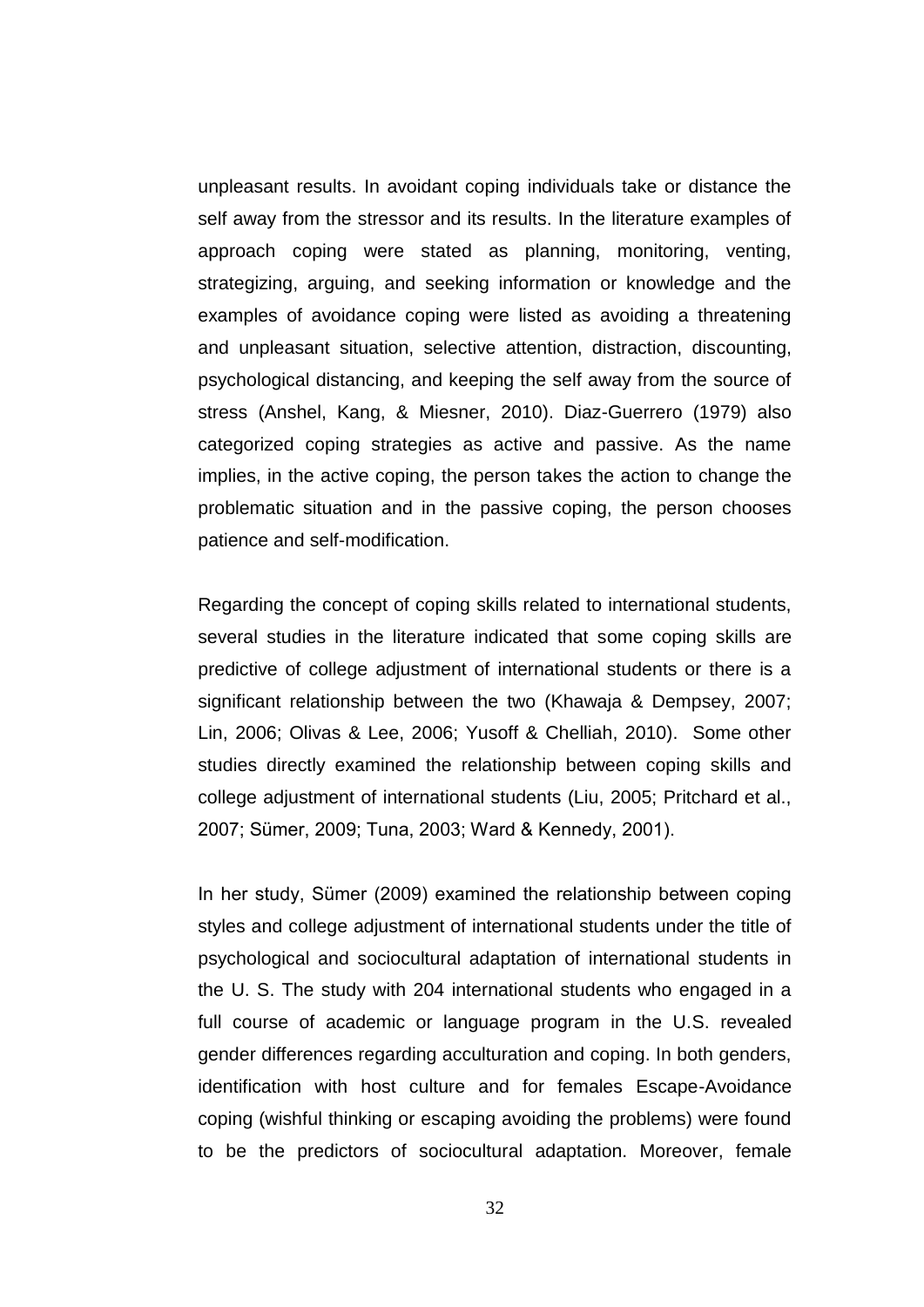unpleasant results. In avoidant coping individuals take or distance the self away from the stressor and its results. In the literature examples of approach coping were stated as planning, monitoring, venting, strategizing, arguing, and seeking information or knowledge and the examples of avoidance coping were listed as avoiding a threatening and unpleasant situation, selective attention, distraction, discounting, psychological distancing, and keeping the self away from the source of stress (Anshel, Kang, & Miesner, 2010). Diaz-Guerrero (1979) also categorized coping strategies as active and passive. As the name implies, in the active coping, the person takes the action to change the problematic situation and in the passive coping, the person chooses patience and self-modification.

Regarding the concept of coping skills related to international students, several studies in the literature indicated that some coping skills are predictive of college adjustment of international students or there is a significant relationship between the two (Khawaja & Dempsey, 2007; Lin, 2006; Olivas & Lee, 2006; Yusoff & Chelliah, 2010). Some other studies directly examined the relationship between coping skills and college adjustment of international students (Liu, 2005; Pritchard et al., 2007; Sümer, 2009; Tuna, 2003; Ward & Kennedy, 2001).

In her study, Sümer (2009) examined the relationship between coping styles and college adjustment of international students under the title of psychological and sociocultural adaptation of international students in the U. S. The study with 204 international students who engaged in a full course of academic or language program in the U.S. revealed gender differences regarding acculturation and coping. In both genders, identification with host culture and for females Escape-Avoidance coping (wishful thinking or escaping avoiding the problems) were found to be the predictors of sociocultural adaptation. Moreover, female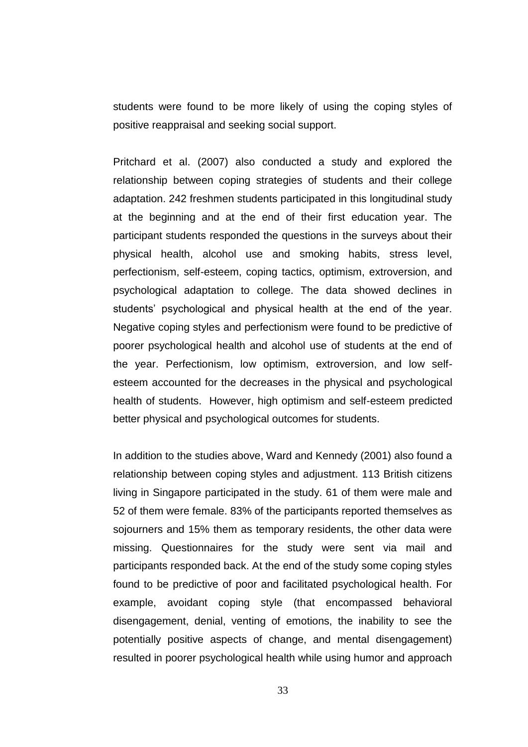students were found to be more likely of using the coping styles of positive reappraisal and seeking social support.

Pritchard et al. (2007) also conducted a study and explored the relationship between coping strategies of students and their college adaptation. 242 freshmen students participated in this longitudinal study at the beginning and at the end of their first education year. The participant students responded the questions in the surveys about their physical health, alcohol use and smoking habits, stress level, perfectionism, self-esteem, coping tactics, optimism, extroversion, and psychological adaptation to college. The data showed declines in students' psychological and physical health at the end of the year. Negative coping styles and perfectionism were found to be predictive of poorer psychological health and alcohol use of students at the end of the year. Perfectionism, low optimism, extroversion, and low self-esteem accounted for the decreases in the physical and psychological health of students. However, high optimism and self-esteem predicted better physical and psychological outcomes for students.

In addition to the studies above, Ward and Kennedy (2001) also found a relationship between coping styles and adjustment. 113 British citizens living in Singapore participated in the study. 61 of them were male and 52 of them were female. 83% of the participants reported themselves as sojourners and 15% them as temporary residents, the other data were missing. Questionnaires for the study were sent via mail and participants responded back. At the end of the study some coping styles found to be predictive of poor and facilitated psychological health. For example, avoidant coping style (that encompassed behavioral disengagement, denial, venting of emotions, the inability to see the potentially positive aspects of change, and mental disengagement) resulted in poorer psychological health while using humor and approach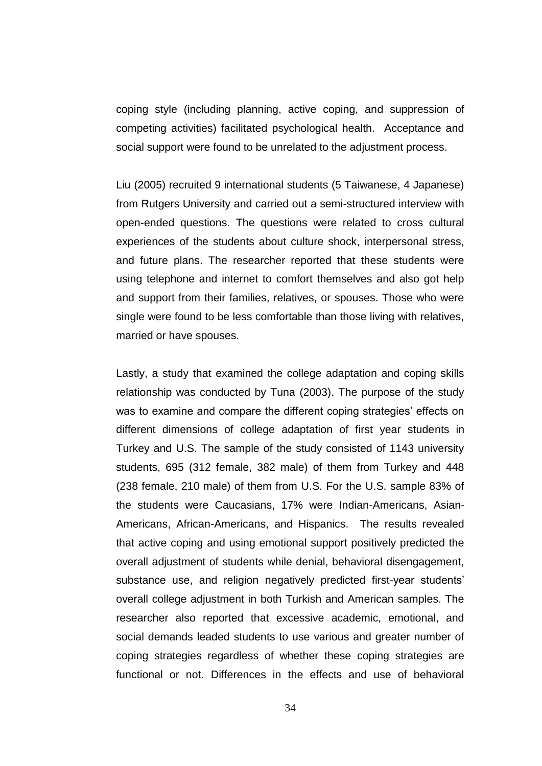coping style (including planning, active coping, and suppression of competing activities) facilitated psychological health. Acceptance and social support were found to be unrelated to the adjustment process.

Liu (2005) recruited 9 international students (5 Taiwanese, 4 Japanese) from Rutgers University and carried out a semi-structured interview with open-ended questions. The questions were related to cross cultural experiences of the students about culture shock, interpersonal stress, and future plans. The researcher reported that these students were using telephone and internet to comfort themselves and also got help and support from their families, relatives, or spouses. Those who were single were found to be less comfortable than those living with relatives, married or have spouses.

Lastly, a study that examined the college adaptation and coping skills relationship was conducted by Tuna (2003). The purpose of the study was to examine and compare the different coping strategies' effects on different dimensions of college adaptation of first year students in Turkey and U.S. The sample of the study consisted of 1143 university students, 695 (312 female, 382 male) of them from Turkey and 448 (238 female, 210 male) of them from U.S. For the U.S. sample 83% of the students were Caucasians, 17% were Indian-Americans, Asian-Americans, African-Americans, and Hispanics. The results revealed that active coping and using emotional support positively predicted the overall adjustment of students while denial, behavioral disengagement, substance use, and religion negatively predicted first-year students' overall college adjustment in both Turkish and American samples. The researcher also reported that excessive academic, emotional, and social demands leaded students to use various and greater number of coping strategies regardless of whether these coping strategies are functional or not. Differences in the effects and use of behavioral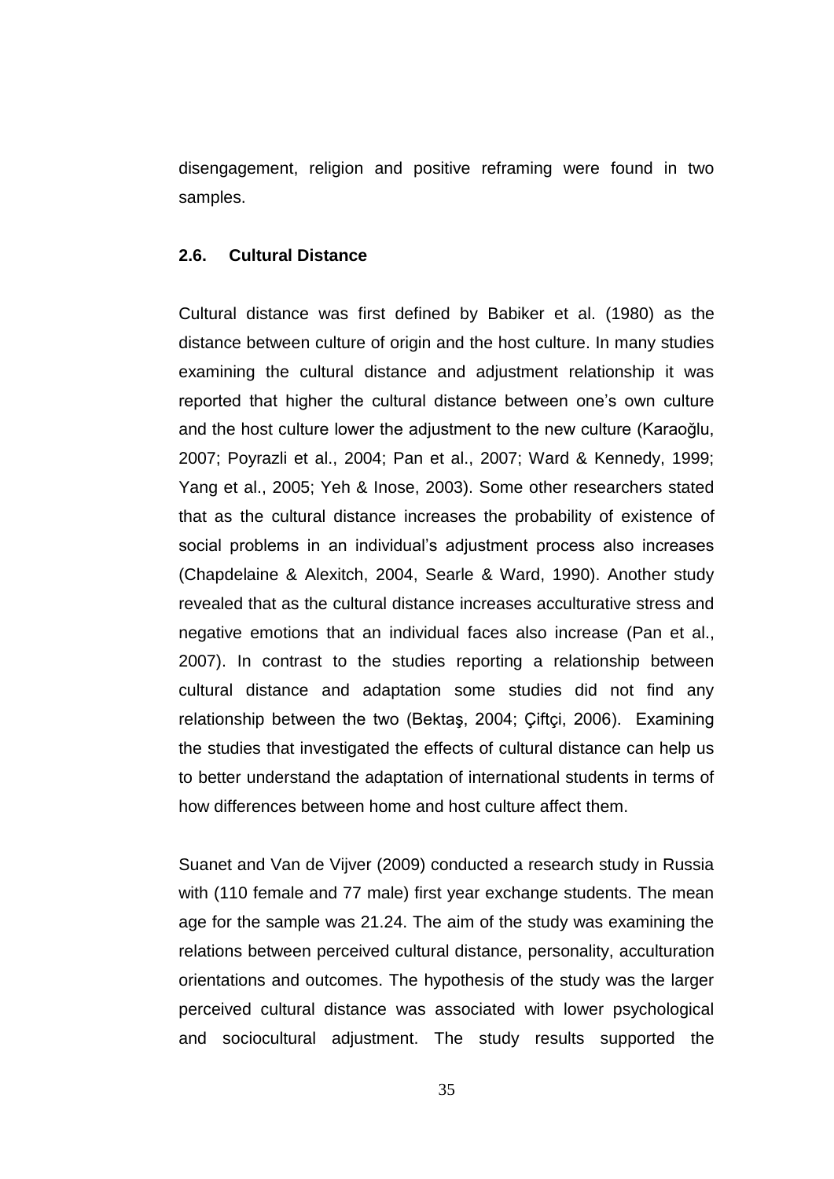disengagement, religion and positive reframing were found in two samples.

## 2.6. Cultural Distance

Cultural distance was first defined by Babiker et al. (1980) as the distance between culture of origin and the host culture. In many studies examining the cultural distance and adjustment relationship it was reported that higher the cultural distance between one's own culture and the host culture lower the adjustment to the new culture (Karaoğlu, 2007; Poyrazli et al., 2004; Pan et al., 2007; Ward & Kennedy, 1999; Yang et al., 2005; Yeh & Inose, 2003). Some other researchers stated that as the cultural distance increases the probability of existence of social problems in an individual's adjustment process also increases (Chapdelaine & Alexitch, 2004, Searle & Ward, 1990). Another study revealed that as the cultural distance increases acculturative stress and negative emotions that an individual faces also increase (Pan et al., 2007). In contrast to the studies reporting a relationship between cultural distance and adaptation some studies did not find any relationship between the two (Bektaş, 2004; Çiftçi, 2006). Examining the studies that investigated the effects of cultural distance can help us to better understand the adaptation of international students in terms of how differences between home and host culture affect them.

Suanet and Van de Vijver (2009) conducted a research study in Russia with (110 female and 77 male) first year exchange students. The mean age for the sample was 21.24. The aim of the study was examining the relations between perceived cultural distance, personality, acculturation orientations and outcomes. The hypothesis of the study was the larger perceived cultural distance was associated with lower psychological and sociocultural adjustment. The study results supported the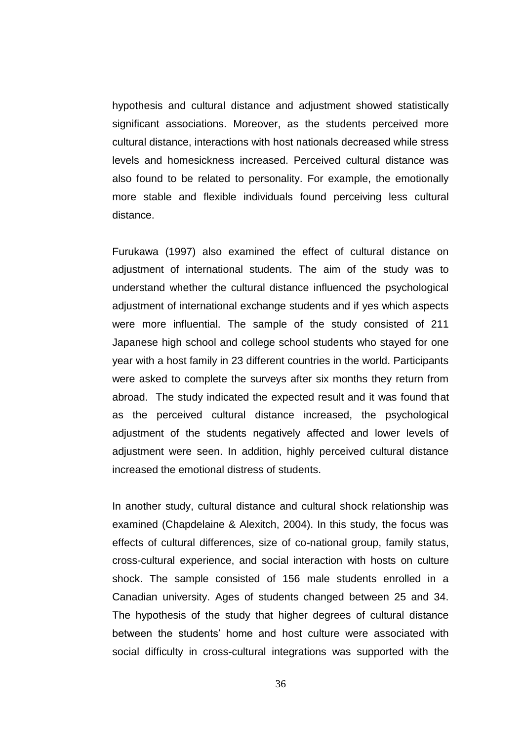hypothesis and cultural distance and adjustment showed statistically significant associations. Moreover, as the students perceived more cultural distance, interactions with host nationals decreased while stress levels and homesickness increased. Perceived cultural distance was also found to be related to personality. For example, the emotionally more stable and flexible individuals found perceiving less cultural distance.

Furukawa (1997) also examined the effect of cultural distance on adjustment of international students. The aim of the study was to understand whether the cultural distance influenced the psychological adjustment of international exchange students and if yes which aspects were more influential. The sample of the study consisted of 211 Japanese high school and college school students who stayed for one year with a host family in 23 different countries in the world. Participants were asked to complete the surveys after six months they return from abroad. The study indicated the expected result and it was found that as the perceived cultural distance increased, the psychological adjustment of the students negatively affected and lower levels of adjustment were seen. In addition, highly perceived cultural distance increased the emotional distress of students.

In another study, cultural distance and cultural shock relationship was examined (Chapdelaine & Alexitch, 2004). In this study, the focus was effects of cultural differences, size of co-national group, family status, cross-cultural experience, and social interaction with hosts on culture shock. The sample consisted of 156 male students enrolled in a Canadian university. Ages of students changed between 25 and 34. The hypothesis of the study that higher degrees of cultural distance between the students' home and host culture were associated with social difficulty in cross-cultural integrations was supported with the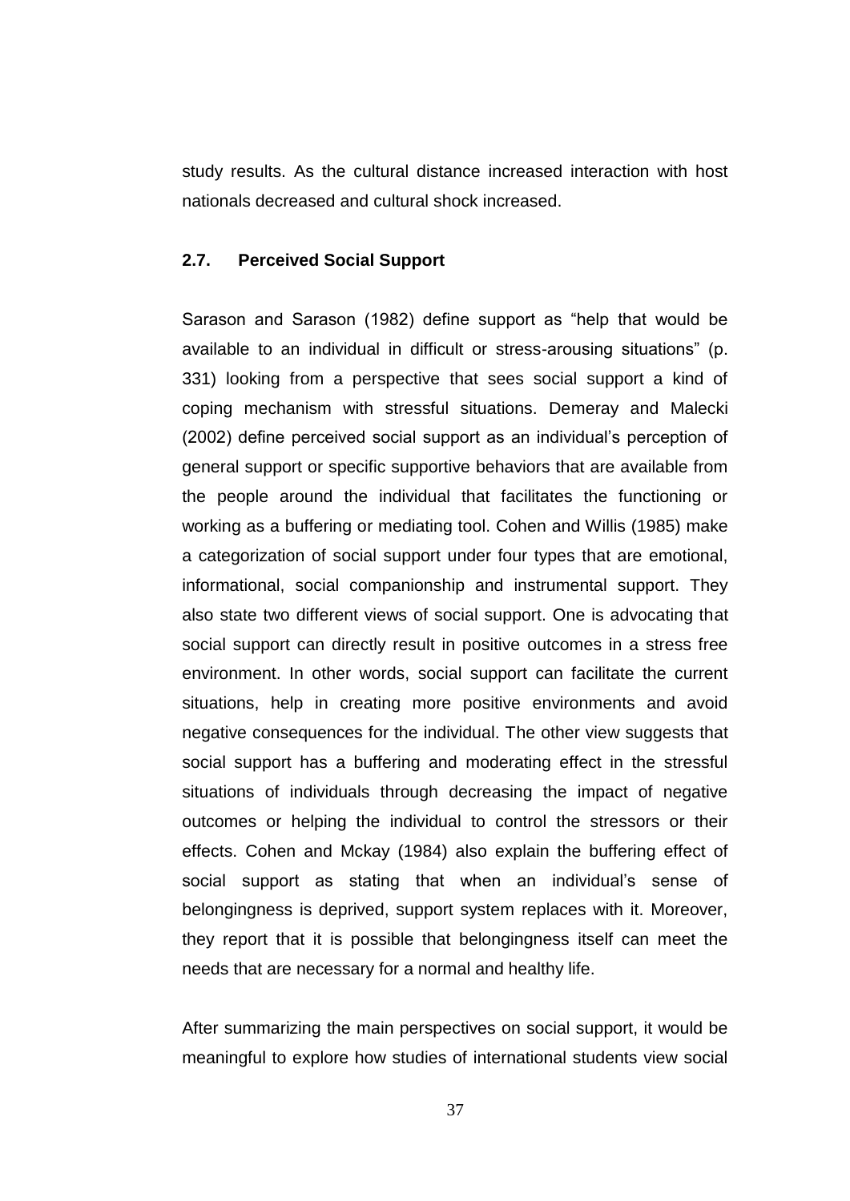study results. As the cultural distance increased interaction with host nationals decreased and cultural shock increased.

### 2.7. Perceived Social Support

Sarason and Sarason (1982) define support as “help that would be available to an individual in difficult or stress-arousing situations” (p. 331) looking from a perspective that sees social support a kind of coping mechanism with stressful situations. Demeray and Malecki (2002) define perceived social support as an individual’s perception of general support or specific supportive behaviors that are available from the people around the individual that facilitates the functioning or working as a buffering or mediating tool. Cohen and Willis (1985) make a categorization of social support under four types that are emotional, informational, social companionship and instrumental support. They also state two different views of social support. One is advocating that social support can directly result in positive outcomes in a stress free environment. In other words, social support can facilitate the current situations, help in creating more positive environments and avoid negative consequences for the individual. The other view suggests that social support has a buffering and moderating effect in the stressful situations of individuals through decreasing the impact of negative outcomes or helping the individual to control the stressors or their effects. Cohen and Mckay (1984) also explain the buffering effect of social support as stating that when an individual’s sense of belongingness is deprived, support system replaces with it. Moreover, they report that it is possible that belongingness itself can meet the needs that are necessary for a normal and healthy life.

After summarizing the main perspectives on social support, it would be meaningful to explore how studies of international students view social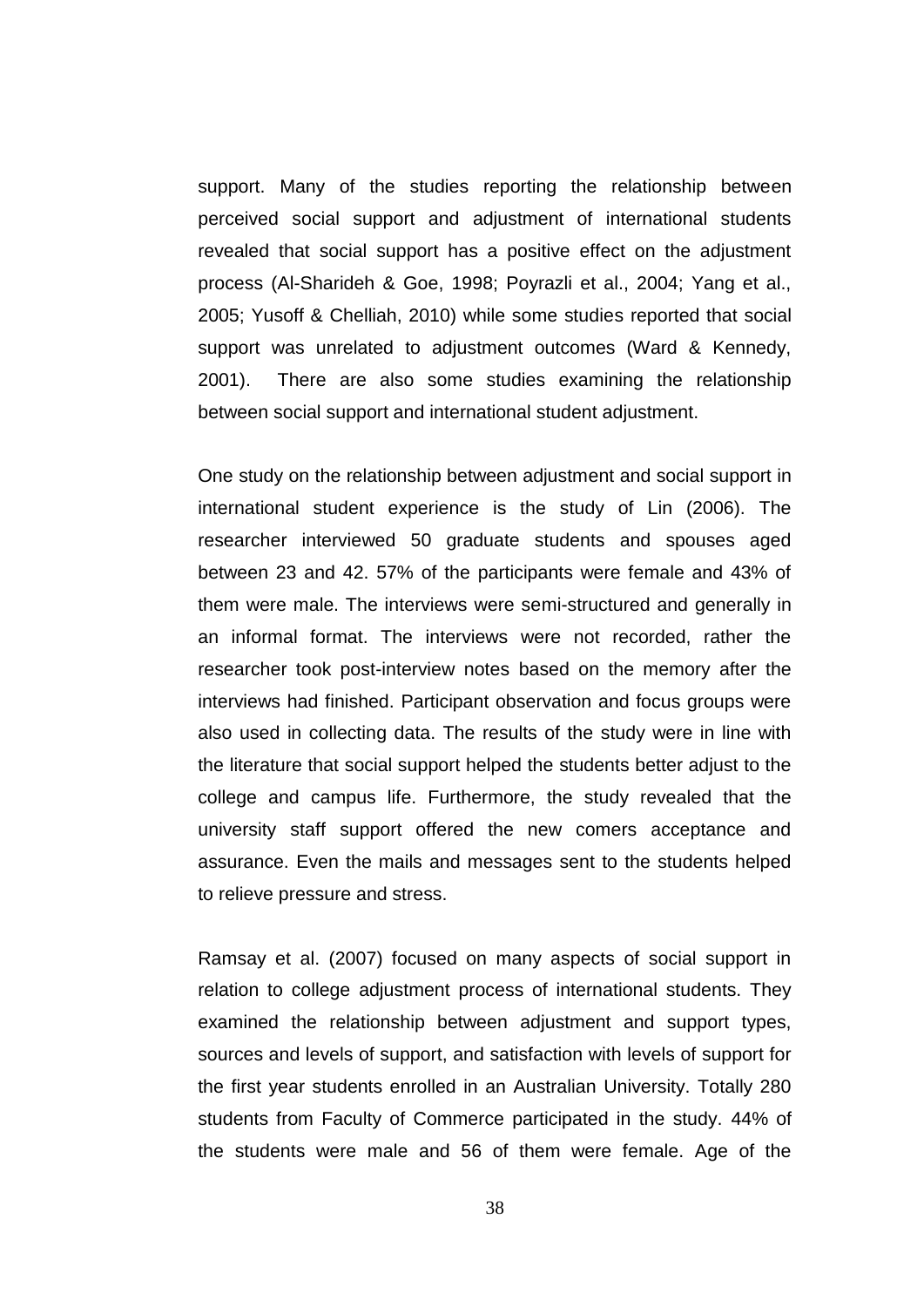support. Many of the studies reporting the relationship between perceived social support and adjustment of international students revealed that social support has a positive effect on the adjustment process (Al-Sharideh & Goe, 1998; Poyrazli et al., 2004; Yang et al., 2005; Yusoff & Chelliah, 2010) while some studies reported that social support was unrelated to adjustment outcomes (Ward & Kennedy, 2001). There are also some studies examining the relationship between social support and international student adjustment.

One study on the relationship between adjustment and social support in international student experience is the study of Lin (2006). The researcher interviewed 50 graduate students and spouses aged between 23 and 42. 57% of the participants were female and 43% of them were male. The interviews were semi-structured and generally in an informal format. The interviews were not recorded, rather the researcher took post-interview notes based on the memory after the interviews had finished. Participant observation and focus groups were also used in collecting data. The results of the study were in line with the literature that social support helped the students better adjust to the college and campus life. Furthermore, the study revealed that the university staff support offered the new comers acceptance and assurance. Even the mails and messages sent to the students helped to relieve pressure and stress.

Ramsay et al. (2007) focused on many aspects of social support in relation to college adjustment process of international students. They examined the relationship between adjustment and support types, sources and levels of support, and satisfaction with levels of support for the first year students enrolled in an Australian University. Totally 280 students from Faculty of Commerce participated in the study. 44% of the students were male and 56 of them were female. Age of the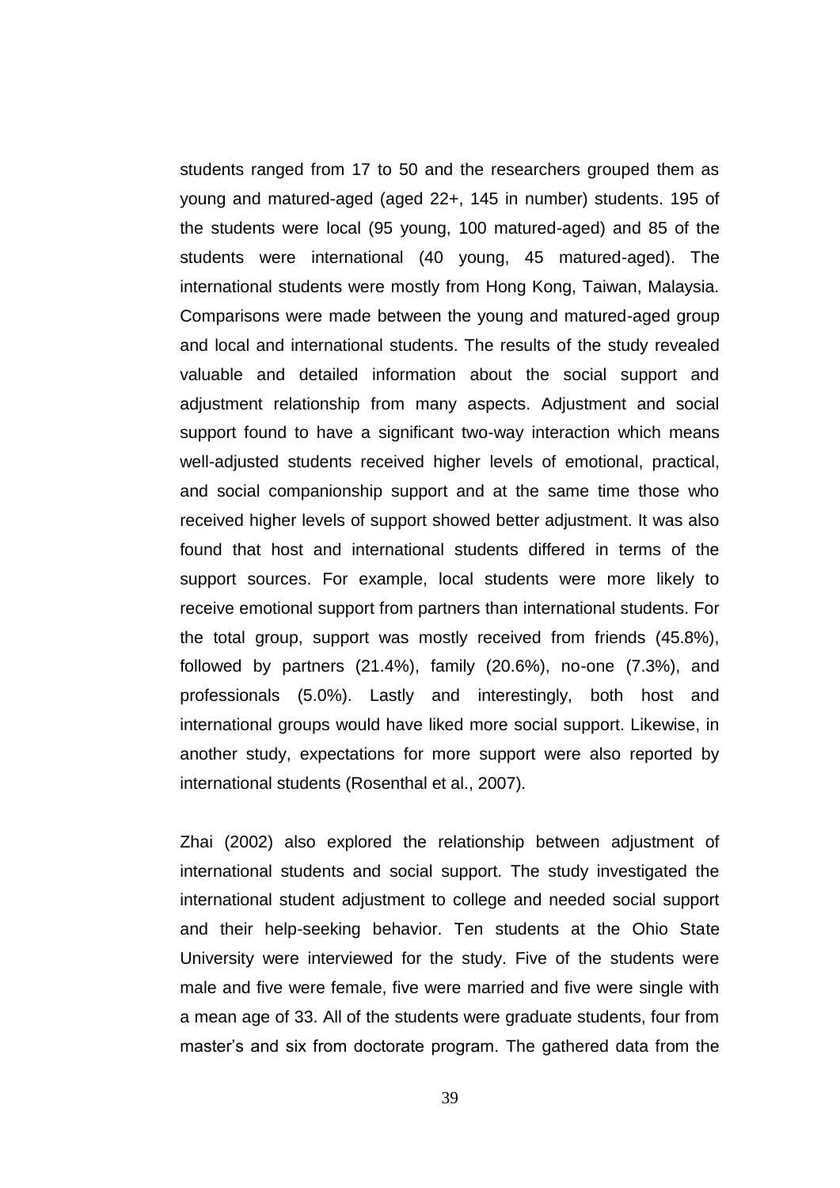students ranged from 17 to 50 and the researchers grouped them as young and matured-aged (aged 22+, 145 in number) students. 195 of the students were local (95 young, 100 matured-aged) and 85 of the students were international (40 young, 45 matured-aged). The international students were mostly from Hong Kong, Taiwan, Malaysia. Comparisons were made between the young and matured-aged group and local and international students. The results of the study revealed valuable and detailed information about the social support and adjustment relationship from many aspects. Adjustment and social support found to have a significant two-way interaction which means well-adjusted students received higher levels of emotional, practical, and social companionship support and at the same time those who received higher levels of support showed better adjustment. It was also found that host and international students differed in terms of the support sources. For example, local students were more likely to receive emotional support from partners than international students. For the total group, support was mostly received from friends (45.8%), followed by partners (21.4%), family (20.6%), no-one (7.3%), and professionals (5.0%). Lastly and interestingly, both host and international groups would have liked more social support. Likewise, in another study, expectations for more support were also reported by international students (Rosenthal et al., 2007).

Zhai (2002) also explored the relationship between adjustment of international students and social support. The study investigated the international student adjustment to college and needed social support and their help-seeking behavior. Ten students at the Ohio State University were interviewed for the study. Five of the students were male and five were female, five were married and five were single with a mean age of 33. All of the students were graduate students, four from master's and six from doctorate program. The gathered data from the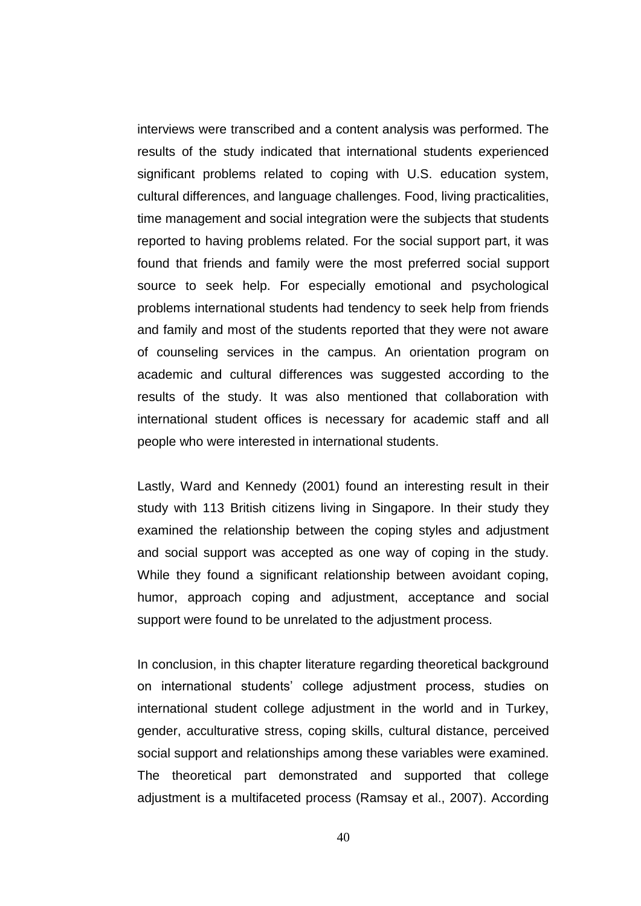interviews were transcribed and a content analysis was performed. The results of the study indicated that international students experienced significant problems related to coping with U.S. education system, cultural differences, and language challenges. Food, living practicalities, time management and social integration were the subjects that students reported to having problems related. For the social support part, it was found that friends and family were the most preferred social support source to seek help. For especially emotional and psychological problems international students had tendency to seek help from friends and family and most of the students reported that they were not aware of counseling services in the campus. An orientation program on academic and cultural differences was suggested according to the results of the study. It was also mentioned that collaboration with international student offices is necessary for academic staff and all people who were interested in international students.

Lastly, Ward and Kennedy (2001) found an interesting result in their study with 113 British citizens living in Singapore. In their study they examined the relationship between the coping styles and adjustment and social support was accepted as one way of coping in the study. While they found a significant relationship between avoidant coping, humor, approach coping and adjustment, acceptance and social support were found to be unrelated to the adjustment process.

In conclusion, in this chapter literature regarding theoretical background on international students' college adjustment process, studies on international student college adjustment in the world and in Turkey, gender, acculturative stress, coping skills, cultural distance, perceived social support and relationships among these variables were examined. The theoretical part demonstrated and supported that college adjustment is a multifaceted process (Ramsay et al., 2007). According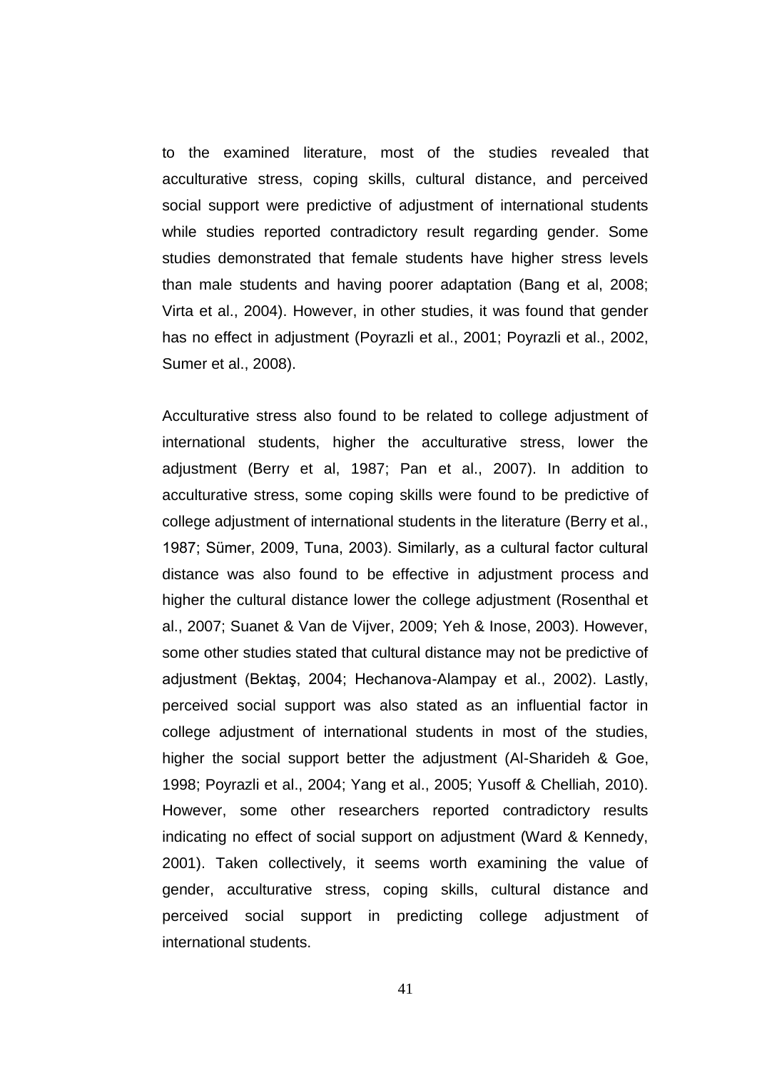to the examined literature, most of the studies revealed that acculturative stress, coping skills, cultural distance, and perceived social support were predictive of adjustment of international students while studies reported contradictory result regarding gender. Some studies demonstrated that female students have higher stress levels than male students and having poorer adaptation (Bang et al, 2008; Virta et al., 2004). However, in other studies, it was found that gender has no effect in adjustment (Poyrazli et al., 2001; Poyrazli et al., 2002, Sumer et al., 2008).

Acculturative stress also found to be related to college adjustment of international students, higher the acculturative stress, lower the adjustment (Berry et al, 1987; Pan et al., 2007). In addition to acculturative stress, some coping skills were found to be predictive of college adjustment of international students in the literature (Berry et al., 1987; Sümer, 2009, Tuna, 2003). Similarly, as a cultural factor cultural distance was also found to be effective in adjustment process and higher the cultural distance lower the college adjustment (Rosenthal et al., 2007; Suanet & Van de Vijver, 2009; Yeh & Inose, 2003). However, some other studies stated that cultural distance may not be predictive of adjustment (Bektaş, 2004; Hechanova-Alampay et al., 2002). Lastly, perceived social support was also stated as an influential factor in college adjustment of international students in most of the studies, higher the social support better the adjustment (Al-Sharideh & Goe, 1998; Poyrazli et al., 2004; Yang et al., 2005; Yusoff & Chelliah, 2010). However, some other researchers reported contradictory results indicating no effect of social support on adjustment (Ward & Kennedy, 2001). Taken collectively, it seems worth examining the value of gender, acculturative stress, coping skills, cultural distance and perceived social support in predicting college adjustment of international students.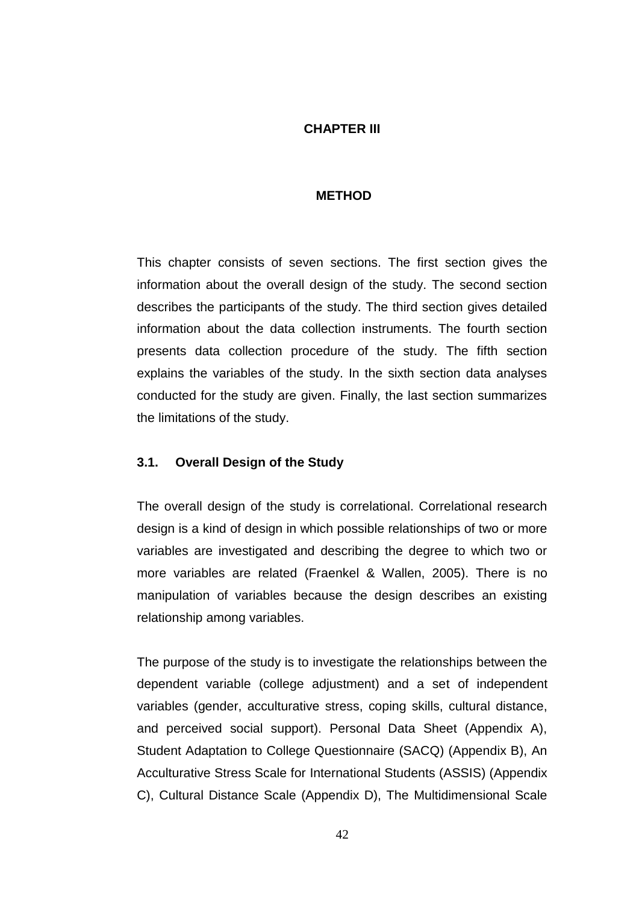# CHAPTER III

# METHOD

This chapter consists of seven sections. The first section gives the information about the overall design of the study. The second section describes the participants of the study. The third section gives detailed information about the data collection instruments. The fourth section presents data collection procedure of the study. The fifth section explains the variables of the study. In the sixth section data analyses conducted for the study are given. Finally, the last section summarizes the limitations of the study.

## 3.1. Overall Design of the Study

The overall design of the study is correlational. Correlational research design is a kind of design in which possible relationships of two or more variables are investigated and describing the degree to which two or more variables are related (Fraenkel & Wallen, 2005). There is no manipulation of variables because the design describes an existing relationship among variables.

The purpose of the study is to investigate the relationships between the dependent variable (college adjustment) and a set of independent variables (gender, acculturative stress, coping skills, cultural distance, and perceived social support). Personal Data Sheet (Appendix A), Student Adaptation to College Questionnaire (SACQ) (Appendix B), An Acculturative Stress Scale for International Students (ASSIS) (Appendix C), Cultural Distance Scale (Appendix D), The Multidimensional Scale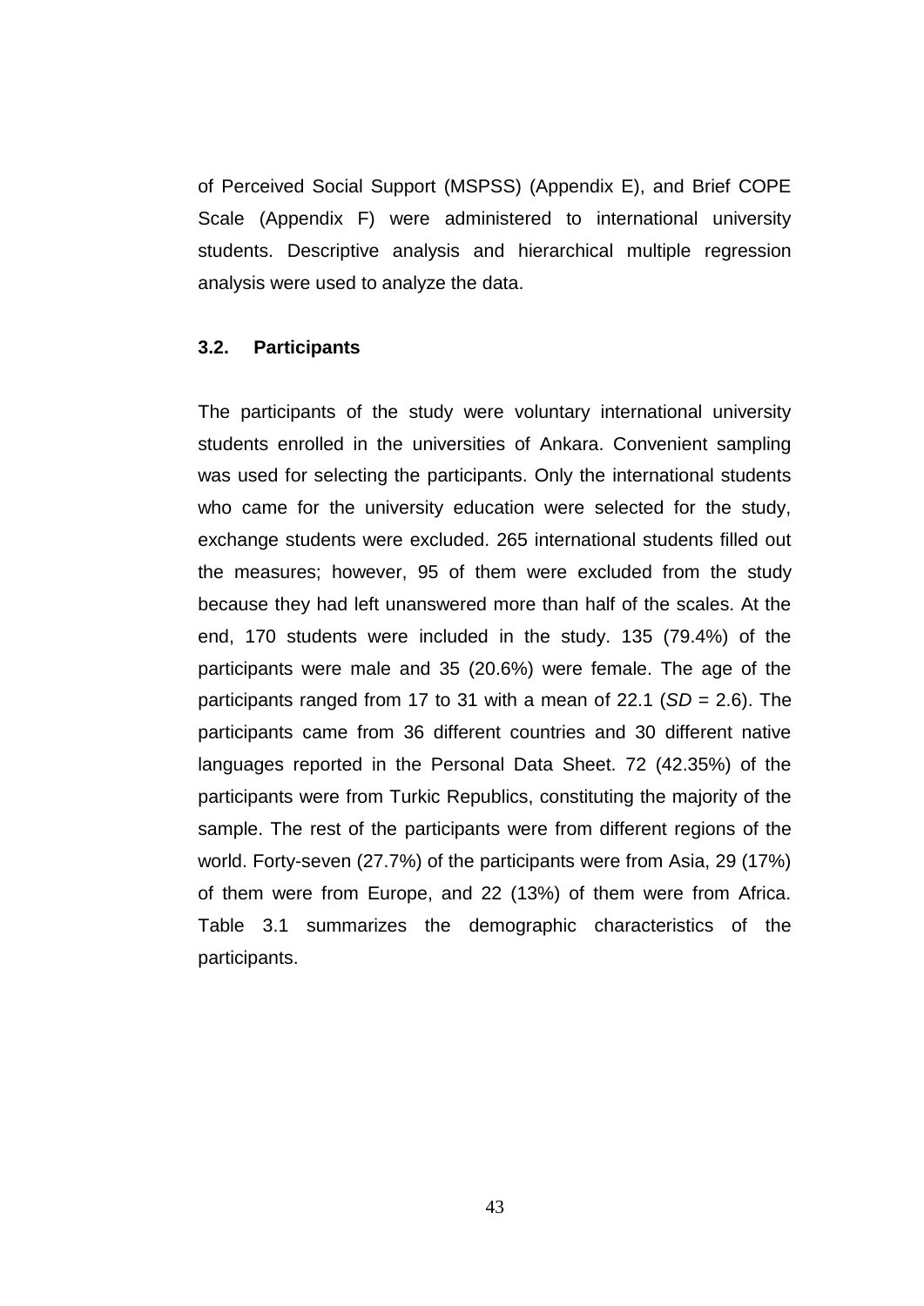of Perceived Social Support (MSPSS) (Appendix E), and Brief COPE Scale (Appendix F) were administered to international university students. Descriptive analysis and hierarchical multiple regression analysis were used to analyze the data.

### 3.2. Participants

The participants of the study were voluntary international university students enrolled in the universities of Ankara. Convenient sampling was used for selecting the participants. Only the international students who came for the university education were selected for the study, exchange students were excluded. 265 international students filled out the measures; however, 95 of them were excluded from the study because they had left unanswered more than half of the scales. At the end, 170 students were included in the study. 135 (79.4%) of the participants were male and 35 (20.6%) were female. The age of the participants ranged from 17 to 31 with a mean of 22.1 (*SD* = 2.6). The participants came from 36 different countries and 30 different native languages reported in the Personal Data Sheet. 72 (42.35%) of the participants were from Turkic Republics, constituting the majority of the sample. The rest of the participants were from different regions of the world. Forty-seven (27.7%) of the participants were from Asia, 29 (17%) of them were from Europe, and 22 (13%) of them were from Africa. Table 3.1 summarizes the demographic characteristics of the participants.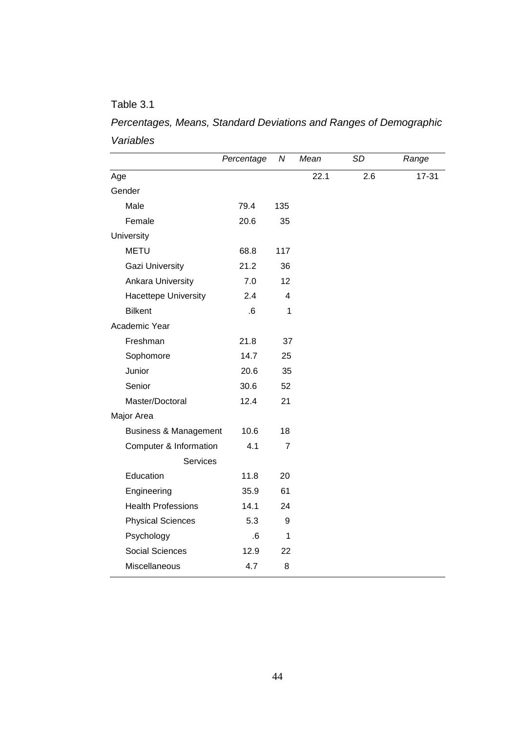Table 3.1

*Percentages, Means, Standard Deviations and Ranges of Demographic Variables*

| | *Percentage* | *N* | *Mean* | *SD* | *Range* |
|---|---|---|---|---|---|
| Age | | | 22.1 | 2.6 | 17-31 |
| Gender | | | | | |
| Male | 79.4 | 135 | | | |
| Female | 20.6 | 35 | | | |
| University | | | | | |
| METU | 68.8 | 117 | | | |
| Gazi University | 21.2 | 36 | | | |
| Ankara University | 7.0 | 12 | | | |
| Hacettepe University | 2.4 | 4 | | | |
| Bilkent | .6 | 1 | | | |
| Academic Year | | | | | |
| Freshman | 21.8 | 37 | | | |
| Sophomore | 14.7 | 25 | | | |
| Junior | 20.6 | 35 | | | |
| Senior | 30.6 | 52 | | | |
| Master/Doctoral | 12.4 | 21 | | | |
| Major Area | | | | | |
| Business & Management | 10.6 | 18 | | | |
| Computer & Information Services | 4.1 | 7 | | | |
| Education | 11.8 | 20 | | | |
| Engineering | 35.9 | 61 | | | |
| Health Professions | 14.1 | 24 | | | |
| Physical Sciences | 5.3 | 9 | | | |
| Psychology | .6 | 1 | | | |
| Social Sciences | 12.9 | 22 | | | |
| Miscellaneous | 4.7 | 8 | | | |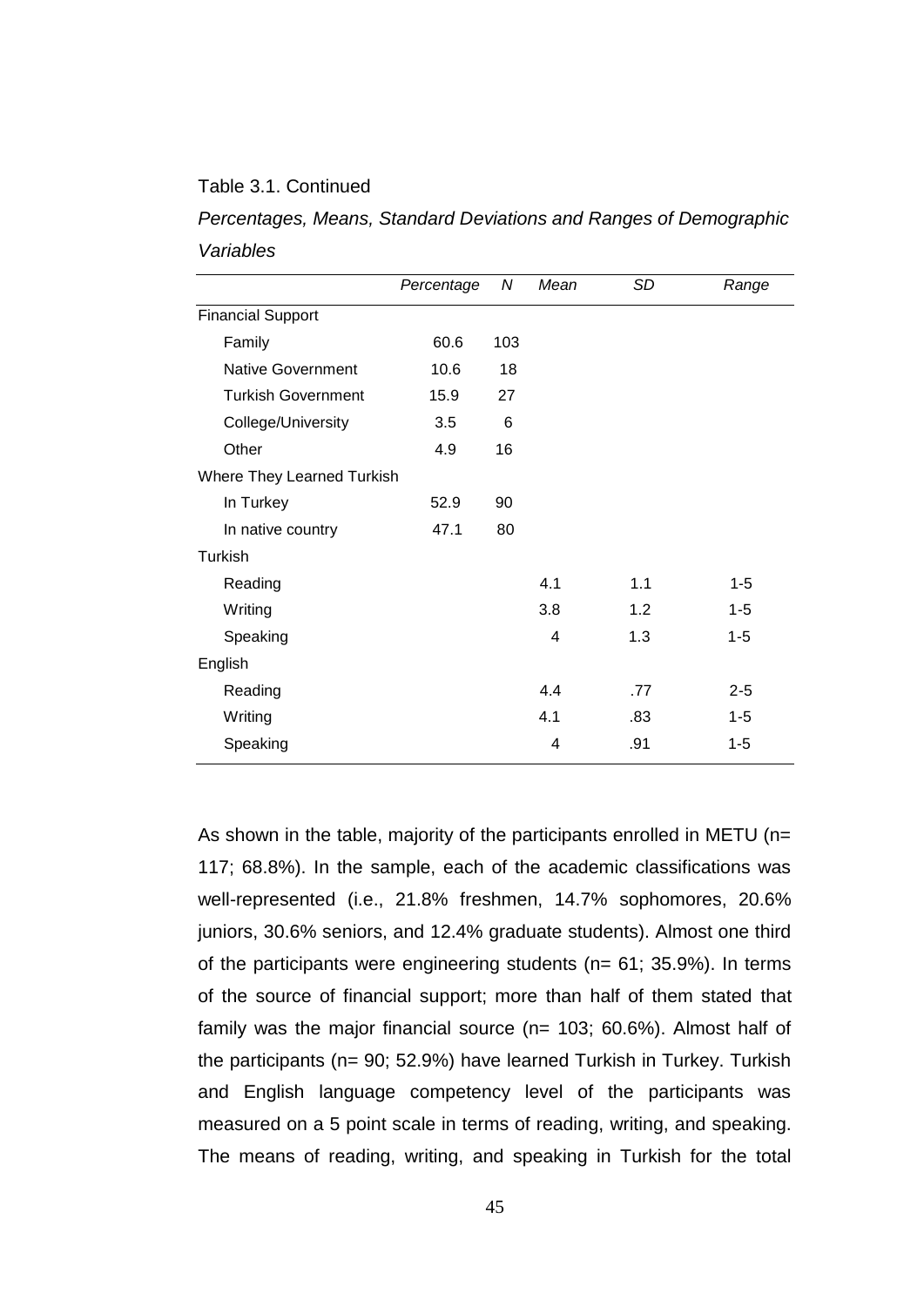Table 3.1. Continued

*Percentages, Means, Standard Deviations and Ranges of Demographic Variables*

| | *Percentage* | *N* | *Mean* | *SD* | *Range* |
|---|---|---|---|---|---|
| Financial Support | | | | | |
| Family | 60.6 | 103 | | | |
| Native Government | 10.6 | 18 | | | |
| Turkish Government | 15.9 | 27 | | | |
| College/University | 3.5 | 6 | | | |
| Other | 4.9 | 16 | | | |
| Where They Learned Turkish | | | | | |
| In Turkey | 52.9 | 90 | | | |
| In native country | 47.1 | 80 | | | |
| Turkish | | | | | |
| Reading | | | 4.1 | 1.1 | 1-5 |
| Writing | | | 3.8 | 1.2 | 1-5 |
| Speaking | | | 4 | 1.3 | 1-5 |
| English | | | | | |
| Reading | | | 4.4 | .77 | 2-5 |
| Writing | | | 4.1 | .83 | 1-5 |
| Speaking | | | 4 | .91 | 1-5 |

As shown in the table, majority of the participants enrolled in METU (n= 117; 68.8%). In the sample, each of the academic classifications was well-represented (i.e., 21.8% freshmen, 14.7% sophomores, 20.6% juniors, 30.6% seniors, and 12.4% graduate students). Almost one third of the participants were engineering students (n= 61; 35.9%). In terms of the source of financial support; more than half of them stated that family was the major financial source (n= 103; 60.6%). Almost half of the participants (n= 90; 52.9%) have learned Turkish in Turkey. Turkish and English language competency level of the participants was measured on a 5 point scale in terms of reading, writing, and speaking. The means of reading, writing, and speaking in Turkish for the total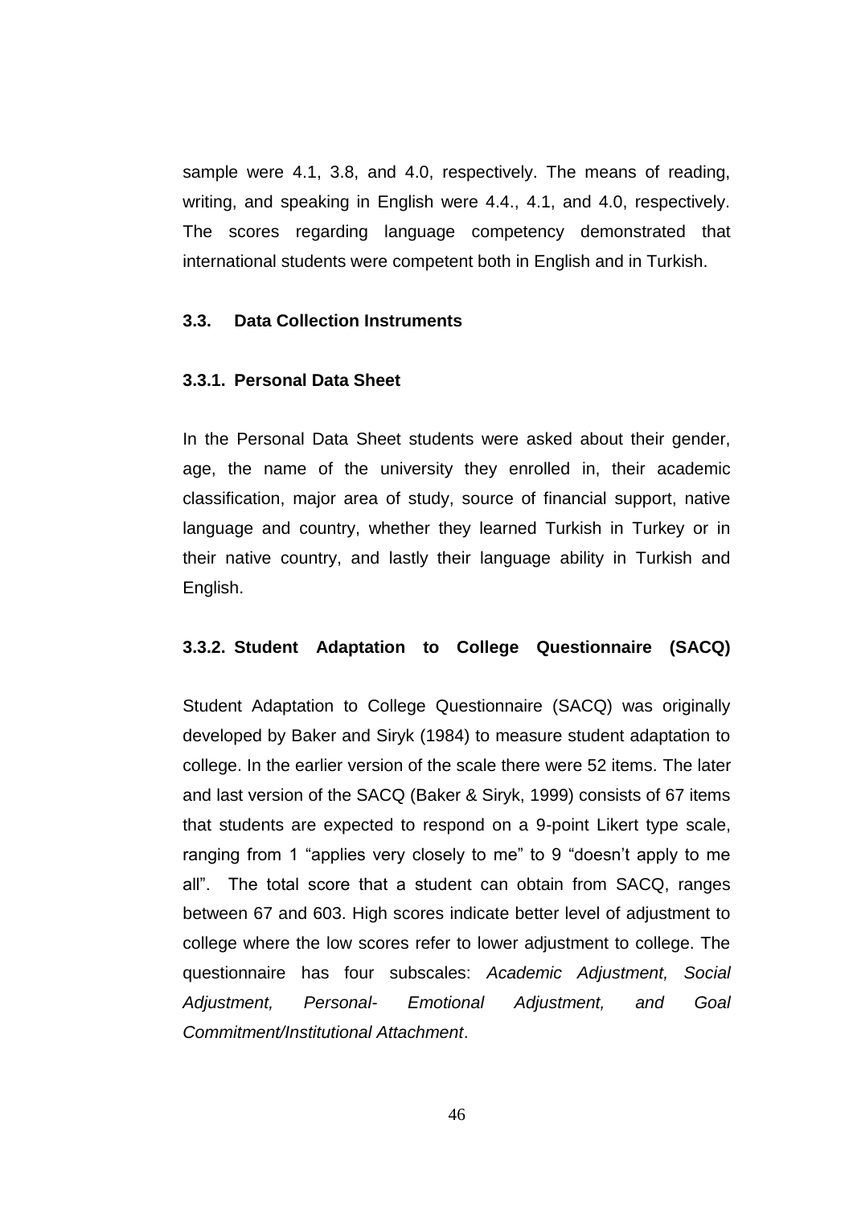sample were 4.1, 3.8, and 4.0, respectively. The means of reading, writing, and speaking in English were 4.4., 4.1, and 4.0, respectively. The scores regarding language competency demonstrated that international students were competent both in English and in Turkish.

## 3.3. Data Collection Instruments

### 3.3.1. Personal Data Sheet

In the Personal Data Sheet students were asked about their gender, age, the name of the university they enrolled in, their academic classification, major area of study, source of financial support, native language and country, whether they learned Turkish in Turkey or in their native country, and lastly their language ability in Turkish and English.

### 3.3.2. Student Adaptation to College Questionnaire (SACQ)

Student Adaptation to College Questionnaire (SACQ) was originally developed by Baker and Siryk (1984) to measure student adaptation to college. In the earlier version of the scale there were 52 items. The later and last version of the SACQ (Baker & Siryk, 1999) consists of 67 items that students are expected to respond on a 9-point Likert type scale, ranging from 1 "applies very closely to me" to 9 "doesn't apply to me all". The total score that a student can obtain from SACQ, ranges between 67 and 603. High scores indicate better level of adjustment to college where the low scores refer to lower adjustment to college. The questionnaire has four subscales: *Academic Adjustment, Social Adjustment, Personal- Emotional Adjustment, and Goal Commitment/Institutional Attachment*.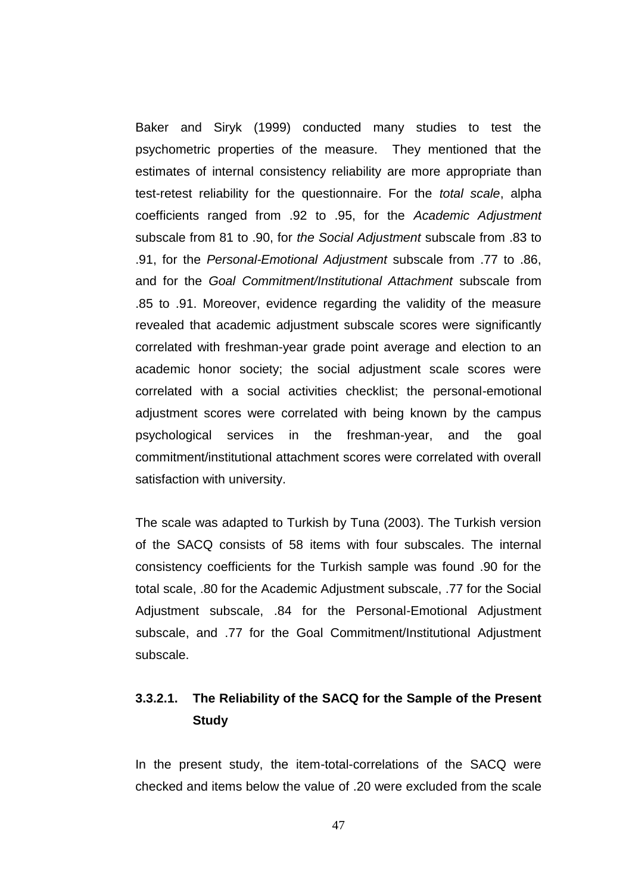Baker and Siryk (1999) conducted many studies to test the psychometric properties of the measure. They mentioned that the estimates of internal consistency reliability are more appropriate than test-retest reliability for the questionnaire. For the *total scale*, alpha coefficients ranged from .92 to .95, for the *Academic Adjustment* subscale from 81 to .90, for *the Social Adjustment* subscale from .83 to .91, for the *Personal-Emotional Adjustment* subscale from .77 to .86, and for the *Goal Commitment/Institutional Attachment* subscale from .85 to .91. Moreover, evidence regarding the validity of the measure revealed that academic adjustment subscale scores were significantly correlated with freshman-year grade point average and election to an academic honor society; the social adjustment scale scores were correlated with a social activities checklist; the personal-emotional adjustment scores were correlated with being known by the campus psychological services in the freshman-year, and the goal commitment/institutional attachment scores were correlated with overall satisfaction with university.

The scale was adapted to Turkish by Tuna (2003). The Turkish version of the SACQ consists of 58 items with four subscales. The internal consistency coefficients for the Turkish sample was found .90 for the total scale, .80 for the Academic Adjustment subscale, .77 for the Social Adjustment subscale, .84 for the Personal-Emotional Adjustment subscale, and .77 for the Goal Commitment/Institutional Adjustment subscale.

#### 3.3.2.1. The Reliability of the SACQ for the Sample of the Present Study

In the present study, the item-total-correlations of the SACQ were checked and items below the value of .20 were excluded from the scale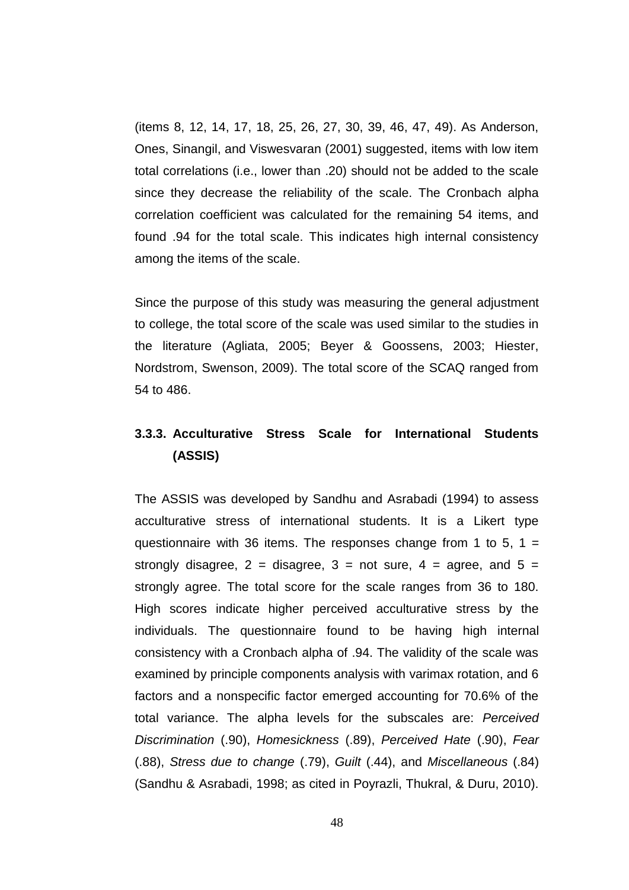(items 8, 12, 14, 17, 18, 25, 26, 27, 30, 39, 46, 47, 49). As Anderson, Ones, Sinangil, and Viswesvaran (2001) suggested, items with low item total correlations (i.e., lower than .20) should not be added to the scale since they decrease the reliability of the scale. The Cronbach alpha correlation coefficient was calculated for the remaining 54 items, and found .94 for the total scale. This indicates high internal consistency among the items of the scale.

Since the purpose of this study was measuring the general adjustment to college, the total score of the scale was used similar to the studies in the literature (Agliata, 2005; Beyer & Goossens, 2003; Hiester, Nordstrom, Swenson, 2009). The total score of the SCAQ ranged from 54 to 486.

### 3.3.3. Acculturative Stress Scale for International Students (ASSIS)

The ASSIS was developed by Sandhu and Asrabadi (1994) to assess acculturative stress of international students. It is a Likert type questionnaire with 36 items. The responses change from 1 to 5, 1 = strongly disagree, 2 = disagree, 3 = not sure, 4 = agree, and 5 = strongly agree. The total score for the scale ranges from 36 to 180. High scores indicate higher perceived acculturative stress by the individuals. The questionnaire found to be having high internal consistency with a Cronbach alpha of .94. The validity of the scale was examined by principle components analysis with varimax rotation, and 6 factors and a nonspecific factor emerged accounting for 70.6% of the total variance. The alpha levels for the subscales are: *Perceived Discrimination* (.90), *Homesickness* (.89), *Perceived Hate* (.90), *Fear* (.88), *Stress due to change* (.79), *Guilt* (.44), and *Miscellaneous* (.84) (Sandhu & Asrabadi, 1998; as cited in Poyrazli, Thukral, & Duru, 2010).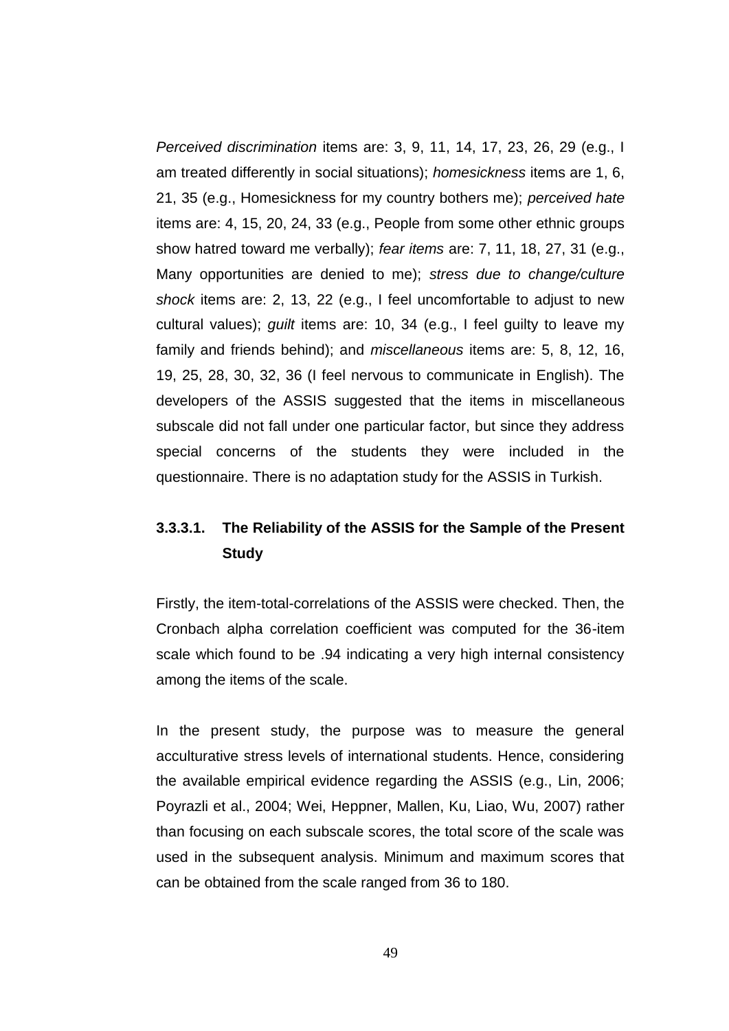*Perceived discrimination* items are: 3, 9, 11, 14, 17, 23, 26, 29 (e.g., I am treated differently in social situations); *homesickness* items are 1, 6, 21, 35 (e.g., Homesickness for my country bothers me); *perceived hate* items are: 4, 15, 20, 24, 33 (e.g., People from some other ethnic groups show hatred toward me verbally); *fear items* are: 7, 11, 18, 27, 31 (e.g., Many opportunities are denied to me); *stress due to change/culture shock* items are: 2, 13, 22 (e.g., I feel uncomfortable to adjust to new cultural values); *guilt* items are: 10, 34 (e.g., I feel guilty to leave my family and friends behind); and *miscellaneous* items are: 5, 8, 12, 16, 19, 25, 28, 30, 32, 36 (I feel nervous to communicate in English). The developers of the ASSIS suggested that the items in miscellaneous subscale did not fall under one particular factor, but since they address special concerns of the students they were included in the questionnaire. There is no adaptation study for the ASSIS in Turkish.

#### 3.3.3.1. The Reliability of the ASSIS for the Sample of the Present Study

Firstly, the item-total-correlations of the ASSIS were checked. Then, the Cronbach alpha correlation coefficient was computed for the 36-item scale which found to be .94 indicating a very high internal consistency among the items of the scale.

In the present study, the purpose was to measure the general acculturative stress levels of international students. Hence, considering the available empirical evidence regarding the ASSIS (e.g., Lin, 2006; Poyrazli et al., 2004; Wei, Heppner, Mallen, Ku, Liao, Wu, 2007) rather than focusing on each subscale scores, the total score of the scale was used in the subsequent analysis. Minimum and maximum scores that can be obtained from the scale ranged from 36 to 180.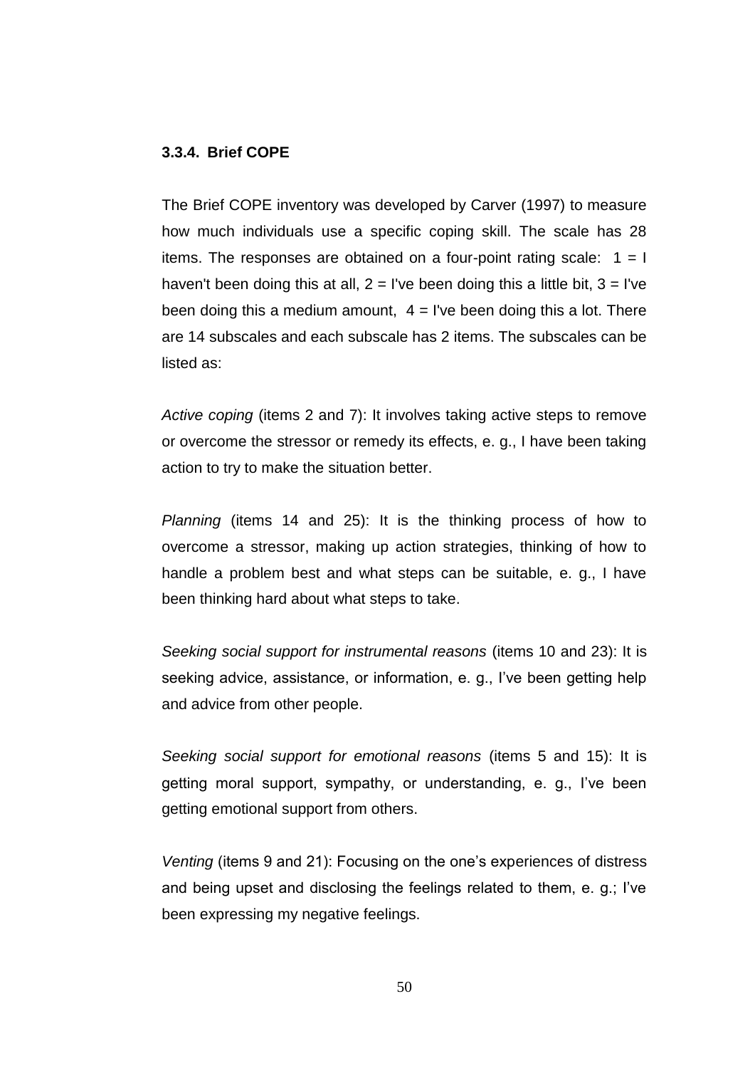### 3.3.4. Brief COPE

The Brief COPE inventory was developed by Carver (1997) to measure how much individuals use a specific coping skill. The scale has 28 items. The responses are obtained on a four-point rating scale: 1 = I haven't been doing this at all, 2 = I've been doing this a little bit, 3 = I've been doing this a medium amount, 4 = I've been doing this a lot. There are 14 subscales and each subscale has 2 items. The subscales can be listed as:

*Active coping* (items 2 and 7): It involves taking active steps to remove or overcome the stressor or remedy its effects, e. g., I have been taking action to try to make the situation better.

*Planning* (items 14 and 25): It is the thinking process of how to overcome a stressor, making up action strategies, thinking of how to handle a problem best and what steps can be suitable, e. g., I have been thinking hard about what steps to take.

*Seeking social support for instrumental reasons* (items 10 and 23): It is seeking advice, assistance, or information, e. g., I've been getting help and advice from other people.

*Seeking social support for emotional reasons* (items 5 and 15): It is getting moral support, sympathy, or understanding, e. g., I've been getting emotional support from others.

*Venting* (items 9 and 21): Focusing on the one's experiences of distress and being upset and disclosing the feelings related to them, e. g.; I've been expressing my negative feelings.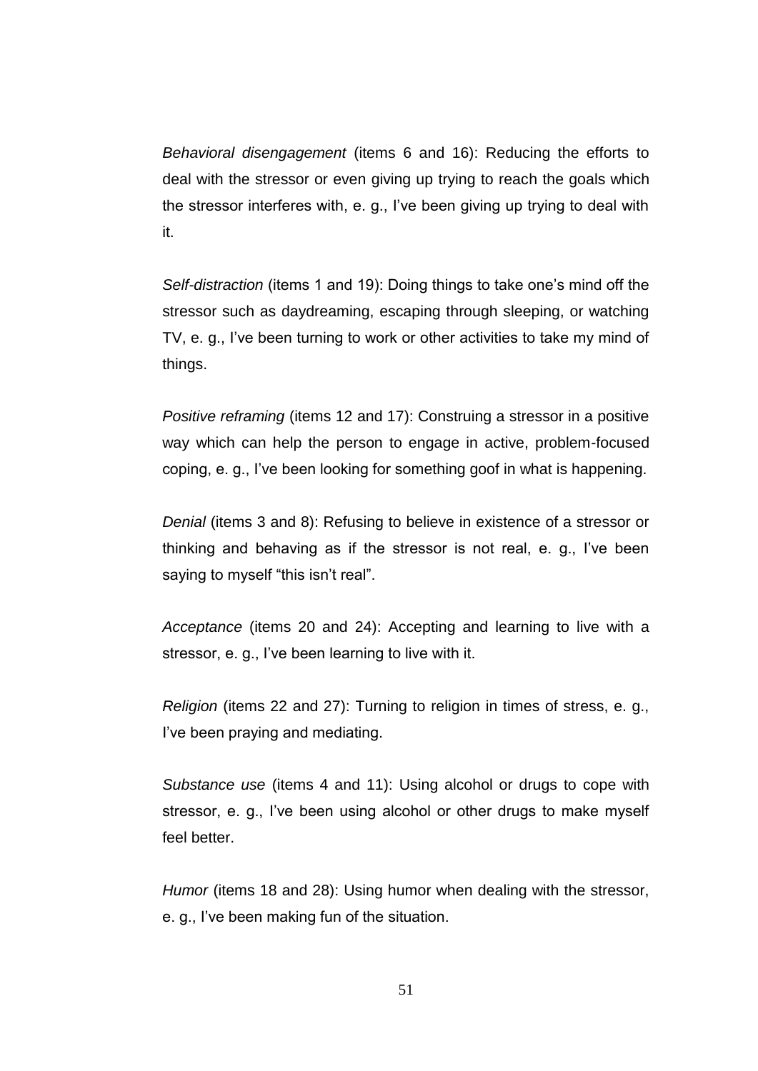*Behavioral disengagement* (items 6 and 16): Reducing the efforts to deal with the stressor or even giving up trying to reach the goals which the stressor interferes with, e. g., I've been giving up trying to deal with it.

*Self-distraction* (items 1 and 19): Doing things to take one's mind off the stressor such as daydreaming, escaping through sleeping, or watching TV, e. g., I've been turning to work or other activities to take my mind of things.

*Positive reframing* (items 12 and 17): Construing a stressor in a positive way which can help the person to engage in active, problem-focused coping, e. g., I've been looking for something goof in what is happening.

*Denial* (items 3 and 8): Refusing to believe in existence of a stressor or thinking and behaving as if the stressor is not real, e. g., I've been saying to myself "this isn't real".

*Acceptance* (items 20 and 24): Accepting and learning to live with a stressor, e. g., I've been learning to live with it.

*Religion* (items 22 and 27): Turning to religion in times of stress, e. g., I've been praying and mediating.

*Substance use* (items 4 and 11): Using alcohol or drugs to cope with stressor, e. g., I've been using alcohol or other drugs to make myself feel better.

*Humor* (items 18 and 28): Using humor when dealing with the stressor, e. g., I've been making fun of the situation.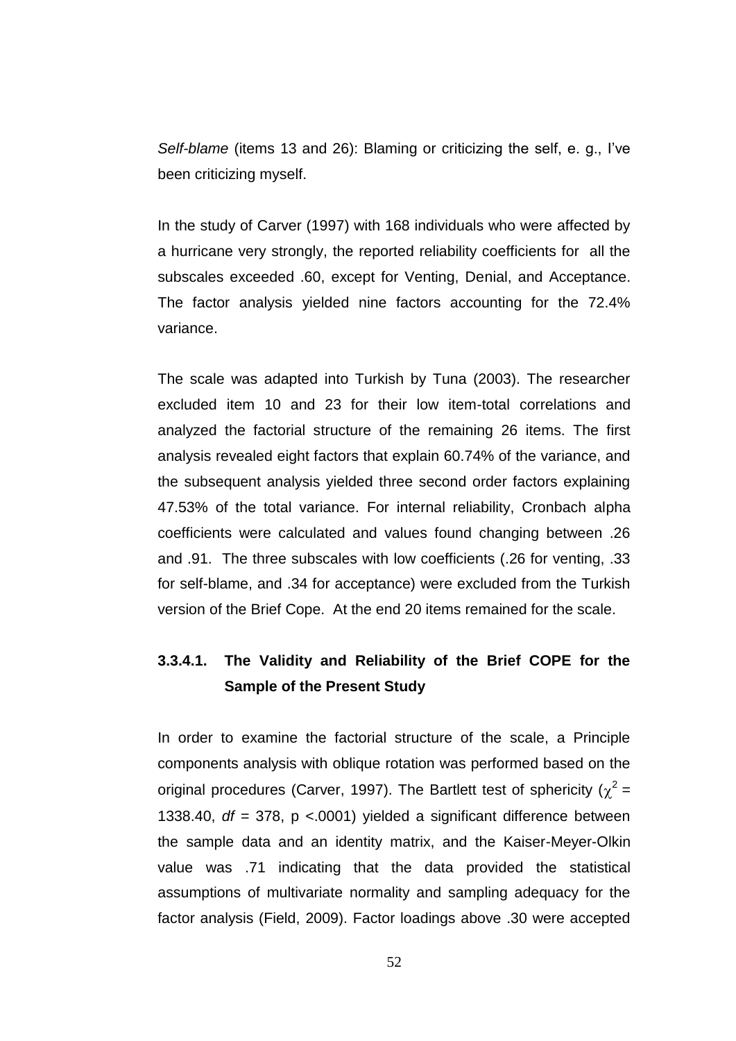*Self-blame* (items 13 and 26): Blaming or criticizing the self, e. g., I've been criticizing myself.

In the study of Carver (1997) with 168 individuals who were affected by a hurricane very strongly, the reported reliability coefficients for all the subscales exceeded .60, except for Venting, Denial, and Acceptance. The factor analysis yielded nine factors accounting for the 72.4% variance.

The scale was adapted into Turkish by Tuna (2003). The researcher excluded item 10 and 23 for their low item-total correlations and analyzed the factorial structure of the remaining 26 items. The first analysis revealed eight factors that explain 60.74% of the variance, and the subsequent analysis yielded three second order factors explaining 47.53% of the total variance. For internal reliability, Cronbach alpha coefficients were calculated and values found changing between .26 and .91. The three subscales with low coefficients (.26 for venting, .33 for self-blame, and .34 for acceptance) were excluded from the Turkish version of the Brief Cope. At the end 20 items remained for the scale.

#### 3.3.4.1. The Validity and Reliability of the Brief COPE for the Sample of the Present Study

In order to examine the factorial structure of the scale, a Principle components analysis with oblique rotation was performed based on the original procedures (Carver, 1997). The Bartlett test of sphericity ($\chi^2$ = 1338.40, *df* = 378, p <.0001) yielded a significant difference between the sample data and an identity matrix, and the Kaiser-Meyer-Olkin value was .71 indicating that the data provided the statistical assumptions of multivariate normality and sampling adequacy for the factor analysis (Field, 2009). Factor loadings above .30 were accepted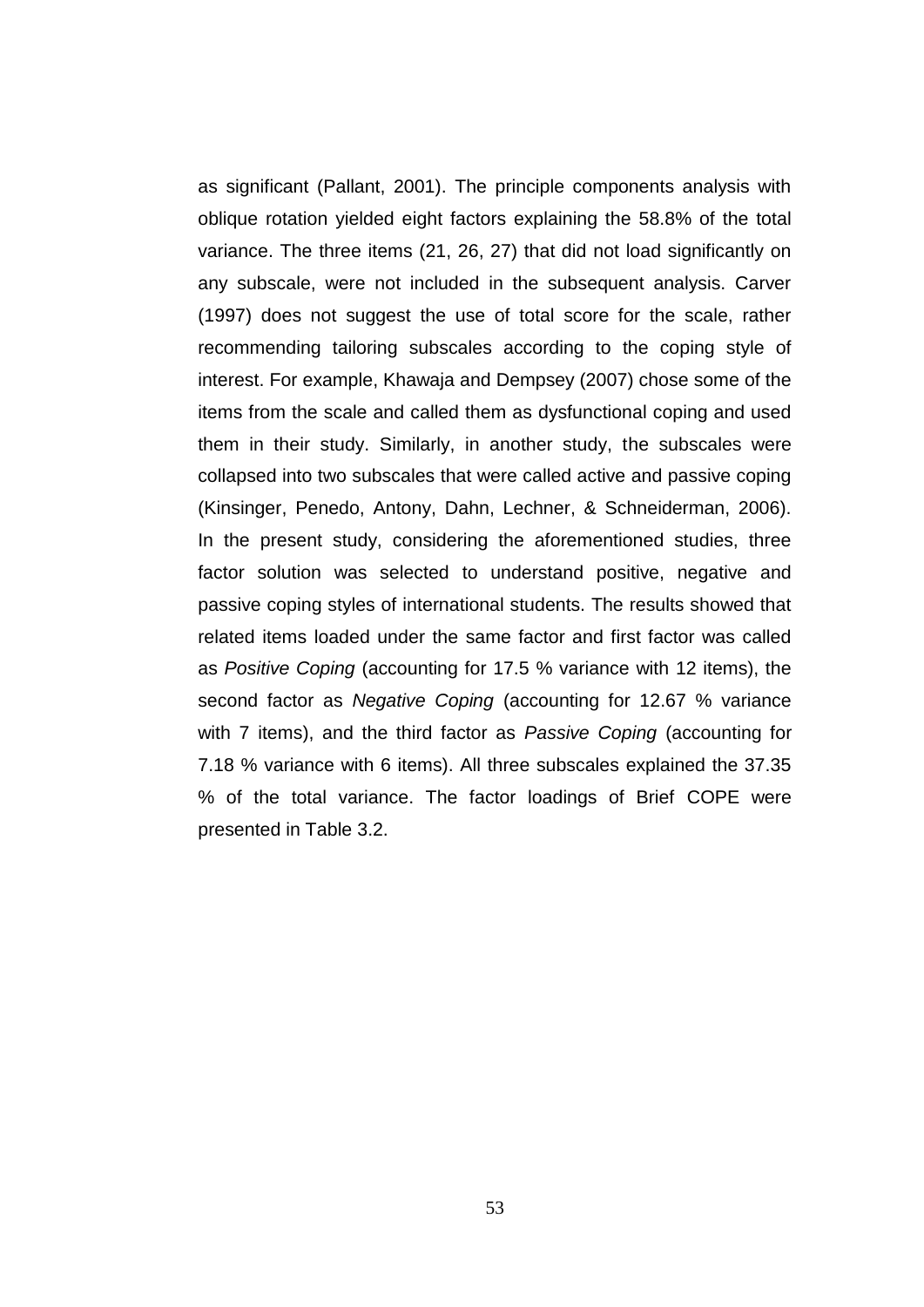as significant (Pallant, 2001). The principle components analysis with oblique rotation yielded eight factors explaining the 58.8% of the total variance. The three items (21, 26, 27) that did not load significantly on any subscale, were not included in the subsequent analysis. Carver (1997) does not suggest the use of total score for the scale, rather recommending tailoring subscales according to the coping style of interest. For example, Khawaja and Dempsey (2007) chose some of the items from the scale and called them as dysfunctional coping and used them in their study. Similarly, in another study, the subscales were collapsed into two subscales that were called active and passive coping (Kinsinger, Penedo, Antony, Dahn, Lechner, & Schneiderman, 2006). In the present study, considering the aforementioned studies, three factor solution was selected to understand positive, negative and passive coping styles of international students. The results showed that related items loaded under the same factor and first factor was called as *Positive Coping* (accounting for 17.5 % variance with 12 items), the second factor as *Negative Coping* (accounting for 12.67 % variance with 7 items), and the third factor as *Passive Coping* (accounting for 7.18 % variance with 6 items). All three subscales explained the 37.35 % of the total variance. The factor loadings of Brief COPE were presented in Table 3.2.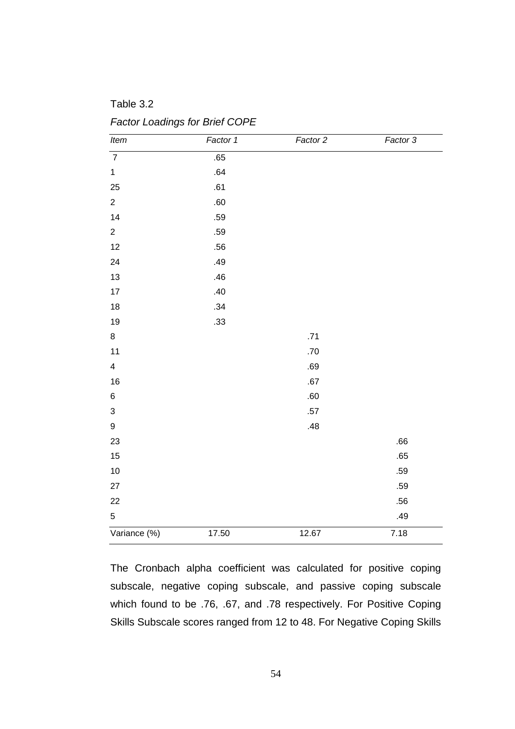Table 3.2

*Factor Loadings for Brief COPE*

| *Item* | *Factor 1* | *Factor 2* | *Factor 3* |
|---|---|---|---|
| 7 | .65 | | |
| 1 | .64 | | |
| 25 | .61 | | |
| 2 | .60 | | |
| 14 | .59 | | |
| 2 | .59 | | |
| 12 | .56 | | |
| 24 | .49 | | |
| 13 | .46 | | |
| 17 | .40 | | |
| 18 | .34 | | |
| 19 | .33 | | |
| 8 | | .71 | |
| 11 | | .70 | |
| 4 | | .69 | |
| 16 | | .67 | |
| 6 | | .60 | |
| 3 | | .57 | |
| 9 | | .48 | |
| 23 | | | .66 |
| 15 | | | .65 |
| 10 | | | .59 |
| 27 | | | .59 |
| 22 | | | .56 |
| 5 | | | .49 |
| Variance (%) | 17.50 | 12.67 | 7.18 |

The Cronbach alpha coefficient was calculated for positive coping subscale, negative coping subscale, and passive coping subscale which found to be .76, .67, and .78 respectively. For Positive Coping Skills Subscale scores ranged from 12 to 48. For Negative Coping Skills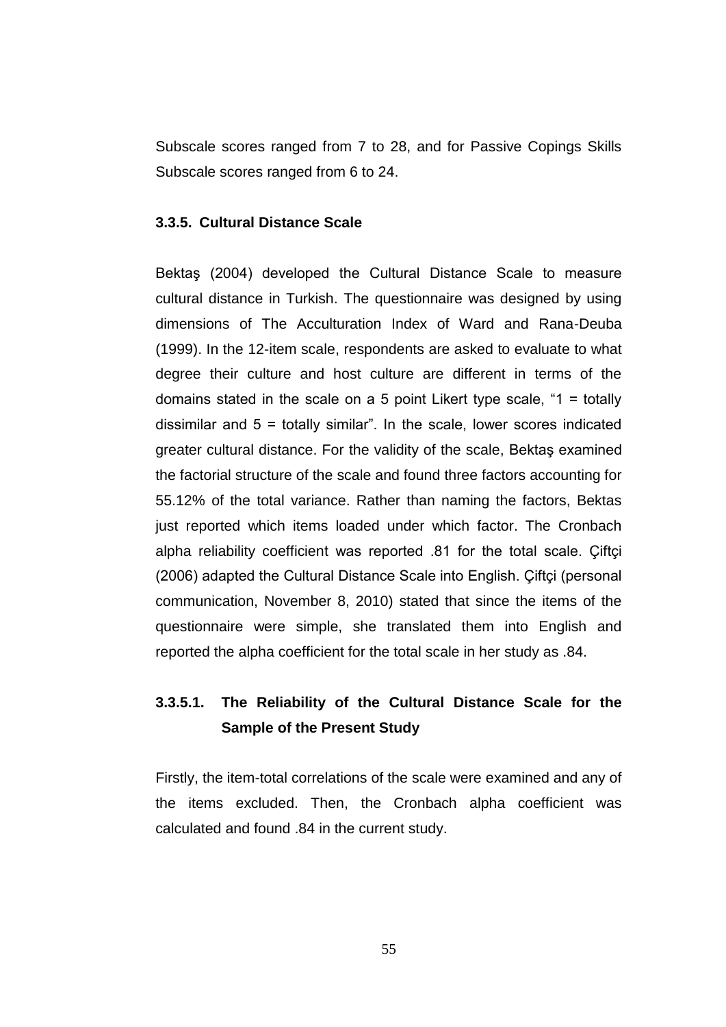Subscale scores ranged from 7 to 28, and for Passive Copings Skills Subscale scores ranged from 6 to 24.

### 3.3.5. Cultural Distance Scale

Bektaş (2004) developed the Cultural Distance Scale to measure cultural distance in Turkish. The questionnaire was designed by using dimensions of The Acculturation Index of Ward and Rana-Deuba (1999). In the 12-item scale, respondents are asked to evaluate to what degree their culture and host culture are different in terms of the domains stated in the scale on a 5 point Likert type scale, "1 = totally dissimilar and 5 = totally similar". In the scale, lower scores indicated greater cultural distance. For the validity of the scale, Bektaş examined the factorial structure of the scale and found three factors accounting for 55.12% of the total variance. Rather than naming the factors, Bektas just reported which items loaded under which factor. The Cronbach alpha reliability coefficient was reported .81 for the total scale. Çiftçi (2006) adapted the Cultural Distance Scale into English. Çiftçi (personal communication, November 8, 2010) stated that since the items of the questionnaire were simple, she translated them into English and reported the alpha coefficient for the total scale in her study as .84.

#### 3.3.5.1. The Reliability of the Cultural Distance Scale for the Sample of the Present Study

Firstly, the item-total correlations of the scale were examined and any of the items excluded. Then, the Cronbach alpha coefficient was calculated and found .84 in the current study.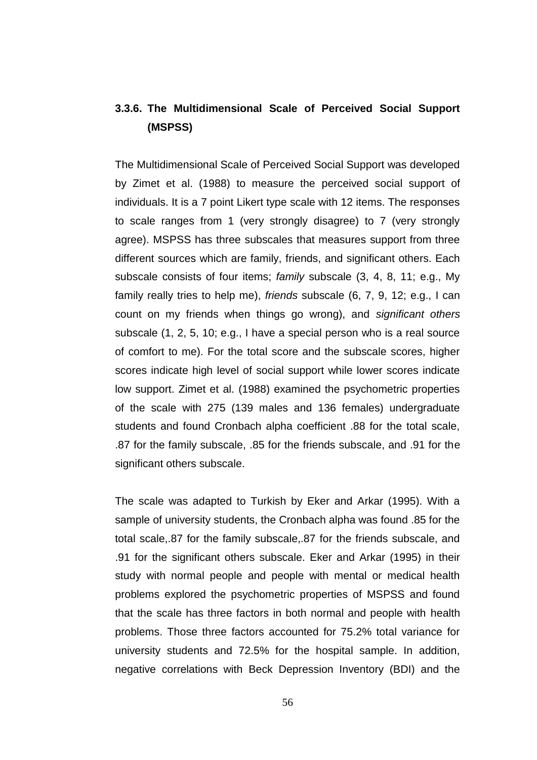### 3.3.6. The Multidimensional Scale of Perceived Social Support (MSPSS)

The Multidimensional Scale of Perceived Social Support was developed by Zimet et al. (1988) to measure the perceived social support of individuals. It is a 7 point Likert type scale with 12 items. The responses to scale ranges from 1 (very strongly disagree) to 7 (very strongly agree). MSPSS has three subscales that measures support from three different sources which are family, friends, and significant others. Each subscale consists of four items; *family* subscale (3, 4, 8, 11; e.g., My family really tries to help me), *friends* subscale (6, 7, 9, 12; e.g., I can count on my friends when things go wrong), and *significant others* subscale (1, 2, 5, 10; e.g., I have a special person who is a real source of comfort to me). For the total score and the subscale scores, higher scores indicate high level of social support while lower scores indicate low support. Zimet et al. (1988) examined the psychometric properties of the scale with 275 (139 males and 136 females) undergraduate students and found Cronbach alpha coefficient .88 for the total scale, .87 for the family subscale, .85 for the friends subscale, and .91 for the significant others subscale.

The scale was adapted to Turkish by Eker and Arkar (1995). With a sample of university students, the Cronbach alpha was found .85 for the total scale,.87 for the family subscale,.87 for the friends subscale, and .91 for the significant others subscale. Eker and Arkar (1995) in their study with normal people and people with mental or medical health problems explored the psychometric properties of MSPSS and found that the scale has three factors in both normal and people with health problems. Those three factors accounted for 75.2% total variance for university students and 72.5% for the hospital sample. In addition, negative correlations with Beck Depression Inventory (BDI) and the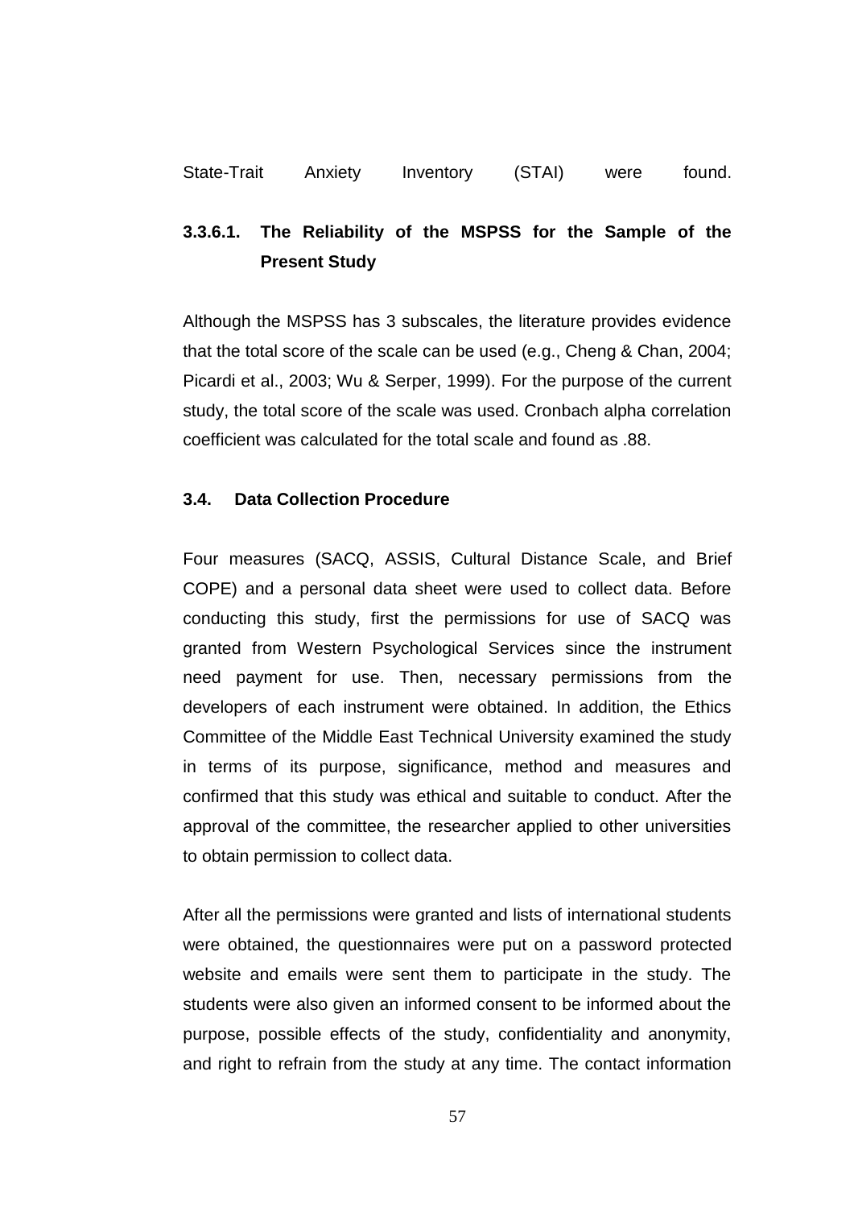State-Trait Anxiety Inventory (STAI) were found.

#### 3.3.6.1. The Reliability of the MSPSS for the Sample of the Present Study

Although the MSPSS has 3 subscales, the literature provides evidence that the total score of the scale can be used (e.g., Cheng & Chan, 2004; Picardi et al., 2003; Wu & Serper, 1999). For the purpose of the current study, the total score of the scale was used. Cronbach alpha correlation coefficient was calculated for the total scale and found as .88.

### 3.4. Data Collection Procedure

Four measures (SACQ, ASSIS, Cultural Distance Scale, and Brief COPE) and a personal data sheet were used to collect data. Before conducting this study, first the permissions for use of SACQ was granted from Western Psychological Services since the instrument need payment for use. Then, necessary permissions from the developers of each instrument were obtained. In addition, the Ethics Committee of the Middle East Technical University examined the study in terms of its purpose, significance, method and measures and confirmed that this study was ethical and suitable to conduct. After the approval of the committee, the researcher applied to other universities to obtain permission to collect data.

After all the permissions were granted and lists of international students were obtained, the questionnaires were put on a password protected website and emails were sent them to participate in the study. The students were also given an informed consent to be informed about the purpose, possible effects of the study, confidentiality and anonymity, and right to refrain from the study at any time. The contact information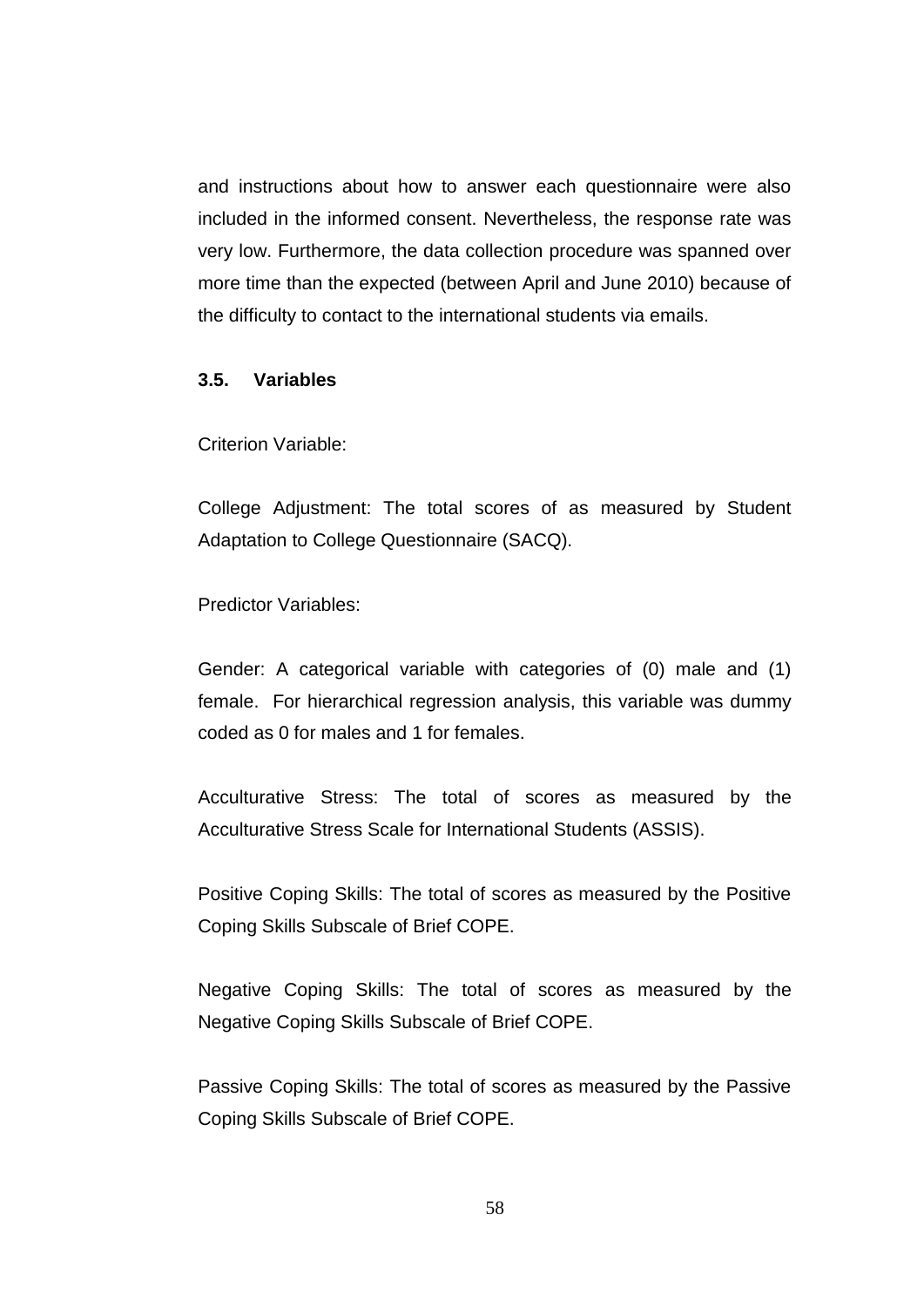and instructions about how to answer each questionnaire were also included in the informed consent. Nevertheless, the response rate was very low. Furthermore, the data collection procedure was spanned over more time than the expected (between April and June 2010) because of the difficulty to contact to the international students via emails.

### 3.5. Variables

Criterion Variable:

College Adjustment: The total scores of as measured by Student Adaptation to College Questionnaire (SACQ).

Predictor Variables:

Gender: A categorical variable with categories of (0) male and (1) female. For hierarchical regression analysis, this variable was dummy coded as 0 for males and 1 for females.

Acculturative Stress: The total of scores as measured by the Acculturative Stress Scale for International Students (ASSIS).

Positive Coping Skills: The total of scores as measured by the Positive Coping Skills Subscale of Brief COPE.

Negative Coping Skills: The total of scores as measured by the Negative Coping Skills Subscale of Brief COPE.

Passive Coping Skills: The total of scores as measured by the Passive Coping Skills Subscale of Brief COPE.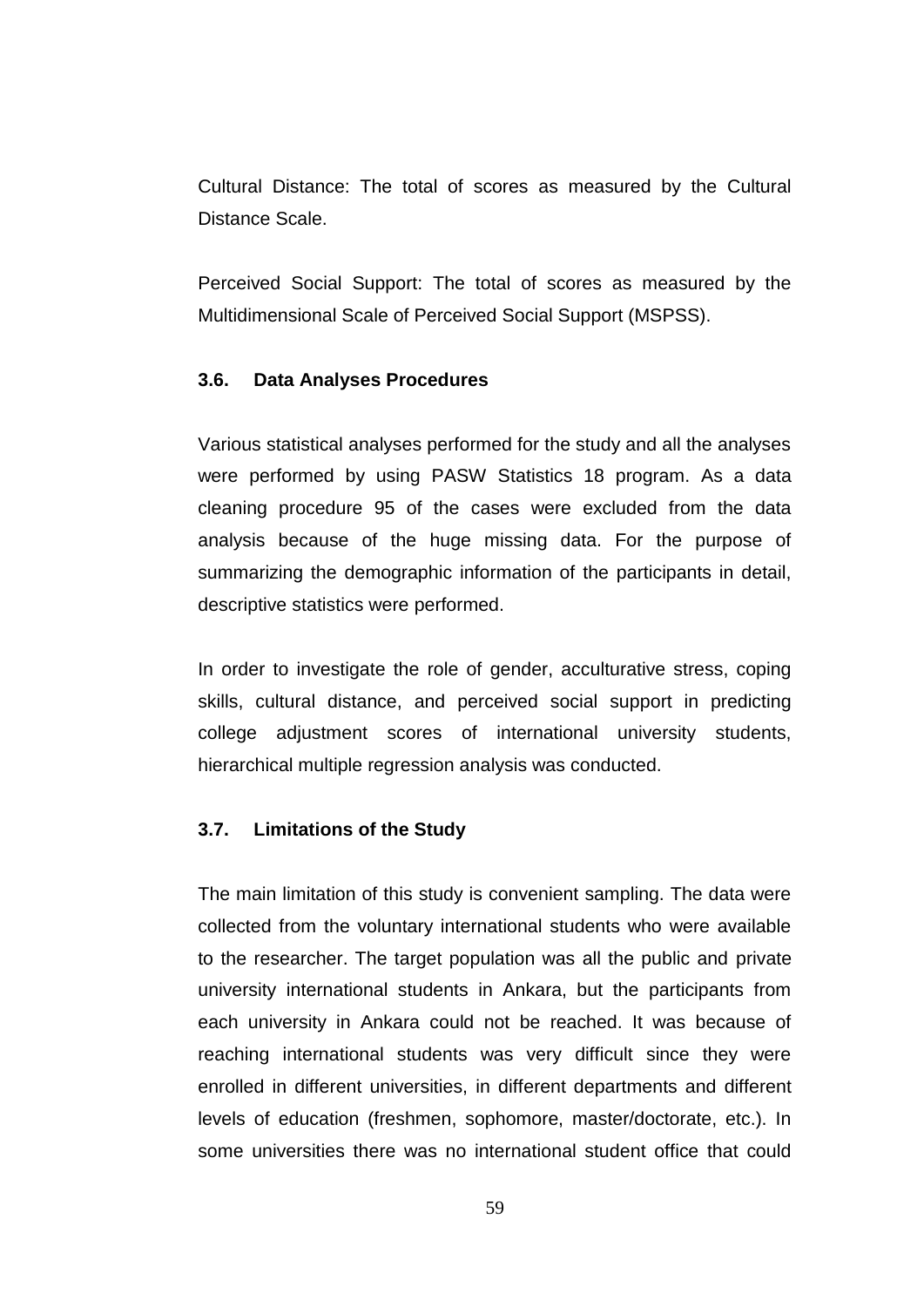Cultural Distance: The total of scores as measured by the Cultural Distance Scale.

Perceived Social Support: The total of scores as measured by the Multidimensional Scale of Perceived Social Support (MSPSS).

### 3.6. Data Analyses Procedures

Various statistical analyses performed for the study and all the analyses were performed by using PASW Statistics 18 program. As a data cleaning procedure 95 of the cases were excluded from the data analysis because of the huge missing data. For the purpose of summarizing the demographic information of the participants in detail, descriptive statistics were performed.

In order to investigate the role of gender, acculturative stress, coping skills, cultural distance, and perceived social support in predicting college adjustment scores of international university students, hierarchical multiple regression analysis was conducted.

### 3.7. Limitations of the Study

The main limitation of this study is convenient sampling. The data were collected from the voluntary international students who were available to the researcher. The target population was all the public and private university international students in Ankara, but the participants from each university in Ankara could not be reached. It was because of reaching international students was very difficult since they were enrolled in different universities, in different departments and different levels of education (freshmen, sophomore, master/doctorate, etc.). In some universities there was no international student office that could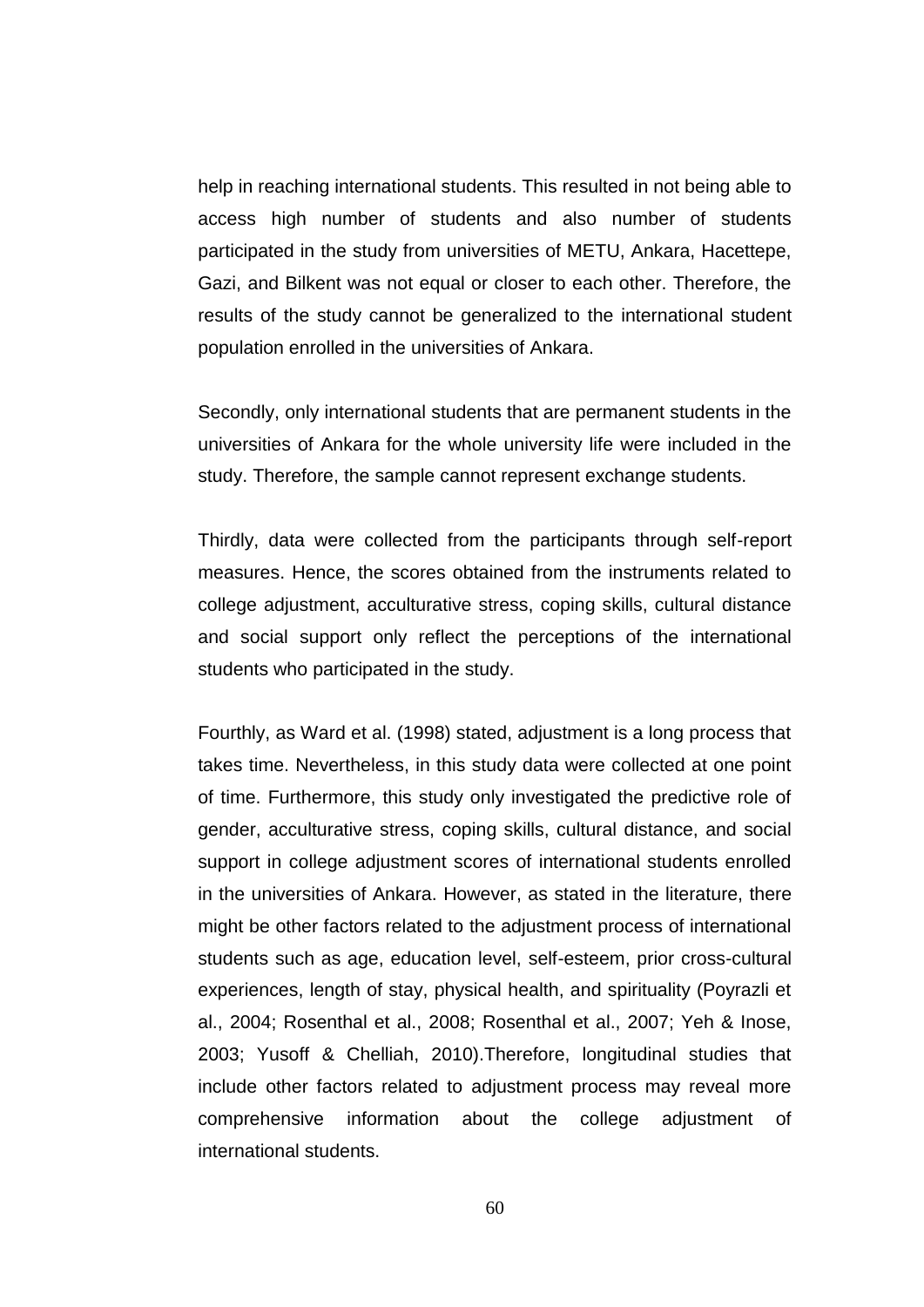help in reaching international students. This resulted in not being able to access high number of students and also number of students participated in the study from universities of METU, Ankara, Hacettepe, Gazi, and Bilkent was not equal or closer to each other. Therefore, the results of the study cannot be generalized to the international student population enrolled in the universities of Ankara.

Secondly, only international students that are permanent students in the universities of Ankara for the whole university life were included in the study. Therefore, the sample cannot represent exchange students.

Thirdly, data were collected from the participants through self-report measures. Hence, the scores obtained from the instruments related to college adjustment, acculturative stress, coping skills, cultural distance and social support only reflect the perceptions of the international students who participated in the study.

Fourthly, as Ward et al. (1998) stated, adjustment is a long process that takes time. Nevertheless, in this study data were collected at one point of time. Furthermore, this study only investigated the predictive role of gender, acculturative stress, coping skills, cultural distance, and social support in college adjustment scores of international students enrolled in the universities of Ankara. However, as stated in the literature, there might be other factors related to the adjustment process of international students such as age, education level, self-esteem, prior cross-cultural experiences, length of stay, physical health, and spirituality (Poyrazli et al., 2004; Rosenthal et al., 2008; Rosenthal et al., 2007; Yeh & Inose, 2003; Yusoff & Chelliah, 2010).Therefore, longitudinal studies that include other factors related to adjustment process may reveal more comprehensive information about the college adjustment of international students.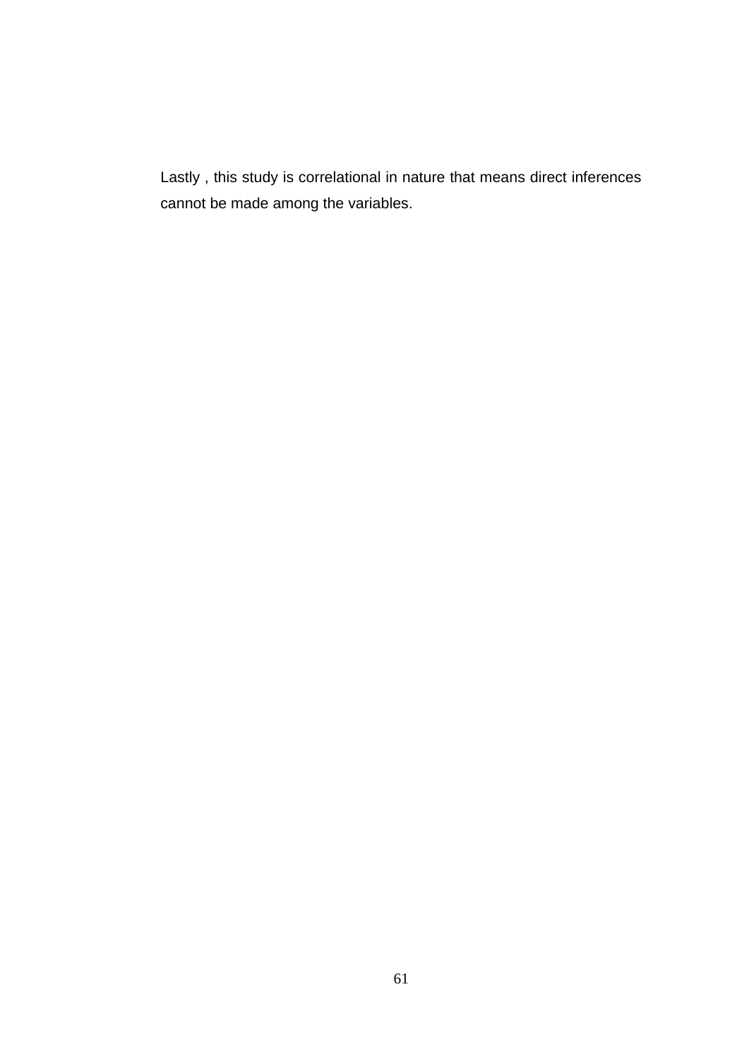Lastly , this study is correlational in nature that means direct inferences cannot be made among the variables.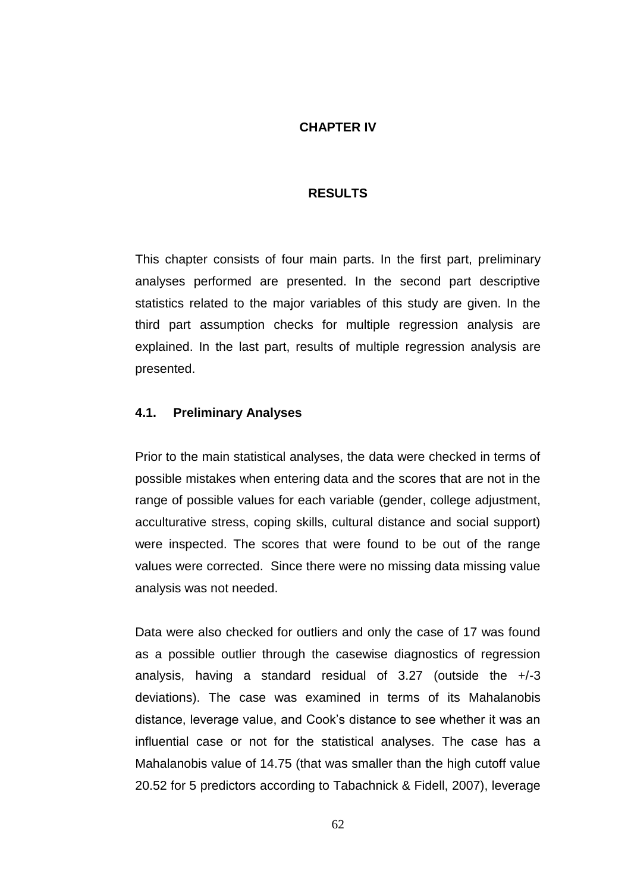# CHAPTER IV

# RESULTS

This chapter consists of four main parts. In the first part, preliminary analyses performed are presented. In the second part descriptive statistics related to the major variables of this study are given. In the third part assumption checks for multiple regression analysis are explained. In the last part, results of multiple regression analysis are presented.

## 4.1. Preliminary Analyses

Prior to the main statistical analyses, the data were checked in terms of possible mistakes when entering data and the scores that are not in the range of possible values for each variable (gender, college adjustment, acculturative stress, coping skills, cultural distance and social support) were inspected. The scores that were found to be out of the range values were corrected. Since there were no missing data missing value analysis was not needed.

Data were also checked for outliers and only the case of 17 was found as a possible outlier through the casewise diagnostics of regression analysis, having a standard residual of 3.27 (outside the +/-3 deviations). The case was examined in terms of its Mahalanobis distance, leverage value, and Cook's distance to see whether it was an influential case or not for the statistical analyses. The case has a Mahalanobis value of 14.75 (that was smaller than the high cutoff value 20.52 for 5 predictors according to Tabachnick & Fidell, 2007), leverage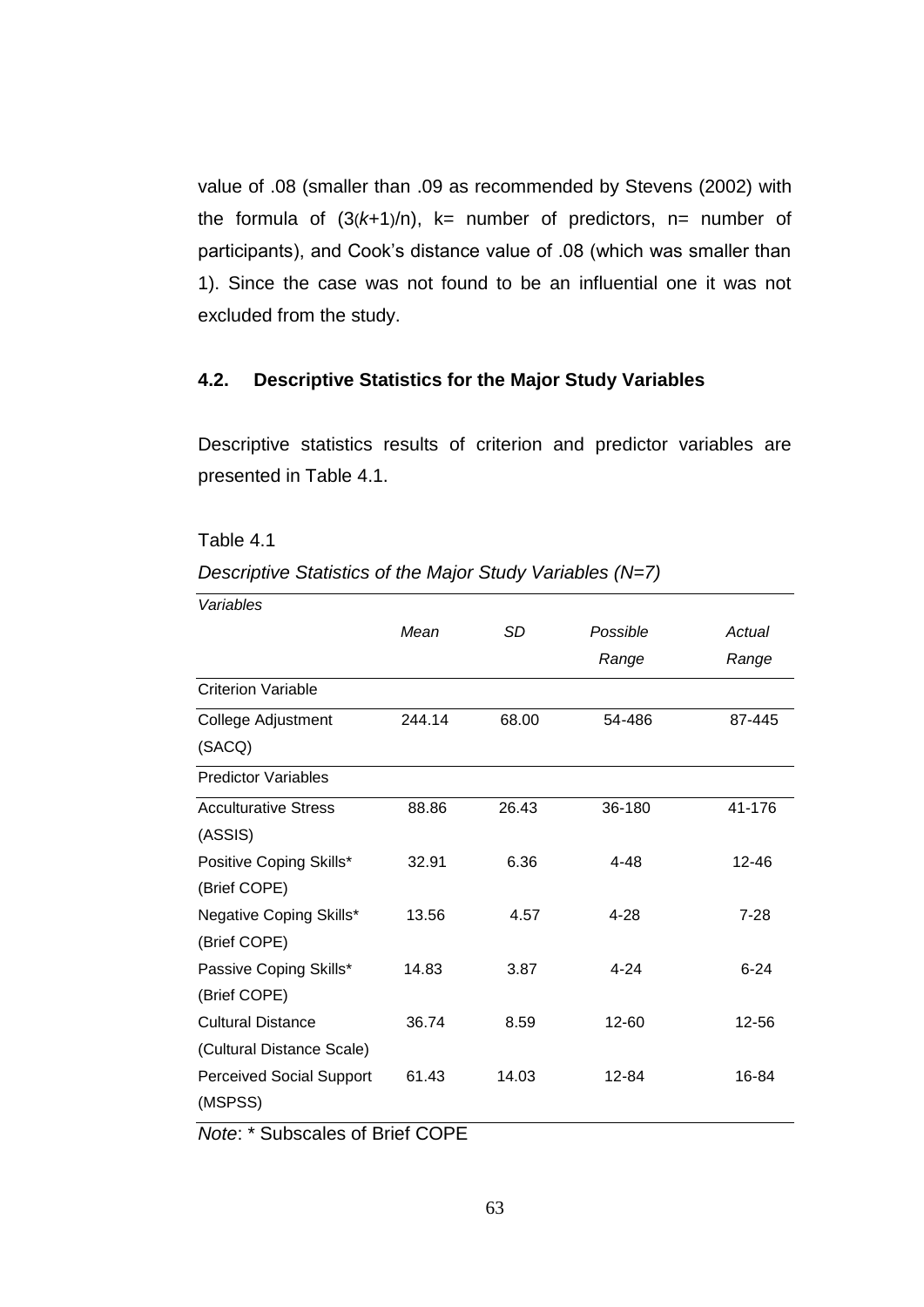value of .08 (smaller than .09 as recommended by Stevens (2002) with the formula of $(3(k+1)/n)$, k= number of predictors, n= number of participants), and Cook's distance value of .08 (which was smaller than 1). Since the case was not found to be an influential one it was not excluded from the study.

### 4.2. Descriptive Statistics for the Major Study Variables

Descriptive statistics results of criterion and predictor variables are presented in Table 4.1.

Table 4.1

*Descriptive Statistics of the Major Study Variables (N=7)*

| *Variables* | *Mean* | *SD* | *Possible Range* | *Actual Range* |
|---|---|---|---|---|
| Criterion Variable | | | | |
| College Adjustment (SACQ) | 244.14 | 68.00 | 54-486 | 87-445 |
| Predictor Variables | | | | |
| Acculturative Stress (ASSIS) | 88.86 | 26.43 | 36-180 | 41-176 |
| Positive Coping Skills* (Brief COPE) | 32.91 | 6.36 | 4-48 | 12-46 |
| Negative Coping Skills* (Brief COPE) | 13.56 | 4.57 | 4-28 | 7-28 |
| Passive Coping Skills* (Brief COPE) | 14.83 | 3.87 | 4-24 | 6-24 |
| Cultural Distance (Cultural Distance Scale) | 36.74 | 8.59 | 12-60 | 12-56 |
| Perceived Social Support (MSPSS) | 61.43 | 14.03 | 12-84 | 16-84 |

*Note*: * Subscales of Brief COPE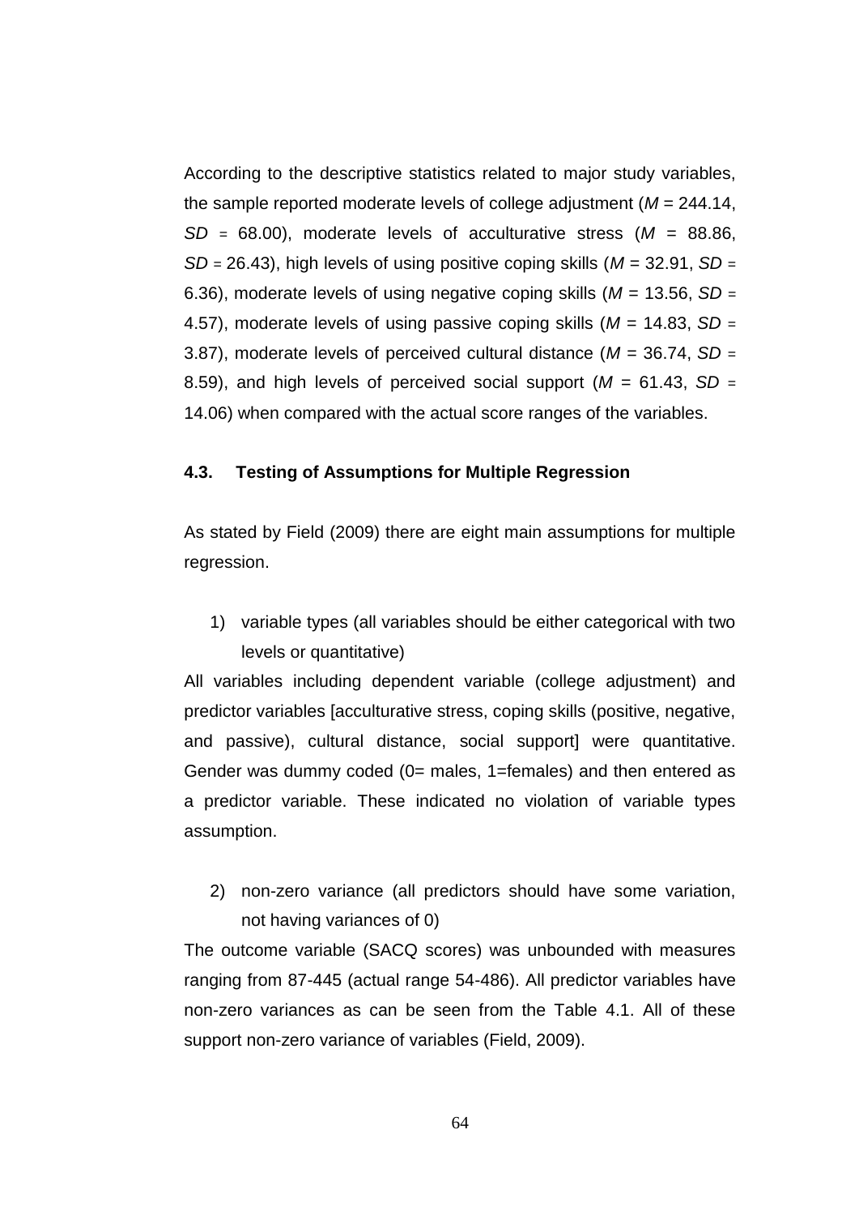According to the descriptive statistics related to major study variables, the sample reported moderate levels of college adjustment (*M* = 244.14, *SD* = 68.00), moderate levels of acculturative stress (*M* = 88.86, *SD* = 26.43), high levels of using positive coping skills (*M* = 32.91, *SD* = 6.36), moderate levels of using negative coping skills (*M* = 13.56, *SD* = 4.57), moderate levels of using passive coping skills (*M* = 14.83, *SD* = 3.87), moderate levels of perceived cultural distance (*M* = 36.74, *SD* = 8.59), and high levels of perceived social support (*M* = 61.43, *SD* = 14.06) when compared with the actual score ranges of the variables.

### 4.3. Testing of Assumptions for Multiple Regression

As stated by Field (2009) there are eight main assumptions for multiple regression.

1) variable types (all variables should be either categorical with two levels or quantitative)

All variables including dependent variable (college adjustment) and predictor variables [acculturative stress, coping skills (positive, negative, and passive), cultural distance, social support] were quantitative. Gender was dummy coded (0= males, 1=females) and then entered as a predictor variable. These indicated no violation of variable types assumption.

2) non-zero variance (all predictors should have some variation, not having variances of 0)

The outcome variable (SACQ scores) was unbounded with measures ranging from 87-445 (actual range 54-486). All predictor variables have non-zero variances as can be seen from the Table 4.1. All of these support non-zero variance of variables (Field, 2009).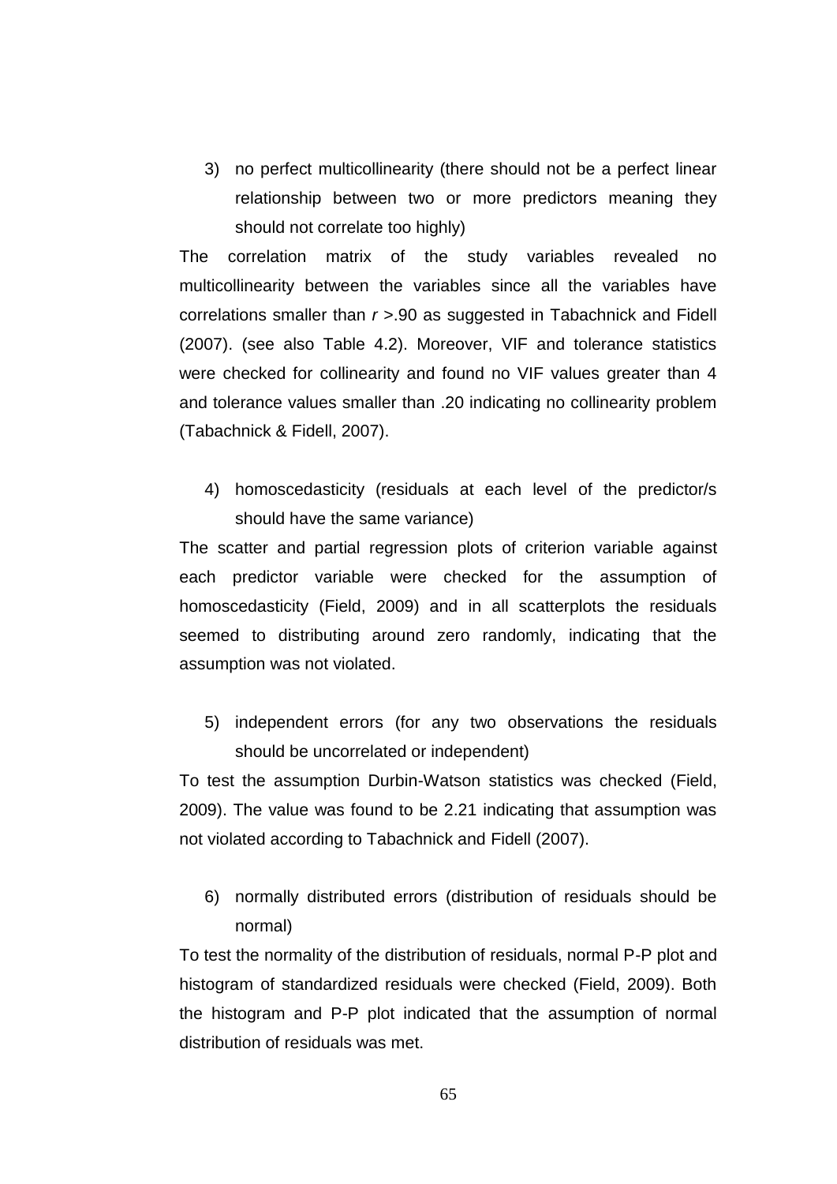3) no perfect multicollinearity (there should not be a perfect linear relationship between two or more predictors meaning they should not correlate too highly)

The correlation matrix of the study variables revealed no multicollinearity between the variables since all the variables have correlations smaller than $r$ >.90 as suggested in Tabachnick and Fidell (2007). (see also Table 4.2). Moreover, VIF and tolerance statistics were checked for collinearity and found no VIF values greater than 4 and tolerance values smaller than .20 indicating no collinearity problem (Tabachnick & Fidell, 2007).

4) homoscedasticity (residuals at each level of the predictor/s should have the same variance)

The scatter and partial regression plots of criterion variable against each predictor variable were checked for the assumption of homoscedasticity (Field, 2009) and in all scatterplots the residuals seemed to distributing around zero randomly, indicating that the assumption was not violated.

5) independent errors (for any two observations the residuals should be uncorrelated or independent)

To test the assumption Durbin-Watson statistics was checked (Field, 2009). The value was found to be 2.21 indicating that assumption was not violated according to Tabachnick and Fidell (2007).

6) normally distributed errors (distribution of residuals should be normal)

To test the normality of the distribution of residuals, normal P-P plot and histogram of standardized residuals were checked (Field, 2009). Both the histogram and P-P plot indicated that the assumption of normal distribution of residuals was met.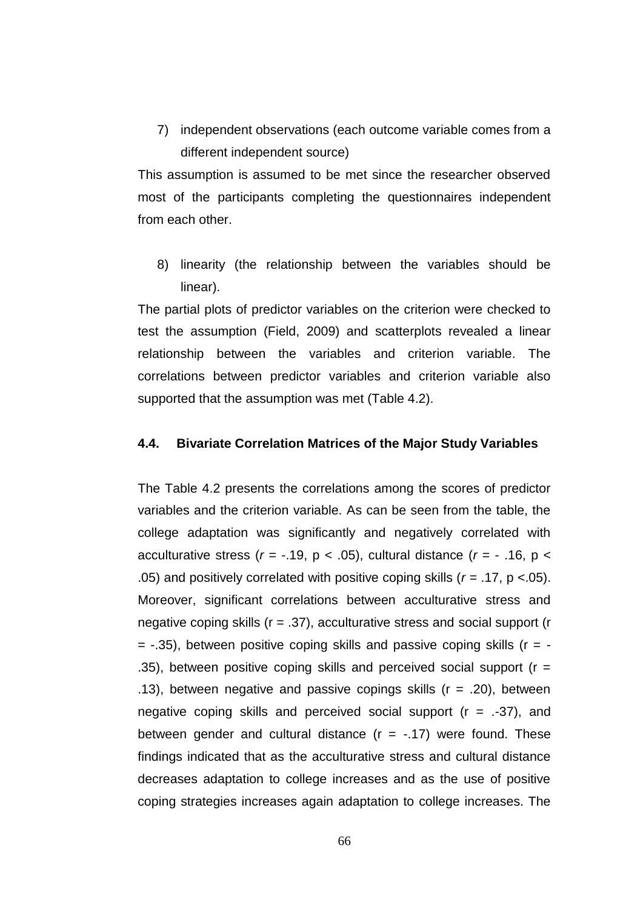7) independent observations (each outcome variable comes from a different independent source)

This assumption is assumed to be met since the researcher observed most of the participants completing the questionnaires independent from each other.

8) linearity (the relationship between the variables should be linear).

The partial plots of predictor variables on the criterion were checked to test the assumption (Field, 2009) and scatterplots revealed a linear relationship between the variables and criterion variable. The correlations between predictor variables and criterion variable also supported that the assumption was met (Table 4.2).

### 4.4. Bivariate Correlation Matrices of the Major Study Variables

The Table 4.2 presents the correlations among the scores of predictor variables and the criterion variable. As can be seen from the table, the college adaptation was significantly and negatively correlated with acculturative stress ($r$ = -.19, p < .05), cultural distance ($r$ = - .16, p < .05) and positively correlated with positive coping skills ($r$ = .17, p <.05). Moreover, significant correlations between acculturative stress and negative coping skills (r = .37), acculturative stress and social support (r = -.35), between positive coping skills and passive coping skills (r = -.35), between positive coping skills and perceived social support (r = .13), between negative and passive copings skills (r = .20), between negative coping skills and perceived social support (r = .-37), and between gender and cultural distance (r = -.17) were found. These findings indicated that as the acculturative stress and cultural distance decreases adaptation to college increases and as the use of positive coping strategies increases again adaptation to college increases. The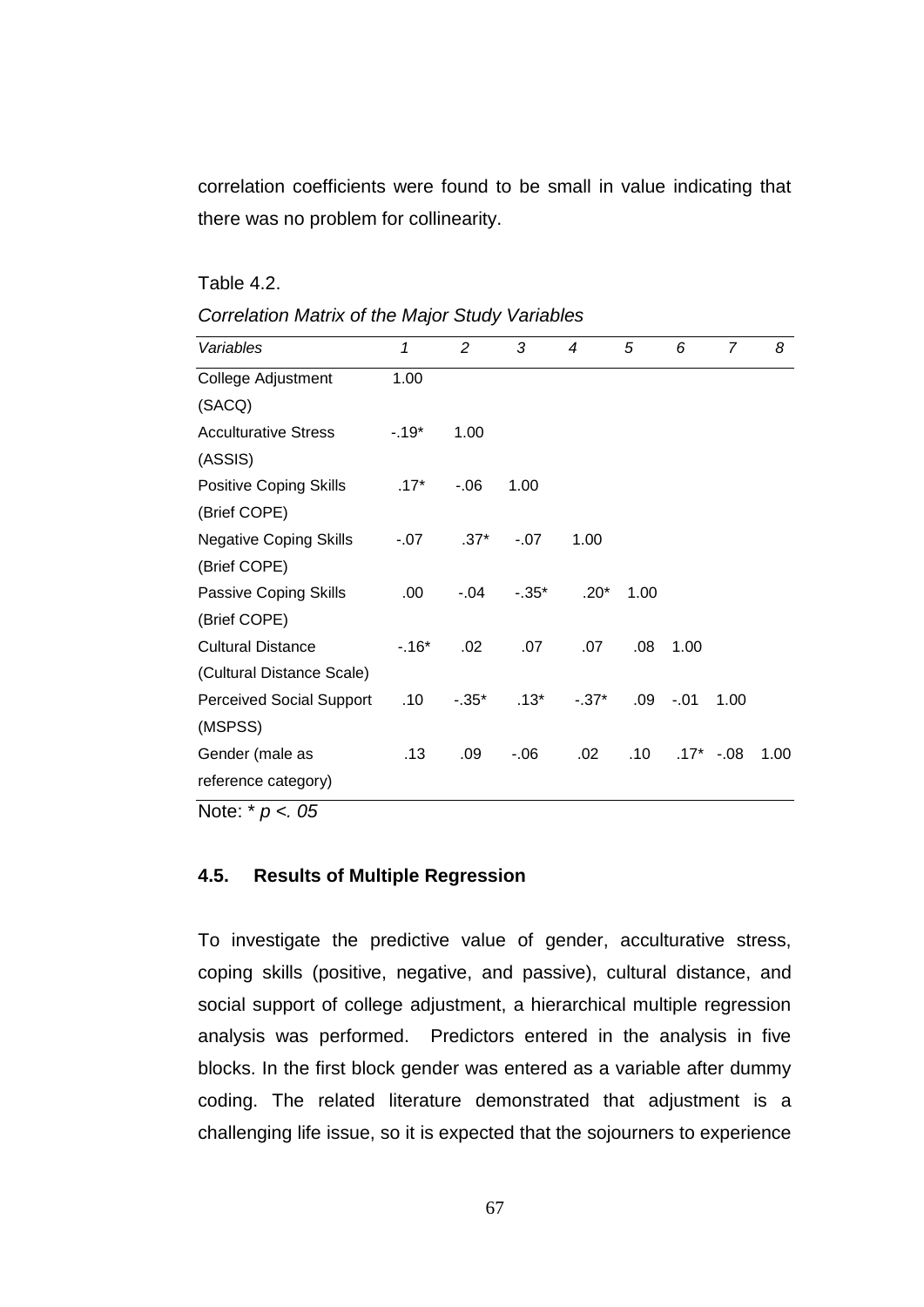correlation coefficients were found to be small in value indicating that there was no problem for collinearity.

Table 4.2.

*Correlation Matrix of the Major Study Variables*

| *Variables* | *1* | *2* | *3* | *4* | *5* | *6* | *7* | *8* |
|---|---|---|---|---|---|---|---|---|
| College Adjustment (SACQ) | 1.00 | | | | | | | |
| Acculturative Stress (ASSIS) | -.19* | 1.00 | | | | | | |
| Positive Coping Skills (Brief COPE) | .17* | -.06 | 1.00 | | | | | |
| Negative Coping Skills (Brief COPE) | -.07 | .37* | -.07 | 1.00 | | | | |
| Passive Coping Skills (Brief COPE) | .00 | -.04 | -.35* | .20* | 1.00 | | | |
| Cultural Distance (Cultural Distance Scale) | -.16* | .02 | .07 | .07 | .08 | 1.00 | | |
| Perceived Social Support (MSPSS) | .10 | -.35* | .13* | -.37* | .09 | -.01 | 1.00 | |
| Gender (male as reference category) | .13 | .09 | -.06 | .02 | .10 | .17* | -.08 | 1.00 |

Note: * $p < .05$

### 4.5. Results of Multiple Regression

To investigate the predictive value of gender, acculturative stress, coping skills (positive, negative, and passive), cultural distance, and social support of college adjustment, a hierarchical multiple regression analysis was performed. Predictors entered in the analysis in five blocks. In the first block gender was entered as a variable after dummy coding. The related literature demonstrated that adjustment is a challenging life issue, so it is expected that the sojourners to experience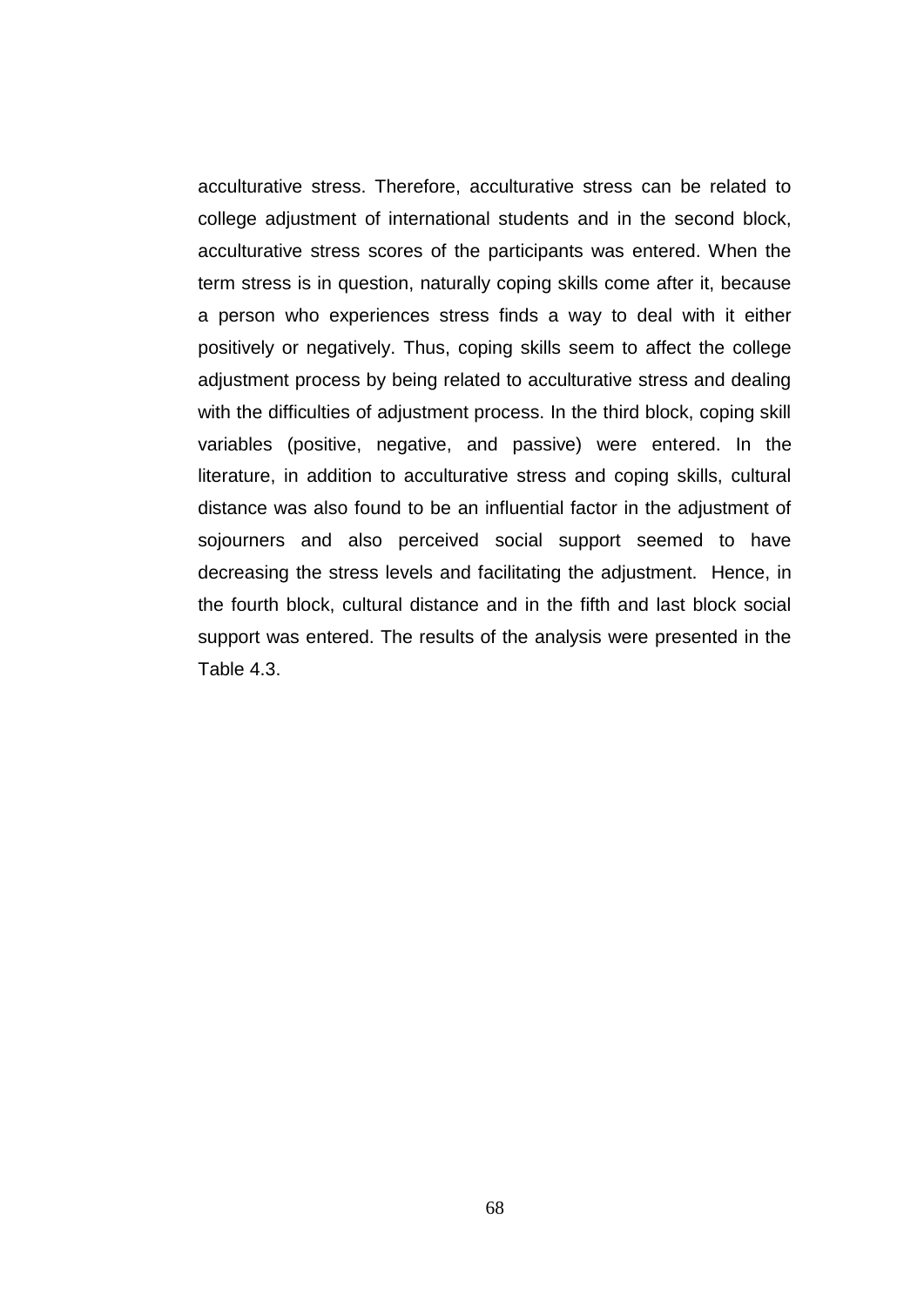acculturative stress. Therefore, acculturative stress can be related to college adjustment of international students and in the second block, acculturative stress scores of the participants was entered. When the term stress is in question, naturally coping skills come after it, because a person who experiences stress finds a way to deal with it either positively or negatively. Thus, coping skills seem to affect the college adjustment process by being related to acculturative stress and dealing with the difficulties of adjustment process. In the third block, coping skill variables (positive, negative, and passive) were entered. In the literature, in addition to acculturative stress and coping skills, cultural distance was also found to be an influential factor in the adjustment of sojourners and also perceived social support seemed to have decreasing the stress levels and facilitating the adjustment. Hence, in the fourth block, cultural distance and in the fifth and last block social support was entered. The results of the analysis were presented in the Table 4.3.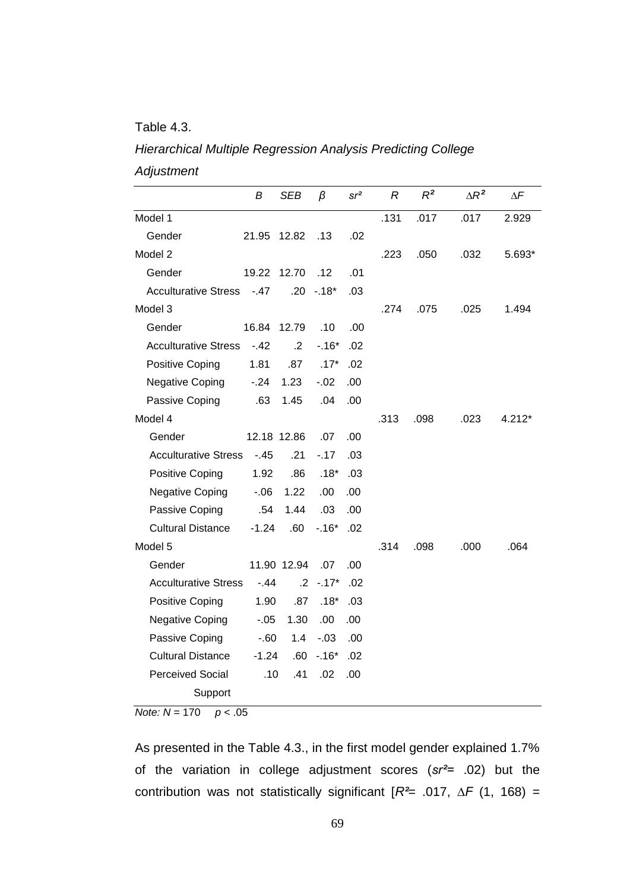Table 4.3.

*Hierarchical Multiple Regression Analysis Predicting College Adjustment*

| | *B* | *SEB* | *β* | *sr²* | *R* | *R²* | *ΔR²* | *ΔF* |
|---|---|---|---|---|---|---|---|---|
| Model 1 | | | | | .131 | .017 | .017 | 2.929 |
| Gender | 21.95 | 12.82 | .13 | .02 | | | | |
| Model 2 | | | | | .223 | .050 | .032 | 5.693* |
| Gender | 19.22 | 12.70 | .12 | .01 | | | | |
| Acculturative Stress | -.47 | .20 | -.18* | .03 | | | | |
| Model 3 | | | | | .274 | .075 | .025 | 1.494 |
| Gender | 16.84 | 12.79 | .10 | .00 | | | | |
| Acculturative Stress | -.42 | .2 | -.16* | .02 | | | | |
| Positive Coping | 1.81 | .87 | .17* | .02 | | | | |
| Negative Coping | -.24 | 1.23 | -.02 | .00 | | | | |
| Passive Coping | .63 | 1.45 | .04 | .00 | | | | |
| Model 4 | | | | | .313 | .098 | .023 | 4.212* |
| Gender | 12.18 | 12.86 | .07 | .00 | | | | |
| Acculturative Stress | -.45 | .21 | -.17 | .03 | | | | |
| Positive Coping | 1.92 | .86 | .18* | .03 | | | | |
| Negative Coping | -.06 | 1.22 | .00 | .00 | | | | |
| Passive Coping | .54 | 1.44 | .03 | .00 | | | | |
| Cultural Distance | -1.24 | .60 | -.16* | .02 | | | | |
| Model 5 | | | | | .314 | .098 | .000 | .064 |
| Gender | 11.90 | 12.94 | .07 | .00 | | | | |
| Acculturative Stress | -.44 | .2 | -.17* | .02 | | | | |
| Positive Coping | 1.90 | .87 | .18* | .03 | | | | |
| Negative Coping | -.05 | 1.30 | .00 | .00 | | | | |
| Passive Coping | -.60 | 1.4 | -.03 | .00 | | | | |
| Cultural Distance | -1.24 | .60 | -.16* | .02 | | | | |
| Perceived Social Support | .10 | .41 | .02 | .00 | | | | |

*Note:* $N = 170$ $p < .05$

As presented in the Table 4.3., in the first model gender explained 1.7% of the variation in college adjustment scores ($sr^2 = .02$) but the contribution was not statistically significant [$R^2 = .017$, $\Delta F$ (1, 168) =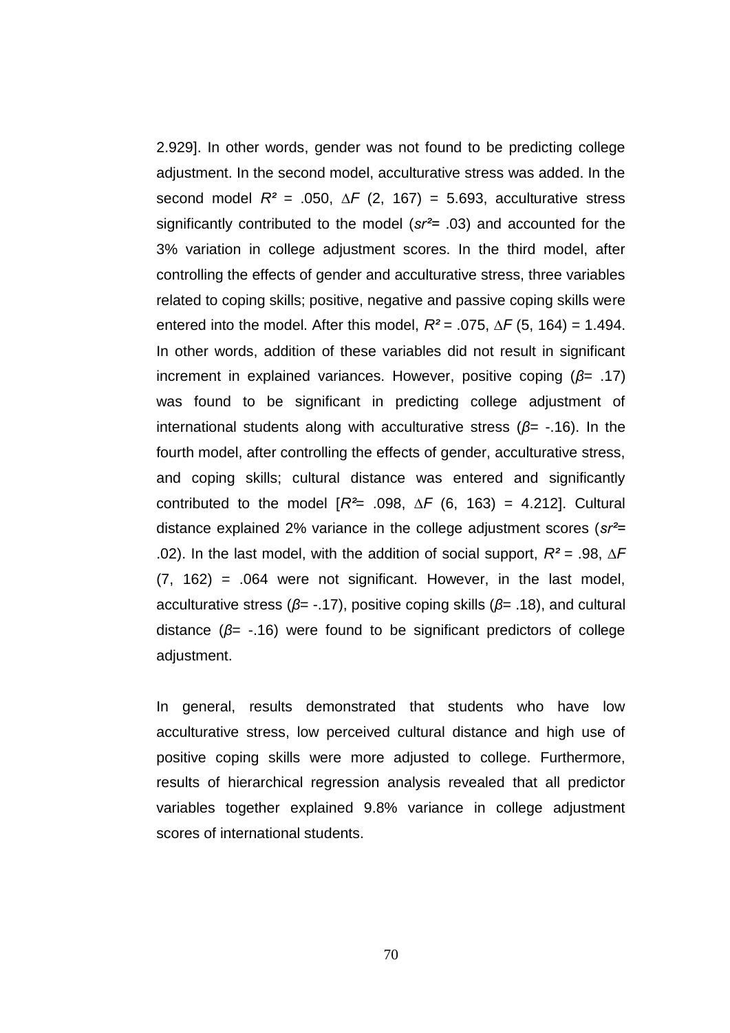2.929]. In other words, gender was not found to be predicting college adjustment. In the second model, acculturative stress was added. In the second model $R^2$ = .050, $\Delta F$ (2, 167) = 5.693, acculturative stress significantly contributed to the model ($sr^2$= .03) and accounted for the 3% variation in college adjustment scores. In the third model, after controlling the effects of gender and acculturative stress, three variables related to coping skills; positive, negative and passive coping skills were entered into the model. After this model, $R^2$ = .075, $\Delta F$ (5, 164) = 1.494. In other words, addition of these variables did not result in significant increment in explained variances. However, positive coping ($\beta$= .17) was found to be significant in predicting college adjustment of international students along with acculturative stress ($\beta$= -.16). In the fourth model, after controlling the effects of gender, acculturative stress, and coping skills; cultural distance was entered and significantly contributed to the model [$R^2$= .098, $\Delta F$ (6, 163) = 4.212]. Cultural distance explained 2% variance in the college adjustment scores ($sr^2$= .02). In the last model, with the addition of social support, $R^2$ = .98, $\Delta F$ (7, 162) = .064 were not significant. However, in the last model, acculturative stress ($\beta$= -.17), positive coping skills ($\beta$= .18), and cultural distance ($\beta$= -.16) were found to be significant predictors of college adjustment.

In general, results demonstrated that students who have low acculturative stress, low perceived cultural distance and high use of positive coping skills were more adjusted to college. Furthermore, results of hierarchical regression analysis revealed that all predictor variables together explained 9.8% variance in college adjustment scores of international students.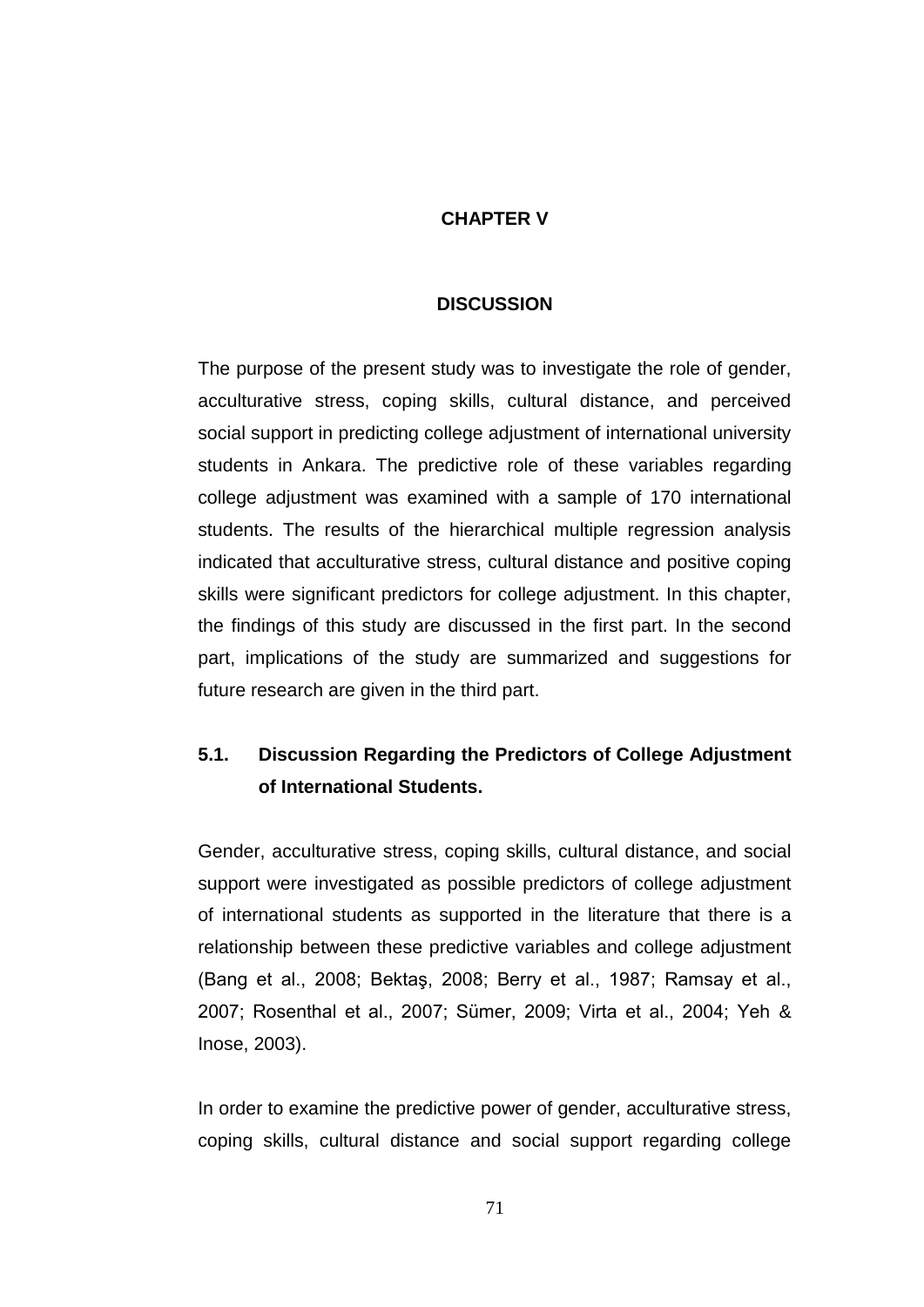# CHAPTER V

# DISCUSSION

The purpose of the present study was to investigate the role of gender, acculturative stress, coping skills, cultural distance, and perceived social support in predicting college adjustment of international university students in Ankara. The predictive role of these variables regarding college adjustment was examined with a sample of 170 international students. The results of the hierarchical multiple regression analysis indicated that acculturative stress, cultural distance and positive coping skills were significant predictors for college adjustment. In this chapter, the findings of this study are discussed in the first part. In the second part, implications of the study are summarized and suggestions for future research are given in the third part.

## 5.1. Discussion Regarding the Predictors of College Adjustment of International Students.

Gender, acculturative stress, coping skills, cultural distance, and social support were investigated as possible predictors of college adjustment of international students as supported in the literature that there is a relationship between these predictive variables and college adjustment (Bang et al., 2008; Bektaş, 2008; Berry et al., 1987; Ramsay et al., 2007; Rosenthal et al., 2007; Sümer, 2009; Virta et al., 2004; Yeh & Inose, 2003).

In order to examine the predictive power of gender, acculturative stress, coping skills, cultural distance and social support regarding college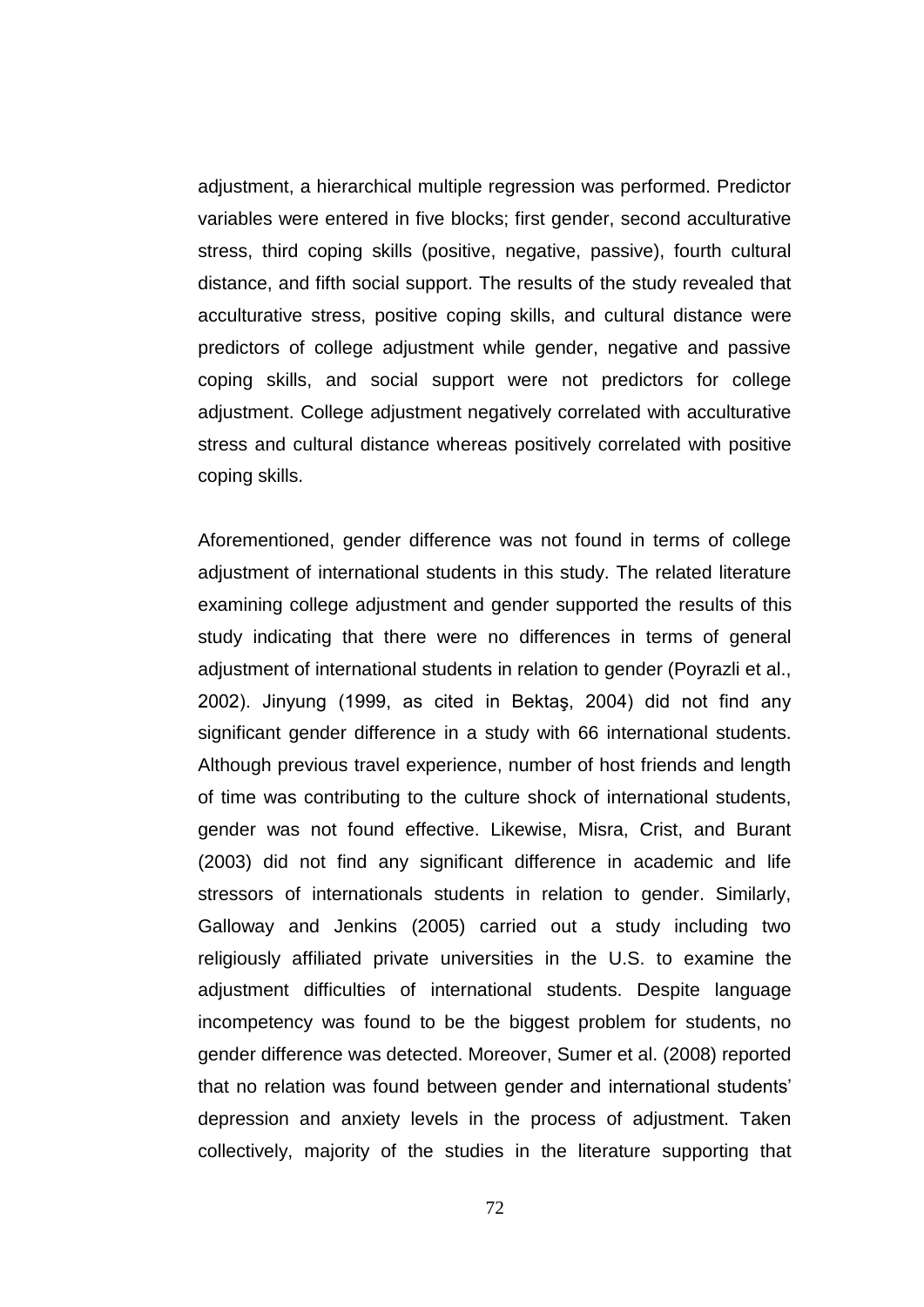adjustment, a hierarchical multiple regression was performed. Predictor variables were entered in five blocks; first gender, second acculturative stress, third coping skills (positive, negative, passive), fourth cultural distance, and fifth social support. The results of the study revealed that acculturative stress, positive coping skills, and cultural distance were predictors of college adjustment while gender, negative and passive coping skills, and social support were not predictors for college adjustment. College adjustment negatively correlated with acculturative stress and cultural distance whereas positively correlated with positive coping skills.

Aforementioned, gender difference was not found in terms of college adjustment of international students in this study. The related literature examining college adjustment and gender supported the results of this study indicating that there were no differences in terms of general adjustment of international students in relation to gender (Poyrazli et al., 2002). Jinyung (1999, as cited in Bektaş, 2004) did not find any significant gender difference in a study with 66 international students. Although previous travel experience, number of host friends and length of time was contributing to the culture shock of international students, gender was not found effective. Likewise, Misra, Crist, and Burant (2003) did not find any significant difference in academic and life stressors of internationals students in relation to gender. Similarly, Galloway and Jenkins (2005) carried out a study including two religiously affiliated private universities in the U.S. to examine the adjustment difficulties of international students. Despite language incompetency was found to be the biggest problem for students, no gender difference was detected. Moreover, Sumer et al. (2008) reported that no relation was found between gender and international students' depression and anxiety levels in the process of adjustment. Taken collectively, majority of the studies in the literature supporting that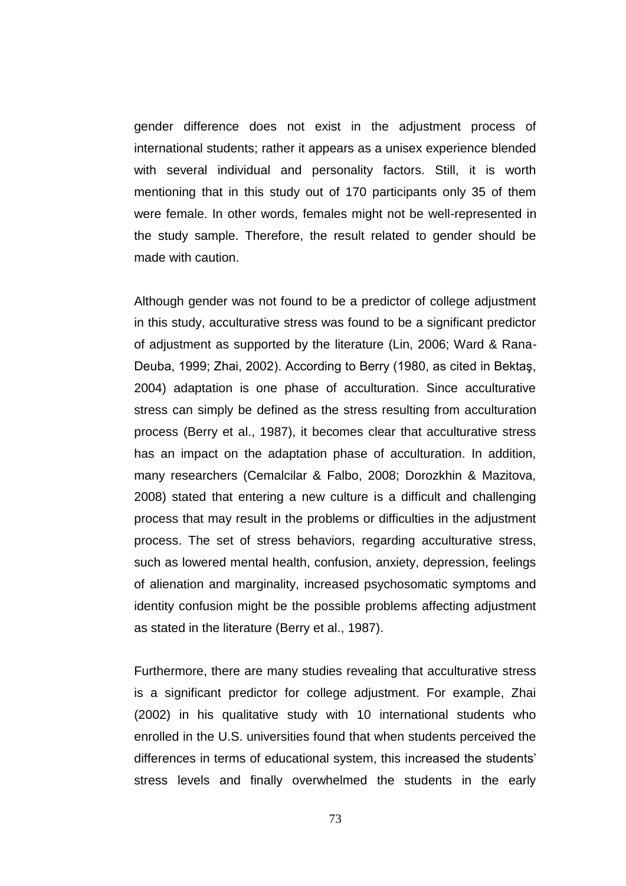gender difference does not exist in the adjustment process of international students; rather it appears as a unisex experience blended with several individual and personality factors. Still, it is worth mentioning that in this study out of 170 participants only 35 of them were female. In other words, females might not be well-represented in the study sample. Therefore, the result related to gender should be made with caution.

Although gender was not found to be a predictor of college adjustment in this study, acculturative stress was found to be a significant predictor of adjustment as supported by the literature (Lin, 2006; Ward & Rana-Deuba, 1999; Zhai, 2002). According to Berry (1980, as cited in Bektaş, 2004) adaptation is one phase of acculturation. Since acculturative stress can simply be defined as the stress resulting from acculturation process (Berry et al., 1987), it becomes clear that acculturative stress has an impact on the adaptation phase of acculturation. In addition, many researchers (Cemalcilar & Falbo, 2008; Dorozkhin & Mazitova, 2008) stated that entering a new culture is a difficult and challenging process that may result in the problems or difficulties in the adjustment process. The set of stress behaviors, regarding acculturative stress, such as lowered mental health, confusion, anxiety, depression, feelings of alienation and marginality, increased psychosomatic symptoms and identity confusion might be the possible problems affecting adjustment as stated in the literature (Berry et al., 1987).

Furthermore, there are many studies revealing that acculturative stress is a significant predictor for college adjustment. For example, Zhai (2002) in his qualitative study with 10 international students who enrolled in the U.S. universities found that when students perceived the differences in terms of educational system, this increased the students' stress levels and finally overwhelmed the students in the early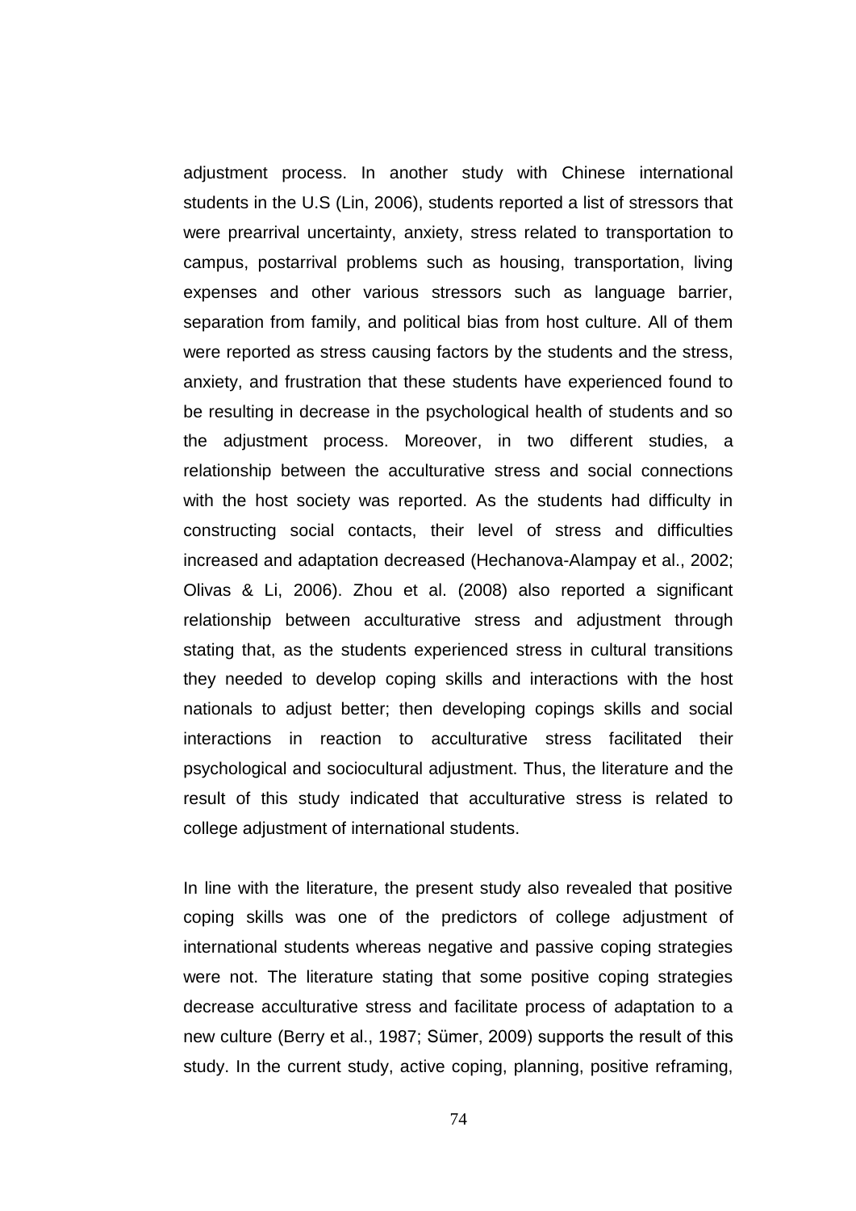adjustment process. In another study with Chinese international students in the U.S (Lin, 2006), students reported a list of stressors that were prearrival uncertainty, anxiety, stress related to transportation to campus, postarrival problems such as housing, transportation, living expenses and other various stressors such as language barrier, separation from family, and political bias from host culture. All of them were reported as stress causing factors by the students and the stress, anxiety, and frustration that these students have experienced found to be resulting in decrease in the psychological health of students and so the adjustment process. Moreover, in two different studies, a relationship between the acculturative stress and social connections with the host society was reported. As the students had difficulty in constructing social contacts, their level of stress and difficulties increased and adaptation decreased (Hechanova-Alampay et al., 2002; Olivas & Li, 2006). Zhou et al. (2008) also reported a significant relationship between acculturative stress and adjustment through stating that, as the students experienced stress in cultural transitions they needed to develop coping skills and interactions with the host nationals to adjust better; then developing copings skills and social interactions in reaction to acculturative stress facilitated their psychological and sociocultural adjustment. Thus, the literature and the result of this study indicated that acculturative stress is related to college adjustment of international students.

In line with the literature, the present study also revealed that positive coping skills was one of the predictors of college adjustment of international students whereas negative and passive coping strategies were not. The literature stating that some positive coping strategies decrease acculturative stress and facilitate process of adaptation to a new culture (Berry et al., 1987; Sümer, 2009) supports the result of this study. In the current study, active coping, planning, positive reframing,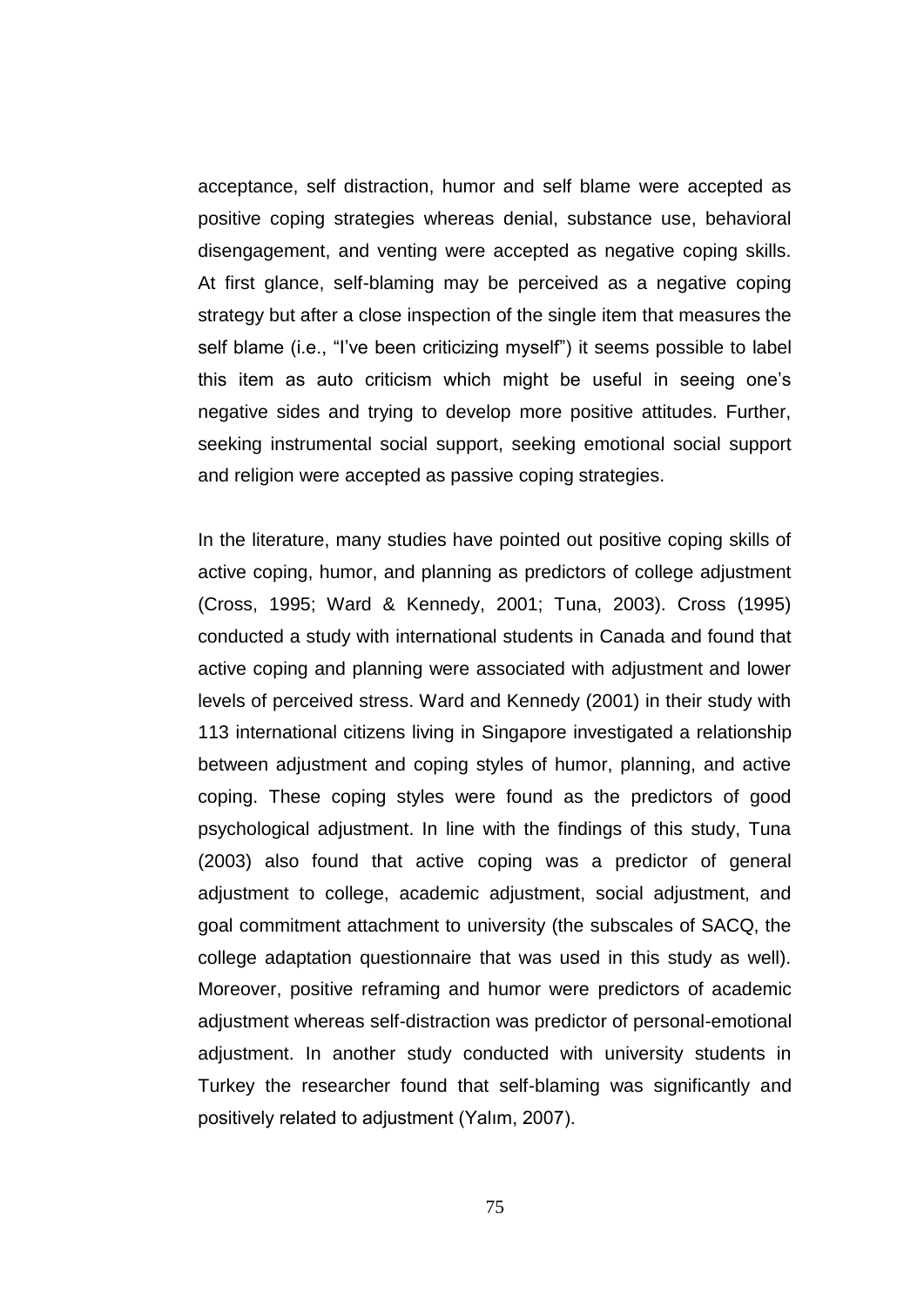acceptance, self distraction, humor and self blame were accepted as positive coping strategies whereas denial, substance use, behavioral disengagement, and venting were accepted as negative coping skills. At first glance, self-blaming may be perceived as a negative coping strategy but after a close inspection of the single item that measures the self blame (i.e., "I've been criticizing myself") it seems possible to label this item as auto criticism which might be useful in seeing one's negative sides and trying to develop more positive attitudes. Further, seeking instrumental social support, seeking emotional social support and religion were accepted as passive coping strategies.

In the literature, many studies have pointed out positive coping skills of active coping, humor, and planning as predictors of college adjustment (Cross, 1995; Ward & Kennedy, 2001; Tuna, 2003). Cross (1995) conducted a study with international students in Canada and found that active coping and planning were associated with adjustment and lower levels of perceived stress. Ward and Kennedy (2001) in their study with 113 international citizens living in Singapore investigated a relationship between adjustment and coping styles of humor, planning, and active coping. These coping styles were found as the predictors of good psychological adjustment. In line with the findings of this study, Tuna (2003) also found that active coping was a predictor of general adjustment to college, academic adjustment, social adjustment, and goal commitment attachment to university (the subscales of SACQ, the college adaptation questionnaire that was used in this study as well). Moreover, positive reframing and humor were predictors of academic adjustment whereas self-distraction was predictor of personal-emotional adjustment. In another study conducted with university students in Turkey the researcher found that self-blaming was significantly and positively related to adjustment (Yalım, 2007).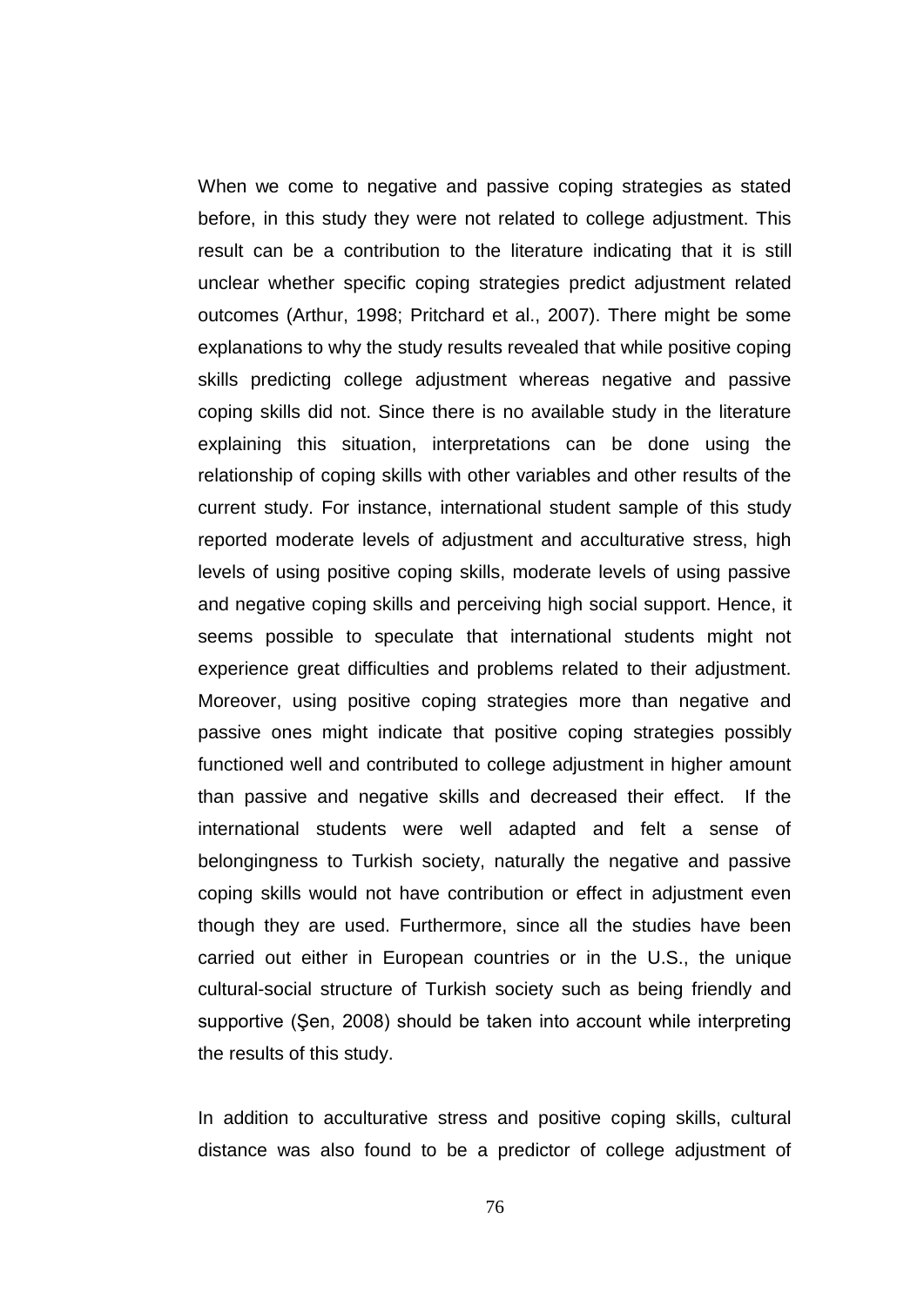When we come to negative and passive coping strategies as stated before, in this study they were not related to college adjustment. This result can be a contribution to the literature indicating that it is still unclear whether specific coping strategies predict adjustment related outcomes (Arthur, 1998; Pritchard et al., 2007). There might be some explanations to why the study results revealed that while positive coping skills predicting college adjustment whereas negative and passive coping skills did not. Since there is no available study in the literature explaining this situation, interpretations can be done using the relationship of coping skills with other variables and other results of the current study. For instance, international student sample of this study reported moderate levels of adjustment and acculturative stress, high levels of using positive coping skills, moderate levels of using passive and negative coping skills and perceiving high social support. Hence, it seems possible to speculate that international students might not experience great difficulties and problems related to their adjustment. Moreover, using positive coping strategies more than negative and passive ones might indicate that positive coping strategies possibly functioned well and contributed to college adjustment in higher amount than passive and negative skills and decreased their effect. If the international students were well adapted and felt a sense of belongingness to Turkish society, naturally the negative and passive coping skills would not have contribution or effect in adjustment even though they are used. Furthermore, since all the studies have been carried out either in European countries or in the U.S., the unique cultural-social structure of Turkish society such as being friendly and supportive (Şen, 2008) should be taken into account while interpreting the results of this study.

In addition to acculturative stress and positive coping skills, cultural distance was also found to be a predictor of college adjustment of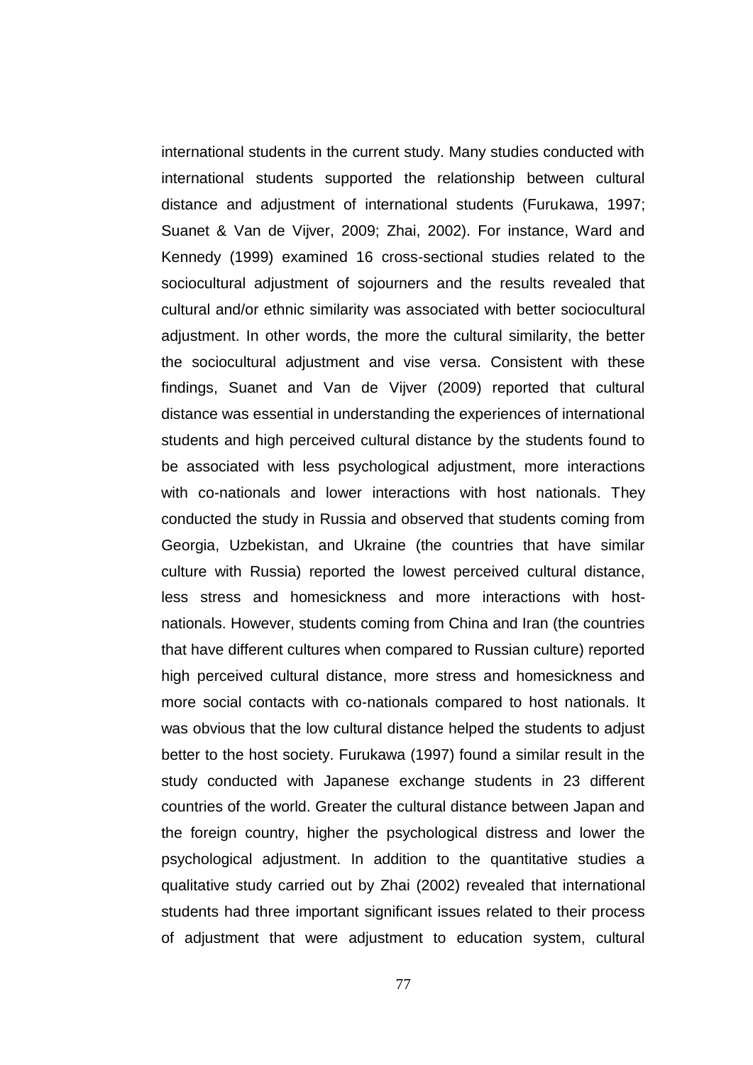international students in the current study. Many studies conducted with international students supported the relationship between cultural distance and adjustment of international students (Furukawa, 1997; Suanet & Van de Vijver, 2009; Zhai, 2002). For instance, Ward and Kennedy (1999) examined 16 cross-sectional studies related to the sociocultural adjustment of sojourners and the results revealed that cultural and/or ethnic similarity was associated with better sociocultural adjustment. In other words, the more the cultural similarity, the better the sociocultural adjustment and vise versa. Consistent with these findings, Suanet and Van de Vijver (2009) reported that cultural distance was essential in understanding the experiences of international students and high perceived cultural distance by the students found to be associated with less psychological adjustment, more interactions with co-nationals and lower interactions with host nationals. They conducted the study in Russia and observed that students coming from Georgia, Uzbekistan, and Ukraine (the countries that have similar culture with Russia) reported the lowest perceived cultural distance, less stress and homesickness and more interactions with host-nationals. However, students coming from China and Iran (the countries that have different cultures when compared to Russian culture) reported high perceived cultural distance, more stress and homesickness and more social contacts with co-nationals compared to host nationals. It was obvious that the low cultural distance helped the students to adjust better to the host society. Furukawa (1997) found a similar result in the study conducted with Japanese exchange students in 23 different countries of the world. Greater the cultural distance between Japan and the foreign country, higher the psychological distress and lower the psychological adjustment. In addition to the quantitative studies a qualitative study carried out by Zhai (2002) revealed that international students had three important significant issues related to their process of adjustment that were adjustment to education system, cultural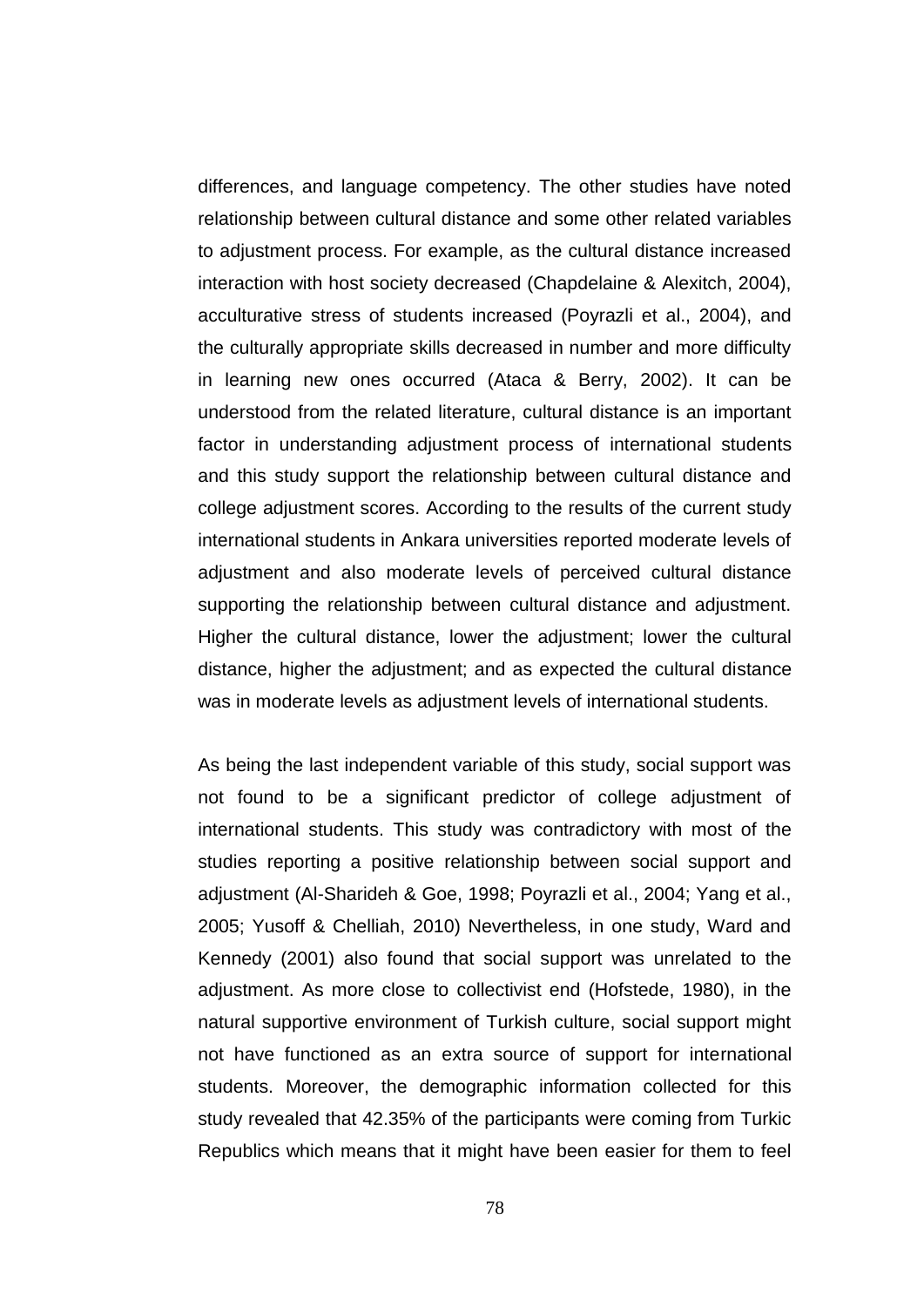differences, and language competency. The other studies have noted relationship between cultural distance and some other related variables to adjustment process. For example, as the cultural distance increased interaction with host society decreased (Chapdelaine & Alexitch, 2004), acculturative stress of students increased (Poyrazli et al., 2004), and the culturally appropriate skills decreased in number and more difficulty in learning new ones occurred (Ataca & Berry, 2002). It can be understood from the related literature, cultural distance is an important factor in understanding adjustment process of international students and this study support the relationship between cultural distance and college adjustment scores. According to the results of the current study international students in Ankara universities reported moderate levels of adjustment and also moderate levels of perceived cultural distance supporting the relationship between cultural distance and adjustment. Higher the cultural distance, lower the adjustment; lower the cultural distance, higher the adjustment; and as expected the cultural distance was in moderate levels as adjustment levels of international students.

As being the last independent variable of this study, social support was not found to be a significant predictor of college adjustment of international students. This study was contradictory with most of the studies reporting a positive relationship between social support and adjustment (Al-Sharideh & Goe, 1998; Poyrazli et al., 2004; Yang et al., 2005; Yusoff & Chelliah, 2010) Nevertheless, in one study, Ward and Kennedy (2001) also found that social support was unrelated to the adjustment. As more close to collectivist end (Hofstede, 1980), in the natural supportive environment of Turkish culture, social support might not have functioned as an extra source of support for international students. Moreover, the demographic information collected for this study revealed that 42.35% of the participants were coming from Turkic Republics which means that it might have been easier for them to feel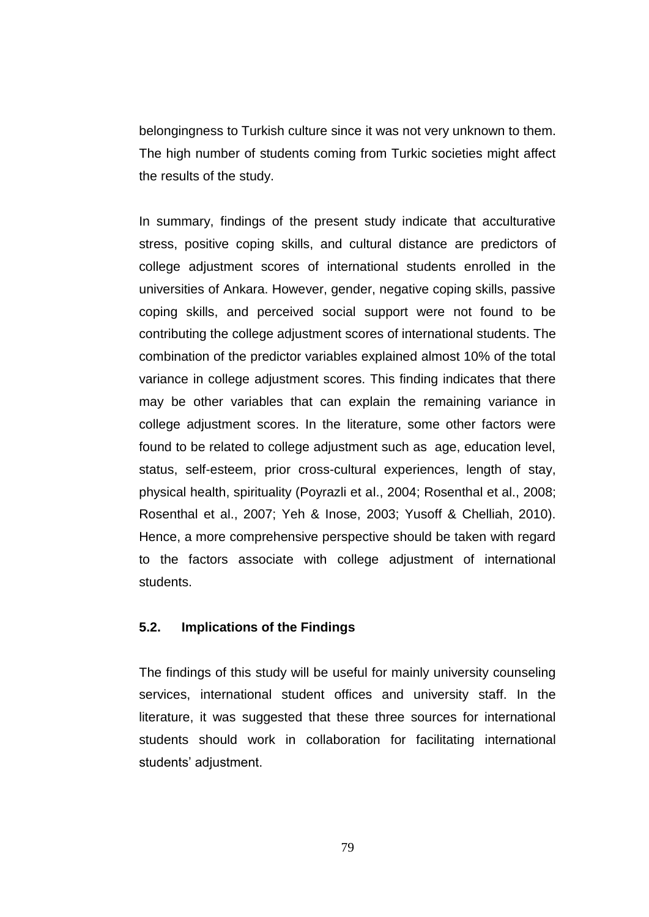belongingness to Turkish culture since it was not very unknown to them. The high number of students coming from Turkic societies might affect the results of the study.

In summary, findings of the present study indicate that acculturative stress, positive coping skills, and cultural distance are predictors of college adjustment scores of international students enrolled in the universities of Ankara. However, gender, negative coping skills, passive coping skills, and perceived social support were not found to be contributing the college adjustment scores of international students. The combination of the predictor variables explained almost 10% of the total variance in college adjustment scores. This finding indicates that there may be other variables that can explain the remaining variance in college adjustment scores. In the literature, some other factors were found to be related to college adjustment such as age, education level, status, self-esteem, prior cross-cultural experiences, length of stay, physical health, spirituality (Poyrazli et al., 2004; Rosenthal et al., 2008; Rosenthal et al., 2007; Yeh & Inose, 2003; Yusoff & Chelliah, 2010). Hence, a more comprehensive perspective should be taken with regard to the factors associate with college adjustment of international students.

### 5.2. Implications of the Findings

The findings of this study will be useful for mainly university counseling services, international student offices and university staff. In the literature, it was suggested that these three sources for international students should work in collaboration for facilitating international students' adjustment.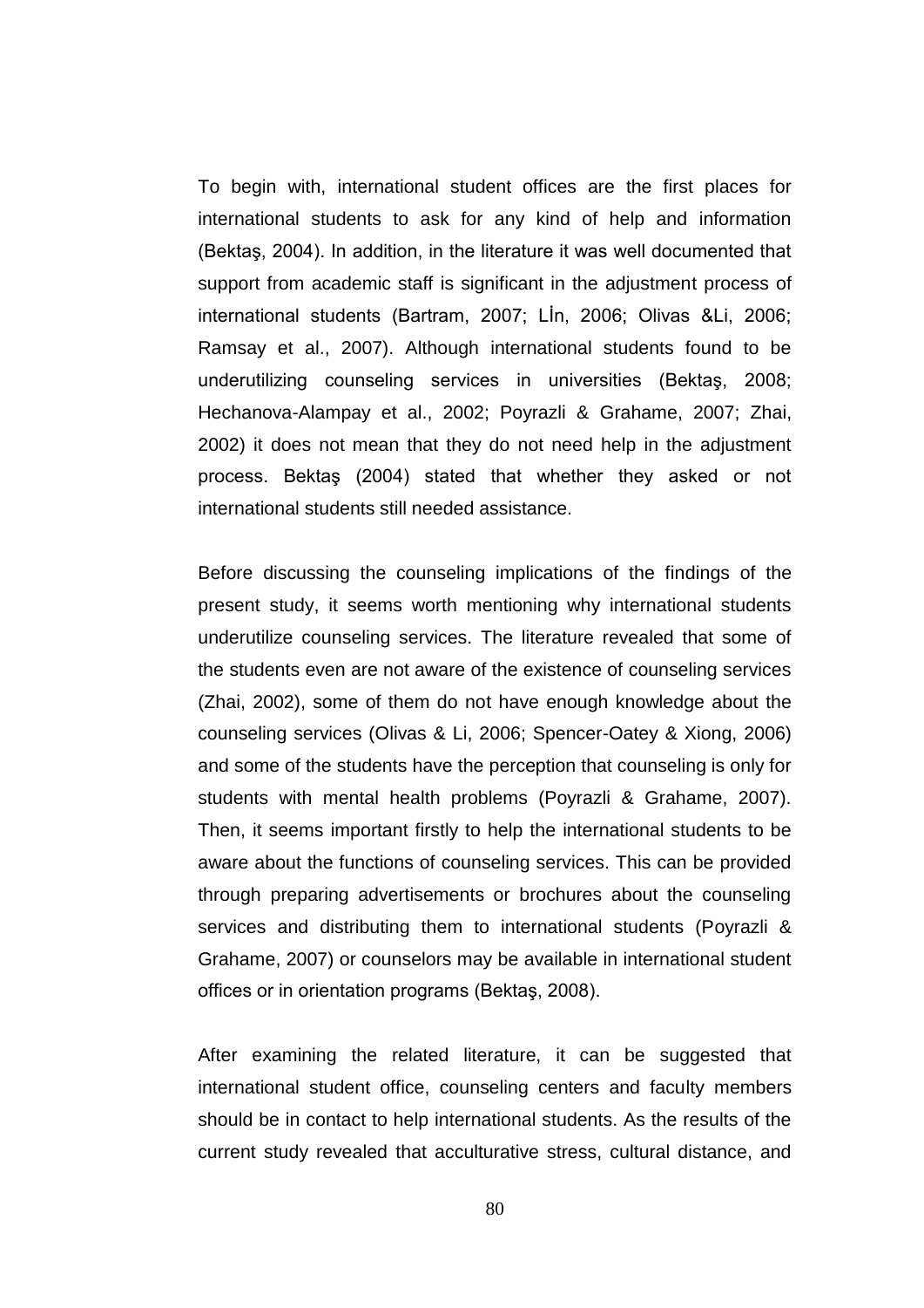To begin with, international student offices are the first places for international students to ask for any kind of help and information (Bektaş, 2004). In addition, in the literature it was well documented that support from academic staff is significant in the adjustment process of international students (Bartram, 2007; Lİn, 2006; Olivas &Li, 2006; Ramsay et al., 2007). Although international students found to be underutilizing counseling services in universities (Bektaş, 2008; Hechanova-Alampay et al., 2002; Poyrazli & Grahame, 2007; Zhai, 2002) it does not mean that they do not need help in the adjustment process. Bektaş (2004) stated that whether they asked or not international students still needed assistance.

Before discussing the counseling implications of the findings of the present study, it seems worth mentioning why international students underutilize counseling services. The literature revealed that some of the students even are not aware of the existence of counseling services (Zhai, 2002), some of them do not have enough knowledge about the counseling services (Olivas & Li, 2006; Spencer-Oatey & Xiong, 2006) and some of the students have the perception that counseling is only for students with mental health problems (Poyrazli & Grahame, 2007). Then, it seems important firstly to help the international students to be aware about the functions of counseling services. This can be provided through preparing advertisements or brochures about the counseling services and distributing them to international students (Poyrazli & Grahame, 2007) or counselors may be available in international student offices or in orientation programs (Bektaş, 2008).

After examining the related literature, it can be suggested that international student office, counseling centers and faculty members should be in contact to help international students. As the results of the current study revealed that acculturative stress, cultural distance, and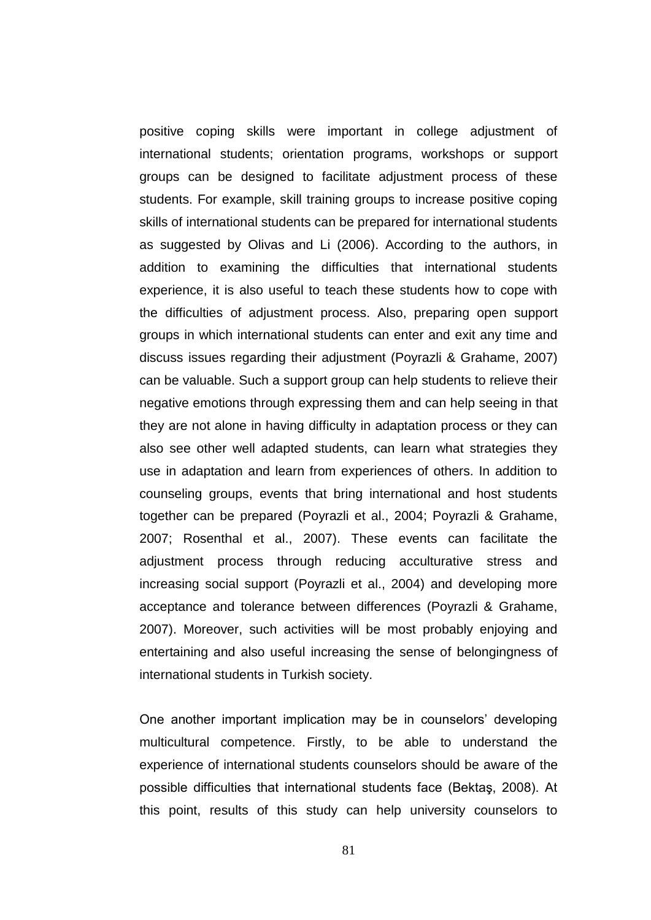positive coping skills were important in college adjustment of international students; orientation programs, workshops or support groups can be designed to facilitate adjustment process of these students. For example, skill training groups to increase positive coping skills of international students can be prepared for international students as suggested by Olivas and Li (2006). According to the authors, in addition to examining the difficulties that international students experience, it is also useful to teach these students how to cope with the difficulties of adjustment process. Also, preparing open support groups in which international students can enter and exit any time and discuss issues regarding their adjustment (Poyrazli & Grahame, 2007) can be valuable. Such a support group can help students to relieve their negative emotions through expressing them and can help seeing in that they are not alone in having difficulty in adaptation process or they can also see other well adapted students, can learn what strategies they use in adaptation and learn from experiences of others. In addition to counseling groups, events that bring international and host students together can be prepared (Poyrazli et al., 2004; Poyrazli & Grahame, 2007; Rosenthal et al., 2007). These events can facilitate the adjustment process through reducing acculturative stress and increasing social support (Poyrazli et al., 2004) and developing more acceptance and tolerance between differences (Poyrazli & Grahame, 2007). Moreover, such activities will be most probably enjoying and entertaining and also useful increasing the sense of belongingness of international students in Turkish society.

One another important implication may be in counselors' developing multicultural competence. Firstly, to be able to understand the experience of international students counselors should be aware of the possible difficulties that international students face (Bektaş, 2008). At this point, results of this study can help university counselors to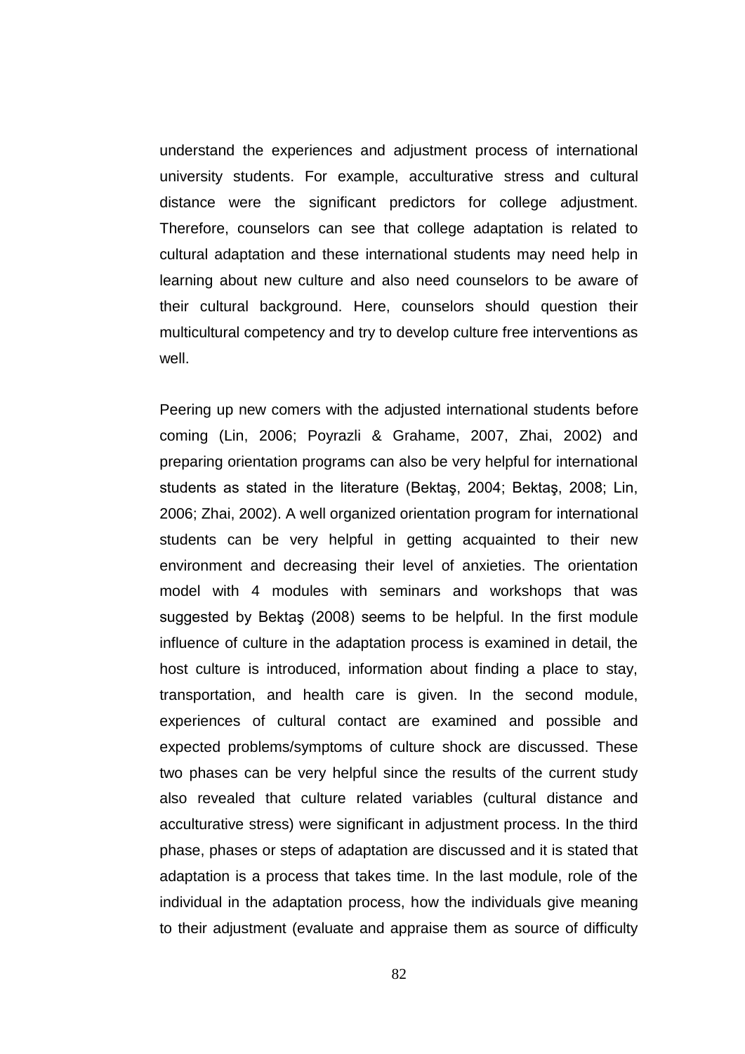understand the experiences and adjustment process of international university students. For example, acculturative stress and cultural distance were the significant predictors for college adjustment. Therefore, counselors can see that college adaptation is related to cultural adaptation and these international students may need help in learning about new culture and also need counselors to be aware of their cultural background. Here, counselors should question their multicultural competency and try to develop culture free interventions as well.

Peering up new comers with the adjusted international students before coming (Lin, 2006; Poyrazli & Grahame, 2007, Zhai, 2002) and preparing orientation programs can also be very helpful for international students as stated in the literature (Bektaş, 2004; Bektaş, 2008; Lin, 2006; Zhai, 2002). A well organized orientation program for international students can be very helpful in getting acquainted to their new environment and decreasing their level of anxieties. The orientation model with 4 modules with seminars and workshops that was suggested by Bektaş (2008) seems to be helpful. In the first module influence of culture in the adaptation process is examined in detail, the host culture is introduced, information about finding a place to stay, transportation, and health care is given. In the second module, experiences of cultural contact are examined and possible and expected problems/symptoms of culture shock are discussed. These two phases can be very helpful since the results of the current study also revealed that culture related variables (cultural distance and acculturative stress) were significant in adjustment process. In the third phase, phases or steps of adaptation are discussed and it is stated that adaptation is a process that takes time. In the last module, role of the individual in the adaptation process, how the individuals give meaning to their adjustment (evaluate and appraise them as source of difficulty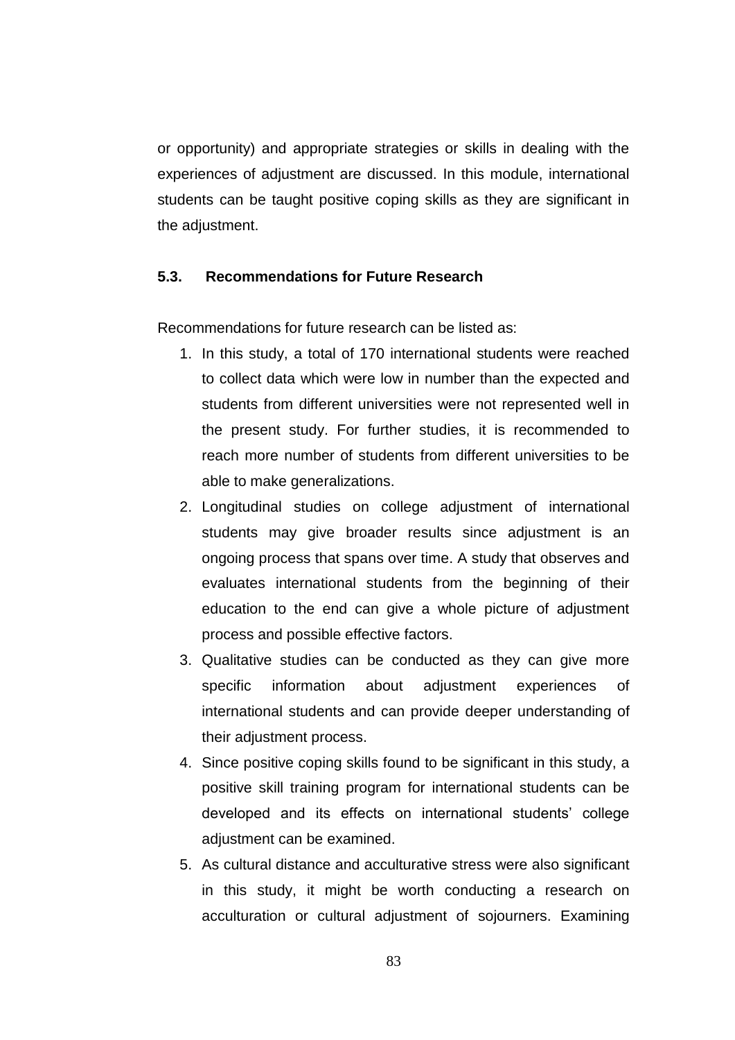or opportunity) and appropriate strategies or skills in dealing with the experiences of adjustment are discussed. In this module, international students can be taught positive coping skills as they are significant in the adjustment.

### 5.3. Recommendations for Future Research

Recommendations for future research can be listed as:

1. In this study, a total of 170 international students were reached to collect data which were low in number than the expected and students from different universities were not represented well in the present study. For further studies, it is recommended to reach more number of students from different universities to be able to make generalizations.
2. Longitudinal studies on college adjustment of international students may give broader results since adjustment is an ongoing process that spans over time. A study that observes and evaluates international students from the beginning of their education to the end can give a whole picture of adjustment process and possible effective factors.
3. Qualitative studies can be conducted as they can give more specific information about adjustment experiences of international students and can provide deeper understanding of their adjustment process.
4. Since positive coping skills found to be significant in this study, a positive skill training program for international students can be developed and its effects on international students' college adjustment can be examined.
5. As cultural distance and acculturative stress were also significant in this study, it might be worth conducting a research on acculturation or cultural adjustment of sojourners. Examining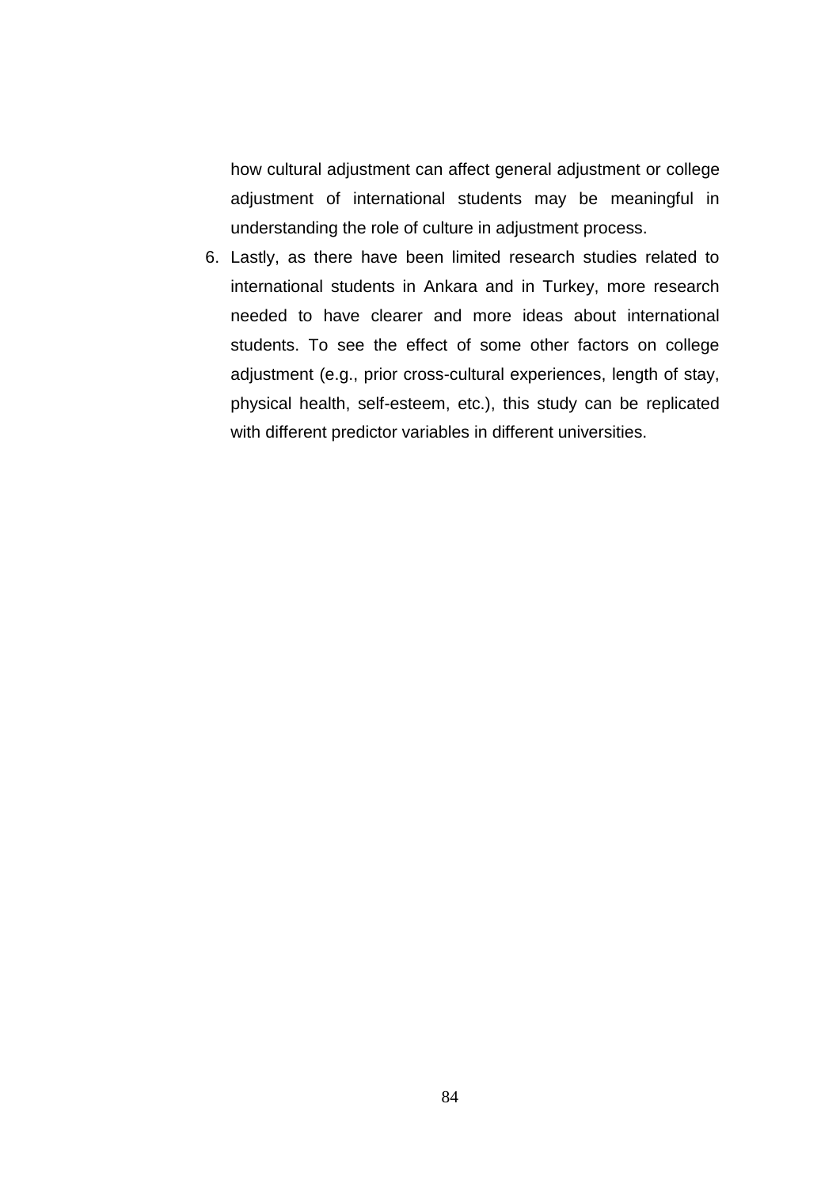how cultural adjustment can affect general adjustment or college adjustment of international students may be meaningful in understanding the role of culture in adjustment process.

6. Lastly, as there have been limited research studies related to international students in Ankara and in Turkey, more research needed to have clearer and more ideas about international students. To see the effect of some other factors on college adjustment (e.g., prior cross-cultural experiences, length of stay, physical health, self-esteem, etc.), this study can be replicated with different predictor variables in different universities.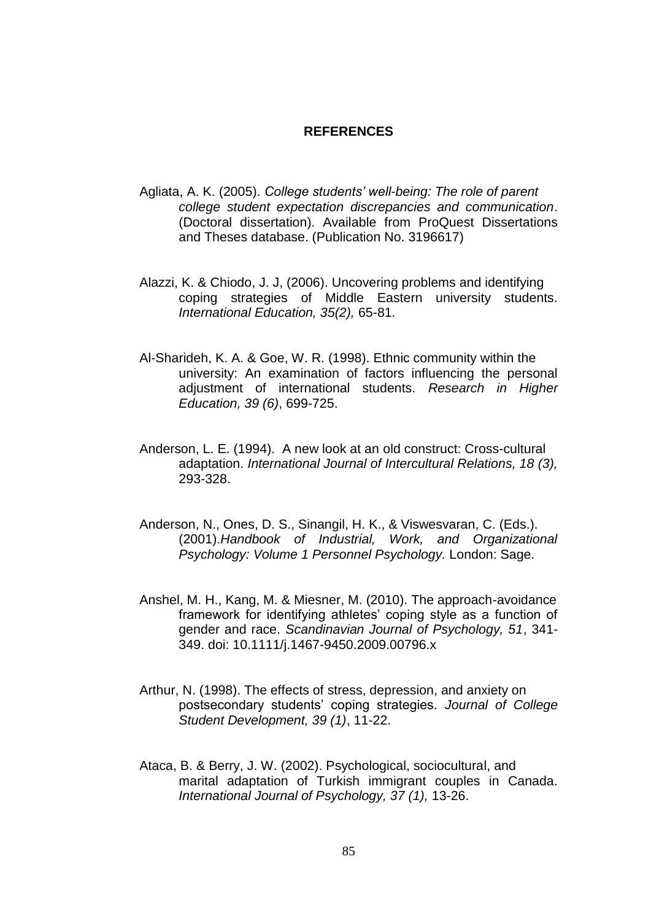# REFERENCES

Agliata, A. K. (2005). *College students' well-being: The role of parent college student expectation discrepancies and communication*. (Doctoral dissertation). Available from ProQuest Dissertations and Theses database. (Publication No. 3196617)

Alazzi, K. & Chiodo, J. J, (2006). Uncovering problems and identifying coping strategies of Middle Eastern university students. *International Education, 35(2),* 65-81.

Al-Sharideh, K. A. & Goe, W. R. (1998). Ethnic community within the university: An examination of factors influencing the personal adjustment of international students. *Research in Higher Education, 39 (6)*, 699-725.

Anderson, L. E. (1994). A new look at an old construct: Cross-cultural adaptation. *International Journal of Intercultural Relations, 18 (3),* 293-328.

Anderson, N., Ones, D. S., Sinangil, H. K., & Viswesvaran, C. (Eds.). (2001).*Handbook of Industrial, Work, and Organizational Psychology: Volume 1 Personnel Psychology.* London: Sage.

Anshel, M. H., Kang, M. & Miesner, M. (2010). The approach-avoidance framework for identifying athletes' coping style as a function of gender and race. *Scandinavian Journal of Psychology, 51*, 341-349. doi: 10.1111/j.1467-9450.2009.00796.x

Arthur, N. (1998). The effects of stress, depression, and anxiety on postsecondary students' coping strategies. *Journal of College Student Development, 39 (1)*, 11-22.

Ataca, B. & Berry, J. W. (2002). Psychological, sociocultural, and marital adaptation of Turkish immigrant couples in Canada. *International Journal of Psychology, 37 (1),* 13-26.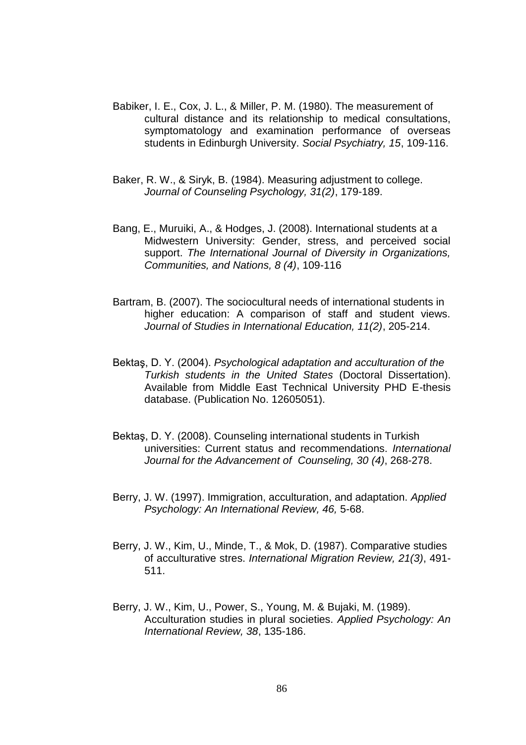Babiker, I. E., Cox, J. L., & Miller, P. M. (1980). The measurement of cultural distance and its relationship to medical consultations, symptomatology and examination performance of overseas students in Edinburgh University. *Social Psychiatry, 15*, 109-116.

Baker, R. W., & Siryk, B. (1984). Measuring adjustment to college. *Journal of Counseling Psychology, 31(2)*, 179-189.

Bang, E., Muruiki, A., & Hodges, J. (2008). International students at a Midwestern University: Gender, stress, and perceived social support. *The International Journal of Diversity in Organizations, Communities, and Nations, 8 (4)*, 109-116

Bartram, B. (2007). The sociocultural needs of international students in higher education: A comparison of staff and student views. *Journal of Studies in International Education, 11(2)*, 205-214.

Bektaş, D. Y. (2004). *Psychological adaptation and acculturation of the Turkish students in the United States* (Doctoral Dissertation). Available from Middle East Technical University PHD E-thesis database. (Publication No. 12605051).

Bektaş, D. Y. (2008). Counseling international students in Turkish universities: Current status and recommendations. *International Journal for the Advancement of Counseling, 30 (4)*, 268-278.

Berry, J. W. (1997). Immigration, acculturation, and adaptation. *Applied Psychology: An International Review, 46,* 5-68.

Berry, J. W., Kim, U., Minde, T., & Mok, D. (1987). Comparative studies of acculturative stres. *International Migration Review, 21(3)*, 491-511.

Berry, J. W., Kim, U., Power, S., Young, M. & Bujaki, M. (1989). Acculturation studies in plural societies. *Applied Psychology: An International Review, 38*, 135-186.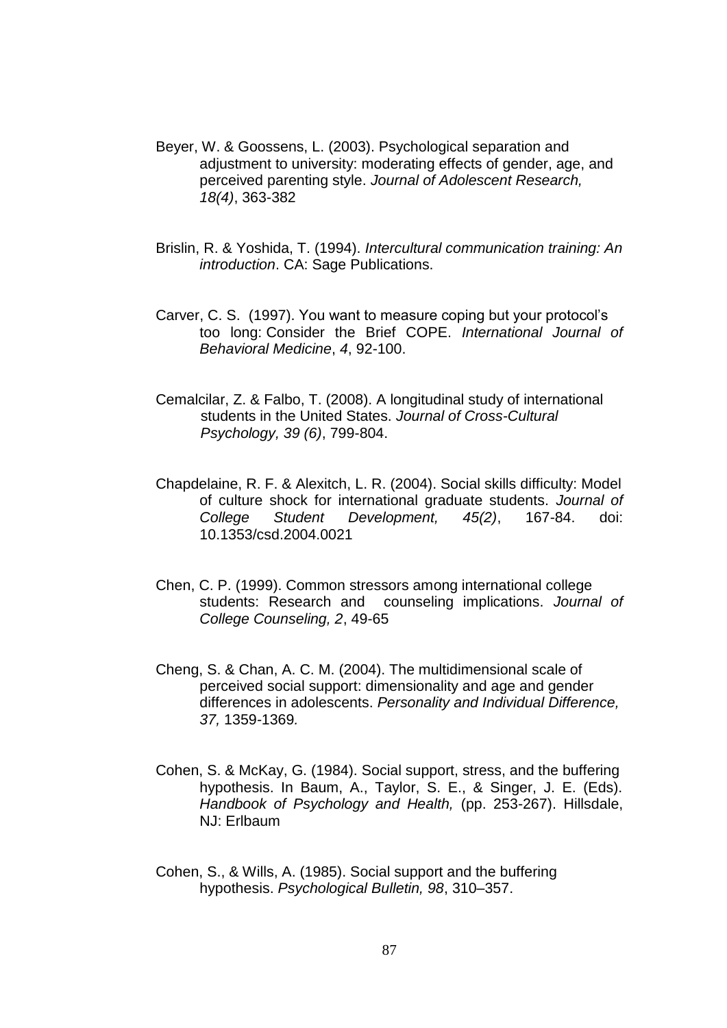Beyer, W. & Goossens, L. (2003). Psychological separation and adjustment to university: moderating effects of gender, age, and perceived parenting style. *Journal of Adolescent Research, 18(4)*, 363-382

Brislin, R. & Yoshida, T. (1994). *Intercultural communication training: An introduction*. CA: Sage Publications.

Carver, C. S. (1997). You want to measure coping but your protocol's too long: Consider the Brief COPE. *International Journal of Behavioral Medicine*, *4*, 92-100.

Cemalcilar, Z. & Falbo, T. (2008). A longitudinal study of international students in the United States. *Journal of Cross-Cultural Psychology, 39 (6)*, 799-804.

Chapdelaine, R. F. & Alexitch, L. R. (2004). Social skills difficulty: Model of culture shock for international graduate students. *Journal of College Student Development, 45(2)*, 167-84. doi: 10.1353/csd.2004.0021

Chen, C. P. (1999). Common stressors among international college students: Research and counseling implications. *Journal of College Counseling, 2*, 49-65

Cheng, S. & Chan, A. C. M. (2004). The multidimensional scale of perceived social support: dimensionality and age and gender differences in adolescents. *Personality and Individual Difference, 37,* 1359-1369*.*

Cohen, S. & McKay, G. (1984). Social support, stress, and the buffering hypothesis. In Baum, A., Taylor, S. E., & Singer, J. E. (Eds). *Handbook of Psychology and Health,* (pp. 253-267). Hillsdale, NJ: Erlbaum

Cohen, S., & Wills, A. (1985). Social support and the buffering hypothesis. *Psychological Bulletin, 98*, 310–357.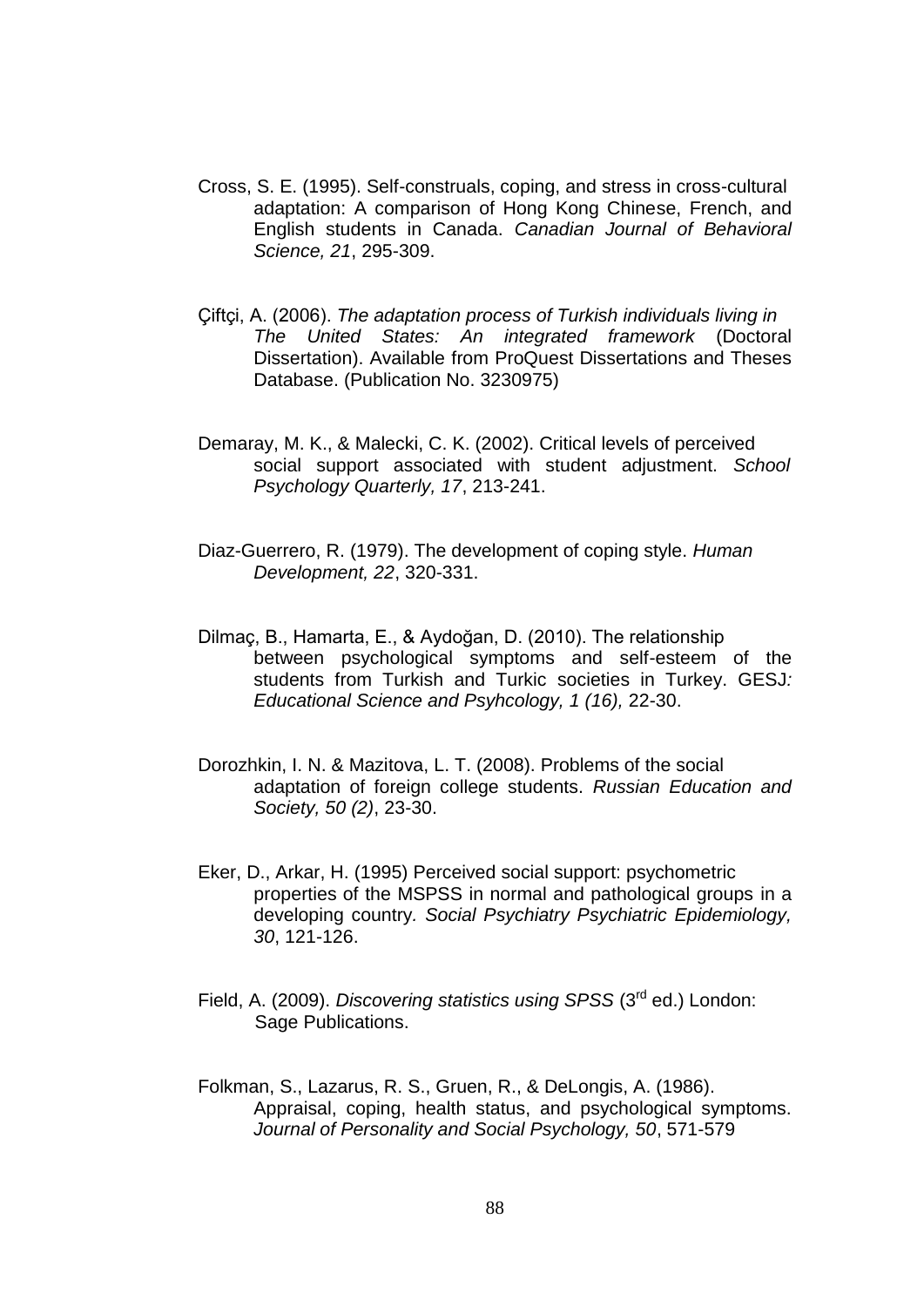Cross, S. E. (1995). Self-construals, coping, and stress in cross-cultural adaptation: A comparison of Hong Kong Chinese, French, and English students in Canada. *Canadian Journal of Behavioral Science, 21*, 295-309.

Çiftçi, A. (2006). *The adaptation process of Turkish individuals living in The United States: An integrated framework* (Doctoral Dissertation). Available from ProQuest Dissertations and Theses Database. (Publication No. 3230975)

Demaray, M. K., & Malecki, C. K. (2002). Critical levels of perceived social support associated with student adjustment. *School Psychology Quarterly, 17*, 213-241.

Diaz-Guerrero, R. (1979). The development of coping style. *Human Development, 22*, 320-331.

Dilmaç, B., Hamarta, E., & Aydoğan, D. (2010). The relationship between psychological symptoms and self-esteem of the students from Turkish and Turkic societies in Turkey. GESJ*: Educational Science and Psyhcology, 1 (16),* 22-30.

Dorozhkin, I. N. & Mazitova, L. T. (2008). Problems of the social adaptation of foreign college students. *Russian Education and Society, 50 (2)*, 23-30.

Eker, D., Arkar, H. (1995) Perceived social support: psychometric properties of the MSPSS in normal and pathological groups in a developing country. *Social Psychiatry Psychiatric Epidemiology, 30*, 121-126.

Field, A. (2009). *Discovering statistics using SPSS* (3rd ed.) London: Sage Publications.

Folkman, S., Lazarus, R. S., Gruen, R., & DeLongis, A. (1986). Appraisal, coping, health status, and psychological symptoms. *Journal of Personality and Social Psychology, 50*, 571-579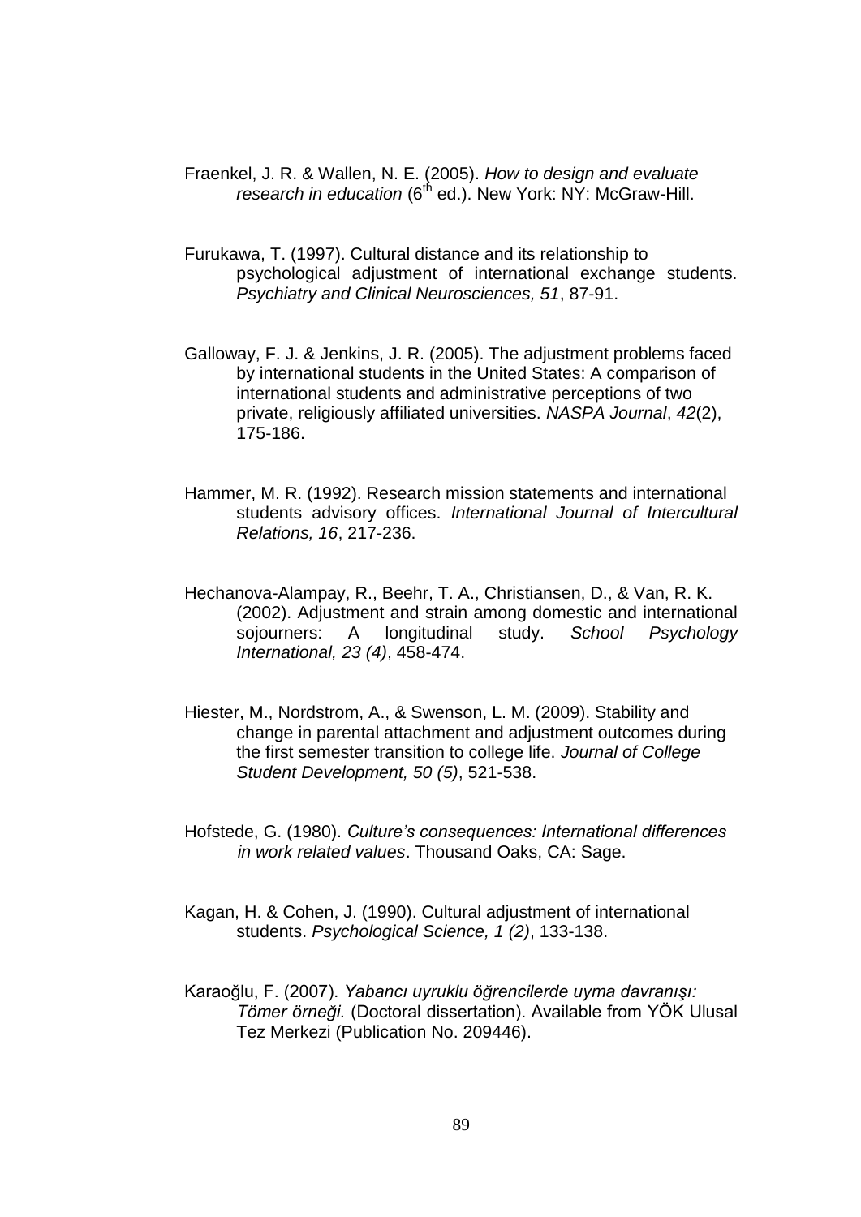Fraenkel, J. R. & Wallen, N. E. (2005). *How to design and evaluate research in education* (6th ed.). New York: NY: McGraw-Hill.

Furukawa, T. (1997). Cultural distance and its relationship to psychological adjustment of international exchange students. *Psychiatry and Clinical Neurosciences, 51*, 87-91.

Galloway, F. J. & Jenkins, J. R. (2005). The adjustment problems faced by international students in the United States: A comparison of international students and administrative perceptions of two private, religiously affiliated universities. *NASPA Journal*, *42*(2), 175-186.

Hammer, M. R. (1992). Research mission statements and international students advisory offices. *International Journal of Intercultural Relations, 16*, 217-236.

Hechanova-Alampay, R., Beehr, T. A., Christiansen, D., & Van, R. K. (2002). Adjustment and strain among domestic and international sojourners: A longitudinal study. *School Psychology International, 23 (4)*, 458-474.

Hiester, M., Nordstrom, A., & Swenson, L. M. (2009). Stability and change in parental attachment and adjustment outcomes during the first semester transition to college life. *Journal of College Student Development, 50 (5)*, 521-538.

Hofstede, G. (1980). *Culture's consequences: International differences in work related values*. Thousand Oaks, CA: Sage.

Kagan, H. & Cohen, J. (1990). Cultural adjustment of international students. *Psychological Science, 1 (2)*, 133-138.

Karaoğlu, F. (2007). *Yabancı uyruklu öğrencilerde uyma davranışı: Tömer örneği.* (Doctoral dissertation). Available from YÖK Ulusal Tez Merkezi (Publication No. 209446).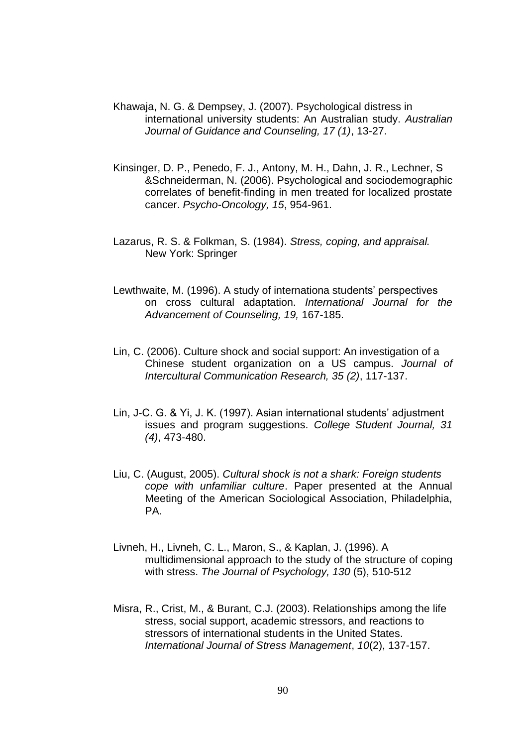Khawaja, N. G. & Dempsey, J. (2007). Psychological distress in international university students: An Australian study. *Australian Journal of Guidance and Counseling, 17 (1)*, 13-27.

Kinsinger, D. P., Penedo, F. J., Antony, M. H., Dahn, J. R., Lechner, S &Schneiderman, N. (2006). Psychological and sociodemographic correlates of benefit-finding in men treated for localized prostate cancer. *Psycho-Oncology, 15*, 954-961.

Lazarus, R. S. & Folkman, S. (1984). *Stress, coping, and appraisal.* New York: Springer

Lewthwaite, M. (1996). A study of internationa students' perspectives on cross cultural adaptation. *International Journal for the Advancement of Counseling, 19,* 167-185.

Lin, C. (2006). Culture shock and social support: An investigation of a Chinese student organization on a US campus. *Journal of Intercultural Communication Research, 35 (2)*, 117-137.

Lin, J-C. G. & Yi, J. K. (1997). Asian international students' adjustment issues and program suggestions. *College Student Journal, 31 (4)*, 473-480.

Liu, C. (August, 2005). *Cultural shock is not a shark: Foreign students cope with unfamiliar culture*. Paper presented at the Annual Meeting of the American Sociological Association, Philadelphia, PA.

Livneh, H., Livneh, C. L., Maron, S., & Kaplan, J. (1996). A multidimensional approach to the study of the structure of coping with stress. *The Journal of Psychology, 130* (5), 510-512

Misra, R., Crist, M., & Burant, C.J. (2003). Relationships among the life stress, social support, academic stressors, and reactions to stressors of international students in the United States. *International Journal of Stress Management*, *10*(2), 137-157.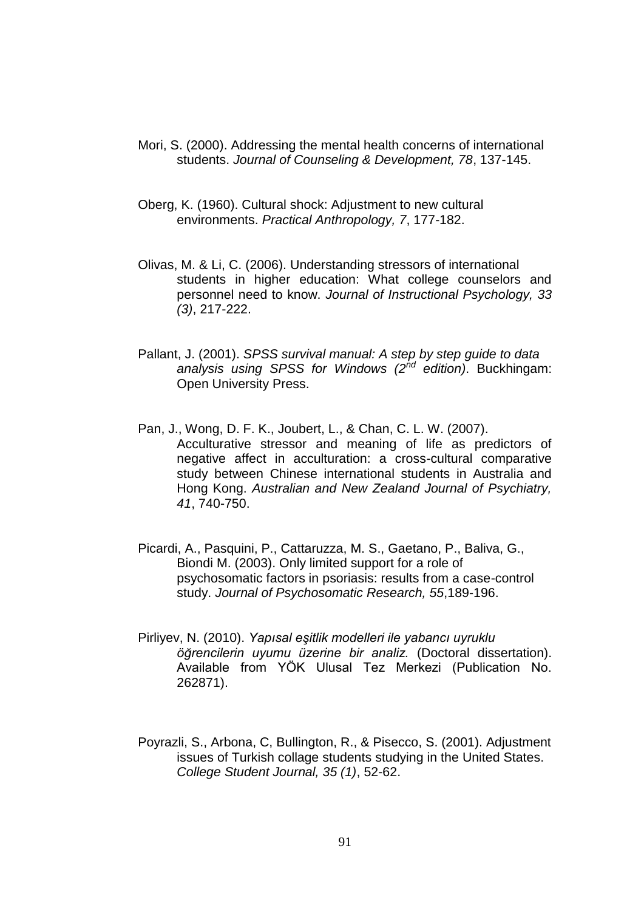Mori, S. (2000). Addressing the mental health concerns of international students. *Journal of Counseling & Development, 78*, 137-145.

Oberg, K. (1960). Cultural shock: Adjustment to new cultural environments. *Practical Anthropology, 7*, 177-182.

Olivas, M. & Li, C. (2006). Understanding stressors of international students in higher education: What college counselors and personnel need to know. *Journal of Instructional Psychology, 33 (3)*, 217-222.

Pallant, J. (2001). *SPSS survival manual: A step by step guide to data analysis using SPSS for Windows (2nd edition)*. Buckhingam: Open University Press.

Pan, J., Wong, D. F. K., Joubert, L., & Chan, C. L. W. (2007). Acculturative stressor and meaning of life as predictors of negative affect in acculturation: a cross-cultural comparative study between Chinese international students in Australia and Hong Kong. *Australian and New Zealand Journal of Psychiatry, 41*, 740-750.

Picardi, A., Pasquini, P., Cattaruzza, M. S., Gaetano, P., Baliva, G., Biondi M. (2003). Only limited support for a role of psychosomatic factors in psoriasis: results from a case-control study. *Journal of Psychosomatic Research, 55*,189-196.

Pirliyev, N. (2010). *Yapısal eşitlik modelleri ile yabancı uyruklu öğrencilerin uyumu üzerine bir analiz.* (Doctoral dissertation). Available from YÖK Ulusal Tez Merkezi (Publication No. 262871).

Poyrazli, S., Arbona, C, Bullington, R., & Pisecco, S. (2001). Adjustment issues of Turkish collage students studying in the United States. *College Student Journal, 35 (1)*, 52-62.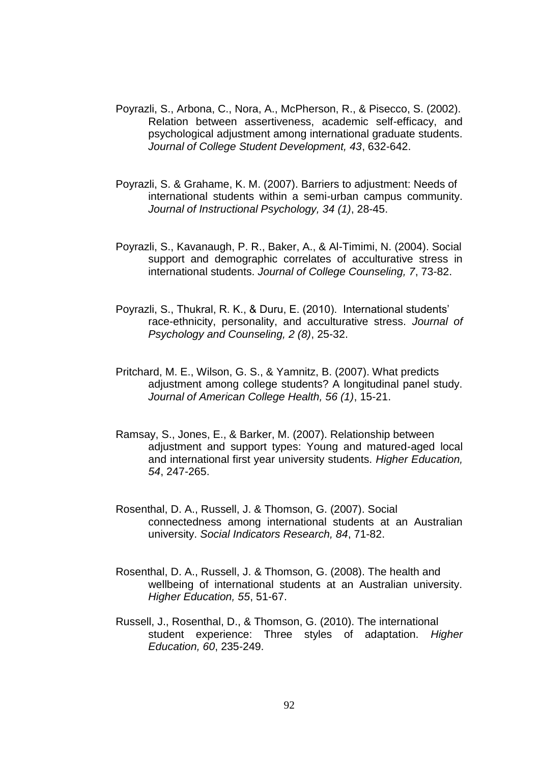Poyrazli, S., Arbona, C., Nora, A., McPherson, R., & Pisecco, S. (2002). Relation between assertiveness, academic self-efficacy, and psychological adjustment among international graduate students. *Journal of College Student Development, 43*, 632-642.

Poyrazli, S. & Grahame, K. M. (2007). Barriers to adjustment: Needs of international students within a semi-urban campus community. *Journal of Instructional Psychology, 34 (1)*, 28-45.

Poyrazli, S., Kavanaugh, P. R., Baker, A., & Al-Timimi, N. (2004). Social support and demographic correlates of acculturative stress in international students. *Journal of College Counseling, 7*, 73-82.

Poyrazli, S., Thukral, R. K., & Duru, E. (2010). International students' race-ethnicity, personality, and acculturative stress. *Journal of Psychology and Counseling, 2 (8)*, 25-32.

Pritchard, M. E., Wilson, G. S., & Yamnitz, B. (2007). What predicts adjustment among college students? A longitudinal panel study. *Journal of American College Health, 56 (1)*, 15-21.

Ramsay, S., Jones, E., & Barker, M. (2007). Relationship between adjustment and support types: Young and matured-aged local and international first year university students. *Higher Education, 54*, 247-265.

Rosenthal, D. A., Russell, J. & Thomson, G. (2007). Social connectedness among international students at an Australian university. *Social Indicators Research, 84*, 71-82.

Rosenthal, D. A., Russell, J. & Thomson, G. (2008). The health and wellbeing of international students at an Australian university. *Higher Education, 55*, 51-67.

Russell, J., Rosenthal, D., & Thomson, G. (2010). The international student experience: Three styles of adaptation. *Higher Education, 60*, 235-249.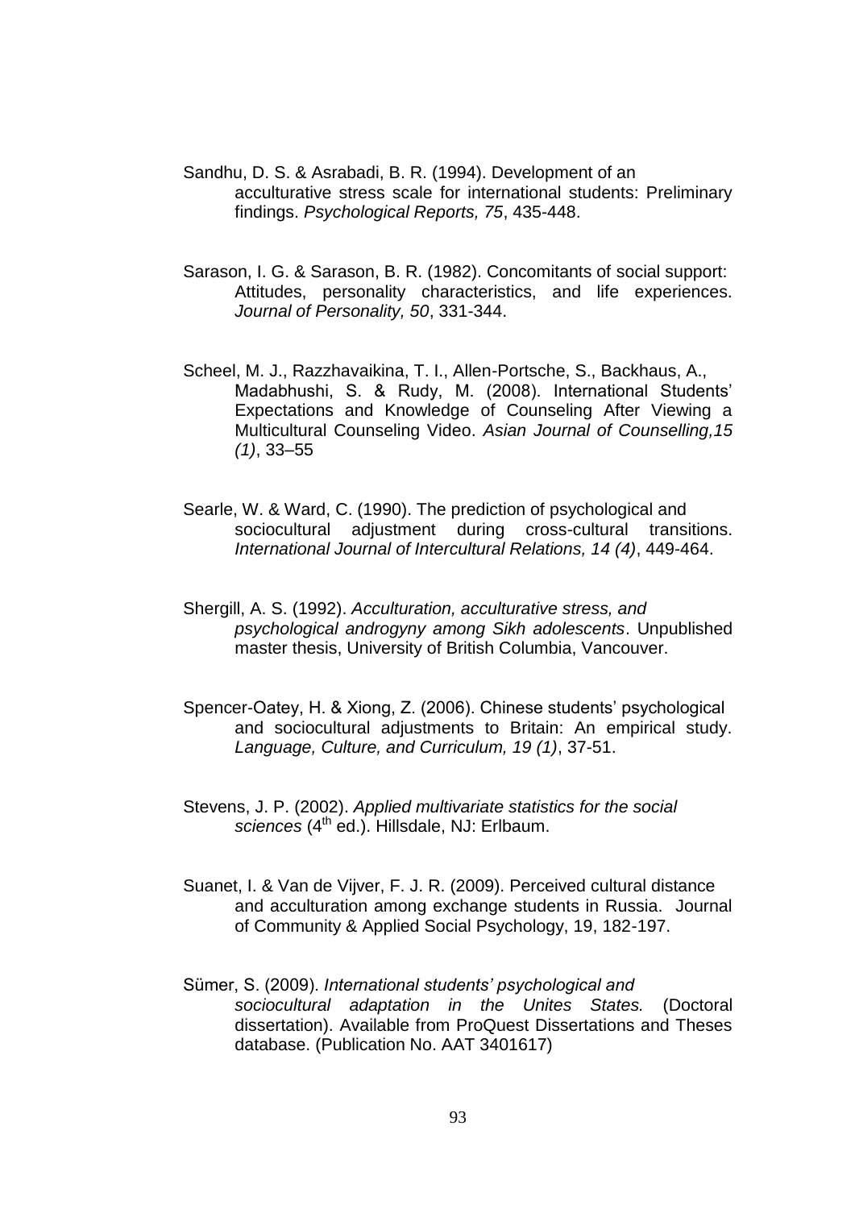Sandhu, D. S. & Asrabadi, B. R. (1994). Development of an acculturative stress scale for international students: Preliminary findings. *Psychological Reports, 75*, 435-448.

Sarason, I. G. & Sarason, B. R. (1982). Concomitants of social support: Attitudes, personality characteristics, and life experiences. *Journal of Personality, 50*, 331-344.

Scheel, M. J., Razzhavaikina, T. I., Allen-Portsche, S., Backhaus, A., Madabhushi, S. & Rudy, M. (2008). International Students' Expectations and Knowledge of Counseling After Viewing a Multicultural Counseling Video. *Asian Journal of Counselling,15 (1)*, 33–55

Searle, W. & Ward, C. (1990). The prediction of psychological and sociocultural adjustment during cross-cultural transitions. *International Journal of Intercultural Relations, 14 (4)*, 449-464.

Shergill, A. S. (1992). *Acculturation, acculturative stress, and psychological androgyny among Sikh adolescents*. Unpublished master thesis, University of British Columbia, Vancouver.

Spencer-Oatey, H. & Xiong, Z. (2006). Chinese students' psychological and sociocultural adjustments to Britain: An empirical study. *Language, Culture, and Curriculum, 19 (1)*, 37-51.

Stevens, J. P. (2002). *Applied multivariate statistics for the social sciences* (4th ed.). Hillsdale, NJ: Erlbaum.

Suanet, I. & Van de Vijver, F. J. R. (2009). Perceived cultural distance and acculturation among exchange students in Russia. Journal of Community & Applied Social Psychology, 19, 182-197.

Sümer, S. (2009). *International students' psychological and sociocultural adaptation in the Unites States.* (Doctoral dissertation). Available from ProQuest Dissertations and Theses database. (Publication No. AAT 3401617)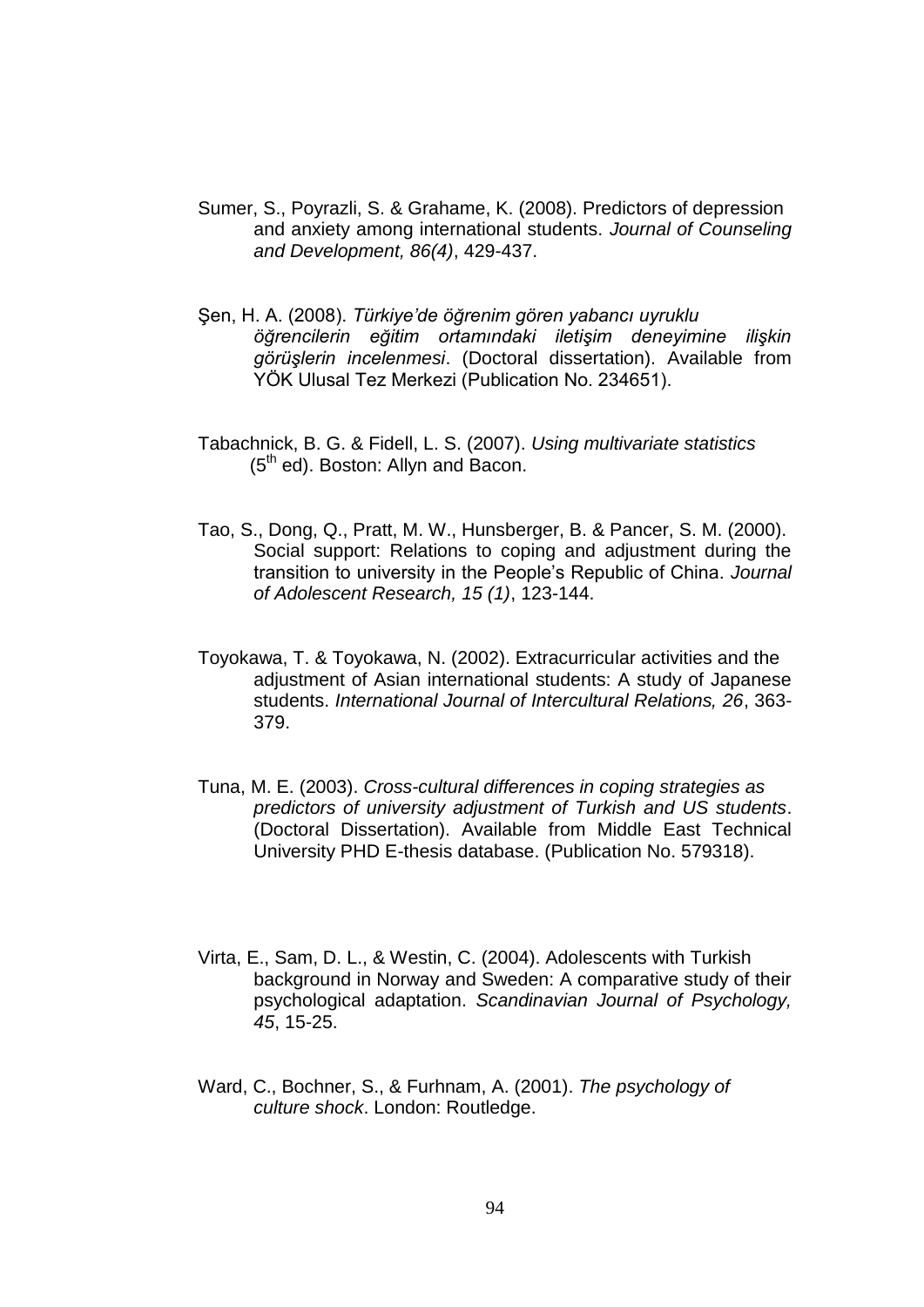Sumer, S., Poyrazli, S. & Grahame, K. (2008). Predictors of depression and anxiety among international students. *Journal of Counseling and Development, 86(4)*, 429-437.

Şen, H. A. (2008). *Türkiye'de öğrenim gören yabancı uyruklu öğrencilerin eğitim ortamındaki iletişim deneyimine ilişkin görüşlerin incelenmesi*. (Doctoral dissertation). Available from YÖK Ulusal Tez Merkezi (Publication No. 234651).

Tabachnick, B. G. & Fidell, L. S. (2007). *Using multivariate statistics* (5th ed). Boston: Allyn and Bacon.

Tao, S., Dong, Q., Pratt, M. W., Hunsberger, B. & Pancer, S. M. (2000). Social support: Relations to coping and adjustment during the transition to university in the People's Republic of China. *Journal of Adolescent Research, 15 (1)*, 123-144.

Toyokawa, T. & Toyokawa, N. (2002). Extracurricular activities and the adjustment of Asian international students: A study of Japanese students. *International Journal of Intercultural Relations, 26*, 363-379.

Tuna, M. E. (2003). *Cross-cultural differences in coping strategies as predictors of university adjustment of Turkish and US students*. (Doctoral Dissertation). Available from Middle East Technical University PHD E-thesis database. (Publication No. 579318).

Virta, E., Sam, D. L., & Westin, C. (2004). Adolescents with Turkish background in Norway and Sweden: A comparative study of their psychological adaptation. *Scandinavian Journal of Psychology, 45*, 15-25.

Ward, C., Bochner, S., & Furhnam, A. (2001). *The psychology of culture shock*. London: Routledge.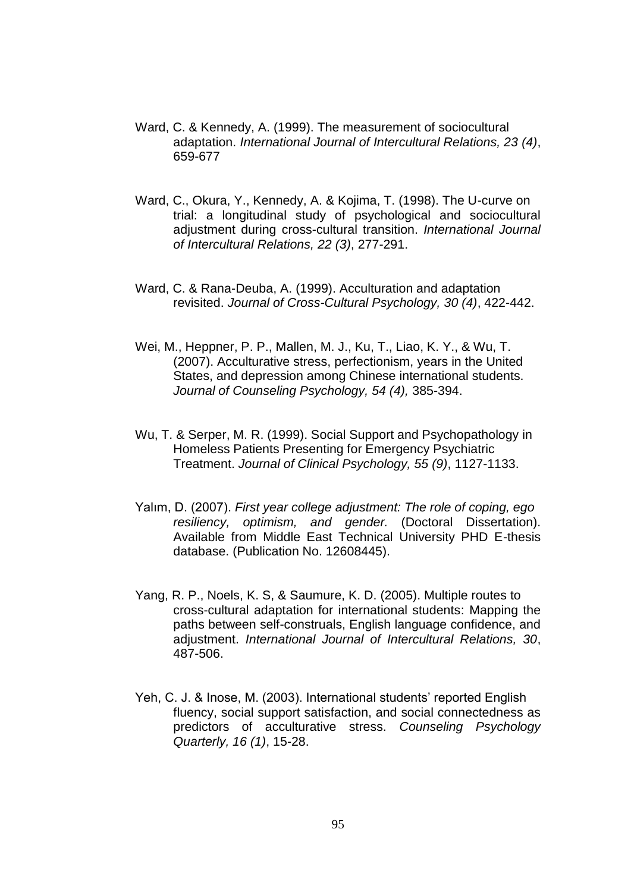Ward, C. & Kennedy, A. (1999). The measurement of sociocultural adaptation. *International Journal of Intercultural Relations, 23 (4)*, 659-677

Ward, C., Okura, Y., Kennedy, A. & Kojima, T. (1998). The U-curve on trial: a longitudinal study of psychological and sociocultural adjustment during cross-cultural transition. *International Journal of Intercultural Relations, 22 (3)*, 277-291.

Ward, C. & Rana-Deuba, A. (1999). Acculturation and adaptation revisited. *Journal of Cross-Cultural Psychology, 30 (4)*, 422-442.

Wei, M., Heppner, P. P., Mallen, M. J., Ku, T., Liao, K. Y., & Wu, T. (2007). Acculturative stress, perfectionism, years in the United States, and depression among Chinese international students. *Journal of Counseling Psychology, 54 (4),* 385-394.

Wu, T. & Serper, M. R. (1999). Social Support and Psychopathology in Homeless Patients Presenting for Emergency Psychiatric Treatment. *Journal of Clinical Psychology, 55 (9)*, 1127-1133.

Yalım, D. (2007). *First year college adjustment: The role of coping, ego resiliency, optimism, and gender.* (Doctoral Dissertation). Available from Middle East Technical University PHD E-thesis database. (Publication No. 12608445).

Yang, R. P., Noels, K. S, & Saumure, K. D. (2005). Multiple routes to cross-cultural adaptation for international students: Mapping the paths between self-construals, English language confidence, and adjustment. *International Journal of Intercultural Relations, 30*, 487-506.

Yeh, C. J. & Inose, M. (2003). International students' reported English fluency, social support satisfaction, and social connectedness as predictors of acculturative stress. *Counseling Psychology Quarterly, 16 (1)*, 15-28.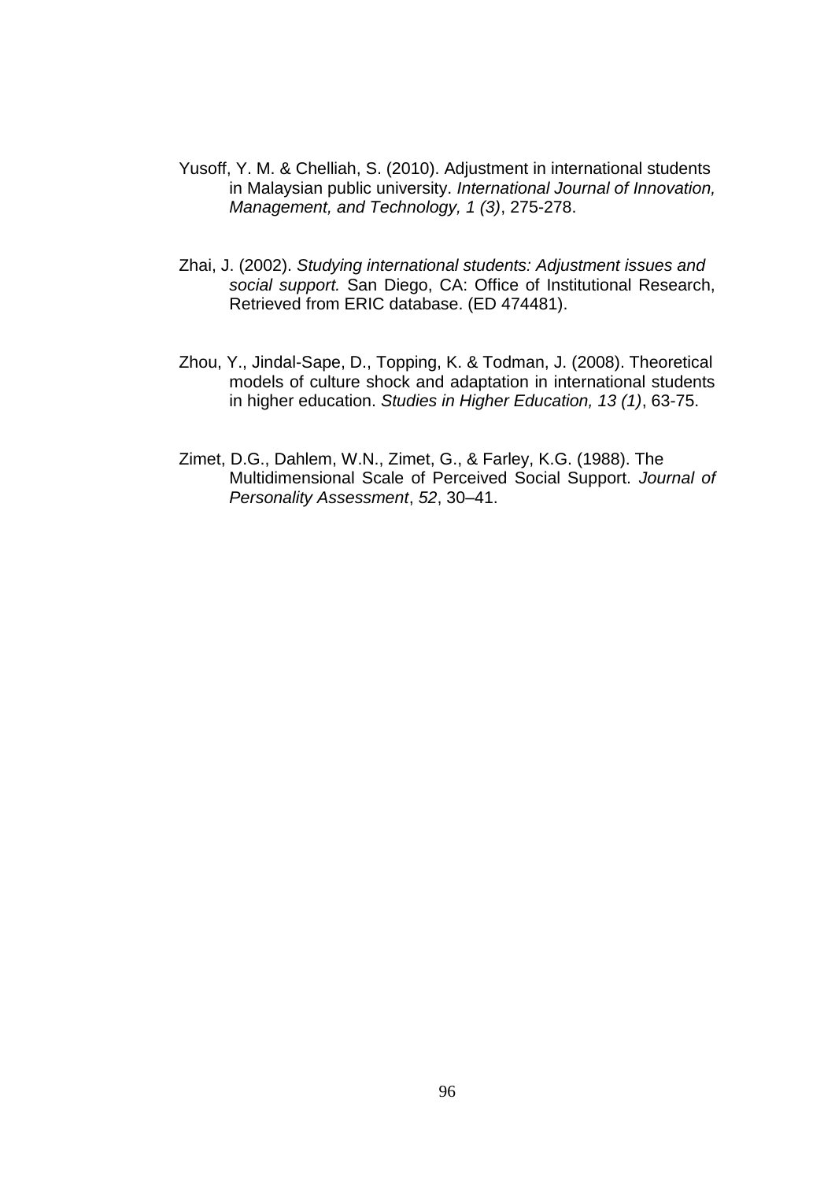Yusoff, Y. M. & Chelliah, S. (2010). Adjustment in international students in Malaysian public university. *International Journal of Innovation, Management, and Technology, 1 (3)*, 275-278.

Zhai, J. (2002). *Studying international students: Adjustment issues and social support.* San Diego, CA: Office of Institutional Research, Retrieved from ERIC database. (ED 474481).

Zhou, Y., Jindal-Sape, D., Topping, K. & Todman, J. (2008). Theoretical models of culture shock and adaptation in international students in higher education. *Studies in Higher Education, 13 (1)*, 63-75.

Zimet, D.G., Dahlem, W.N., Zimet, G., & Farley, K.G. (1988). The Multidimensional Scale of Perceived Social Support. *Journal of Personality Assessment*, *52*, 30–41.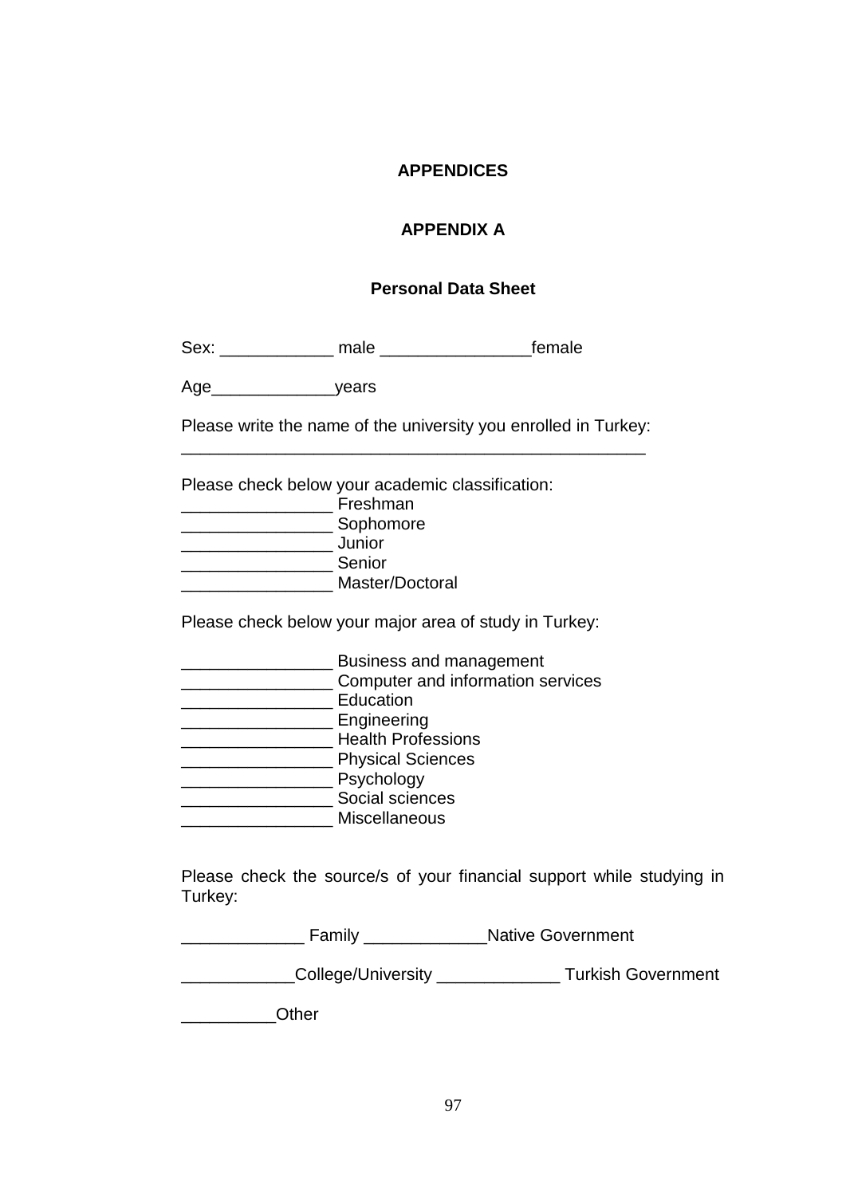# APPENDICES

## APPENDIX A

### Personal Data Sheet

Sex: ____________ male ________________female

Age_____________years

Please write the name of the university you enrolled in Turkey:
__________________________________________________

Please check below your academic classification:
________________ Freshman
________________ Sophomore
________________ Junior
________________ Senior
________________ Master/Doctoral

Please check below your major area of study in Turkey:

________________ Business and management
________________ Computer and information services
________________ Education
________________ Engineering
________________ Health Professions
________________ Physical Sciences
________________ Psychology
________________ Social sciences
________________ Miscellaneous

Please check the source/s of your financial support while studying in Turkey:

_____________ Family _____________Native Government

____________College/University _____________ Turkish Government

__________Other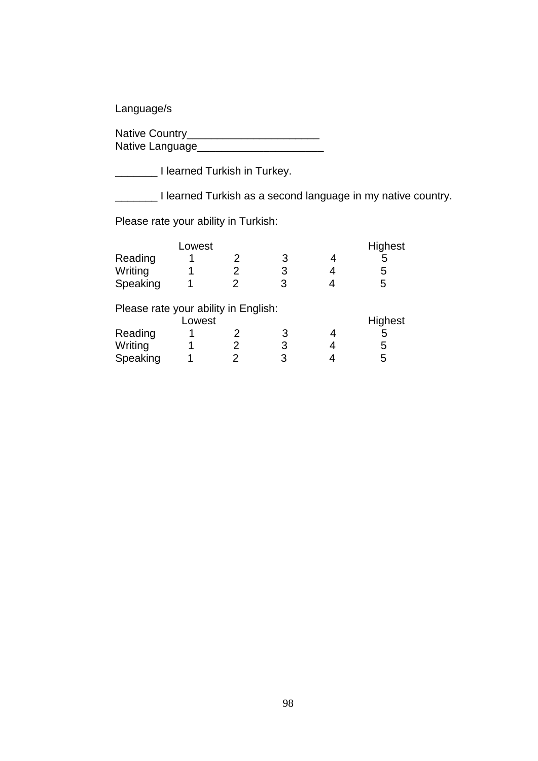Language/s

Native Country______________________
Native Language_____________________

_______ I learned Turkish in Turkey.

_______ I learned Turkish as a second language in my native country.

Please rate your ability in Turkish:

| | Lowest | | | | Highest |
|---|---|---|---|---|---|
| Reading | 1 | 2 | 3 | 4 | 5 |
| Writing | 1 | 2 | 3 | 4 | 5 |
| Speaking | 1 | 2 | 3 | 4 | 5 |

Please rate your ability in English:

| | Lowest | | | | Highest |
|---|---|---|---|---|---|
| Reading | 1 | 2 | 3 | 4 | 5 |
| Writing | 1 | 2 | 3 | 4 | 5 |
| Speaking | 1 | 2 | 3 | 4 | 5 |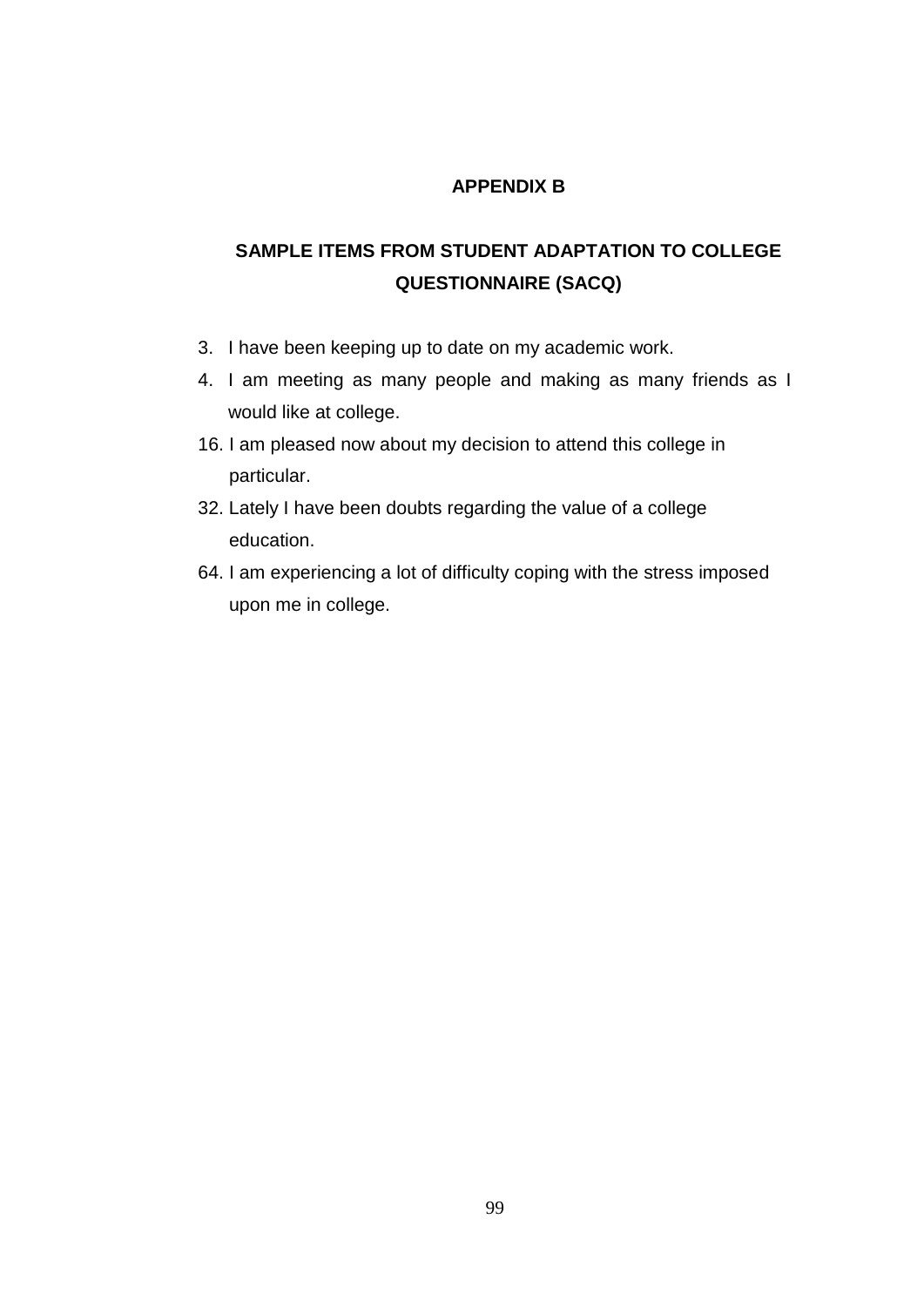# APPENDIX B

## SAMPLE ITEMS FROM STUDENT ADAPTATION TO COLLEGE QUESTIONNAIRE (SACQ)

3. I have been keeping up to date on my academic work.
4. I am meeting as many people and making as many friends as I would like at college.
16. I am pleased now about my decision to attend this college in particular.
32. Lately I have been doubts regarding the value of a college education.
64. I am experiencing a lot of difficulty coping with the stress imposed upon me in college.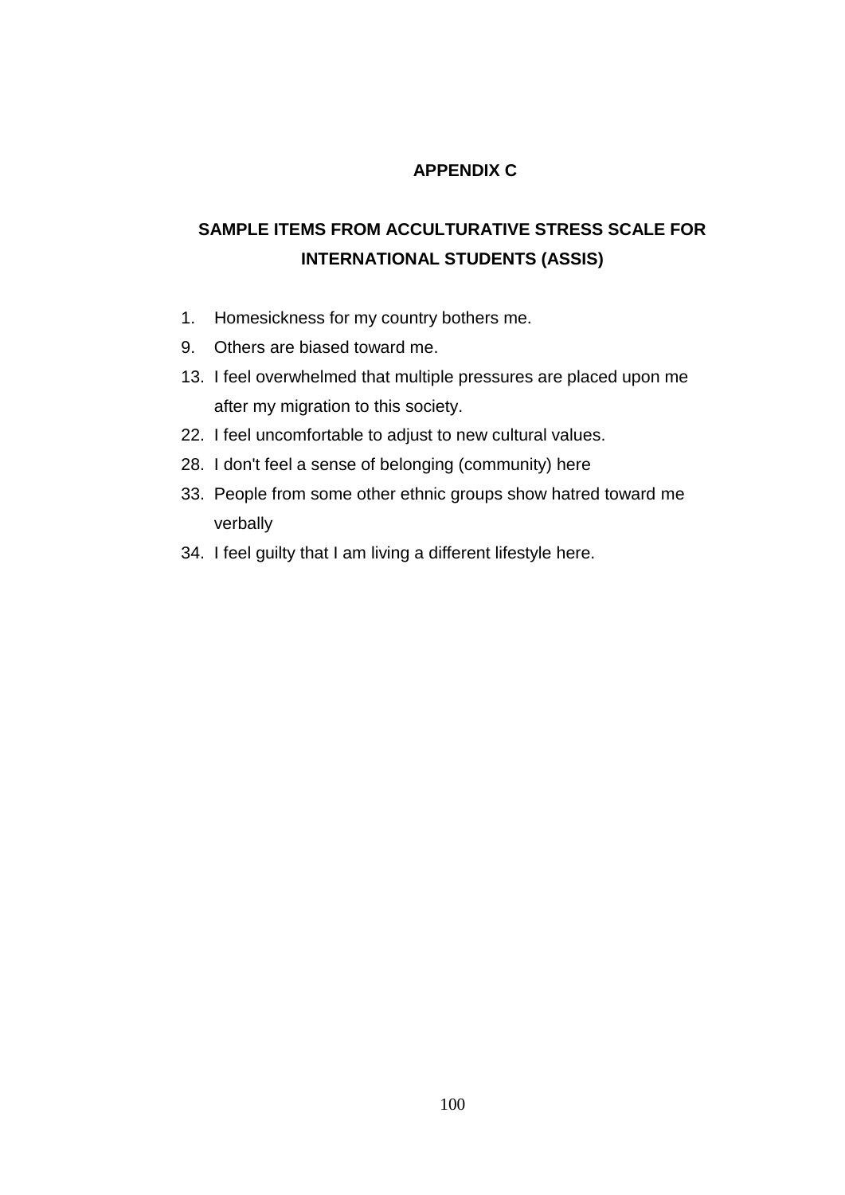# APPENDIX C

## SAMPLE ITEMS FROM ACCULTURATIVE STRESS SCALE FOR INTERNATIONAL STUDENTS (ASSIS)

1. Homesickness for my country bothers me.
9. Others are biased toward me.
13. I feel overwhelmed that multiple pressures are placed upon me after my migration to this society.
22. I feel uncomfortable to adjust to new cultural values.
28. I don't feel a sense of belonging (community) here
33. People from some other ethnic groups show hatred toward me verbally
34. I feel guilty that I am living a different lifestyle here.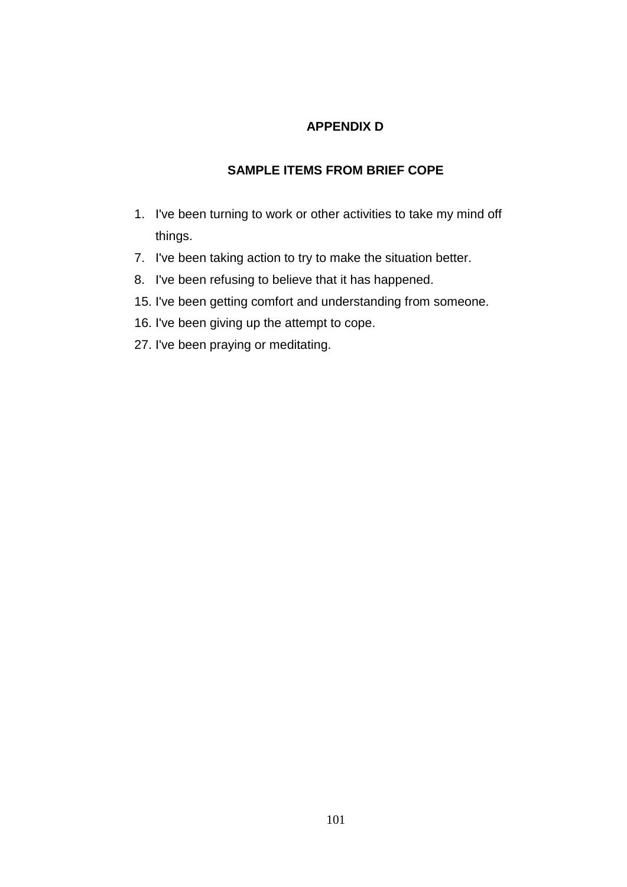# APPENDIX D

## SAMPLE ITEMS FROM BRIEF COPE

1. I've been turning to work or other activities to take my mind off things.
7. I've been taking action to try to make the situation better.
8. I've been refusing to believe that it has happened.
15. I've been getting comfort and understanding from someone.
16. I've been giving up the attempt to cope.
27. I've been praying or meditating.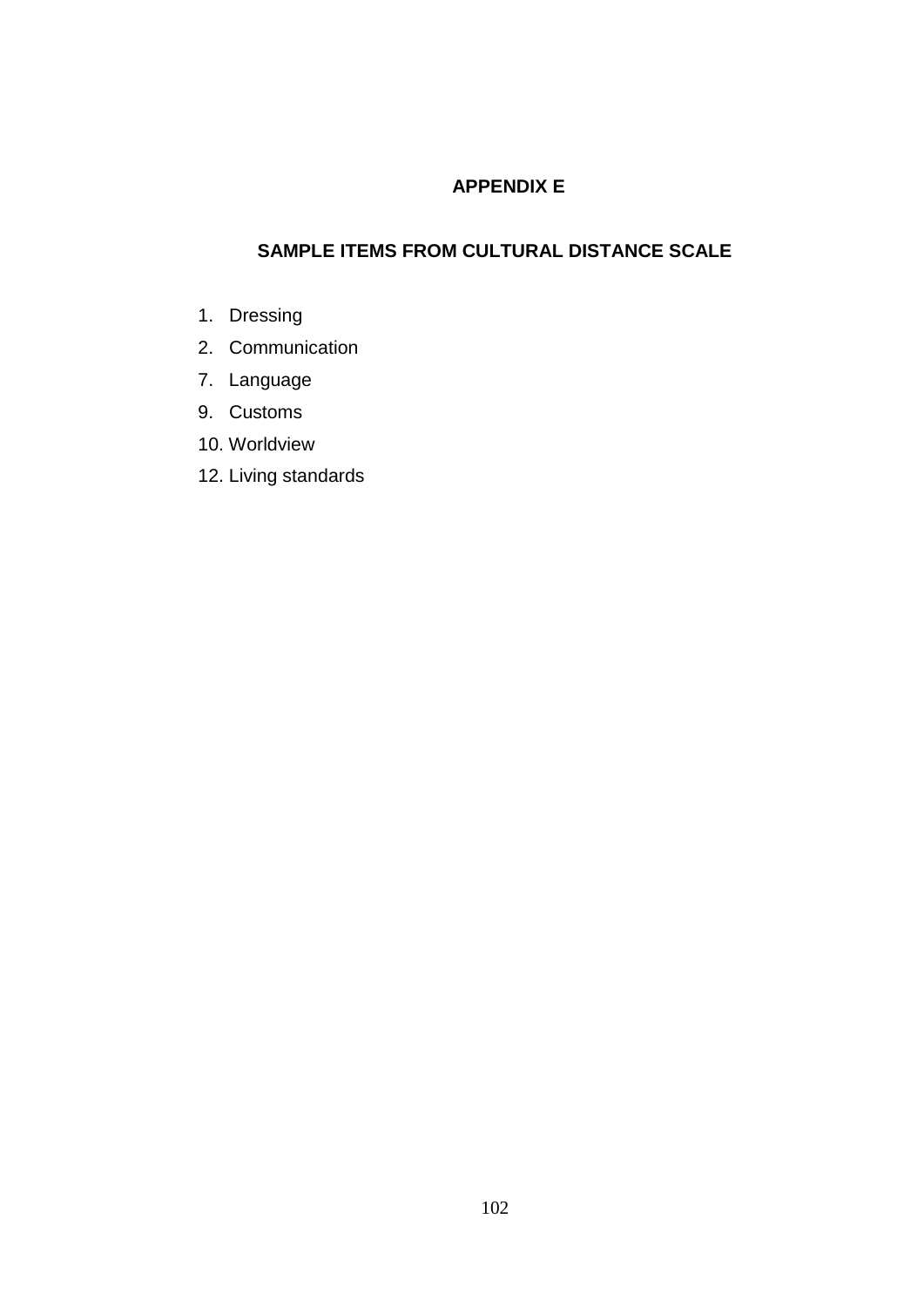# APPENDIX E

## SAMPLE ITEMS FROM CULTURAL DISTANCE SCALE

1. Dressing
2. Communication
7. Language
9. Customs
10. Worldview
12. Living standards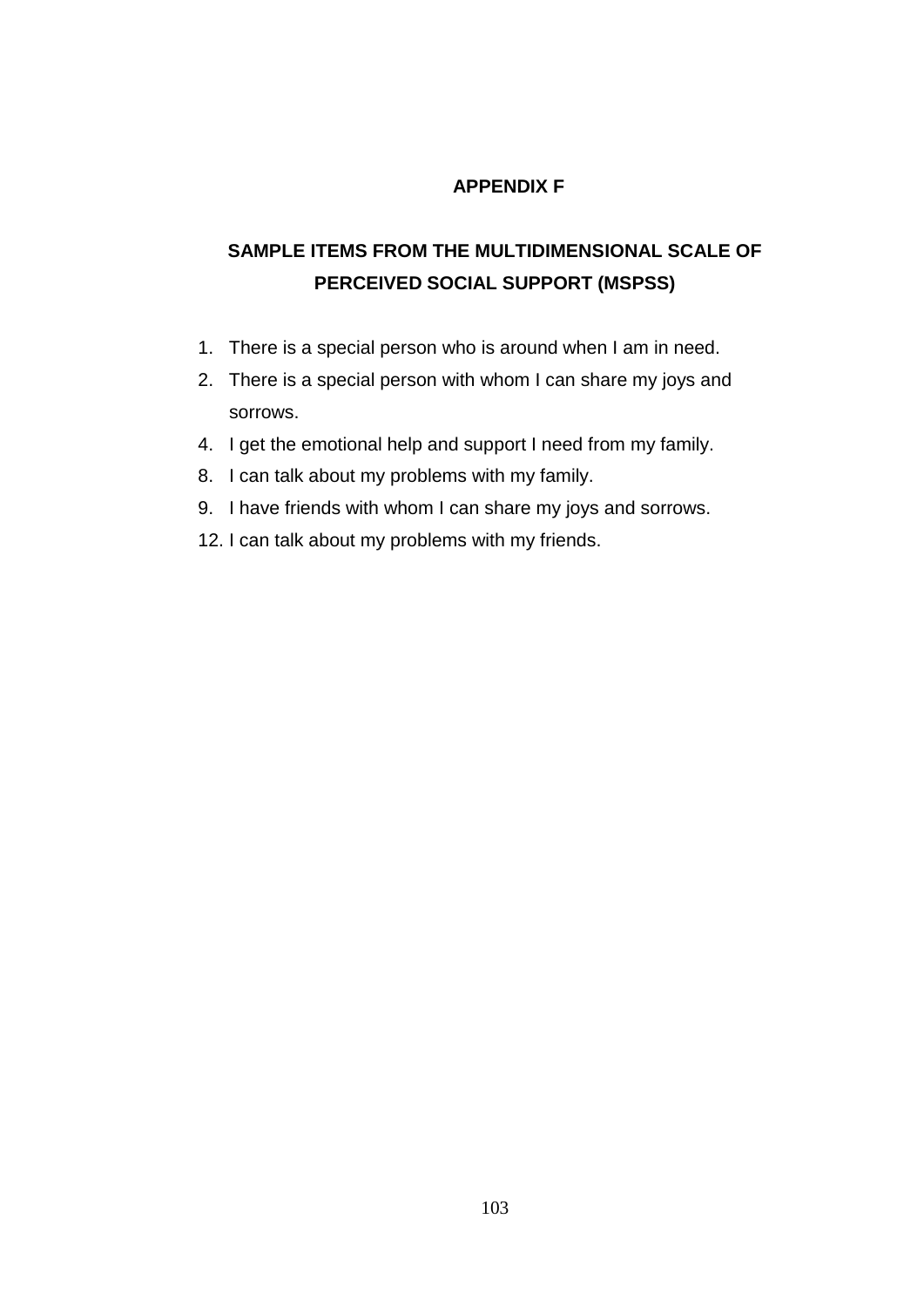# APPENDIX F

## SAMPLE ITEMS FROM THE MULTIDIMENSIONAL SCALE OF PERCEIVED SOCIAL SUPPORT (MSPSS)

1. There is a special person who is around when I am in need.
2. There is a special person with whom I can share my joys and sorrows.
4. I get the emotional help and support I need from my family.
8. I can talk about my problems with my family.
9. I have friends with whom I can share my joys and sorrows.
12. I can talk about my problems with my friends.